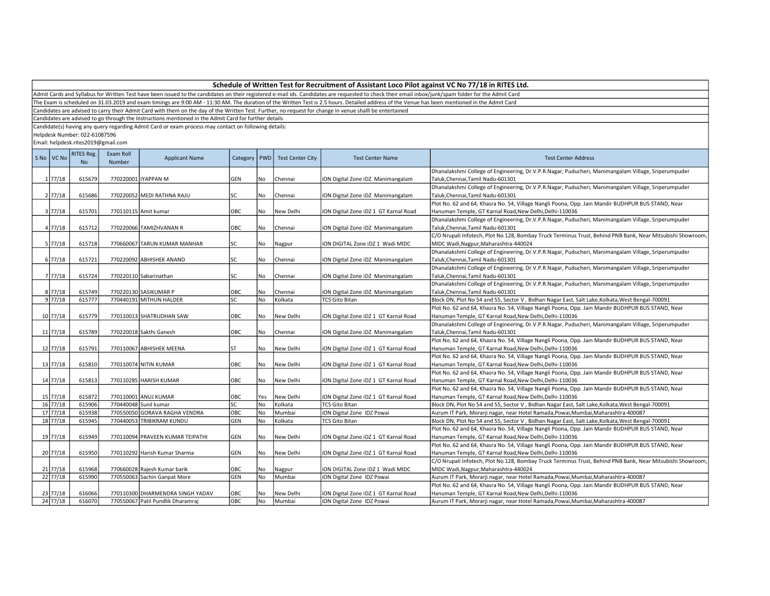# Schedule of Written Test for Recruitment of Assistant Loco Pilot against VC No 77/18 in RITES Ltd.

Admit Cards and Syllabus for Written Test have been issued to the candidates on their registered e-mail ids. Candidates are requested to check their email inbox/junk/spam folder for the Admit Card

The Exam is scheduled on 31.03.2019 and exam timings are 9:00 AM - 11:30 AM. The duration of the Written Test is 2.5 hours. Detailed address of the Venue has been mentioned in the Admit Card

Candidates are advised to carry their Admit Card with them on the day of the Written Test. Further, no request for change in venue shalll be entertained

Candidates are advised to go through the Instructions mentioned in the Admit Card for further details

Candidate(s) having any query regarding Admit Card or exam process may contact on following details:

Helpdesk Number: 022-61087596

Email: helpdesk.rites2019@gmail.com

| S No | VC No | RITES Reg. No | Exam Roll Number | Applicant Name | Category | PWD | Test Center City | Test Center Name | Test Center Address |
|---|---|---|---|---|---|---|---|---|---|
| 1 | 77/18 | 615679 | 770220001 | IYAPPAN M | GEN | No | Chennai | iON Digital Zone iDZ Manimangalam | Dhanalakshmi College of Engineering, Dr.V.P.R.Nagar, Puducheri, Manimangalam Village, Sriperumpuder Taluk,Chennai,Tamil Nadu-601301 |
| 2 | 77/18 | 615686 | 770220052 | MEDI RATHNA RAJU | SC | No | Chennai | iON Digital Zone iDZ Manimangalam | Dhanalakshmi College of Engineering, Dr.V.P.R.Nagar, Puducheri, Manimangalam Village, Sriperumpuder Taluk,Chennai,Tamil Nadu-601301 |
| 3 | 77/18 | 615701 | 770110115 | Amit kumar | OBC | No | New Delhi | iON Digital Zone iDZ 1 GT Karnal Road | Plot No. 62 and 64, Khasra No. 54, Village Nangli Poona, Opp. Jain Mandir BUDHPUR BUS STAND, Near Hanuman Temple, GT Karnal Road,New Delhi,Delhi-110036 |
| 4 | 77/18 | 615712 | 770220066 | TAMIZHVANAN R | OBC | No | Chennai | iON Digital Zone iDZ Manimangalam | Dhanalakshmi College of Engineering, Dr.V.P.R.Nagar, Puducheri, Manimangalam Village, Sriperumpuder Taluk,Chennai,Tamil Nadu-601301 |
| 5 | 77/18 | 615718 | 770660067 | TARUN KUMAR MANHAR | SC | No | Nagpur | iON DIGITAL Zone iDZ 1 Wadi MIDC | C/O Nrupali Infotech, Plot No 128, Bombay Truck Terminus Trust, Behind PNB Bank, Near Mitsubishi Showroom, MIDC Wadi,Nagpur,Maharashtra-440024 |
| 6 | 77/18 | 615721 | 770220092 | ABHISHEK ANAND | SC | No | Chennai | iON Digital Zone iDZ Manimangalam | Dhanalakshmi College of Engineering, Dr.V.P.R.Nagar, Puducheri, Manimangalam Village, Sriperumpuder Taluk,Chennai,Tamil Nadu-601301 |
| 7 | 77/18 | 615724 | 770220110 | Sabarinathan | SC | No | Chennai | iON Digital Zone iDZ Manimangalam | Dhanalakshmi College of Engineering, Dr.V.P.R.Nagar, Puducheri, Manimangalam Village, Sriperumpuder Taluk,Chennai,Tamil Nadu-601301 |
| 8 | 77/18 | 615749 | 770220130 | SASIKUMAR P | OBC | No | Chennai | iON Digital Zone iDZ Manimangalam | Dhanalakshmi College of Engineering, Dr.V.P.R.Nagar, Puducheri, Manimangalam Village, Sriperumpuder Taluk,Chennai,Tamil Nadu-601301 |
| 9 | 77/18 | 615777 | 770440191 | MITHUN HALDER | SC | No | Kolkata | TCS Gito Bitan | Block DN, Plot No 54 and 55, Sector V , Bidhan Nagar East, Salt Lake,Kolkata,West Bengal-700091 |
| 10 | 77/18 | 615779 | 770110013 | SHATRUDHAN SAW | OBC | No | New Delhi | iON Digital Zone iDZ 1 GT Karnal Road | Plot No. 62 and 64, Khasra No. 54, Village Nangli Poona, Opp. Jain Mandir BUDHPUR BUS STAND, Near Hanuman Temple, GT Karnal Road,New Delhi,Delhi-110036 |
| 11 | 77/18 | 615789 | 770220018 | Sakthi Ganesh | OBC | No | Chennai | iON Digital Zone iDZ Manimangalam | Dhanalakshmi College of Engineering, Dr.V.P.R.Nagar, Puducheri, Manimangalam Village, Sriperumpuder Taluk,Chennai,Tamil Nadu-601301 |
| 12 | 77/18 | 615791 | 770110067 | ABHISHEK MEENA | ST | No | New Delhi | iON Digital Zone iDZ 1 GT Karnal Road | Plot No. 62 and 64, Khasra No. 54, Village Nangli Poona, Opp. Jain Mandir BUDHPUR BUS STAND, Near Hanuman Temple, GT Karnal Road,New Delhi,Delhi-110036 |
| 13 | 77/18 | 615810 | 770110074 | NITIN KUMAR | OBC | No | New Delhi | iON Digital Zone iDZ 1 GT Karnal Road | Plot No. 62 and 64, Khasra No. 54, Village Nangli Poona, Opp. Jain Mandir BUDHPUR BUS STAND, Near Hanuman Temple, GT Karnal Road,New Delhi,Delhi-110036 |
| 14 | 77/18 | 615813 | 770110285 | HARISH KUMAR | OBC | No | New Delhi | iON Digital Zone iDZ 1 GT Karnal Road | Plot No. 62 and 64, Khasra No. 54, Village Nangli Poona, Opp. Jain Mandir BUDHPUR BUS STAND, Near Hanuman Temple, GT Karnal Road,New Delhi,Delhi-110036 |
| 15 | 77/18 | 615872 | 770110001 | ANUJ KUMAR | OBC | Yes | New Delhi | iON Digital Zone iDZ 1 GT Karnal Road | Plot No. 62 and 64, Khasra No. 54, Village Nangli Poona, Opp. Jain Mandir BUDHPUR BUS STAND, Near Hanuman Temple, GT Karnal Road,New Delhi,Delhi-110036 |
| 16 | 77/18 | 615906 | 770440048 | Sunil kumar | SC | No | Kolkata | TCS Gito Bitan | Block DN, Plot No 54 and 55, Sector V , Bidhan Nagar East, Salt Lake,Kolkata,West Bengal-700091 |
| 17 | 77/18 | 615938 | 770550050 | GORAVA RAGHA VENDRA | OBC | No | Mumbai | iON Digital Zone IDZ Powai | Aurum IT Park, Morarji nagar, near Hotel Ramada,Powai,Mumbai,Maharashtra-400087 |
| 18 | 77/18 | 615945 | 770440053 | TRIBIKRAM KUNDU | GEN | No | Kolkata | TCS Gito Bitan | Block DN, Plot No 54 and 55, Sector V , Bidhan Nagar East, Salt Lake,Kolkata,West Bengal-700091 |
| 19 | 77/18 | 615949 | 770110094 | PRAVEEN KUMAR TEIPATHI | GEN | No | New Delhi | iON Digital Zone iDZ 1 GT Karnal Road | Plot No. 62 and 64, Khasra No. 54, Village Nangli Poona, Opp. Jain Mandir BUDHPUR BUS STAND, Near Hanuman Temple, GT Karnal Road,New Delhi,Delhi-110036 |
| 20 | 77/18 | 615950 | 770110292 | Harish Kumar Sharma | GEN | No | New Delhi | iON Digital Zone iDZ 1 GT Karnal Road | Plot No. 62 and 64, Khasra No. 54, Village Nangli Poona, Opp. Jain Mandir BUDHPUR BUS STAND, Near Hanuman Temple, GT Karnal Road,New Delhi,Delhi-110036 |
| 21 | 77/18 | 615968 | 770660028 | Rajesh Kumar barik | OBC | No | Nagpur | iON DIGITAL Zone iDZ 1 Wadi MIDC | C/O Nrupali Infotech, Plot No 128, Bombay Truck Terminus Trust, Behind PNB Bank, Near Mitsubishi Showroom, MIDC Wadi,Nagpur,Maharashtra-440024 |
| 22 | 77/18 | 615990 | 770550063 | Sachin Ganpat More | GEN | No | Mumbai | iON Digital Zone IDZ Powai | Aurum IT Park, Morarji nagar, near Hotel Ramada,Powai,Mumbai,Maharashtra-400087 |
| 23 | 77/18 | 616066 | 770110300 | DHARMENDRA SINGH YADAV | OBC | No | New Delhi | iON Digital Zone iDZ 1 GT Karnal Road | Plot No. 62 and 64, Khasra No. 54, Village Nangli Poona, Opp. Jain Mandir BUDHPUR BUS STAND, Near Hanuman Temple, GT Karnal Road,New Delhi,Delhi-110036 |
| 24 | 77/18 | 616070 | 770550067 | Patil Pundlik Dharamraj | OBC | No | Mumbai | iON Digital Zone IDZ Powai | Aurum IT Park, Morarji nagar, near Hotel Ramada,Powai,Mumbai,Maharashtra-400087 |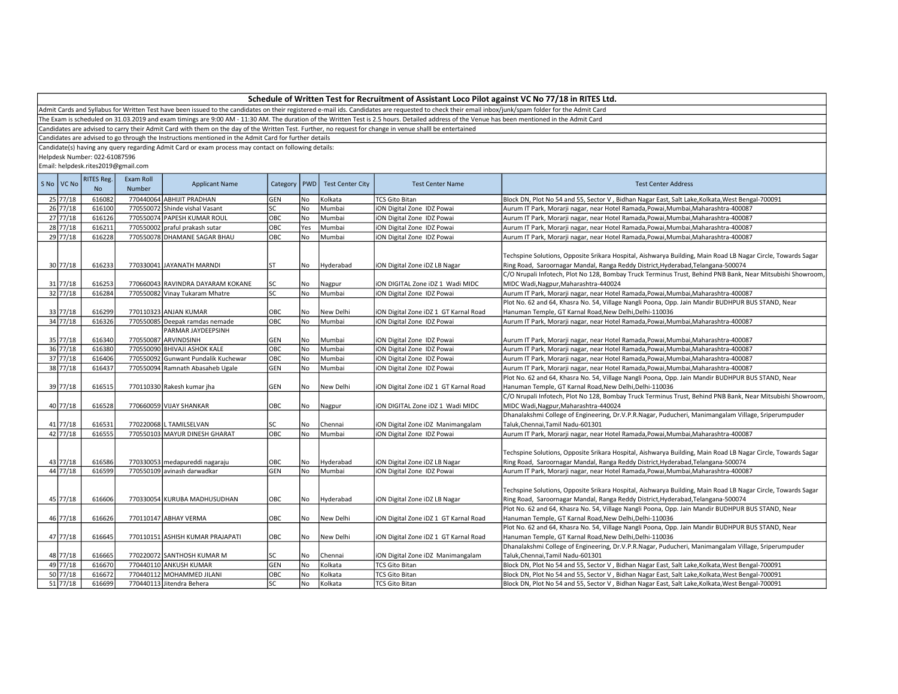## Schedule of Written Test for Recruitment of Assistant Loco Pilot against VC No 77/18 in RITES Ltd.

Admit Cards and Syllabus for Written Test have been issued to the candidates on their registered e-mail ids. Candidates are requested to check their email inbox/junk/spam folder for the Admit Card

The Exam is scheduled on 31.03.2019 and exam timings are 9:00 AM - 11:30 AM. The duration of the Written Test is 2.5 hours. Detailed address of the Venue has been mentioned in the Admit Card

Candidates are advised to carry their Admit Card with them on the day of the Written Test. Further, no request for change in venue shalll be entertained

Candidates are advised to go through the Instructions mentioned in the Admit Card for further details

Candidate(s) having any query regarding Admit Card or exam process may contact on following details:

Helpdesk Number: 022-61087596

Email: helpdesk.rites2019@gmail.com

| S No | VC No | RITES Reg. No | Exam Roll Number | Applicant Name | Category | PWD | Test Center City | Test Center Name | Test Center Address |
|---|---|---|---|---|---|---|---|---|---|
| 25 | 77/18 | 616082 | 770440064 | ABHIJIT PRADHAN | GEN | No | Kolkata | TCS Gito Bitan | Block DN, Plot No 54 and 55, Sector V , Bidhan Nagar East, Salt Lake,Kolkata,West Bengal-700091 |
| 26 | 77/18 | 616100 | 770550072 | Shinde vishal Vasant | SC | No | Mumbai | iON Digital Zone IDZ Powai | Aurum IT Park, Morarji nagar, near Hotel Ramada,Powai,Mumbai,Maharashtra-400087 |
| 27 | 77/18 | 616126 | 770550074 | PAPESH KUMAR ROUL | OBC | No | Mumbai | iON Digital Zone IDZ Powai | Aurum IT Park, Morarji nagar, near Hotel Ramada,Powai,Mumbai,Maharashtra-400087 |
| 28 | 77/18 | 616211 | 770550002 | praful prakash sutar | OBC | Yes | Mumbai | iON Digital Zone IDZ Powai | Aurum IT Park, Morarji nagar, near Hotel Ramada,Powai,Mumbai,Maharashtra-400087 |
| 29 | 77/18 | 616228 | 770550078 | DHAMANE SAGAR BHAU | OBC | No | Mumbai | iON Digital Zone IDZ Powai | Aurum IT Park, Morarji nagar, near Hotel Ramada,Powai,Mumbai,Maharashtra-400087 |
| 30 | 77/18 | 616233 | 770330041 | JAYANATH MARNDI | ST | No | Hyderabad | iON Digital Zone iDZ LB Nagar | Techspine Solutions, Opposite Srikara Hospital, Aishwarya Building, Main Road LB Nagar Circle, Towards Sagar Ring Road, Saroornagar Mandal, Ranga Reddy District,Hyderabad,Telangana-500074 |
| 31 | 77/18 | 616253 | 770660043 | RAVINDRA DAYARAM KOKANE | SC | No | Nagpur | iON DIGITAL Zone iDZ 1 Wadi MIDC | C/O Nrupali Infotech, Plot No 128, Bombay Truck Terminus Trust, Behind PNB Bank, Near Mitsubishi Showroom, MIDC Wadi,Nagpur,Maharashtra-440024 |
| 32 | 77/18 | 616284 | 770550082 | Vinay Tukaram Mhatre | SC | No | Mumbai | iON Digital Zone IDZ Powai | Aurum IT Park, Morarji nagar, near Hotel Ramada,Powai,Mumbai,Maharashtra-400087 |
| 33 | 77/18 | 616299 | 770110323 | ANJAN KUMAR | OBC | No | New Delhi | iON Digital Zone iDZ 1 GT Karnal Road | Plot No. 62 and 64, Khasra No. 54, Village Nangli Poona, Opp. Jain Mandir BUDHPUR BUS STAND, Near Hanuman Temple, GT Karnal Road,New Delhi,Delhi-110036 |
| 34 | 77/18 | 616326 | 770550085 | Deepak ramdas nemade | OBC | No | Mumbai | iON Digital Zone IDZ Powai | Aurum IT Park, Morarji nagar, near Hotel Ramada,Powai,Mumbai,Maharashtra-400087 |
| 35 | 77/18 | 616340 | 770550087 | PARMAR JAYDEEPSINH ARVINDSINH | GEN | No | Mumbai | iON Digital Zone IDZ Powai | Aurum IT Park, Morarji nagar, near Hotel Ramada,Powai,Mumbai,Maharashtra-400087 |
| 36 | 77/18 | 616380 | 770550090 | BHIVAJI ASHOK KALE | OBC | No | Mumbai | iON Digital Zone IDZ Powai | Aurum IT Park, Morarji nagar, near Hotel Ramada,Powai,Mumbai,Maharashtra-400087 |
| 37 | 77/18 | 616406 | 770550092 | Gunwant Pundalik Kuchewar | OBC | No | Mumbai | iON Digital Zone IDZ Powai | Aurum IT Park, Morarji nagar, near Hotel Ramada,Powai,Mumbai,Maharashtra-400087 |
| 38 | 77/18 | 616437 | 770550094 | Ramnath Abasaheb Ugale | GEN | No | Mumbai | iON Digital Zone IDZ Powai | Aurum IT Park, Morarji nagar, near Hotel Ramada,Powai,Mumbai,Maharashtra-400087 |
| 39 | 77/18 | 616515 | 770110330 | Rakesh kumar jha | GEN | No | New Delhi | iON Digital Zone iDZ 1 GT Karnal Road | Plot No. 62 and 64, Khasra No. 54, Village Nangli Poona, Opp. Jain Mandir BUDHPUR BUS STAND, Near Hanuman Temple, GT Karnal Road,New Delhi,Delhi-110036 |
| 40 | 77/18 | 616528 | 770660059 | VIJAY SHANKAR | OBC | No | Nagpur | iON DIGITAL Zone iDZ 1 Wadi MIDC | C/O Nrupali Infotech, Plot No 128, Bombay Truck Terminus Trust, Behind PNB Bank, Near Mitsubishi Showroom, MIDC Wadi,Nagpur,Maharashtra-440024 |
| 41 | 77/18 | 616531 | 770220068 | L TAMILSELVAN | SC | No | Chennai | iON Digital Zone iDZ Manimangalam | Dhanalakshmi College of Engineering, Dr.V.P.R.Nagar, Puducheri, Manimangalam Village, Sriperumpuder Taluk,Chennai,Tamil Nadu-601301 |
| 42 | 77/18 | 616555 | 770550103 | MAYUR DINESH GHARAT | OBC | No | Mumbai | iON Digital Zone IDZ Powai | Aurum IT Park, Morarji nagar, near Hotel Ramada,Powai,Mumbai,Maharashtra-400087 |
| 43 | 77/18 | 616586 | 770330053 | medapureddi nagaraju | OBC | No | Hyderabad | iON Digital Zone iDZ LB Nagar | Techspine Solutions, Opposite Srikara Hospital, Aishwarya Building, Main Road LB Nagar Circle, Towards Sagar Ring Road, Saroornagar Mandal, Ranga Reddy District,Hyderabad,Telangana-500074 |
| 44 | 77/18 | 616599 | 770550109 | avinash darwadkar | GEN | No | Mumbai | iON Digital Zone IDZ Powai | Aurum IT Park, Morarji nagar, near Hotel Ramada,Powai,Mumbai,Maharashtra-400087 |
| 45 | 77/18 | 616606 | 770330054 | KURUBA MADHUSUDHAN | OBC | No | Hyderabad | iON Digital Zone iDZ LB Nagar | Techspine Solutions, Opposite Srikara Hospital, Aishwarya Building, Main Road LB Nagar Circle, Towards Sagar Ring Road, Saroornagar Mandal, Ranga Reddy District,Hyderabad,Telangana-500074 |
| 46 | 77/18 | 616626 | 770110147 | ABHAY VERMA | OBC | No | New Delhi | iON Digital Zone iDZ 1 GT Karnal Road | Plot No. 62 and 64, Khasra No. 54, Village Nangli Poona, Opp. Jain Mandir BUDHPUR BUS STAND, Near Hanuman Temple, GT Karnal Road,New Delhi,Delhi-110036 |
| 47 | 77/18 | 616645 | 770110151 | ASHISH KUMAR PRAJAPATI | OBC | No | New Delhi | iON Digital Zone iDZ 1 GT Karnal Road | Plot No. 62 and 64, Khasra No. 54, Village Nangli Poona, Opp. Jain Mandir BUDHPUR BUS STAND, Near Hanuman Temple, GT Karnal Road,New Delhi,Delhi-110036 |
| 48 | 77/18 | 616665 | 770220072 | SANTHOSH KUMAR M | SC | No | Chennai | iON Digital Zone iDZ Manimangalam | Dhanalakshmi College of Engineering, Dr.V.P.R.Nagar, Puducheri, Manimangalam Village, Sriperumpuder Taluk,Chennai,Tamil Nadu-601301 |
| 49 | 77/18 | 616670 | 770440110 | ANKUSH KUMAR | GEN | No | Kolkata | TCS Gito Bitan | Block DN, Plot No 54 and 55, Sector V , Bidhan Nagar East, Salt Lake,Kolkata,West Bengal-700091 |
| 50 | 77/18 | 616672 | 770440112 | MOHAMMED JILANI | OBC | No | Kolkata | TCS Gito Bitan | Block DN, Plot No 54 and 55, Sector V , Bidhan Nagar East, Salt Lake,Kolkata,West Bengal-700091 |
| 51 | 77/18 | 616699 | 770440113 | Jitendra Behera | SC | No | Kolkata | TCS Gito Bitan | Block DN, Plot No 54 and 55, Sector V , Bidhan Nagar East, Salt Lake,Kolkata,West Bengal-700091 |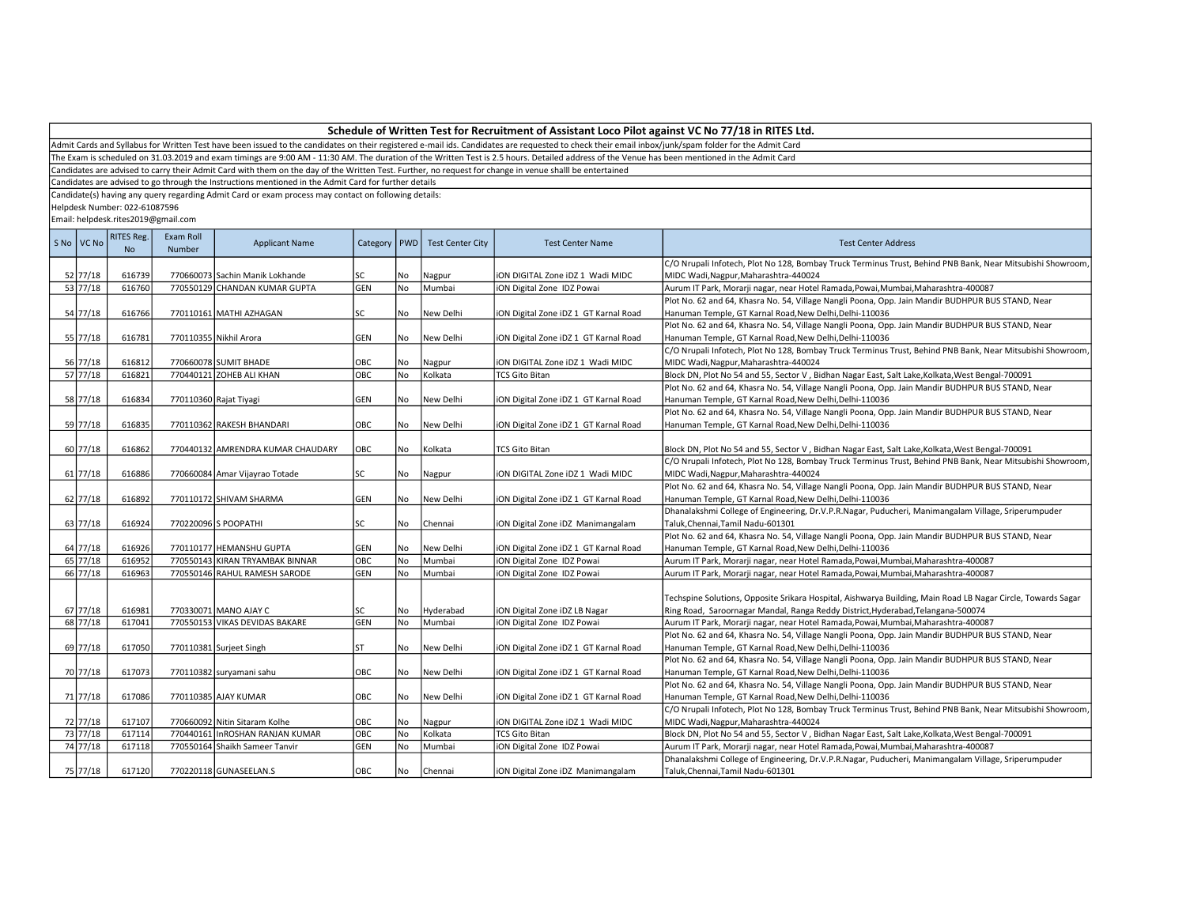## Schedule of Written Test for Recruitment of Assistant Loco Pilot against VC No 77/18 in RITES Ltd.

Admit Cards and Syllabus for Written Test have been issued to the candidates on their registered e-mail ids. Candidates are requested to check their email inbox/junk/spam folder for the Admit Card

The Exam is scheduled on 31.03.2019 and exam timings are 9:00 AM - 11:30 AM. The duration of the Written Test is 2.5 hours. Detailed address of the Venue has been mentioned in the Admit Card

Candidates are advised to carry their Admit Card with them on the day of the Written Test. Further, no request for change in venue shalll be entertained

Candidates are advised to go through the Instructions mentioned in the Admit Card for further details

Candidate(s) having any query regarding Admit Card or exam process may contact on following details:

Helpdesk Number: 022-61087596

Email: helpdesk.rites2019@gmail.com

| S No | VC No | RITES Reg. No | Exam Roll Number | Applicant Name | Category | PWD | Test Center City | Test Center Name | Test Center Address |
|---|---|---|---|---|---|---|---|---|---|
| 52 | 77/18 | 616739 | 770660073 | Sachin Manik Lokhande | SC | No | Nagpur | iON DIGITAL Zone iDZ 1 Wadi MIDC | C/O Nrupali Infotech, Plot No 128, Bombay Truck Terminus Trust, Behind PNB Bank, Near Mitsubishi Showroom, MIDC Wadi,Nagpur,Maharashtra-440024 |
| 53 | 77/18 | 616760 | 770550129 | CHANDAN KUMAR GUPTA | GEN | No | Mumbai | iON Digital Zone IDZ Powai | Aurum IT Park, Morarji nagar, near Hotel Ramada,Powai,Mumbai,Maharashtra-400087 |
| 54 | 77/18 | 616766 | 770110161 | MATHI AZHAGAN | SC | No | New Delhi | iON Digital Zone iDZ 1 GT Karnal Road | Plot No. 62 and 64, Khasra No. 54, Village Nangli Poona, Opp. Jain Mandir BUDHPUR BUS STAND, Near Hanuman Temple, GT Karnal Road,New Delhi,Delhi-110036 |
| 55 | 77/18 | 616781 | 770110355 | Nikhil Arora | GEN | No | New Delhi | iON Digital Zone iDZ 1 GT Karnal Road | Plot No. 62 and 64, Khasra No. 54, Village Nangli Poona, Opp. Jain Mandir BUDHPUR BUS STAND, Near Hanuman Temple, GT Karnal Road,New Delhi,Delhi-110036 |
| 56 | 77/18 | 616812 | 770660078 | SUMIT BHADE | OBC | No | Nagpur | iON DIGITAL Zone iDZ 1 Wadi MIDC | C/O Nrupali Infotech, Plot No 128, Bombay Truck Terminus Trust, Behind PNB Bank, Near Mitsubishi Showroom, MIDC Wadi,Nagpur,Maharashtra-440024 |
| 57 | 77/18 | 616821 | 770440121 | ZOHEB ALI KHAN | OBC | No | Kolkata | TCS Gito Bitan | Block DN, Plot No 54 and 55, Sector V , Bidhan Nagar East, Salt Lake,Kolkata,West Bengal-700091 |
| 58 | 77/18 | 616834 | 770110360 | Rajat Tiyagi | GEN | No | New Delhi | iON Digital Zone iDZ 1 GT Karnal Road | Plot No. 62 and 64, Khasra No. 54, Village Nangli Poona, Opp. Jain Mandir BUDHPUR BUS STAND, Near Hanuman Temple, GT Karnal Road,New Delhi,Delhi-110036 |
| 59 | 77/18 | 616835 | 770110362 | RAKESH BHANDARI | OBC | No | New Delhi | iON Digital Zone iDZ 1 GT Karnal Road | Plot No. 62 and 64, Khasra No. 54, Village Nangli Poona, Opp. Jain Mandir BUDHPUR BUS STAND, Near Hanuman Temple, GT Karnal Road,New Delhi,Delhi-110036 |
| 60 | 77/18 | 616862 | 770440132 | AMRENDRA KUMAR CHAUDARY | OBC | No | Kolkata | TCS Gito Bitan | Block DN, Plot No 54 and 55, Sector V , Bidhan Nagar East, Salt Lake,Kolkata,West Bengal-700091 |
| 61 | 77/18 | 616886 | 770660084 | Amar Vijayrao Totade | SC | No | Nagpur | iON DIGITAL Zone iDZ 1 Wadi MIDC | C/O Nrupali Infotech, Plot No 128, Bombay Truck Terminus Trust, Behind PNB Bank, Near Mitsubishi Showroom, MIDC Wadi,Nagpur,Maharashtra-440024 |
| 62 | 77/18 | 616892 | 770110172 | SHIVAM SHARMA | GEN | No | New Delhi | iON Digital Zone iDZ 1 GT Karnal Road | Plot No. 62 and 64, Khasra No. 54, Village Nangli Poona, Opp. Jain Mandir BUDHPUR BUS STAND, Near Hanuman Temple, GT Karnal Road,New Delhi,Delhi-110036 |
| 63 | 77/18 | 616924 | 770220096 | S POOPATHI | SC | No | Chennai | iON Digital Zone iDZ Manimangalam | Dhanalakshmi College of Engineering, Dr.V.P.R.Nagar, Puducheri, Manimangalam Village, Sriperumpuder Taluk,Chennai,Tamil Nadu-601301 |
| 64 | 77/18 | 616926 | 770110177 | HEMANSHU GUPTA | GEN | No | New Delhi | iON Digital Zone iDZ 1 GT Karnal Road | Plot No. 62 and 64, Khasra No. 54, Village Nangli Poona, Opp. Jain Mandir BUDHPUR BUS STAND, Near Hanuman Temple, GT Karnal Road,New Delhi,Delhi-110036 |
| 65 | 77/18 | 616952 | 770550143 | KIRAN TRYAMBAK BINNAR | OBC | No | Mumbai | iON Digital Zone IDZ Powai | Aurum IT Park, Morarji nagar, near Hotel Ramada,Powai,Mumbai,Maharashtra-400087 |
| 66 | 77/18 | 616963 | 770550146 | RAHUL RAMESH SARODE | GEN | No | Mumbai | iON Digital Zone IDZ Powai | Aurum IT Park, Morarji nagar, near Hotel Ramada,Powai,Mumbai,Maharashtra-400087 |
| 67 | 77/18 | 616981 | 770330071 | MANO AJAY C | SC | No | Hyderabad | iON Digital Zone iDZ LB Nagar | Techspine Solutions, Opposite Srikara Hospital, Aishwarya Building, Main Road LB Nagar Circle, Towards Sagar Ring Road, Saroornagar Mandal, Ranga Reddy District,Hyderabad,Telangana-500074 |
| 68 | 77/18 | 617041 | 770550153 | VIKAS DEVIDAS BAKARE | GEN | No | Mumbai | iON Digital Zone IDZ Powai | Aurum IT Park, Morarji nagar, near Hotel Ramada,Powai,Mumbai,Maharashtra-400087 |
| 69 | 77/18 | 617050 | 770110381 | Surjeet Singh | ST | No | New Delhi | iON Digital Zone iDZ 1 GT Karnal Road | Plot No. 62 and 64, Khasra No. 54, Village Nangli Poona, Opp. Jain Mandir BUDHPUR BUS STAND, Near Hanuman Temple, GT Karnal Road,New Delhi,Delhi-110036 |
| 70 | 77/18 | 617073 | 770110382 | suryamani sahu | OBC | No | New Delhi | iON Digital Zone iDZ 1 GT Karnal Road | Plot No. 62 and 64, Khasra No. 54, Village Nangli Poona, Opp. Jain Mandir BUDHPUR BUS STAND, Near Hanuman Temple, GT Karnal Road,New Delhi,Delhi-110036 |
| 71 | 77/18 | 617086 | 770110385 | AJAY KUMAR | OBC | No | New Delhi | iON Digital Zone iDZ 1 GT Karnal Road | Plot No. 62 and 64, Khasra No. 54, Village Nangli Poona, Opp. Jain Mandir BUDHPUR BUS STAND, Near Hanuman Temple, GT Karnal Road,New Delhi,Delhi-110036 |
| 72 | 77/18 | 617107 | 770660092 | Nitin Sitaram Kolhe | OBC | No | Nagpur | iON DIGITAL Zone iDZ 1 Wadi MIDC | C/O Nrupali Infotech, Plot No 128, Bombay Truck Terminus Trust, Behind PNB Bank, Near Mitsubishi Showroom, MIDC Wadi,Nagpur,Maharashtra-440024 |
| 73 | 77/18 | 617114 | 770440161 | InROSHAN RANJAN KUMAR | OBC | No | Kolkata | TCS Gito Bitan | Block DN, Plot No 54 and 55, Sector V , Bidhan Nagar East, Salt Lake,Kolkata,West Bengal-700091 |
| 74 | 77/18 | 617118 | 770550164 | Shaikh Sameer Tanvir | GEN | No | Mumbai | iON Digital Zone IDZ Powai | Aurum IT Park, Morarji nagar, near Hotel Ramada,Powai,Mumbai,Maharashtra-400087 |
| 75 | 77/18 | 617120 | 770220118 | GUNASEELAN.S | OBC | No | Chennai | iON Digital Zone iDZ Manimangalam | Dhanalakshmi College of Engineering, Dr.V.P.R.Nagar, Puducheri, Manimangalam Village, Sriperumpuder Taluk,Chennai,Tamil Nadu-601301 |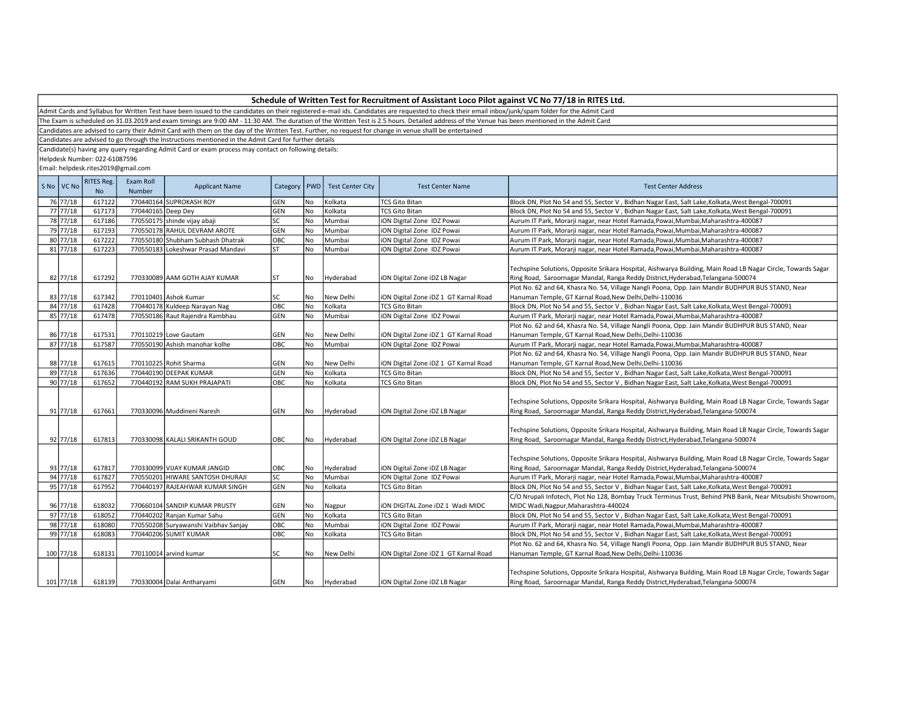## Schedule of Written Test for Recruitment of Assistant Loco Pilot against VC No 77/18 in RITES Ltd.

Admit Cards and Syllabus for Written Test have been issued to the candidates on their registered e-mail ids. Candidates are requested to check their email inbox/junk/spam folder for the Admit Card

The Exam is scheduled on 31.03.2019 and exam timings are 9:00 AM - 11:30 AM. The duration of the Written Test is 2.5 hours. Detailed address of the Venue has been mentioned in the Admit Card

Candidates are advised to carry their Admit Card with them on the day of the Written Test. Further, no request for change in venue shalll be entertained

Candidates are advised to go through the Instructions mentioned in the Admit Card for further details

Candidate(s) having any query regarding Admit Card or exam process may contact on following details:

Helpdesk Number: 022-61087596

Email: helpdesk.rites2019@gmail.com

| S No | VC No | RITES Reg. No | Exam Roll Number | Applicant Name | Category | PWD | Test Center City | Test Center Name | Test Center Address |
|---|---|---|---|---|---|---|---|---|---|
| 76 | 77/18 | 617122 | 770440164 | SUPROKASH ROY | GEN | No | Kolkata | TCS Gito Bitan | Block DN, Plot No 54 and 55, Sector V , Bidhan Nagar East, Salt Lake,Kolkata,West Bengal-700091 |
| 77 | 77/18 | 617173 | 770440165 | Deep Dey | GEN | No | Kolkata | TCS Gito Bitan | Block DN, Plot No 54 and 55, Sector V , Bidhan Nagar East, Salt Lake,Kolkata,West Bengal-700091 |
| 78 | 77/18 | 617186 | 770550175 | shinde vijay abaji | SC | No | Mumbai | iON Digital Zone IDZ Powai | Aurum IT Park, Morarji nagar, near Hotel Ramada,Powai,Mumbai,Maharashtra-400087 |
| 79 | 77/18 | 617193 | 770550178 | RAHUL DEVRAM AROTE | GEN | No | Mumbai | iON Digital Zone IDZ Powai | Aurum IT Park, Morarji nagar, near Hotel Ramada,Powai,Mumbai,Maharashtra-400087 |
| 80 | 77/18 | 617222 | 770550180 | Shubham Subhash Dhatrak | OBC | No | Mumbai | iON Digital Zone IDZ Powai | Aurum IT Park, Morarji nagar, near Hotel Ramada,Powai,Mumbai,Maharashtra-400087 |
| 81 | 77/18 | 617223 | 770550183 | Lokeshwar Prasad Mandavi | ST | No | Mumbai | iON Digital Zone IDZ Powai | Aurum IT Park, Morarji nagar, near Hotel Ramada,Powai,Mumbai,Maharashtra-400087 |
| 82 | 77/18 | 617292 | 770330089 | AAM GOTH AJAY KUMAR | ST | No | Hyderabad | iON Digital Zone iDZ LB Nagar | Techspine Solutions, Opposite Srikara Hospital, Aishwarya Building, Main Road LB Nagar Circle, Towards Sagar Ring Road, Saroornagar Mandal, Ranga Reddy District,Hyderabad,Telangana-500074 |
| 83 | 77/18 | 617342 | 770110401 | Ashok Kumar | SC | No | New Delhi | iON Digital Zone iDZ 1 GT Karnal Road | Plot No. 62 and 64, Khasra No. 54, Village Nangli Poona, Opp. Jain Mandir BUDHPUR BUS STAND, Near Hanuman Temple, GT Karnal Road,New Delhi,Delhi-110036 |
| 84 | 77/18 | 617428 | 770440178 | Kuldeep Narayan Nag | OBC | No | Kolkata | TCS Gito Bitan | Block DN, Plot No 54 and 55, Sector V , Bidhan Nagar East, Salt Lake,Kolkata,West Bengal-700091 |
| 85 | 77/18 | 617478 | 770550186 | Raut Rajendra Rambhau | GEN | No | Mumbai | iON Digital Zone IDZ Powai | Aurum IT Park, Morarji nagar, near Hotel Ramada,Powai,Mumbai,Maharashtra-400087 |
| 86 | 77/18 | 617531 | 770110219 | Love Gautam | GEN | No | New Delhi | iON Digital Zone iDZ 1 GT Karnal Road | Plot No. 62 and 64, Khasra No. 54, Village Nangli Poona, Opp. Jain Mandir BUDHPUR BUS STAND, Near Hanuman Temple, GT Karnal Road,New Delhi,Delhi-110036 |
| 87 | 77/18 | 617587 | 770550190 | Ashish manohar kolhe | OBC | No | Mumbai | iON Digital Zone IDZ Powai | Aurum IT Park, Morarji nagar, near Hotel Ramada,Powai,Mumbai,Maharashtra-400087 |
| 88 | 77/18 | 617615 | 770110225 | Rohit Sharma | GEN | No | New Delhi | iON Digital Zone iDZ 1 GT Karnal Road | Plot No. 62 and 64, Khasra No. 54, Village Nangli Poona, Opp. Jain Mandir BUDHPUR BUS STAND, Near Hanuman Temple, GT Karnal Road,New Delhi,Delhi-110036 |
| 89 | 77/18 | 617636 | 770440190 | DEEPAK KUMAR | GEN | No | Kolkata | TCS Gito Bitan | Block DN, Plot No 54 and 55, Sector V , Bidhan Nagar East, Salt Lake,Kolkata,West Bengal-700091 |
| 90 | 77/18 | 617652 | 770440192 | RAM SUKH PRAJAPATI | OBC | No | Kolkata | TCS Gito Bitan | Block DN, Plot No 54 and 55, Sector V , Bidhan Nagar East, Salt Lake,Kolkata,West Bengal-700091 |
| 91 | 77/18 | 617661 | 770330096 | Muddineni Naresh | GEN | No | Hyderabad | iON Digital Zone iDZ LB Nagar | Techspine Solutions, Opposite Srikara Hospital, Aishwarya Building, Main Road LB Nagar Circle, Towards Sagar Ring Road, Saroornagar Mandal, Ranga Reddy District,Hyderabad,Telangana-500074 |
| 92 | 77/18 | 617813 | 770330098 | KALALI SRIKANTH GOUD | OBC | No | Hyderabad | iON Digital Zone iDZ LB Nagar | Techspine Solutions, Opposite Srikara Hospital, Aishwarya Building, Main Road LB Nagar Circle, Towards Sagar Ring Road, Saroornagar Mandal, Ranga Reddy District,Hyderabad,Telangana-500074 |
| 93 | 77/18 | 617817 | 770330099 | VIJAY KUMAR JANGID | OBC | No | Hyderabad | iON Digital Zone iDZ LB Nagar | Techspine Solutions, Opposite Srikara Hospital, Aishwarya Building, Main Road LB Nagar Circle, Towards Sagar Ring Road, Saroornagar Mandal, Ranga Reddy District,Hyderabad,Telangana-500074 |
| 94 | 77/18 | 617827 | 770550201 | HIWARE SANTOSH DHURAJI | SC | No | Mumbai | iON Digital Zone IDZ Powai | Aurum IT Park, Morarji nagar, near Hotel Ramada,Powai,Mumbai,Maharashtra-400087 |
| 95 | 77/18 | 617952 | 770440197 | RAJEAHWAR KUMAR SINGH | GEN | No | Kolkata | TCS Gito Bitan | Block DN, Plot No 54 and 55, Sector V , Bidhan Nagar East, Salt Lake,Kolkata,West Bengal-700091 |
| 96 | 77/18 | 618032 | 770660104 | SANDIP KUMAR PRUSTY | GEN | No | Nagpur | iON DIGITAL Zone iDZ 1 Wadi MIDC | C/O Nrupali Infotech, Plot No 128, Bombay Truck Terminus Trust, Behind PNB Bank, Near Mitsubishi Showroom, MIDC Wadi,Nagpur,Maharashtra-440024 |
| 97 | 77/18 | 618052 | 770440202 | Ranjan Kumar Sahu | GEN | No | Kolkata | TCS Gito Bitan | Block DN, Plot No 54 and 55, Sector V , Bidhan Nagar East, Salt Lake,Kolkata,West Bengal-700091 |
| 98 | 77/18 | 618080 | 770550208 | Suryawanshi Vaibhav Sanjay | OBC | No | Mumbai | iON Digital Zone IDZ Powai | Aurum IT Park, Morarji nagar, near Hotel Ramada,Powai,Mumbai,Maharashtra-400087 |
| 99 | 77/18 | 618083 | 770440206 | SUMIT KUMAR | OBC | No | Kolkata | TCS Gito Bitan | Block DN, Plot No 54 and 55, Sector V , Bidhan Nagar East, Salt Lake,Kolkata,West Bengal-700091 |
| 100 | 77/18 | 618131 | 770110014 | arvind kumar | SC | No | New Delhi | iON Digital Zone iDZ 1 GT Karnal Road | Plot No. 62 and 64, Khasra No. 54, Village Nangli Poona, Opp. Jain Mandir BUDHPUR BUS STAND, Near Hanuman Temple, GT Karnal Road,New Delhi,Delhi-110036 |
| 101 | 77/18 | 618139 | 770330004 | Dalai Antharyami | GEN | No | Hyderabad | iON Digital Zone iDZ LB Nagar | Techspine Solutions, Opposite Srikara Hospital, Aishwarya Building, Main Road LB Nagar Circle, Towards Sagar Ring Road, Saroornagar Mandal, Ranga Reddy District,Hyderabad,Telangana-500074 |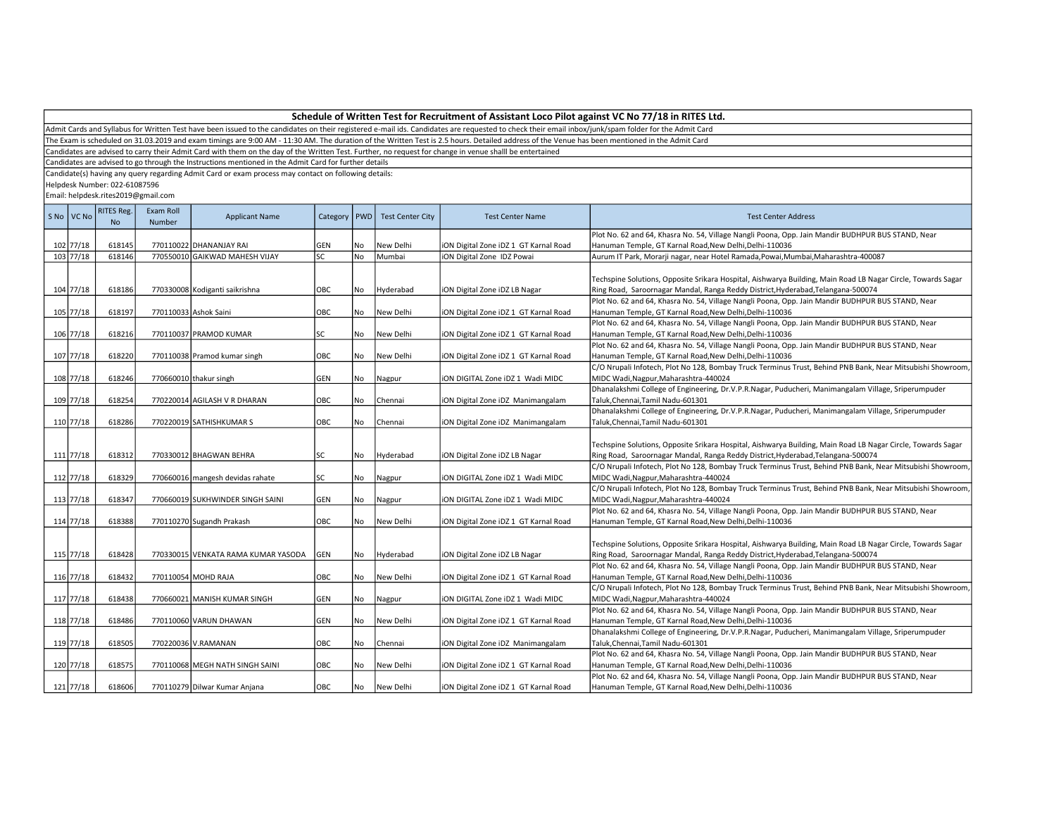# Schedule of Written Test for Recruitment of Assistant Loco Pilot against VC No 77/18 in RITES Ltd.

Admit Cards and Syllabus for Written Test have been issued to the candidates on their registered e-mail ids. Candidates are requested to check their email inbox/junk/spam folder for the Admit Card

The Exam is scheduled on 31.03.2019 and exam timings are 9:00 AM - 11:30 AM. The duration of the Written Test is 2.5 hours. Detailed address of the Venue has been mentioned in the Admit Card

Candidates are advised to carry their Admit Card with them on the day of the Written Test. Further, no request for change in venue shalll be entertained

Candidates are advised to go through the Instructions mentioned in the Admit Card for further details

Candidate(s) having any query regarding Admit Card or exam process may contact on following details:

Helpdesk Number: 022-61087596

Email: helpdesk.rites2019@gmail.com

| S No | VC No | RITES Reg. No | Exam Roll Number | Applicant Name | Category | PWD | Test Center City | Test Center Name | Test Center Address |
|---|---|---|---|---|---|---|---|---|---|
| 102 | 77/18 | 618145 | 770110022 | DHANANJAY RAI | GEN | No | New Delhi | iON Digital Zone iDZ 1 GT Karnal Road | Plot No. 62 and 64, Khasra No. 54, Village Nangli Poona, Opp. Jain Mandir BUDHPUR BUS STAND, Near Hanuman Temple, GT Karnal Road,New Delhi,Delhi-110036 |
| 103 | 77/18 | 618146 | 770550010 | GAIKWAD MAHESH VIJAY | SC | No | Mumbai | iON Digital Zone IDZ Powai | Aurum IT Park, Morarji nagar, near Hotel Ramada,Powai,Mumbai,Maharashtra-400087 |
| 104 | 77/18 | 618186 | 770330008 | Kodiganti saikrishna | OBC | No | Hyderabad | iON Digital Zone iDZ LB Nagar | Techspine Solutions, Opposite Srikara Hospital, Aishwarya Building, Main Road LB Nagar Circle, Towards Sagar Ring Road, Saroornagar Mandal, Ranga Reddy District,Hyderabad,Telangana-500074 |
| 105 | 77/18 | 618197 | 770110033 | Ashok Saini | OBC | No | New Delhi | iON Digital Zone iDZ 1 GT Karnal Road | Plot No. 62 and 64, Khasra No. 54, Village Nangli Poona, Opp. Jain Mandir BUDHPUR BUS STAND, Near Hanuman Temple, GT Karnal Road,New Delhi,Delhi-110036 |
| 106 | 77/18 | 618216 | 770110037 | PRAMOD KUMAR | SC | No | New Delhi | iON Digital Zone iDZ 1 GT Karnal Road | Plot No. 62 and 64, Khasra No. 54, Village Nangli Poona, Opp. Jain Mandir BUDHPUR BUS STAND, Near Hanuman Temple, GT Karnal Road,New Delhi,Delhi-110036 |
| 107 | 77/18 | 618220 | 770110038 | Pramod kumar singh | OBC | No | New Delhi | iON Digital Zone iDZ 1 GT Karnal Road | Plot No. 62 and 64, Khasra No. 54, Village Nangli Poona, Opp. Jain Mandir BUDHPUR BUS STAND, Near Hanuman Temple, GT Karnal Road,New Delhi,Delhi-110036 |
| 108 | 77/18 | 618246 | 770660010 | thakur singh | GEN | No | Nagpur | iON DIGITAL Zone iDZ 1 Wadi MIDC | C/O Nrupali Infotech, Plot No 128, Bombay Truck Terminus Trust, Behind PNB Bank, Near Mitsubishi Showroom, MIDC Wadi,Nagpur,Maharashtra-440024 |
| 109 | 77/18 | 618254 | 770220014 | AGILASH V R DHARAN | OBC | No | Chennai | iON Digital Zone iDZ Manimangalam | Dhanalakshmi College of Engineering, Dr.V.P.R.Nagar, Puducheri, Manimangalam Village, Sriperumpuder Taluk,Chennai,Tamil Nadu-601301 |
| 110 | 77/18 | 618286 | 770220019 | SATHISHKUMAR S | OBC | No | Chennai | iON Digital Zone iDZ Manimangalam | Dhanalakshmi College of Engineering, Dr.V.P.R.Nagar, Puducheri, Manimangalam Village, Sriperumpuder Taluk,Chennai,Tamil Nadu-601301 |
| 111 | 77/18 | 618312 | 770330012 | BHAGWAN BEHRA | SC | No | Hyderabad | iON Digital Zone iDZ LB Nagar | Techspine Solutions, Opposite Srikara Hospital, Aishwarya Building, Main Road LB Nagar Circle, Towards Sagar Ring Road, Saroornagar Mandal, Ranga Reddy District,Hyderabad,Telangana-500074 |
| 112 | 77/18 | 618329 | 770660016 | mangesh devidas rahate | SC | No | Nagpur | iON DIGITAL Zone iDZ 1 Wadi MIDC | C/O Nrupali Infotech, Plot No 128, Bombay Truck Terminus Trust, Behind PNB Bank, Near Mitsubishi Showroom, MIDC Wadi,Nagpur,Maharashtra-440024 |
| 113 | 77/18 | 618347 | 770660019 | SUKHWINDER SINGH SAINI | GEN | No | Nagpur | iON DIGITAL Zone iDZ 1 Wadi MIDC | C/O Nrupali Infotech, Plot No 128, Bombay Truck Terminus Trust, Behind PNB Bank, Near Mitsubishi Showroom, MIDC Wadi,Nagpur,Maharashtra-440024 |
| 114 | 77/18 | 618388 | 770110270 | Sugandh Prakash | OBC | No | New Delhi | iON Digital Zone iDZ 1 GT Karnal Road | Plot No. 62 and 64, Khasra No. 54, Village Nangli Poona, Opp. Jain Mandir BUDHPUR BUS STAND, Near Hanuman Temple, GT Karnal Road,New Delhi,Delhi-110036 |
| 115 | 77/18 | 618428 | 770330015 | VENKATA RAMA KUMAR YASODA | GEN | No | Hyderabad | iON Digital Zone iDZ LB Nagar | Techspine Solutions, Opposite Srikara Hospital, Aishwarya Building, Main Road LB Nagar Circle, Towards Sagar Ring Road, Saroornagar Mandal, Ranga Reddy District,Hyderabad,Telangana-500074 |
| 116 | 77/18 | 618432 | 770110054 | MOHD RAJA | OBC | No | New Delhi | iON Digital Zone iDZ 1 GT Karnal Road | Plot No. 62 and 64, Khasra No. 54, Village Nangli Poona, Opp. Jain Mandir BUDHPUR BUS STAND, Near Hanuman Temple, GT Karnal Road,New Delhi,Delhi-110036 |
| 117 | 77/18 | 618438 | 770660021 | MANISH KUMAR SINGH | GEN | No | Nagpur | iON DIGITAL Zone iDZ 1 Wadi MIDC | C/O Nrupali Infotech, Plot No 128, Bombay Truck Terminus Trust, Behind PNB Bank, Near Mitsubishi Showroom, MIDC Wadi,Nagpur,Maharashtra-440024 |
| 118 | 77/18 | 618486 | 770110060 | VARUN DHAWAN | GEN | No | New Delhi | iON Digital Zone iDZ 1 GT Karnal Road | Plot No. 62 and 64, Khasra No. 54, Village Nangli Poona, Opp. Jain Mandir BUDHPUR BUS STAND, Near Hanuman Temple, GT Karnal Road,New Delhi,Delhi-110036 |
| 119 | 77/18 | 618505 | 770220036 | V.RAMANAN | OBC | No | Chennai | iON Digital Zone iDZ Manimangalam | Dhanalakshmi College of Engineering, Dr.V.P.R.Nagar, Puducheri, Manimangalam Village, Sriperumpuder Taluk,Chennai,Tamil Nadu-601301 |
| 120 | 77/18 | 618575 | 770110068 | MEGH NATH SINGH SAINI | OBC | No | New Delhi | iON Digital Zone iDZ 1 GT Karnal Road | Plot No. 62 and 64, Khasra No. 54, Village Nangli Poona, Opp. Jain Mandir BUDHPUR BUS STAND, Near Hanuman Temple, GT Karnal Road,New Delhi,Delhi-110036 |
| 121 | 77/18 | 618606 | 770110279 | Dilwar Kumar Anjana | OBC | No | New Delhi | iON Digital Zone iDZ 1 GT Karnal Road | Plot No. 62 and 64, Khasra No. 54, Village Nangli Poona, Opp. Jain Mandir BUDHPUR BUS STAND, Near Hanuman Temple, GT Karnal Road,New Delhi,Delhi-110036 |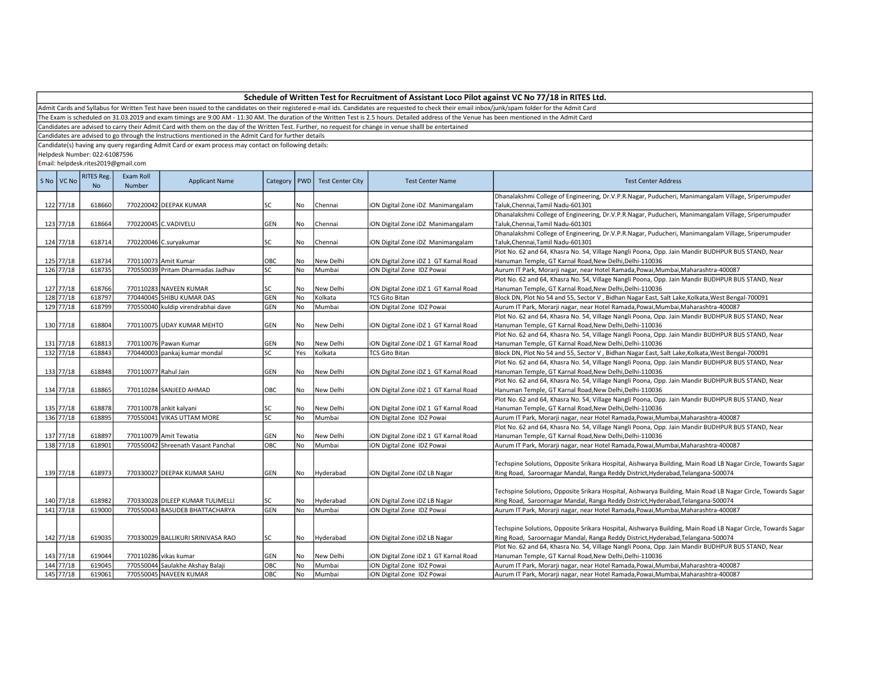## Schedule of Written Test for Recruitment of Assistant Loco Pilot against VC No 77/18 in RITES Ltd.

Admit Cards and Syllabus for Written Test have been issued to the candidates on their registered e-mail ids. Candidates are requested to check their email inbox/junk/spam folder for the Admit Card

The Exam is scheduled on 31.03.2019 and exam timings are 9:00 AM - 11:30 AM. The duration of the Written Test is 2.5 hours. Detailed address of the Venue has been mentioned in the Admit Card

Candidates are advised to carry their Admit Card with them on the day of the Written Test. Further, no request for change in venue shalll be entertained

Candidates are advised to go through the Instructions mentioned in the Admit Card for further details

Candidate(s) having any query regarding Admit Card or exam process may contact on following details:

Helpdesk Number: 022-61087596

Email: helpdesk.rites2019@gmail.com

| S No | VC No | RITES Reg. No | Exam Roll Number | Applicant Name | Category | PWD | Test Center City | Test Center Name | Test Center Address |
|---|---|---|---|---|---|---|---|---|---|
| 122 | 77/18 | 618660 | 770220042 | DEEPAK KUMAR | SC | No | Chennai | iON Digital Zone iDZ Manimangalam | Dhanalakshmi College of Engineering, Dr.V.P.R.Nagar, Puducheri, Manimangalam Village, Sriperumpuder Taluk,Chennai,Tamil Nadu-601301 |
| 123 | 77/18 | 618664 | 770220045 | C.VADIVELU | GEN | No | Chennai | iON Digital Zone iDZ Manimangalam | Dhanalakshmi College of Engineering, Dr.V.P.R.Nagar, Puducheri, Manimangalam Village, Sriperumpuder Taluk,Chennai,Tamil Nadu-601301 |
| 124 | 77/18 | 618714 | 770220046 | C.suryakumar | SC | No | Chennai | iON Digital Zone iDZ Manimangalam | Dhanalakshmi College of Engineering, Dr.V.P.R.Nagar, Puducheri, Manimangalam Village, Sriperumpuder Taluk,Chennai,Tamil Nadu-601301 |
| 125 | 77/18 | 618734 | 770110073 | Amit Kumar | OBC | No | New Delhi | iON Digital Zone iDZ 1 GT Karnal Road | Plot No. 62 and 64, Khasra No. 54, Village Nangli Poona, Opp. Jain Mandir BUDHPUR BUS STAND, Near Hanuman Temple, GT Karnal Road,New Delhi,Delhi-110036 |
| 126 | 77/18 | 618735 | 770550039 | Pritam Dharmadas Jadhav | SC | No | Mumbai | iON Digital Zone IDZ Powai | Aurum IT Park, Morarji nagar, near Hotel Ramada,Powai,Mumbai,Maharashtra-400087 |
| 127 | 77/18 | 618766 | 770110283 | NAVEEN KUMAR | SC | No | New Delhi | iON Digital Zone iDZ 1 GT Karnal Road | Plot No. 62 and 64, Khasra No. 54, Village Nangli Poona, Opp. Jain Mandir BUDHPUR BUS STAND, Near Hanuman Temple, GT Karnal Road,New Delhi,Delhi-110036 |
| 128 | 77/18 | 618797 | 770440045 | SHIBU KUMAR DAS | GEN | No | Kolkata | TCS Gito Bitan | Block DN, Plot No 54 and 55, Sector V , Bidhan Nagar East, Salt Lake,Kolkata,West Bengal-700091 |
| 129 | 77/18 | 618799 | 770550040 | kuldip virendrabhai dave | GEN | No | Mumbai | iON Digital Zone IDZ Powai | Aurum IT Park, Morarji nagar, near Hotel Ramada,Powai,Mumbai,Maharashtra-400087 |
| 130 | 77/18 | 618804 | 770110075 | UDAY KUMAR MEHTO | GEN | No | New Delhi | iON Digital Zone iDZ 1 GT Karnal Road | Plot No. 62 and 64, Khasra No. 54, Village Nangli Poona, Opp. Jain Mandir BUDHPUR BUS STAND, Near Hanuman Temple, GT Karnal Road,New Delhi,Delhi-110036 |
| 131 | 77/18 | 618813 | 770110076 | Pawan Kumar | GEN | No | New Delhi | iON Digital Zone iDZ 1 GT Karnal Road | Plot No. 62 and 64, Khasra No. 54, Village Nangli Poona, Opp. Jain Mandir BUDHPUR BUS STAND, Near Hanuman Temple, GT Karnal Road,New Delhi,Delhi-110036 |
| 132 | 77/18 | 618843 | 770440003 | pankaj kumar mondal | SC | Yes | Kolkata | TCS Gito Bitan | Block DN, Plot No 54 and 55, Sector V , Bidhan Nagar East, Salt Lake,Kolkata,West Bengal-700091 |
| 133 | 77/18 | 618848 | 770110077 | Rahul Jain | GEN | No | New Delhi | iON Digital Zone iDZ 1 GT Karnal Road | Plot No. 62 and 64, Khasra No. 54, Village Nangli Poona, Opp. Jain Mandir BUDHPUR BUS STAND, Near Hanuman Temple, GT Karnal Road,New Delhi,Delhi-110036 |
| 134 | 77/18 | 618865 | 770110284 | SANJEED AHMAD | OBC | No | New Delhi | iON Digital Zone iDZ 1 GT Karnal Road | Plot No. 62 and 64, Khasra No. 54, Village Nangli Poona, Opp. Jain Mandir BUDHPUR BUS STAND, Near Hanuman Temple, GT Karnal Road,New Delhi,Delhi-110036 |
| 135 | 77/18 | 618878 | 770110078 | ankit kalyani | SC | No | New Delhi | iON Digital Zone iDZ 1 GT Karnal Road | Plot No. 62 and 64, Khasra No. 54, Village Nangli Poona, Opp. Jain Mandir BUDHPUR BUS STAND, Near Hanuman Temple, GT Karnal Road,New Delhi,Delhi-110036 |
| 136 | 77/18 | 618895 | 770550041 | VIKAS UTTAM MORE | SC | No | Mumbai | iON Digital Zone IDZ Powai | Aurum IT Park, Morarji nagar, near Hotel Ramada,Powai,Mumbai,Maharashtra-400087 |
| 137 | 77/18 | 618897 | 770110079 | Amit Tewatia | GEN | No | New Delhi | iON Digital Zone iDZ 1 GT Karnal Road | Plot No. 62 and 64, Khasra No. 54, Village Nangli Poona, Opp. Jain Mandir BUDHPUR BUS STAND, Near Hanuman Temple, GT Karnal Road,New Delhi,Delhi-110036 |
| 138 | 77/18 | 618901 | 770550042 | Shreenath Vasant Panchal | OBC | No | Mumbai | iON Digital Zone IDZ Powai | Aurum IT Park, Morarji nagar, near Hotel Ramada,Powai,Mumbai,Maharashtra-400087 |
| 139 | 77/18 | 618973 | 770330027 | DEEPAK KUMAR SAHU | GEN | No | Hyderabad | iON Digital Zone iDZ LB Nagar | Techspine Solutions, Opposite Srikara Hospital, Aishwarya Building, Main Road LB Nagar Circle, Towards Sagar Ring Road, Saroornagar Mandal, Ranga Reddy District,Hyderabad,Telangana-500074 |
| 140 | 77/18 | 618982 | 770330028 | DILEEP KUMAR TULIMELLI | SC | No | Hyderabad | iON Digital Zone iDZ LB Nagar | Techspine Solutions, Opposite Srikara Hospital, Aishwarya Building, Main Road LB Nagar Circle, Towards Sagar Ring Road, Saroornagar Mandal, Ranga Reddy District,Hyderabad,Telangana-500074 |
| 141 | 77/18 | 619000 | 770550043 | BASUDEB BHATTACHARYA | GEN | No | Mumbai | iON Digital Zone IDZ Powai | Aurum IT Park, Morarji nagar, near Hotel Ramada,Powai,Mumbai,Maharashtra-400087 |
| 142 | 77/18 | 619035 | 770330029 | BALLIKURI SRINIVASA RAO | SC | No | Hyderabad | iON Digital Zone iDZ LB Nagar | Techspine Solutions, Opposite Srikara Hospital, Aishwarya Building, Main Road LB Nagar Circle, Towards Sagar Ring Road, Saroornagar Mandal, Ranga Reddy District,Hyderabad,Telangana-500074 |
| 143 | 77/18 | 619044 | 770110286 | vikas kumar | GEN | No | New Delhi | iON Digital Zone iDZ 1 GT Karnal Road | Plot No. 62 and 64, Khasra No. 54, Village Nangli Poona, Opp. Jain Mandir BUDHPUR BUS STAND, Near Hanuman Temple, GT Karnal Road,New Delhi,Delhi-110036 |
| 144 | 77/18 | 619045 | 770550044 | Saulakhe Akshay Balaji | OBC | No | Mumbai | iON Digital Zone IDZ Powai | Aurum IT Park, Morarji nagar, near Hotel Ramada,Powai,Mumbai,Maharashtra-400087 |
| 145 | 77/18 | 619061 | 770550045 | NAVEEN KUMAR | OBC | No | Mumbai | iON Digital Zone IDZ Powai | Aurum IT Park, Morarji nagar, near Hotel Ramada,Powai,Mumbai,Maharashtra-400087 |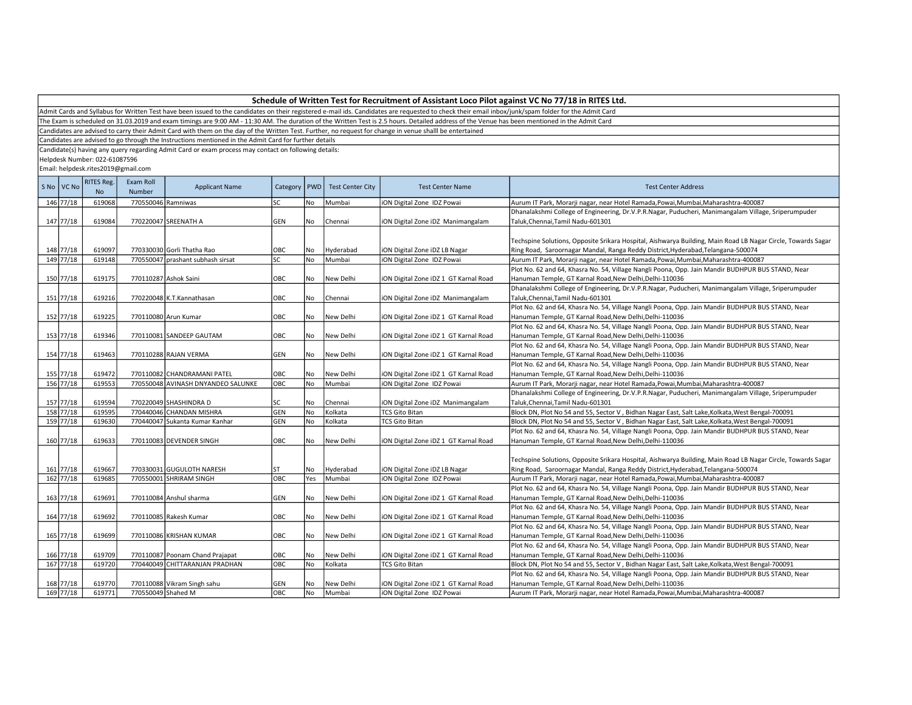# Schedule of Written Test for Recruitment of Assistant Loco Pilot against VC No 77/18 in RITES Ltd.

Admit Cards and Syllabus for Written Test have been issued to the candidates on their registered e-mail ids. Candidates are requested to check their email inbox/junk/spam folder for the Admit Card

The Exam is scheduled on 31.03.2019 and exam timings are 9:00 AM - 11:30 AM. The duration of the Written Test is 2.5 hours. Detailed address of the Venue has been mentioned in the Admit Card

Candidates are advised to carry their Admit Card with them on the day of the Written Test. Further, no request for change in venue shalll be entertained

Candidates are advised to go through the Instructions mentioned in the Admit Card for further details

Candidate(s) having any query regarding Admit Card or exam process may contact on following details:

Helpdesk Number: 022-61087596

Email: helpdesk.rites2019@gmail.com

| S No | VC No | RITES Reg. No | Exam Roll Number | Applicant Name | Category | PWD | Test Center City | Test Center Name | Test Center Address |
|---|---|---|---|---|---|---|---|---|---|
| 146 | 77/18 | 619068 | 770550046 | Ramniwas | SC | No | Mumbai | iON Digital Zone IDZ Powai | Aurum IT Park, Morarji nagar, near Hotel Ramada,Powai,Mumbai,Maharashtra-400087 |
| 147 | 77/18 | 619084 | 770220047 | SREENATH A | GEN | No | Chennai | iON Digital Zone iDZ Manimangalam | Dhanalakshmi College of Engineering, Dr.V.P.R.Nagar, Puducheri, Manimangalam Village, Sriperumpuder Taluk,Chennai,Tamil Nadu-601301 |
| 148 | 77/18 | 619097 | 770330030 | Gorli Thatha Rao | OBC | No | Hyderabad | iON Digital Zone iDZ LB Nagar | Techspine Solutions, Opposite Srikara Hospital, Aishwarya Building, Main Road LB Nagar Circle, Towards Sagar Ring Road, Saroornagar Mandal, Ranga Reddy District,Hyderabad,Telangana-500074 |
| 149 | 77/18 | 619148 | 770550047 | prashant subhash sirsat | SC | No | Mumbai | iON Digital Zone IDZ Powai | Aurum IT Park, Morarji nagar, near Hotel Ramada,Powai,Mumbai,Maharashtra-400087 |
| 150 | 77/18 | 619175 | 770110287 | Ashok Saini | OBC | No | New Delhi | iON Digital Zone iDZ 1 GT Karnal Road | Plot No. 62 and 64, Khasra No. 54, Village Nangli Poona, Opp. Jain Mandir BUDHPUR BUS STAND, Near Hanuman Temple, GT Karnal Road,New Delhi,Delhi-110036 |
| 151 | 77/18 | 619216 | 770220048 | K.T.Kannathasan | OBC | No | Chennai | iON Digital Zone iDZ Manimangalam | Dhanalakshmi College of Engineering, Dr.V.P.R.Nagar, Puducheri, Manimangalam Village, Sriperumpuder Taluk,Chennai,Tamil Nadu-601301 |
| 152 | 77/18 | 619225 | 770110080 | Arun Kumar | OBC | No | New Delhi | iON Digital Zone iDZ 1 GT Karnal Road | Plot No. 62 and 64, Khasra No. 54, Village Nangli Poona, Opp. Jain Mandir BUDHPUR BUS STAND, Near Hanuman Temple, GT Karnal Road,New Delhi,Delhi-110036 |
| 153 | 77/18 | 619346 | 770110081 | SANDEEP GAUTAM | OBC | No | New Delhi | iON Digital Zone iDZ 1 GT Karnal Road | Plot No. 62 and 64, Khasra No. 54, Village Nangli Poona, Opp. Jain Mandir BUDHPUR BUS STAND, Near Hanuman Temple, GT Karnal Road,New Delhi,Delhi-110036 |
| 154 | 77/18 | 619463 | 770110288 | RAJAN VERMA | GEN | No | New Delhi | iON Digital Zone iDZ 1 GT Karnal Road | Plot No. 62 and 64, Khasra No. 54, Village Nangli Poona, Opp. Jain Mandir BUDHPUR BUS STAND, Near Hanuman Temple, GT Karnal Road,New Delhi,Delhi-110036 |
| 155 | 77/18 | 619472 | 770110082 | CHANDRAMANI PATEL | OBC | No | New Delhi | iON Digital Zone iDZ 1 GT Karnal Road | Plot No. 62 and 64, Khasra No. 54, Village Nangli Poona, Opp. Jain Mandir BUDHPUR BUS STAND, Near Hanuman Temple, GT Karnal Road,New Delhi,Delhi-110036 |
| 156 | 77/18 | 619553 | 770550048 | AVINASH DNYANDEO SALUNKE | OBC | No | Mumbai | iON Digital Zone IDZ Powai | Aurum IT Park, Morarji nagar, near Hotel Ramada,Powai,Mumbai,Maharashtra-400087 |
| 157 | 77/18 | 619594 | 770220049 | SHASHINDRA D | SC | No | Chennai | iON Digital Zone iDZ Manimangalam | Dhanalakshmi College of Engineering, Dr.V.P.R.Nagar, Puducheri, Manimangalam Village, Sriperumpuder Taluk,Chennai,Tamil Nadu-601301 |
| 158 | 77/18 | 619595 | 770440046 | CHANDAN MISHRA | GEN | No | Kolkata | TCS Gito Bitan | Block DN, Plot No 54 and 55, Sector V , Bidhan Nagar East, Salt Lake,Kolkata,West Bengal-700091 |
| 159 | 77/18 | 619630 | 770440047 | Sukanta Kumar Kanhar | GEN | No | Kolkata | TCS Gito Bitan | Block DN, Plot No 54 and 55, Sector V , Bidhan Nagar East, Salt Lake,Kolkata,West Bengal-700091 |
| 160 | 77/18 | 619633 | 770110083 | DEVENDER SINGH | OBC | No | New Delhi | iON Digital Zone iDZ 1 GT Karnal Road | Plot No. 62 and 64, Khasra No. 54, Village Nangli Poona, Opp. Jain Mandir BUDHPUR BUS STAND, Near Hanuman Temple, GT Karnal Road,New Delhi,Delhi-110036 |
| 161 | 77/18 | 619667 | 770330031 | GUGULOTH NARESH | ST | No | Hyderabad | iON Digital Zone iDZ LB Nagar | Techspine Solutions, Opposite Srikara Hospital, Aishwarya Building, Main Road LB Nagar Circle, Towards Sagar Ring Road, Saroornagar Mandal, Ranga Reddy District,Hyderabad,Telangana-500074 |
| 162 | 77/18 | 619685 | 770550001 | SHRIRAM SINGH | OBC | Yes | Mumbai | iON Digital Zone IDZ Powai | Aurum IT Park, Morarji nagar, near Hotel Ramada,Powai,Mumbai,Maharashtra-400087 |
| 163 | 77/18 | 619691 | 770110084 | Anshul sharma | GEN | No | New Delhi | iON Digital Zone iDZ 1 GT Karnal Road | Plot No. 62 and 64, Khasra No. 54, Village Nangli Poona, Opp. Jain Mandir BUDHPUR BUS STAND, Near Hanuman Temple, GT Karnal Road,New Delhi,Delhi-110036 |
| 164 | 77/18 | 619692 | 770110085 | Rakesh Kumar | OBC | No | New Delhi | iON Digital Zone iDZ 1 GT Karnal Road | Plot No. 62 and 64, Khasra No. 54, Village Nangli Poona, Opp. Jain Mandir BUDHPUR BUS STAND, Near Hanuman Temple, GT Karnal Road,New Delhi,Delhi-110036 |
| 165 | 77/18 | 619699 | 770110086 | KRISHAN KUMAR | OBC | No | New Delhi | iON Digital Zone iDZ 1 GT Karnal Road | Plot No. 62 and 64, Khasra No. 54, Village Nangli Poona, Opp. Jain Mandir BUDHPUR BUS STAND, Near Hanuman Temple, GT Karnal Road,New Delhi,Delhi-110036 |
| 166 | 77/18 | 619709 | 770110087 | Poonam Chand Prajapat | OBC | No | New Delhi | iON Digital Zone iDZ 1 GT Karnal Road | Plot No. 62 and 64, Khasra No. 54, Village Nangli Poona, Opp. Jain Mandir BUDHPUR BUS STAND, Near Hanuman Temple, GT Karnal Road,New Delhi,Delhi-110036 |
| 167 | 77/18 | 619720 | 770440049 | CHITTARANJAN PRADHAN | OBC | No | Kolkata | TCS Gito Bitan | Block DN, Plot No 54 and 55, Sector V , Bidhan Nagar East, Salt Lake,Kolkata,West Bengal-700091 |
| 168 | 77/18 | 619770 | 770110088 | Vikram Singh sahu | GEN | No | New Delhi | iON Digital Zone iDZ 1 GT Karnal Road | Plot No. 62 and 64, Khasra No. 54, Village Nangli Poona, Opp. Jain Mandir BUDHPUR BUS STAND, Near Hanuman Temple, GT Karnal Road,New Delhi,Delhi-110036 |
| 169 | 77/18 | 619771 | 770550049 | Shahed M | OBC | No | Mumbai | iON Digital Zone IDZ Powai | Aurum IT Park, Morarji nagar, near Hotel Ramada,Powai,Mumbai,Maharashtra-400087 |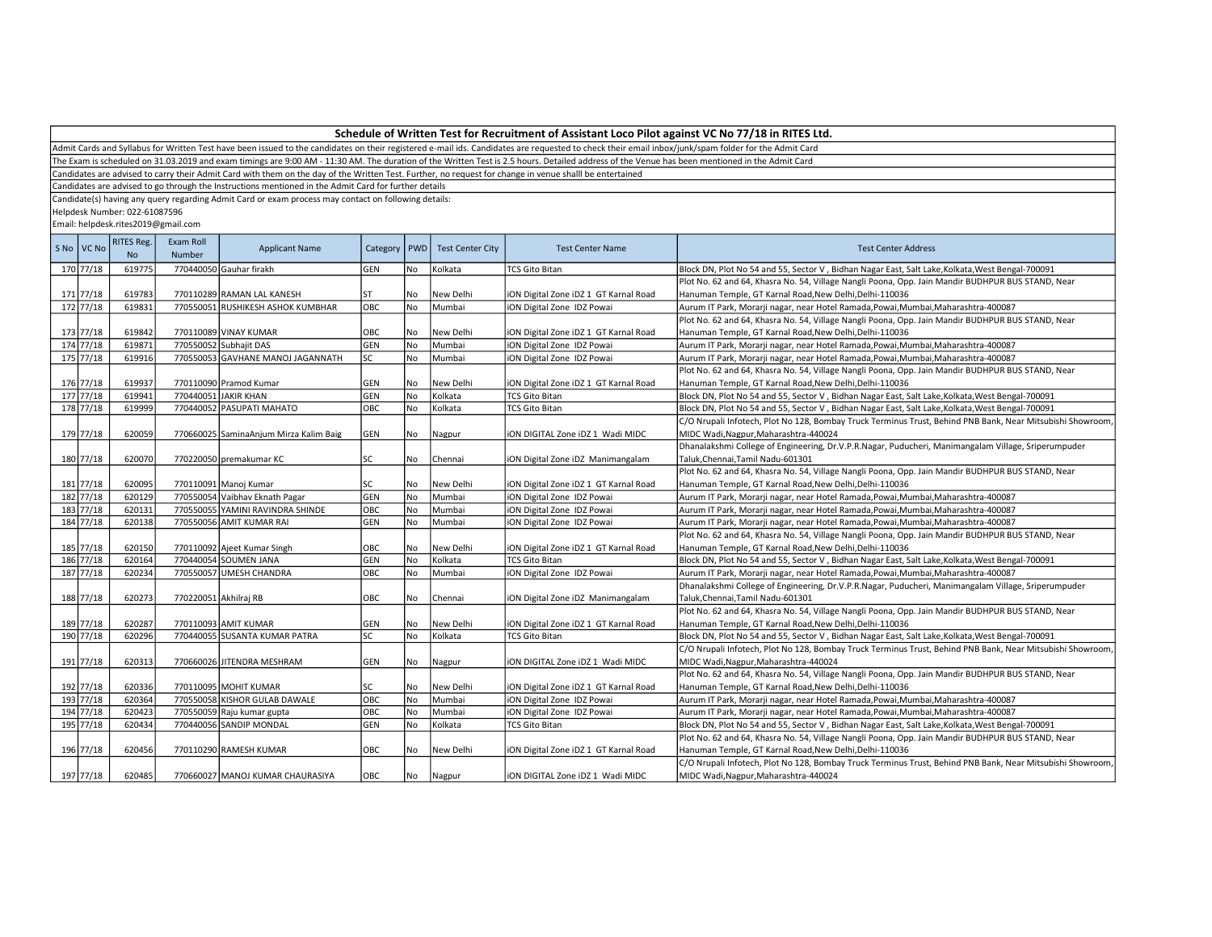## Schedule of Written Test for Recruitment of Assistant Loco Pilot against VC No 77/18 in RITES Ltd.

Admit Cards and Syllabus for Written Test have been issued to the candidates on their registered e-mail ids. Candidates are requested to check their email inbox/junk/spam folder for the Admit Card

The Exam is scheduled on 31.03.2019 and exam timings are 9:00 AM - 11:30 AM. The duration of the Written Test is 2.5 hours. Detailed address of the Venue has been mentioned in the Admit Card

Candidates are advised to carry their Admit Card with them on the day of the Written Test. Further, no request for change in venue shalll be entertained

Candidates are advised to go through the Instructions mentioned in the Admit Card for further details

Candidate(s) having any query regarding Admit Card or exam process may contact on following details:

Helpdesk Number: 022-61087596

Email: helpdesk.rites2019@gmail.com

| S No | VC No | RITES Reg. No | Exam Roll Number | Applicant Name | Category | PWD | Test Center City | Test Center Name | Test Center Address |
|---|---|---|---|---|---|---|---|---|---|
| 170 | 77/18 | 619775 | 770440050 | Gauhar firakh | GEN | No | Kolkata | TCS Gito Bitan | Block DN, Plot No 54 and 55, Sector V , Bidhan Nagar East, Salt Lake,Kolkata,West Bengal-700091 |
| 171 | 77/18 | 619783 | 770110289 | RAMAN LAL KANESH | ST | No | New Delhi | iON Digital Zone iDZ 1 GT Karnal Road | Plot No. 62 and 64, Khasra No. 54, Village Nangli Poona, Opp. Jain Mandir BUDHPUR BUS STAND, Near Hanuman Temple, GT Karnal Road,New Delhi,Delhi-110036 |
| 172 | 77/18 | 619831 | 770550051 | RUSHIKESH ASHOK KUMBHAR | OBC | No | Mumbai | iON Digital Zone IDZ Powai | Aurum IT Park, Morarji nagar, near Hotel Ramada,Powai,Mumbai,Maharashtra-400087 |
| 173 | 77/18 | 619842 | 770110089 | VINAY KUMAR | OBC | No | New Delhi | iON Digital Zone iDZ 1 GT Karnal Road | Plot No. 62 and 64, Khasra No. 54, Village Nangli Poona, Opp. Jain Mandir BUDHPUR BUS STAND, Near Hanuman Temple, GT Karnal Road,New Delhi,Delhi-110036 |
| 174 | 77/18 | 619871 | 770550052 | Subhajit DAS | GEN | No | Mumbai | iON Digital Zone IDZ Powai | Aurum IT Park, Morarji nagar, near Hotel Ramada,Powai,Mumbai,Maharashtra-400087 |
| 175 | 77/18 | 619916 | 770550053 | GAVHANE MANOJ JAGANNATH | SC | No | Mumbai | iON Digital Zone IDZ Powai | Aurum IT Park, Morarji nagar, near Hotel Ramada,Powai,Mumbai,Maharashtra-400087 |
| 176 | 77/18 | 619937 | 770110090 | Pramod Kumar | GEN | No | New Delhi | iON Digital Zone iDZ 1 GT Karnal Road | Plot No. 62 and 64, Khasra No. 54, Village Nangli Poona, Opp. Jain Mandir BUDHPUR BUS STAND, Near Hanuman Temple, GT Karnal Road,New Delhi,Delhi-110036 |
| 177 | 77/18 | 619941 | 770440051 | JAKIR KHAN | GEN | No | Kolkata | TCS Gito Bitan | Block DN, Plot No 54 and 55, Sector V , Bidhan Nagar East, Salt Lake,Kolkata,West Bengal-700091 |
| 178 | 77/18 | 619999 | 770440052 | PASUPATI MAHATO | OBC | No | Kolkata | TCS Gito Bitan | Block DN, Plot No 54 and 55, Sector V , Bidhan Nagar East, Salt Lake,Kolkata,West Bengal-700091 |
| 179 | 77/18 | 620059 | 770660025 | SaminaAnjum Mirza Kalim Baig | GEN | No | Nagpur | iON DIGITAL Zone iDZ 1 Wadi MIDC | C/O Nrupali Infotech, Plot No 128, Bombay Truck Terminus Trust, Behind PNB Bank, Near Mitsubishi Showroom, MIDC Wadi,Nagpur,Maharashtra-440024 |
| 180 | 77/18 | 620070 | 770220050 | premakumar KC | SC | No | Chennai | iON Digital Zone iDZ Manimangalam | Dhanalakshmi College of Engineering, Dr.V.P.R.Nagar, Puducheri, Manimangalam Village, Sriperumpuder Taluk,Chennai,Tamil Nadu-601301 |
| 181 | 77/18 | 620095 | 770110091 | Manoj Kumar | SC | No | New Delhi | iON Digital Zone iDZ 1 GT Karnal Road | Plot No. 62 and 64, Khasra No. 54, Village Nangli Poona, Opp. Jain Mandir BUDHPUR BUS STAND, Near Hanuman Temple, GT Karnal Road,New Delhi,Delhi-110036 |
| 182 | 77/18 | 620129 | 770550054 | Vaibhav Eknath Pagar | GEN | No | Mumbai | iON Digital Zone IDZ Powai | Aurum IT Park, Morarji nagar, near Hotel Ramada,Powai,Mumbai,Maharashtra-400087 |
| 183 | 77/18 | 620131 | 770550055 | YAMINI RAVINDRA SHINDE | OBC | No | Mumbai | iON Digital Zone IDZ Powai | Aurum IT Park, Morarji nagar, near Hotel Ramada,Powai,Mumbai,Maharashtra-400087 |
| 184 | 77/18 | 620138 | 770550056 | AMIT KUMAR RAI | GEN | No | Mumbai | iON Digital Zone IDZ Powai | Aurum IT Park, Morarji nagar, near Hotel Ramada,Powai,Mumbai,Maharashtra-400087 |
| 185 | 77/18 | 620150 | 770110092 | Ajeet Kumar Singh | OBC | No | New Delhi | iON Digital Zone iDZ 1 GT Karnal Road | Plot No. 62 and 64, Khasra No. 54, Village Nangli Poona, Opp. Jain Mandir BUDHPUR BUS STAND, Near Hanuman Temple, GT Karnal Road,New Delhi,Delhi-110036 |
| 186 | 77/18 | 620164 | 770440054 | SOUMEN JANA | GEN | No | Kolkata | TCS Gito Bitan | Block DN, Plot No 54 and 55, Sector V , Bidhan Nagar East, Salt Lake,Kolkata,West Bengal-700091 |
| 187 | 77/18 | 620234 | 770550057 | UMESH CHANDRA | OBC | No | Mumbai | iON Digital Zone IDZ Powai | Aurum IT Park, Morarji nagar, near Hotel Ramada,Powai,Mumbai,Maharashtra-400087 |
| 188 | 77/18 | 620273 | 770220051 | Akhilraj RB | OBC | No | Chennai | iON Digital Zone iDZ Manimangalam | Dhanalakshmi College of Engineering, Dr.V.P.R.Nagar, Puducheri, Manimangalam Village, Sriperumpuder Taluk,Chennai,Tamil Nadu-601301 |
| 189 | 77/18 | 620287 | 770110093 | AMIT KUMAR | GEN | No | New Delhi | iON Digital Zone iDZ 1 GT Karnal Road | Plot No. 62 and 64, Khasra No. 54, Village Nangli Poona, Opp. Jain Mandir BUDHPUR BUS STAND, Near Hanuman Temple, GT Karnal Road,New Delhi,Delhi-110036 |
| 190 | 77/18 | 620296 | 770440055 | SUSANTA KUMAR PATRA | SC | No | Kolkata | TCS Gito Bitan | Block DN, Plot No 54 and 55, Sector V , Bidhan Nagar East, Salt Lake,Kolkata,West Bengal-700091 |
| 191 | 77/18 | 620313 | 770660026 | JITENDRA MESHRAM | GEN | No | Nagpur | iON DIGITAL Zone iDZ 1 Wadi MIDC | C/O Nrupali Infotech, Plot No 128, Bombay Truck Terminus Trust, Behind PNB Bank, Near Mitsubishi Showroom, MIDC Wadi,Nagpur,Maharashtra-440024 |
| 192 | 77/18 | 620336 | 770110095 | MOHIT KUMAR | SC | No | New Delhi | iON Digital Zone iDZ 1 GT Karnal Road | Plot No. 62 and 64, Khasra No. 54, Village Nangli Poona, Opp. Jain Mandir BUDHPUR BUS STAND, Near Hanuman Temple, GT Karnal Road,New Delhi,Delhi-110036 |
| 193 | 77/18 | 620364 | 770550058 | KISHOR GULAB DAWALE | OBC | No | Mumbai | iON Digital Zone IDZ Powai | Aurum IT Park, Morarji nagar, near Hotel Ramada,Powai,Mumbai,Maharashtra-400087 |
| 194 | 77/18 | 620423 | 770550059 | Raju kumar gupta | OBC | No | Mumbai | iON Digital Zone IDZ Powai | Aurum IT Park, Morarji nagar, near Hotel Ramada,Powai,Mumbai,Maharashtra-400087 |
| 195 | 77/18 | 620434 | 770440056 | SANDIP MONDAL | GEN | No | Kolkata | TCS Gito Bitan | Block DN, Plot No 54 and 55, Sector V , Bidhan Nagar East, Salt Lake,Kolkata,West Bengal-700091 |
| 196 | 77/18 | 620456 | 770110290 | RAMESH KUMAR | OBC | No | New Delhi | iON Digital Zone iDZ 1 GT Karnal Road | Plot No. 62 and 64, Khasra No. 54, Village Nangli Poona, Opp. Jain Mandir BUDHPUR BUS STAND, Near Hanuman Temple, GT Karnal Road,New Delhi,Delhi-110036 |
| 197 | 77/18 | 620485 | 770660027 | MANOJ KUMAR CHAURASIYA | OBC | No | Nagpur | iON DIGITAL Zone iDZ 1 Wadi MIDC | C/O Nrupali Infotech, Plot No 128, Bombay Truck Terminus Trust, Behind PNB Bank, Near Mitsubishi Showroom, MIDC Wadi,Nagpur,Maharashtra-440024 |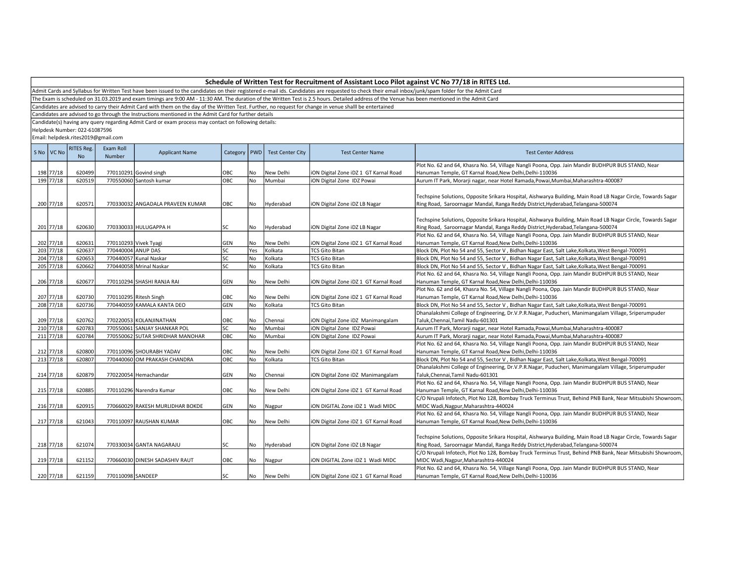# Schedule of Written Test for Recruitment of Assistant Loco Pilot against VC No 77/18 in RITES Ltd.

Admit Cards and Syllabus for Written Test have been issued to the candidates on their registered e-mail ids. Candidates are requested to check their email inbox/junk/spam folder for the Admit Card

The Exam is scheduled on 31.03.2019 and exam timings are 9:00 AM - 11:30 AM. The duration of the Written Test is 2.5 hours. Detailed address of the Venue has been mentioned in the Admit Card

Candidates are advised to carry their Admit Card with them on the day of the Written Test. Further, no request for change in venue shalll be entertained

Candidates are advised to go through the Instructions mentioned in the Admit Card for further details

Candidate(s) having any query regarding Admit Card or exam process may contact on following details:

Helpdesk Number: 022-61087596

Email: helpdesk.rites2019@gmail.com

| S No | VC No | RITES Reg. No | Exam Roll Number | Applicant Name | Category | PWD | Test Center City | Test Center Name | Test Center Address |
|---|---|---|---|---|---|---|---|---|---|
| 198 | 77/18 | 620499 | 770110291 | Govind singh | OBC | No | New Delhi | iON Digital Zone iDZ 1 GT Karnal Road | Plot No. 62 and 64, Khasra No. 54, Village Nangli Poona, Opp. Jain Mandir BUDHPUR BUS STAND, Near Hanuman Temple, GT Karnal Road,New Delhi,Delhi-110036 |
| 199 | 77/18 | 620519 | 770550060 | Santosh kumar | OBC | No | Mumbai | iON Digital Zone IDZ Powai | Aurum IT Park, Morarji nagar, near Hotel Ramada,Powai,Mumbai,Maharashtra-400087 |
| 200 | 77/18 | 620571 | 770330032 | ANGADALA PRAVEEN KUMAR | OBC | No | Hyderabad | iON Digital Zone iDZ LB Nagar | Techspine Solutions, Opposite Srikara Hospital, Aishwarya Building, Main Road LB Nagar Circle, Towards Sagar Ring Road, Saroornagar Mandal, Ranga Reddy District,Hyderabad,Telangana-500074 |
| 201 | 77/18 | 620630 | 770330033 | HULUGAPPA H | SC | No | Hyderabad | iON Digital Zone iDZ LB Nagar | Techspine Solutions, Opposite Srikara Hospital, Aishwarya Building, Main Road LB Nagar Circle, Towards Sagar Ring Road, Saroornagar Mandal, Ranga Reddy District,Hyderabad,Telangana-500074 |
| 202 | 77/18 | 620631 | 770110293 | Vivek Tyagi | GEN | No | New Delhi | iON Digital Zone iDZ 1 GT Karnal Road | Plot No. 62 and 64, Khasra No. 54, Village Nangli Poona, Opp. Jain Mandir BUDHPUR BUS STAND, Near Hanuman Temple, GT Karnal Road,New Delhi,Delhi-110036 |
| 203 | 77/18 | 620637 | 770440004 | ANUP DAS | SC | Yes | Kolkata | TCS Gito Bitan | Block DN, Plot No 54 and 55, Sector V , Bidhan Nagar East, Salt Lake,Kolkata,West Bengal-700091 |
| 204 | 77/18 | 620653 | 770440057 | Kunal Naskar | SC | No | Kolkata | TCS Gito Bitan | Block DN, Plot No 54 and 55, Sector V , Bidhan Nagar East, Salt Lake,Kolkata,West Bengal-700091 |
| 205 | 77/18 | 620662 | 770440058 | Mrinal Naskar | SC | No | Kolkata | TCS Gito Bitan | Block DN, Plot No 54 and 55, Sector V , Bidhan Nagar East, Salt Lake,Kolkata,West Bengal-700091 |
| 206 | 77/18 | 620677 | 770110294 | SHASHI RANJA RAI | GEN | No | New Delhi | iON Digital Zone iDZ 1 GT Karnal Road | Plot No. 62 and 64, Khasra No. 54, Village Nangli Poona, Opp. Jain Mandir BUDHPUR BUS STAND, Near Hanuman Temple, GT Karnal Road,New Delhi,Delhi-110036 |
| 207 | 77/18 | 620730 | 770110295 | Ritesh Singh | OBC | No | New Delhi | iON Digital Zone iDZ 1 GT Karnal Road | Plot No. 62 and 64, Khasra No. 54, Village Nangli Poona, Opp. Jain Mandir BUDHPUR BUS STAND, Near Hanuman Temple, GT Karnal Road,New Delhi,Delhi-110036 |
| 208 | 77/18 | 620736 | 770440059 | KAMALA KANTA DEO | GEN | No | Kolkata | TCS Gito Bitan | Block DN, Plot No 54 and 55, Sector V , Bidhan Nagar East, Salt Lake,Kolkata,West Bengal-700091 |
| 209 | 77/18 | 620762 | 770220053 | KOLANJINATHAN | OBC | No | Chennai | iON Digital Zone iDZ Manimangalam | Dhanalakshmi College of Engineering, Dr.V.P.R.Nagar, Puducheri, Manimangalam Village, Sriperumpuder Taluk,Chennai,Tamil Nadu-601301 |
| 210 | 77/18 | 620783 | 770550061 | SANJAY SHANKAR POL | SC | No | Mumbai | iON Digital Zone IDZ Powai | Aurum IT Park, Morarji nagar, near Hotel Ramada,Powai,Mumbai,Maharashtra-400087 |
| 211 | 77/18 | 620784 | 770550062 | SUTAR SHRIDHAR MANOHAR | OBC | No | Mumbai | iON Digital Zone IDZ Powai | Aurum IT Park, Morarji nagar, near Hotel Ramada,Powai,Mumbai,Maharashtra-400087 |
| 212 | 77/18 | 620800 | 770110096 | SHOURABH YADAV | OBC | No | New Delhi | iON Digital Zone iDZ 1 GT Karnal Road | Plot No. 62 and 64, Khasra No. 54, Village Nangli Poona, Opp. Jain Mandir BUDHPUR BUS STAND, Near Hanuman Temple, GT Karnal Road,New Delhi,Delhi-110036 |
| 213 | 77/18 | 620807 | 770440060 | OM PRAKASH CHANDRA | OBC | No | Kolkata | TCS Gito Bitan | Block DN, Plot No 54 and 55, Sector V , Bidhan Nagar East, Salt Lake,Kolkata,West Bengal-700091 |
| 214 | 77/18 | 620879 | 770220054 | Hemachandar | GEN | No | Chennai | iON Digital Zone iDZ Manimangalam | Dhanalakshmi College of Engineering, Dr.V.P.R.Nagar, Puducheri, Manimangalam Village, Sriperumpuder Taluk,Chennai,Tamil Nadu-601301 |
| 215 | 77/18 | 620885 | 770110296 | Narendra Kumar | OBC | No | New Delhi | iON Digital Zone iDZ 1 GT Karnal Road | Plot No. 62 and 64, Khasra No. 54, Village Nangli Poona, Opp. Jain Mandir BUDHPUR BUS STAND, Near Hanuman Temple, GT Karnal Road,New Delhi,Delhi-110036 |
| 216 | 77/18 | 620915 | 770660029 | RAKESH MURLIDHAR BOKDE | GEN | No | Nagpur | iON DIGITAL Zone iDZ 1 Wadi MIDC | C/O Nrupali Infotech, Plot No 128, Bombay Truck Terminus Trust, Behind PNB Bank, Near Mitsubishi Showroom, MIDC Wadi,Nagpur,Maharashtra-440024 |
| 217 | 77/18 | 621043 | 770110097 | RAUSHAN KUMAR | OBC | No | New Delhi | iON Digital Zone iDZ 1 GT Karnal Road | Plot No. 62 and 64, Khasra No. 54, Village Nangli Poona, Opp. Jain Mandir BUDHPUR BUS STAND, Near Hanuman Temple, GT Karnal Road,New Delhi,Delhi-110036 |
| 218 | 77/18 | 621074 | 770330034 | GANTA NAGARAJU | SC | No | Hyderabad | iON Digital Zone iDZ LB Nagar | Techspine Solutions, Opposite Srikara Hospital, Aishwarya Building, Main Road LB Nagar Circle, Towards Sagar Ring Road, Saroornagar Mandal, Ranga Reddy District,Hyderabad,Telangana-500074 |
| 219 | 77/18 | 621152 | 770660030 | DINESH SADASHIV RAUT | OBC | No | Nagpur | iON DIGITAL Zone iDZ 1 Wadi MIDC | C/O Nrupali Infotech, Plot No 128, Bombay Truck Terminus Trust, Behind PNB Bank, Near Mitsubishi Showroom, MIDC Wadi,Nagpur,Maharashtra-440024 |
| 220 | 77/18 | 621159 | 770110098 | SANDEEP | SC | No | New Delhi | iON Digital Zone iDZ 1 GT Karnal Road | Plot No. 62 and 64, Khasra No. 54, Village Nangli Poona, Opp. Jain Mandir BUDHPUR BUS STAND, Near Hanuman Temple, GT Karnal Road,New Delhi,Delhi-110036 |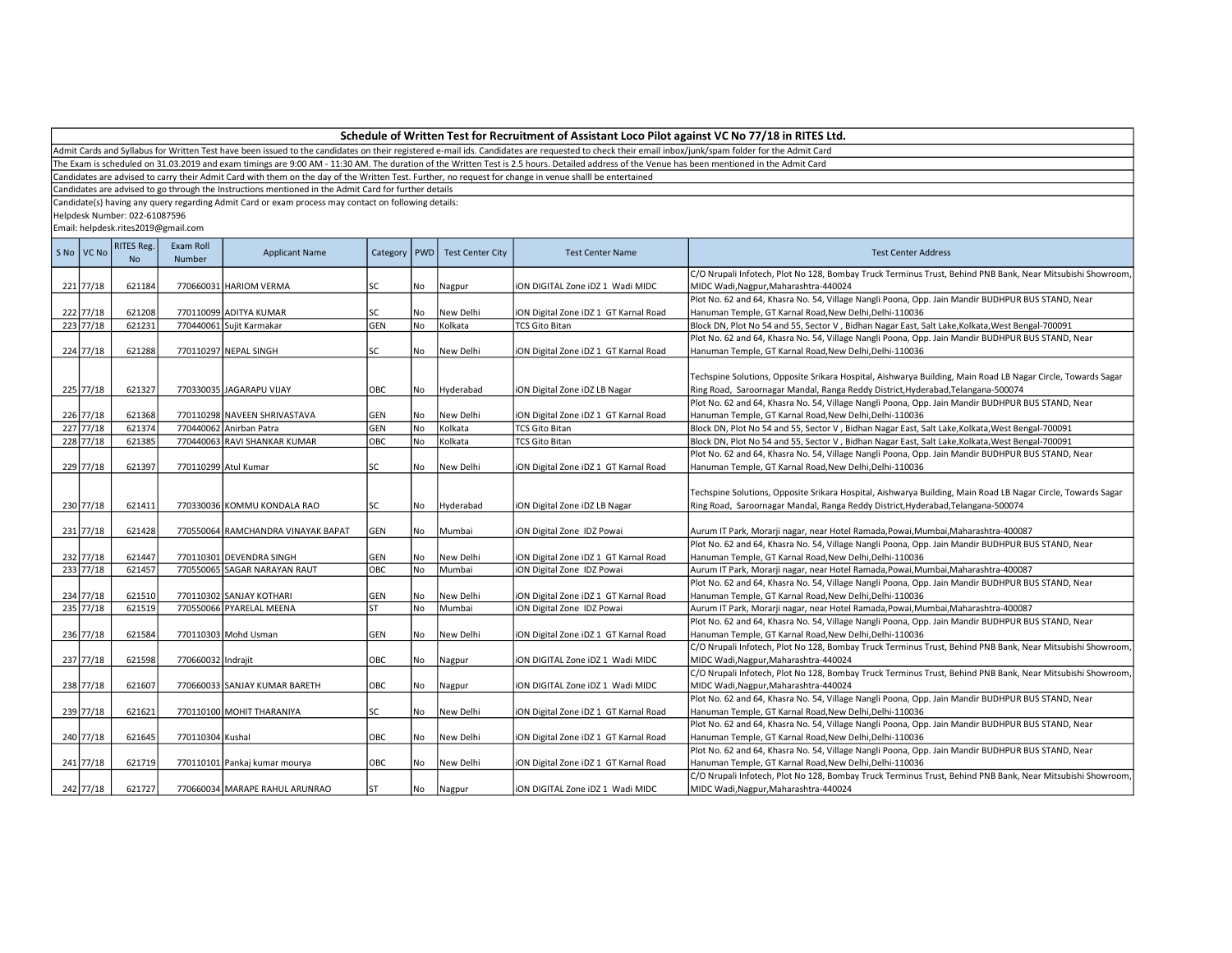## Schedule of Written Test for Recruitment of Assistant Loco Pilot against VC No 77/18 in RITES Ltd.

Admit Cards and Syllabus for Written Test have been issued to the candidates on their registered e-mail ids. Candidates are requested to check their email inbox/junk/spam folder for the Admit Card

The Exam is scheduled on 31.03.2019 and exam timings are 9:00 AM - 11:30 AM. The duration of the Written Test is 2.5 hours. Detailed address of the Venue has been mentioned in the Admit Card

Candidates are advised to carry their Admit Card with them on the day of the Written Test. Further, no request for change in venue shalll be entertained

Candidates are advised to go through the Instructions mentioned in the Admit Card for further details

Candidate(s) having any query regarding Admit Card or exam process may contact on following details:

Helpdesk Number: 022-61087596

Email: helpdesk.rites2019@gmail.com

| S No | VC No | RITES Reg. No | Exam Roll Number | Applicant Name | Category | PWD | Test Center City | Test Center Name | Test Center Address |
|---|---|---|---|---|---|---|---|---|---|
| 221 | 77/18 | 621184 | 770660031 | HARIOM VERMA | SC | No | Nagpur | iON DIGITAL Zone iDZ 1 Wadi MIDC | C/O Nrupali Infotech, Plot No 128, Bombay Truck Terminus Trust, Behind PNB Bank, Near Mitsubishi Showroom, MIDC Wadi,Nagpur,Maharashtra-440024 |
| 222 | 77/18 | 621208 | 770110099 | ADITYA KUMAR | SC | No | New Delhi | iON Digital Zone iDZ 1 GT Karnal Road | Plot No. 62 and 64, Khasra No. 54, Village Nangli Poona, Opp. Jain Mandir BUDHPUR BUS STAND, Near Hanuman Temple, GT Karnal Road,New Delhi,Delhi-110036 |
| 223 | 77/18 | 621231 | 770440061 | Sujit Karmakar | GEN | No | Kolkata | TCS Gito Bitan | Block DN, Plot No 54 and 55, Sector V , Bidhan Nagar East, Salt Lake,Kolkata,West Bengal-700091 |
| 224 | 77/18 | 621288 | 770110297 | NEPAL SINGH | SC | No | New Delhi | iON Digital Zone iDZ 1 GT Karnal Road | Plot No. 62 and 64, Khasra No. 54, Village Nangli Poona, Opp. Jain Mandir BUDHPUR BUS STAND, Near Hanuman Temple, GT Karnal Road,New Delhi,Delhi-110036 |
| 225 | 77/18 | 621327 | 770330035 | JAGARAPU VIJAY | OBC | No | Hyderabad | iON Digital Zone iDZ LB Nagar | Techspine Solutions, Opposite Srikara Hospital, Aishwarya Building, Main Road LB Nagar Circle, Towards Sagar Ring Road, Saroornagar Mandal, Ranga Reddy District,Hyderabad,Telangana-500074 |
| 226 | 77/18 | 621368 | 770110298 | NAVEEN SHRIVASTAVA | GEN | No | New Delhi | iON Digital Zone iDZ 1 GT Karnal Road | Plot No. 62 and 64, Khasra No. 54, Village Nangli Poona, Opp. Jain Mandir BUDHPUR BUS STAND, Near Hanuman Temple, GT Karnal Road,New Delhi,Delhi-110036 |
| 227 | 77/18 | 621374 | 770440062 | Anirban Patra | GEN | No | Kolkata | TCS Gito Bitan | Block DN, Plot No 54 and 55, Sector V , Bidhan Nagar East, Salt Lake,Kolkata,West Bengal-700091 |
| 228 | 77/18 | 621385 | 770440063 | RAVI SHANKAR KUMAR | OBC | No | Kolkata | TCS Gito Bitan | Block DN, Plot No 54 and 55, Sector V , Bidhan Nagar East, Salt Lake,Kolkata,West Bengal-700091 |
| 229 | 77/18 | 621397 | 770110299 | Atul Kumar | SC | No | New Delhi | iON Digital Zone iDZ 1 GT Karnal Road | Plot No. 62 and 64, Khasra No. 54, Village Nangli Poona, Opp. Jain Mandir BUDHPUR BUS STAND, Near Hanuman Temple, GT Karnal Road,New Delhi,Delhi-110036 |
| 230 | 77/18 | 621411 | 770330036 | KOMMU KONDALA RAO | SC | No | Hyderabad | iON Digital Zone iDZ LB Nagar | Techspine Solutions, Opposite Srikara Hospital, Aishwarya Building, Main Road LB Nagar Circle, Towards Sagar Ring Road, Saroornagar Mandal, Ranga Reddy District,Hyderabad,Telangana-500074 |
| 231 | 77/18 | 621428 | 770550064 | RAMCHANDRA VINAYAK BAPAT | GEN | No | Mumbai | iON Digital Zone IDZ Powai | Aurum IT Park, Morarji nagar, near Hotel Ramada,Powai,Mumbai,Maharashtra-400087 |
| 232 | 77/18 | 621447 | 770110301 | DEVENDRA SINGH | GEN | No | New Delhi | iON Digital Zone iDZ 1 GT Karnal Road | Plot No. 62 and 64, Khasra No. 54, Village Nangli Poona, Opp. Jain Mandir BUDHPUR BUS STAND, Near Hanuman Temple, GT Karnal Road,New Delhi,Delhi-110036 |
| 233 | 77/18 | 621457 | 770550065 | SAGAR NARAYAN RAUT | OBC | No | Mumbai | iON Digital Zone IDZ Powai | Aurum IT Park, Morarji nagar, near Hotel Ramada,Powai,Mumbai,Maharashtra-400087 |
| 234 | 77/18 | 621510 | 770110302 | SANJAY KOTHARI | GEN | No | New Delhi | iON Digital Zone iDZ 1 GT Karnal Road | Plot No. 62 and 64, Khasra No. 54, Village Nangli Poona, Opp. Jain Mandir BUDHPUR BUS STAND, Near Hanuman Temple, GT Karnal Road,New Delhi,Delhi-110036 |
| 235 | 77/18 | 621519 | 770550066 | PYARELAL MEENA | ST | No | Mumbai | iON Digital Zone IDZ Powai | Aurum IT Park, Morarji nagar, near Hotel Ramada,Powai,Mumbai,Maharashtra-400087 |
| 236 | 77/18 | 621584 | 770110303 | Mohd Usman | GEN | No | New Delhi | iON Digital Zone iDZ 1 GT Karnal Road | Plot No. 62 and 64, Khasra No. 54, Village Nangli Poona, Opp. Jain Mandir BUDHPUR BUS STAND, Near Hanuman Temple, GT Karnal Road,New Delhi,Delhi-110036 |
| 237 | 77/18 | 621598 | 770660032 | Indrajit | OBC | No | Nagpur | iON DIGITAL Zone iDZ 1 Wadi MIDC | C/O Nrupali Infotech, Plot No 128, Bombay Truck Terminus Trust, Behind PNB Bank, Near Mitsubishi Showroom, MIDC Wadi,Nagpur,Maharashtra-440024 |
| 238 | 77/18 | 621607 | 770660033 | SANJAY KUMAR BARETH | OBC | No | Nagpur | iON DIGITAL Zone iDZ 1 Wadi MIDC | C/O Nrupali Infotech, Plot No 128, Bombay Truck Terminus Trust, Behind PNB Bank, Near Mitsubishi Showroom, MIDC Wadi,Nagpur,Maharashtra-440024 |
| 239 | 77/18 | 621621 | 770110100 | MOHIT THARANIYA | SC | No | New Delhi | iON Digital Zone iDZ 1 GT Karnal Road | Plot No. 62 and 64, Khasra No. 54, Village Nangli Poona, Opp. Jain Mandir BUDHPUR BUS STAND, Near Hanuman Temple, GT Karnal Road,New Delhi,Delhi-110036 |
| 240 | 77/18 | 621645 | 770110304 | Kushal | OBC | No | New Delhi | iON Digital Zone iDZ 1 GT Karnal Road | Plot No. 62 and 64, Khasra No. 54, Village Nangli Poona, Opp. Jain Mandir BUDHPUR BUS STAND, Near Hanuman Temple, GT Karnal Road,New Delhi,Delhi-110036 |
| 241 | 77/18 | 621719 | 770110101 | Pankaj kumar mourya | OBC | No | New Delhi | iON Digital Zone iDZ 1 GT Karnal Road | Plot No. 62 and 64, Khasra No. 54, Village Nangli Poona, Opp. Jain Mandir BUDHPUR BUS STAND, Near Hanuman Temple, GT Karnal Road,New Delhi,Delhi-110036 |
| 242 | 77/18 | 621727 | 770660034 | MARAPE RAHUL ARUNRAO | ST | No | Nagpur | iON DIGITAL Zone iDZ 1 Wadi MIDC | C/O Nrupali Infotech, Plot No 128, Bombay Truck Terminus Trust, Behind PNB Bank, Near Mitsubishi Showroom, MIDC Wadi,Nagpur,Maharashtra-440024 |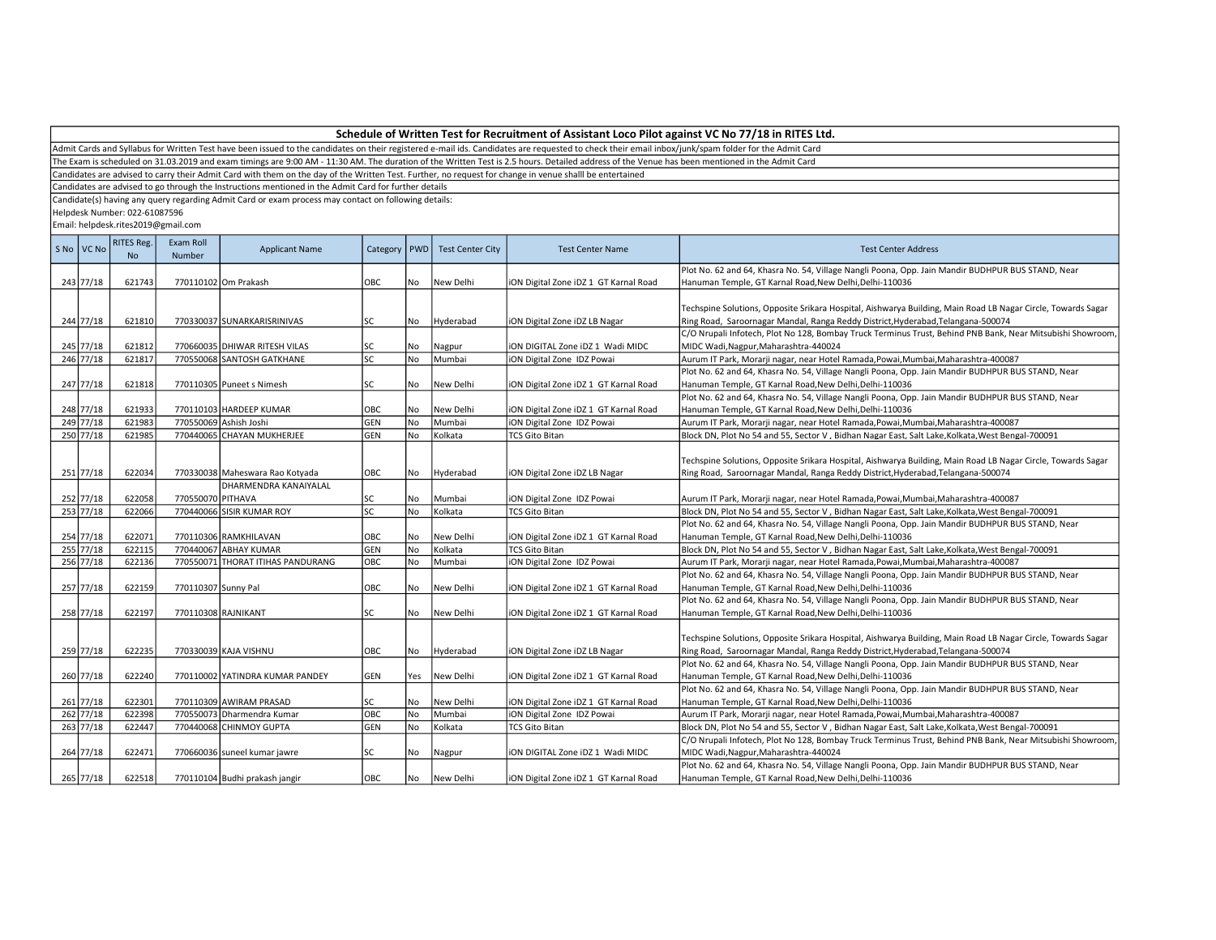## Schedule of Written Test for Recruitment of Assistant Loco Pilot against VC No 77/18 in RITES Ltd.

Admit Cards and Syllabus for Written Test have been issued to the candidates on their registered e-mail ids. Candidates are requested to check their email inbox/junk/spam folder for the Admit Card

The Exam is scheduled on 31.03.2019 and exam timings are 9:00 AM - 11:30 AM. The duration of the Written Test is 2.5 hours. Detailed address of the Venue has been mentioned in the Admit Card

Candidates are advised to carry their Admit Card with them on the day of the Written Test. Further, no request for change in venue shalll be entertained

Candidates are advised to go through the Instructions mentioned in the Admit Card for further details

Candidate(s) having any query regarding Admit Card or exam process may contact on following details:

Helpdesk Number: 022-61087596

Email: helpdesk.rites2019@gmail.com

| S No | VC No | RITES Reg. No | Exam Roll Number | Applicant Name | Category | PWD | Test Center City | Test Center Name | Test Center Address |
|---|---|---|---|---|---|---|---|---|---|
| 243 | 77/18 | 621743 | 770110102 | Om Prakash | OBC | No | New Delhi | iON Digital Zone iDZ 1 GT Karnal Road | Plot No. 62 and 64, Khasra No. 54, Village Nangli Poona, Opp. Jain Mandir BUDHPUR BUS STAND, Near Hanuman Temple, GT Karnal Road,New Delhi,Delhi-110036 |
| 244 | 77/18 | 621810 | 770330037 | SUNARKARISRINIVAS | SC | No | Hyderabad | iON Digital Zone iDZ LB Nagar | Techspine Solutions, Opposite Srikara Hospital, Aishwarya Building, Main Road LB Nagar Circle, Towards Sagar Ring Road, Saroornagar Mandal, Ranga Reddy District,Hyderabad,Telangana-500074 |
| 245 | 77/18 | 621812 | 770660035 | DHIWAR RITESH VILAS | SC | No | Nagpur | iON DIGITAL Zone iDZ 1 Wadi MIDC | C/O Nrupali Infotech, Plot No 128, Bombay Truck Terminus Trust, Behind PNB Bank, Near Mitsubishi Showroom, MIDC Wadi,Nagpur,Maharashtra-440024 |
| 246 | 77/18 | 621817 | 770550068 | SANTOSH GATKHANE | SC | No | Mumbai | iON Digital Zone IDZ Powai | Aurum IT Park, Morarji nagar, near Hotel Ramada,Powai,Mumbai,Maharashtra-400087 |
| 247 | 77/18 | 621818 | 770110305 | Puneet s Nimesh | SC | No | New Delhi | iON Digital Zone iDZ 1 GT Karnal Road | Plot No. 62 and 64, Khasra No. 54, Village Nangli Poona, Opp. Jain Mandir BUDHPUR BUS STAND, Near Hanuman Temple, GT Karnal Road,New Delhi,Delhi-110036 |
| 248 | 77/18 | 621933 | 770110103 | HARDEEP KUMAR | OBC | No | New Delhi | iON Digital Zone iDZ 1 GT Karnal Road | Plot No. 62 and 64, Khasra No. 54, Village Nangli Poona, Opp. Jain Mandir BUDHPUR BUS STAND, Near Hanuman Temple, GT Karnal Road,New Delhi,Delhi-110036 |
| 249 | 77/18 | 621983 | 770550069 | Ashish Joshi | GEN | No | Mumbai | iON Digital Zone IDZ Powai | Aurum IT Park, Morarji nagar, near Hotel Ramada,Powai,Mumbai,Maharashtra-400087 |
| 250 | 77/18 | 621985 | 770440065 | CHAYAN MUKHERJEE | GEN | No | Kolkata | TCS Gito Bitan | Block DN, Plot No 54 and 55, Sector V , Bidhan Nagar East, Salt Lake,Kolkata,West Bengal-700091 |
| 251 | 77/18 | 622034 | 770330038 | Maheswara Rao Kotyada | OBC | No | Hyderabad | iON Digital Zone iDZ LB Nagar | Techspine Solutions, Opposite Srikara Hospital, Aishwarya Building, Main Road LB Nagar Circle, Towards Sagar Ring Road, Saroornagar Mandal, Ranga Reddy District,Hyderabad,Telangana-500074 |
| 252 | 77/18 | 622058 | 770550070 | DHARMENDRA KANAIYALAL PITHAVA | SC | No | Mumbai | iON Digital Zone IDZ Powai | Aurum IT Park, Morarji nagar, near Hotel Ramada,Powai,Mumbai,Maharashtra-400087 |
| 253 | 77/18 | 622066 | 770440066 | SISIR KUMAR ROY | SC | No | Kolkata | TCS Gito Bitan | Block DN, Plot No 54 and 55, Sector V , Bidhan Nagar East, Salt Lake,Kolkata,West Bengal-700091 |
| 254 | 77/18 | 622071 | 770110306 | RAMKHILAVAN | OBC | No | New Delhi | iON Digital Zone iDZ 1 GT Karnal Road | Plot No. 62 and 64, Khasra No. 54, Village Nangli Poona, Opp. Jain Mandir BUDHPUR BUS STAND, Near Hanuman Temple, GT Karnal Road,New Delhi,Delhi-110036 |
| 255 | 77/18 | 622115 | 770440067 | ABHAY KUMAR | GEN | No | Kolkata | TCS Gito Bitan | Block DN, Plot No 54 and 55, Sector V , Bidhan Nagar East, Salt Lake,Kolkata,West Bengal-700091 |
| 256 | 77/18 | 622136 | 770550071 | THORAT ITIHAS PANDURANG | OBC | No | Mumbai | iON Digital Zone IDZ Powai | Aurum IT Park, Morarji nagar, near Hotel Ramada,Powai,Mumbai,Maharashtra-400087 |
| 257 | 77/18 | 622159 | 770110307 | Sunny Pal | OBC | No | New Delhi | iON Digital Zone iDZ 1 GT Karnal Road | Plot No. 62 and 64, Khasra No. 54, Village Nangli Poona, Opp. Jain Mandir BUDHPUR BUS STAND, Near Hanuman Temple, GT Karnal Road,New Delhi,Delhi-110036 |
| 258 | 77/18 | 622197 | 770110308 | RAJNIKANT | SC | No | New Delhi | iON Digital Zone iDZ 1 GT Karnal Road | Plot No. 62 and 64, Khasra No. 54, Village Nangli Poona, Opp. Jain Mandir BUDHPUR BUS STAND, Near Hanuman Temple, GT Karnal Road,New Delhi,Delhi-110036 |
| 259 | 77/18 | 622235 | 770330039 | KAJA VISHNU | OBC | No | Hyderabad | iON Digital Zone iDZ LB Nagar | Techspine Solutions, Opposite Srikara Hospital, Aishwarya Building, Main Road LB Nagar Circle, Towards Sagar Ring Road, Saroornagar Mandal, Ranga Reddy District,Hyderabad,Telangana-500074 |
| 260 | 77/18 | 622240 | 770110002 | YATINDRA KUMAR PANDEY | GEN | Yes | New Delhi | iON Digital Zone iDZ 1 GT Karnal Road | Plot No. 62 and 64, Khasra No. 54, Village Nangli Poona, Opp. Jain Mandir BUDHPUR BUS STAND, Near Hanuman Temple, GT Karnal Road,New Delhi,Delhi-110036 |
| 261 | 77/18 | 622301 | 770110309 | AWIRAM PRASAD | SC | No | New Delhi | iON Digital Zone iDZ 1 GT Karnal Road | Plot No. 62 and 64, Khasra No. 54, Village Nangli Poona, Opp. Jain Mandir BUDHPUR BUS STAND, Near Hanuman Temple, GT Karnal Road,New Delhi,Delhi-110036 |
| 262 | 77/18 | 622398 | 770550073 | Dharmendra Kumar | OBC | No | Mumbai | iON Digital Zone IDZ Powai | Aurum IT Park, Morarji nagar, near Hotel Ramada,Powai,Mumbai,Maharashtra-400087 |
| 263 | 77/18 | 622447 | 770440068 | CHINMOY GUPTA | GEN | No | Kolkata | TCS Gito Bitan | Block DN, Plot No 54 and 55, Sector V , Bidhan Nagar East, Salt Lake,Kolkata,West Bengal-700091 |
| 264 | 77/18 | 622471 | 770660036 | suneel kumar jawre | SC | No | Nagpur | iON DIGITAL Zone iDZ 1 Wadi MIDC | C/O Nrupali Infotech, Plot No 128, Bombay Truck Terminus Trust, Behind PNB Bank, Near Mitsubishi Showroom, MIDC Wadi,Nagpur,Maharashtra-440024 |
| 265 | 77/18 | 622518 | 770110104 | Budhi prakash jangir | OBC | No | New Delhi | iON Digital Zone iDZ 1 GT Karnal Road | Plot No. 62 and 64, Khasra No. 54, Village Nangli Poona, Opp. Jain Mandir BUDHPUR BUS STAND, Near Hanuman Temple, GT Karnal Road,New Delhi,Delhi-110036 |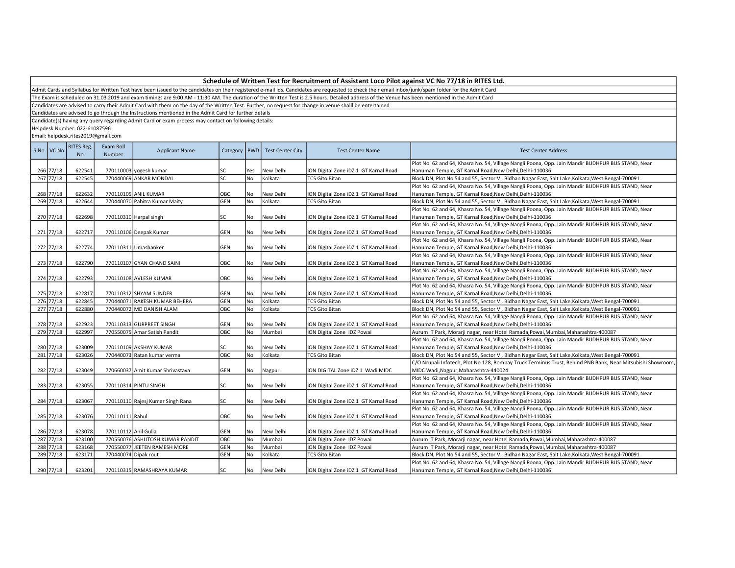## Schedule of Written Test for Recruitment of Assistant Loco Pilot against VC No 77/18 in RITES Ltd.

Admit Cards and Syllabus for Written Test have been issued to the candidates on their registered e-mail ids. Candidates are requested to check their email inbox/junk/spam folder for the Admit Card

The Exam is scheduled on 31.03.2019 and exam timings are 9:00 AM - 11:30 AM. The duration of the Written Test is 2.5 hours. Detailed address of the Venue has been mentioned in the Admit Card

Candidates are advised to carry their Admit Card with them on the day of the Written Test. Further, no request for change in venue shalll be entertained

Candidates are advised to go through the Instructions mentioned in the Admit Card for further details

Candidate(s) having any query regarding Admit Card or exam process may contact on following details:

Helpdesk Number: 022-61087596

Email: helpdesk.rites2019@gmail.com

| S No | VC No | RITES Reg. No | Exam Roll Number | Applicant Name | Category | PWD | Test Center City | Test Center Name | Test Center Address |
|---|---|---|---|---|---|---|---|---|---|
| 266 | 77/18 | 622541 | 770110003 | yogesh kumar | SC | Yes | New Delhi | iON Digital Zone iDZ 1 GT Karnal Road | Plot No. 62 and 64, Khasra No. 54, Village Nangli Poona, Opp. Jain Mandir BUDHPUR BUS STAND, Near Hanuman Temple, GT Karnal Road,New Delhi,Delhi-110036 |
| 267 | 77/18 | 622545 | 770440069 | ANKAR MONDAL | SC | No | Kolkata | TCS Gito Bitan | Block DN, Plot No 54 and 55, Sector V , Bidhan Nagar East, Salt Lake,Kolkata,West Bengal-700091 |
| 268 | 77/18 | 622632 | 770110105 | ANIL KUMAR | OBC | No | New Delhi | iON Digital Zone iDZ 1 GT Karnal Road | Plot No. 62 and 64, Khasra No. 54, Village Nangli Poona, Opp. Jain Mandir BUDHPUR BUS STAND, Near Hanuman Temple, GT Karnal Road,New Delhi,Delhi-110036 |
| 269 | 77/18 | 622644 | 770440070 | Pabitra Kumar Maity | GEN | No | Kolkata | TCS Gito Bitan | Block DN, Plot No 54 and 55, Sector V , Bidhan Nagar East, Salt Lake,Kolkata,West Bengal-700091 |
| 270 | 77/18 | 622698 | 770110310 | Harpal singh | SC | No | New Delhi | iON Digital Zone iDZ 1 GT Karnal Road | Plot No. 62 and 64, Khasra No. 54, Village Nangli Poona, Opp. Jain Mandir BUDHPUR BUS STAND, Near Hanuman Temple, GT Karnal Road,New Delhi,Delhi-110036 |
| 271 | 77/18 | 622717 | 770110106 | Deepak Kumar | GEN | No | New Delhi | iON Digital Zone iDZ 1 GT Karnal Road | Plot No. 62 and 64, Khasra No. 54, Village Nangli Poona, Opp. Jain Mandir BUDHPUR BUS STAND, Near Hanuman Temple, GT Karnal Road,New Delhi,Delhi-110036 |
| 272 | 77/18 | 622774 | 770110311 | Umashanker | GEN | No | New Delhi | iON Digital Zone iDZ 1 GT Karnal Road | Plot No. 62 and 64, Khasra No. 54, Village Nangli Poona, Opp. Jain Mandir BUDHPUR BUS STAND, Near Hanuman Temple, GT Karnal Road,New Delhi,Delhi-110036 |
| 273 | 77/18 | 622790 | 770110107 | GYAN CHAND SAINI | OBC | No | New Delhi | iON Digital Zone iDZ 1 GT Karnal Road | Plot No. 62 and 64, Khasra No. 54, Village Nangli Poona, Opp. Jain Mandir BUDHPUR BUS STAND, Near Hanuman Temple, GT Karnal Road,New Delhi,Delhi-110036 |
| 274 | 77/18 | 622793 | 770110108 | AVLESH KUMAR | OBC | No | New Delhi | iON Digital Zone iDZ 1 GT Karnal Road | Plot No. 62 and 64, Khasra No. 54, Village Nangli Poona, Opp. Jain Mandir BUDHPUR BUS STAND, Near Hanuman Temple, GT Karnal Road,New Delhi,Delhi-110036 |
| 275 | 77/18 | 622817 | 770110312 | SHYAM SUNDER | GEN | No | New Delhi | iON Digital Zone iDZ 1 GT Karnal Road | Plot No. 62 and 64, Khasra No. 54, Village Nangli Poona, Opp. Jain Mandir BUDHPUR BUS STAND, Near Hanuman Temple, GT Karnal Road,New Delhi,Delhi-110036 |
| 276 | 77/18 | 622845 | 770440071 | RAKESH KUMAR BEHERA | GEN | No | Kolkata | TCS Gito Bitan | Block DN, Plot No 54 and 55, Sector V , Bidhan Nagar East, Salt Lake,Kolkata,West Bengal-700091 |
| 277 | 77/18 | 622880 | 770440072 | MD DANISH ALAM | OBC | No | Kolkata | TCS Gito Bitan | Block DN, Plot No 54 and 55, Sector V , Bidhan Nagar East, Salt Lake,Kolkata,West Bengal-700091 |
| 278 | 77/18 | 622923 | 770110313 | GURPREET SINGH | GEN | No | New Delhi | iON Digital Zone iDZ 1 GT Karnal Road | Plot No. 62 and 64, Khasra No. 54, Village Nangli Poona, Opp. Jain Mandir BUDHPUR BUS STAND, Near Hanuman Temple, GT Karnal Road,New Delhi,Delhi-110036 |
| 279 | 77/18 | 622997 | 770550075 | Amar Satish Pandit | OBC | No | Mumbai | iON Digital Zone IDZ Powai | Aurum IT Park, Morarji nagar, near Hotel Ramada,Powai,Mumbai,Maharashtra-400087 |
| 280 | 77/18 | 623009 | 770110109 | AKSHAY KUMAR | SC | No | New Delhi | iON Digital Zone iDZ 1 GT Karnal Road | Plot No. 62 and 64, Khasra No. 54, Village Nangli Poona, Opp. Jain Mandir BUDHPUR BUS STAND, Near Hanuman Temple, GT Karnal Road,New Delhi,Delhi-110036 |
| 281 | 77/18 | 623026 | 770440073 | Ratan kumar verma | OBC | No | Kolkata | TCS Gito Bitan | Block DN, Plot No 54 and 55, Sector V , Bidhan Nagar East, Salt Lake,Kolkata,West Bengal-700091 |
| 282 | 77/18 | 623049 | 770660037 | Amit Kumar Shrivastava | GEN | No | Nagpur | iON DIGITAL Zone iDZ 1 Wadi MIDC | C/O Nrupali Infotech, Plot No 128, Bombay Truck Terminus Trust, Behind PNB Bank, Near Mitsubishi Showroom, MIDC Wadi,Nagpur,Maharashtra-440024 |
| 283 | 77/18 | 623055 | 770110314 | PINTU SINGH | SC | No | New Delhi | iON Digital Zone iDZ 1 GT Karnal Road | Plot No. 62 and 64, Khasra No. 54, Village Nangli Poona, Opp. Jain Mandir BUDHPUR BUS STAND, Near Hanuman Temple, GT Karnal Road,New Delhi,Delhi-110036 |
| 284 | 77/18 | 623067 | 770110110 | Rajesj Kumar Singh Rana | SC | No | New Delhi | iON Digital Zone iDZ 1 GT Karnal Road | Plot No. 62 and 64, Khasra No. 54, Village Nangli Poona, Opp. Jain Mandir BUDHPUR BUS STAND, Near Hanuman Temple, GT Karnal Road,New Delhi,Delhi-110036 |
| 285 | 77/18 | 623076 | 770110111 | Rahul | OBC | No | New Delhi | iON Digital Zone iDZ 1 GT Karnal Road | Plot No. 62 and 64, Khasra No. 54, Village Nangli Poona, Opp. Jain Mandir BUDHPUR BUS STAND, Near Hanuman Temple, GT Karnal Road,New Delhi,Delhi-110036 |
| 286 | 77/18 | 623078 | 770110112 | Anil Gulia | GEN | No | New Delhi | iON Digital Zone iDZ 1 GT Karnal Road | Plot No. 62 and 64, Khasra No. 54, Village Nangli Poona, Opp. Jain Mandir BUDHPUR BUS STAND, Near Hanuman Temple, GT Karnal Road,New Delhi,Delhi-110036 |
| 287 | 77/18 | 623100 | 770550076 | ASHUTOSH KUMAR PANDIT | OBC | No | Mumbai | iON Digital Zone IDZ Powai | Aurum IT Park, Morarji nagar, near Hotel Ramada,Powai,Mumbai,Maharashtra-400087 |
| 288 | 77/18 | 623168 | 770550077 | JEETEN RAMESH MORE | GEN | No | Mumbai | iON Digital Zone IDZ Powai | Aurum IT Park, Morarji nagar, near Hotel Ramada,Powai,Mumbai,Maharashtra-400087 |
| 289 | 77/18 | 623171 | 770440074 | Dipak rout | GEN | No | Kolkata | TCS Gito Bitan | Block DN, Plot No 54 and 55, Sector V , Bidhan Nagar East, Salt Lake,Kolkata,West Bengal-700091 |
| 290 | 77/18 | 623201 | 770110315 | RAMASHRAYA KUMAR | SC | No | New Delhi | iON Digital Zone iDZ 1 GT Karnal Road | Plot No. 62 and 64, Khasra No. 54, Village Nangli Poona, Opp. Jain Mandir BUDHPUR BUS STAND, Near Hanuman Temple, GT Karnal Road,New Delhi,Delhi-110036 |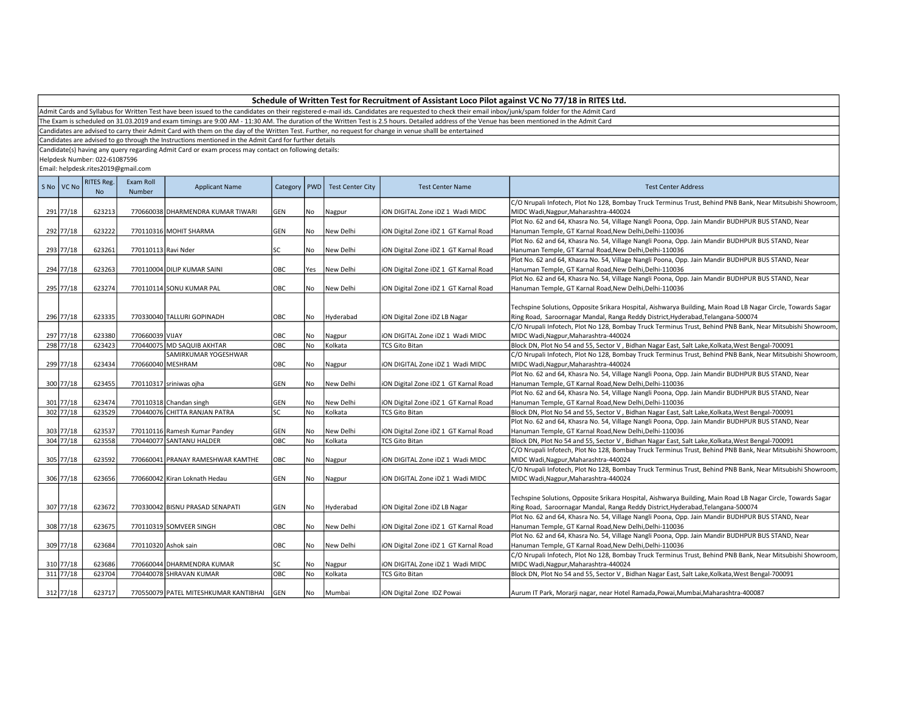**Schedule of Written Test for Recruitment of Assistant Loco Pilot against VC No 77/18 in RITES Ltd.**

Admit Cards and Syllabus for Written Test have been issued to the candidates on their registered e-mail ids. Candidates are requested to check their email inbox/junk/spam folder for the Admit Card

The Exam is scheduled on 31.03.2019 and exam timings are 9:00 AM - 11:30 AM. The duration of the Written Test is 2.5 hours. Detailed address of the Venue has been mentioned in the Admit Card

Candidates are advised to carry their Admit Card with them on the day of the Written Test. Further, no request for change in venue shalll be entertained

Candidates are advised to go through the Instructions mentioned in the Admit Card for further details

Candidate(s) having any query regarding Admit Card or exam process may contact on following details:

Helpdesk Number: 022-61087596

Email: helpdesk.rites2019@gmail.com

| S No | VC No | RITES Reg. No | Exam Roll Number | Applicant Name | Category | PWD | Test Center City | Test Center Name | Test Center Address |
|---|---|---|---|---|---|---|---|---|---|
| 291 | 77/18 | 623213 | 770660038 | DHARMENDRA KUMAR TIWARI | GEN | No | Nagpur | iON DIGITAL Zone iDZ 1 Wadi MIDC | C/O Nrupali Infotech, Plot No 128, Bombay Truck Terminus Trust, Behind PNB Bank, Near Mitsubishi Showroom, MIDC Wadi,Nagpur,Maharashtra-440024 |
| 292 | 77/18 | 623222 | 770110316 | MOHIT SHARMA | GEN | No | New Delhi | iON Digital Zone iDZ 1 GT Karnal Road | Plot No. 62 and 64, Khasra No. 54, Village Nangli Poona, Opp. Jain Mandir BUDHPUR BUS STAND, Near Hanuman Temple, GT Karnal Road,New Delhi,Delhi-110036 |
| 293 | 77/18 | 623261 | 770110113 | Ravi Nder | SC | No | New Delhi | iON Digital Zone iDZ 1 GT Karnal Road | Plot No. 62 and 64, Khasra No. 54, Village Nangli Poona, Opp. Jain Mandir BUDHPUR BUS STAND, Near Hanuman Temple, GT Karnal Road,New Delhi,Delhi-110036 |
| 294 | 77/18 | 623263 | 770110004 | DILIP KUMAR SAINI | OBC | Yes | New Delhi | iON Digital Zone iDZ 1 GT Karnal Road | Plot No. 62 and 64, Khasra No. 54, Village Nangli Poona, Opp. Jain Mandir BUDHPUR BUS STAND, Near Hanuman Temple, GT Karnal Road,New Delhi,Delhi-110036 |
| 295 | 77/18 | 623274 | 770110114 | SONU KUMAR PAL | OBC | No | New Delhi | iON Digital Zone iDZ 1 GT Karnal Road | Plot No. 62 and 64, Khasra No. 54, Village Nangli Poona, Opp. Jain Mandir BUDHPUR BUS STAND, Near Hanuman Temple, GT Karnal Road,New Delhi,Delhi-110036 |
| 296 | 77/18 | 623335 | 770330040 | TALLURI GOPINADH | OBC | No | Hyderabad | iON Digital Zone iDZ LB Nagar | Techspine Solutions, Opposite Srikara Hospital, Aishwarya Building, Main Road LB Nagar Circle, Towards Sagar Ring Road, Saroornagar Mandal, Ranga Reddy District,Hyderabad,Telangana-500074 |
| 297 | 77/18 | 623380 | 770660039 | VIJAY | OBC | No | Nagpur | iON DIGITAL Zone iDZ 1 Wadi MIDC | C/O Nrupali Infotech, Plot No 128, Bombay Truck Terminus Trust, Behind PNB Bank, Near Mitsubishi Showroom, MIDC Wadi,Nagpur,Maharashtra-440024 |
| 298 | 77/18 | 623423 | 770440075 | MD SAQUIB AKHTAR | OBC | No | Kolkata | TCS Gito Bitan | Block DN, Plot No 54 and 55, Sector V , Bidhan Nagar East, Salt Lake,Kolkata,West Bengal-700091 |
| 299 | 77/18 | 623434 | 770660040 | SAMIRKUMAR YOGESHWAR MESHRAM | OBC | No | Nagpur | iON DIGITAL Zone iDZ 1 Wadi MIDC | C/O Nrupali Infotech, Plot No 128, Bombay Truck Terminus Trust, Behind PNB Bank, Near Mitsubishi Showroom, MIDC Wadi,Nagpur,Maharashtra-440024 |
| 300 | 77/18 | 623455 | 770110317 | sriniwas ojha | GEN | No | New Delhi | iON Digital Zone iDZ 1 GT Karnal Road | Plot No. 62 and 64, Khasra No. 54, Village Nangli Poona, Opp. Jain Mandir BUDHPUR BUS STAND, Near Hanuman Temple, GT Karnal Road,New Delhi,Delhi-110036 |
| 301 | 77/18 | 623474 | 770110318 | Chandan singh | GEN | No | New Delhi | iON Digital Zone iDZ 1 GT Karnal Road | Plot No. 62 and 64, Khasra No. 54, Village Nangli Poona, Opp. Jain Mandir BUDHPUR BUS STAND, Near Hanuman Temple, GT Karnal Road,New Delhi,Delhi-110036 |
| 302 | 77/18 | 623529 | 770440076 | CHITTA RANJAN PATRA | SC | No | Kolkata | TCS Gito Bitan | Block DN, Plot No 54 and 55, Sector V , Bidhan Nagar East, Salt Lake,Kolkata,West Bengal-700091 |
| 303 | 77/18 | 623537 | 770110116 | Ramesh Kumar Pandey | GEN | No | New Delhi | iON Digital Zone iDZ 1 GT Karnal Road | Plot No. 62 and 64, Khasra No. 54, Village Nangli Poona, Opp. Jain Mandir BUDHPUR BUS STAND, Near Hanuman Temple, GT Karnal Road,New Delhi,Delhi-110036 |
| 304 | 77/18 | 623558 | 770440077 | SANTANU HALDER | OBC | No | Kolkata | TCS Gito Bitan | Block DN, Plot No 54 and 55, Sector V , Bidhan Nagar East, Salt Lake,Kolkata,West Bengal-700091 |
| 305 | 77/18 | 623592 | 770660041 | PRANAY RAMESHWAR KAMTHE | OBC | No | Nagpur | iON DIGITAL Zone iDZ 1 Wadi MIDC | C/O Nrupali Infotech, Plot No 128, Bombay Truck Terminus Trust, Behind PNB Bank, Near Mitsubishi Showroom, MIDC Wadi,Nagpur,Maharashtra-440024 |
| 306 | 77/18 | 623656 | 770660042 | Kiran Loknath Hedau | GEN | No | Nagpur | iON DIGITAL Zone iDZ 1 Wadi MIDC | C/O Nrupali Infotech, Plot No 128, Bombay Truck Terminus Trust, Behind PNB Bank, Near Mitsubishi Showroom, MIDC Wadi,Nagpur,Maharashtra-440024 |
| 307 | 77/18 | 623672 | 770330042 | BISNU PRASAD SENAPATI | GEN | No | Hyderabad | iON Digital Zone iDZ LB Nagar | Techspine Solutions, Opposite Srikara Hospital, Aishwarya Building, Main Road LB Nagar Circle, Towards Sagar Ring Road, Saroornagar Mandal, Ranga Reddy District,Hyderabad,Telangana-500074 |
| 308 | 77/18 | 623675 | 770110319 | SOMVEER SINGH | OBC | No | New Delhi | iON Digital Zone iDZ 1 GT Karnal Road | Plot No. 62 and 64, Khasra No. 54, Village Nangli Poona, Opp. Jain Mandir BUDHPUR BUS STAND, Near Hanuman Temple, GT Karnal Road,New Delhi,Delhi-110036 |
| 309 | 77/18 | 623684 | 770110320 | Ashok sain | OBC | No | New Delhi | iON Digital Zone iDZ 1 GT Karnal Road | Plot No. 62 and 64, Khasra No. 54, Village Nangli Poona, Opp. Jain Mandir BUDHPUR BUS STAND, Near Hanuman Temple, GT Karnal Road,New Delhi,Delhi-110036 |
| 310 | 77/18 | 623686 | 770660044 | DHARMENDRA KUMAR | SC | No | Nagpur | iON DIGITAL Zone iDZ 1 Wadi MIDC | C/O Nrupali Infotech, Plot No 128, Bombay Truck Terminus Trust, Behind PNB Bank, Near Mitsubishi Showroom, MIDC Wadi,Nagpur,Maharashtra-440024 |
| 311 | 77/18 | 623704 | 770440078 | SHRAVAN KUMAR | OBC | No | Kolkata | TCS Gito Bitan | Block DN, Plot No 54 and 55, Sector V , Bidhan Nagar East, Salt Lake,Kolkata,West Bengal-700091 |
| 312 | 77/18 | 623717 | 770550079 | PATEL MITESHKUMAR KANTIBHAI | GEN | No | Mumbai | iON Digital Zone IDZ Powai | Aurum IT Park, Morarji nagar, near Hotel Ramada,Powai,Mumbai,Maharashtra-400087 |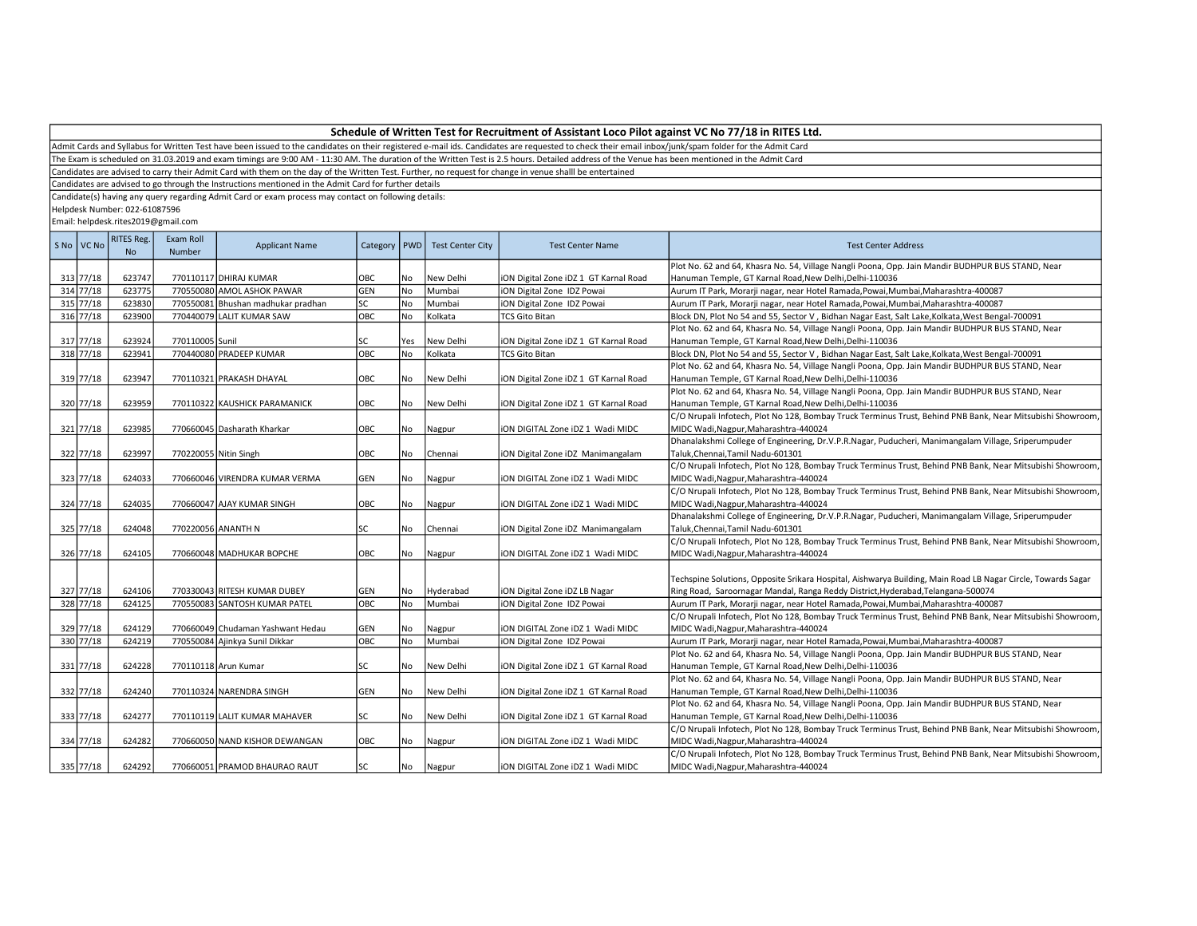## Schedule of Written Test for Recruitment of Assistant Loco Pilot against VC No 77/18 in RITES Ltd.

Admit Cards and Syllabus for Written Test have been issued to the candidates on their registered e-mail ids. Candidates are requested to check their email inbox/junk/spam folder for the Admit Card

The Exam is scheduled on 31.03.2019 and exam timings are 9:00 AM - 11:30 AM. The duration of the Written Test is 2.5 hours. Detailed address of the Venue has been mentioned in the Admit Card

Candidates are advised to carry their Admit Card with them on the day of the Written Test. Further, no request for change in venue shalll be entertained

Candidates are advised to go through the Instructions mentioned in the Admit Card for further details

Candidate(s) having any query regarding Admit Card or exam process may contact on following details:

Helpdesk Number: 022-61087596

Email: helpdesk.rites2019@gmail.com

| S No | VC No | RITES Reg. No | Exam Roll Number | Applicant Name | Category | PWD | Test Center City | Test Center Name | Test Center Address |
|---|---|---|---|---|---|---|---|---|---|
| 313 | 77/18 | 623747 | 770110117 | DHIRAJ KUMAR | OBC | No | New Delhi | iON Digital Zone iDZ 1 GT Karnal Road | Plot No. 62 and 64, Khasra No. 54, Village Nangli Poona, Opp. Jain Mandir BUDHPUR BUS STAND, Near Hanuman Temple, GT Karnal Road,New Delhi,Delhi-110036 |
| 314 | 77/18 | 623775 | 770550080 | AMOL ASHOK PAWAR | GEN | No | Mumbai | iON Digital Zone IDZ Powai | Aurum IT Park, Morarji nagar, near Hotel Ramada,Powai,Mumbai,Maharashtra-400087 |
| 315 | 77/18 | 623830 | 770550081 | Bhushan madhukar pradhan | SC | No | Mumbai | iON Digital Zone IDZ Powai | Aurum IT Park, Morarji nagar, near Hotel Ramada,Powai,Mumbai,Maharashtra-400087 |
| 316 | 77/18 | 623900 | 770440079 | LALIT KUMAR SAW | OBC | No | Kolkata | TCS Gito Bitan | Block DN, Plot No 54 and 55, Sector V , Bidhan Nagar East, Salt Lake,Kolkata,West Bengal-700091 |
| 317 | 77/18 | 623924 | 770110005 | Sunil | SC | Yes | New Delhi | iON Digital Zone iDZ 1 GT Karnal Road | Plot No. 62 and 64, Khasra No. 54, Village Nangli Poona, Opp. Jain Mandir BUDHPUR BUS STAND, Near Hanuman Temple, GT Karnal Road,New Delhi,Delhi-110036 |
| 318 | 77/18 | 623941 | 770440080 | PRADEEP KUMAR | OBC | No | Kolkata | TCS Gito Bitan | Block DN, Plot No 54 and 55, Sector V , Bidhan Nagar East, Salt Lake,Kolkata,West Bengal-700091 |
| 319 | 77/18 | 623947 | 770110321 | PRAKASH DHAYAL | OBC | No | New Delhi | iON Digital Zone iDZ 1 GT Karnal Road | Plot No. 62 and 64, Khasra No. 54, Village Nangli Poona, Opp. Jain Mandir BUDHPUR BUS STAND, Near Hanuman Temple, GT Karnal Road,New Delhi,Delhi-110036 |
| 320 | 77/18 | 623959 | 770110322 | KAUSHICK PARAMANICK | OBC | No | New Delhi | iON Digital Zone iDZ 1 GT Karnal Road | Plot No. 62 and 64, Khasra No. 54, Village Nangli Poona, Opp. Jain Mandir BUDHPUR BUS STAND, Near Hanuman Temple, GT Karnal Road,New Delhi,Delhi-110036 |
| 321 | 77/18 | 623985 | 770660045 | Dasharath Kharkar | OBC | No | Nagpur | iON DIGITAL Zone iDZ 1 Wadi MIDC | C/O Nrupali Infotech, Plot No 128, Bombay Truck Terminus Trust, Behind PNB Bank, Near Mitsubishi Showroom, MIDC Wadi,Nagpur,Maharashtra-440024 |
| 322 | 77/18 | 623997 | 770220055 | Nitin Singh | OBC | No | Chennai | iON Digital Zone iDZ Manimangalam | Dhanalakshmi College of Engineering, Dr.V.P.R.Nagar, Puducheri, Manimangalam Village, Sriperumpuder Taluk,Chennai,Tamil Nadu-601301 |
| 323 | 77/18 | 624033 | 770660046 | VIRENDRA KUMAR VERMA | GEN | No | Nagpur | iON DIGITAL Zone iDZ 1 Wadi MIDC | C/O Nrupali Infotech, Plot No 128, Bombay Truck Terminus Trust, Behind PNB Bank, Near Mitsubishi Showroom, MIDC Wadi,Nagpur,Maharashtra-440024 |
| 324 | 77/18 | 624035 | 770660047 | AJAY KUMAR SINGH | OBC | No | Nagpur | iON DIGITAL Zone iDZ 1 Wadi MIDC | C/O Nrupali Infotech, Plot No 128, Bombay Truck Terminus Trust, Behind PNB Bank, Near Mitsubishi Showroom, MIDC Wadi,Nagpur,Maharashtra-440024 |
| 325 | 77/18 | 624048 | 770220056 | ANANTH N | SC | No | Chennai | iON Digital Zone iDZ Manimangalam | Dhanalakshmi College of Engineering, Dr.V.P.R.Nagar, Puducheri, Manimangalam Village, Sriperumpuder Taluk,Chennai,Tamil Nadu-601301 |
| 326 | 77/18 | 624105 | 770660048 | MADHUKAR BOPCHE | OBC | No | Nagpur | iON DIGITAL Zone iDZ 1 Wadi MIDC | C/O Nrupali Infotech, Plot No 128, Bombay Truck Terminus Trust, Behind PNB Bank, Near Mitsubishi Showroom, MIDC Wadi,Nagpur,Maharashtra-440024 |
| 327 | 77/18 | 624106 | 770330043 | RITESH KUMAR DUBEY | GEN | No | Hyderabad | iON Digital Zone iDZ LB Nagar | Techspine Solutions, Opposite Srikara Hospital, Aishwarya Building, Main Road LB Nagar Circle, Towards Sagar Ring Road, Saroornagar Mandal, Ranga Reddy District,Hyderabad,Telangana-500074 |
| 328 | 77/18 | 624125 | 770550083 | SANTOSH KUMAR PATEL | OBC | No | Mumbai | iON Digital Zone IDZ Powai | Aurum IT Park, Morarji nagar, near Hotel Ramada,Powai,Mumbai,Maharashtra-400087 |
| 329 | 77/18 | 624129 | 770660049 | Chudaman Yashwant Hedau | GEN | No | Nagpur | iON DIGITAL Zone iDZ 1 Wadi MIDC | C/O Nrupali Infotech, Plot No 128, Bombay Truck Terminus Trust, Behind PNB Bank, Near Mitsubishi Showroom, MIDC Wadi,Nagpur,Maharashtra-440024 |
| 330 | 77/18 | 624219 | 770550084 | Ajinkya Sunil Dikkar | OBC | No | Mumbai | iON Digital Zone IDZ Powai | Aurum IT Park, Morarji nagar, near Hotel Ramada,Powai,Mumbai,Maharashtra-400087 |
| 331 | 77/18 | 624228 | 770110118 | Arun Kumar | SC | No | New Delhi | iON Digital Zone iDZ 1 GT Karnal Road | Plot No. 62 and 64, Khasra No. 54, Village Nangli Poona, Opp. Jain Mandir BUDHPUR BUS STAND, Near Hanuman Temple, GT Karnal Road,New Delhi,Delhi-110036 |
| 332 | 77/18 | 624240 | 770110324 | NARENDRA SINGH | GEN | No | New Delhi | iON Digital Zone iDZ 1 GT Karnal Road | Plot No. 62 and 64, Khasra No. 54, Village Nangli Poona, Opp. Jain Mandir BUDHPUR BUS STAND, Near Hanuman Temple, GT Karnal Road,New Delhi,Delhi-110036 |
| 333 | 77/18 | 624277 | 770110119 | LALIT KUMAR MAHAVER | SC | No | New Delhi | iON Digital Zone iDZ 1 GT Karnal Road | Plot No. 62 and 64, Khasra No. 54, Village Nangli Poona, Opp. Jain Mandir BUDHPUR BUS STAND, Near Hanuman Temple, GT Karnal Road,New Delhi,Delhi-110036 |
| 334 | 77/18 | 624282 | 770660050 | NAND KISHOR DEWANGAN | OBC | No | Nagpur | iON DIGITAL Zone iDZ 1 Wadi MIDC | C/O Nrupali Infotech, Plot No 128, Bombay Truck Terminus Trust, Behind PNB Bank, Near Mitsubishi Showroom, MIDC Wadi,Nagpur,Maharashtra-440024 |
| 335 | 77/18 | 624292 | 770660051 | PRAMOD BHAURAO RAUT | SC | No | Nagpur | iON DIGITAL Zone iDZ 1 Wadi MIDC | C/O Nrupali Infotech, Plot No 128, Bombay Truck Terminus Trust, Behind PNB Bank, Near Mitsubishi Showroom, MIDC Wadi,Nagpur,Maharashtra-440024 |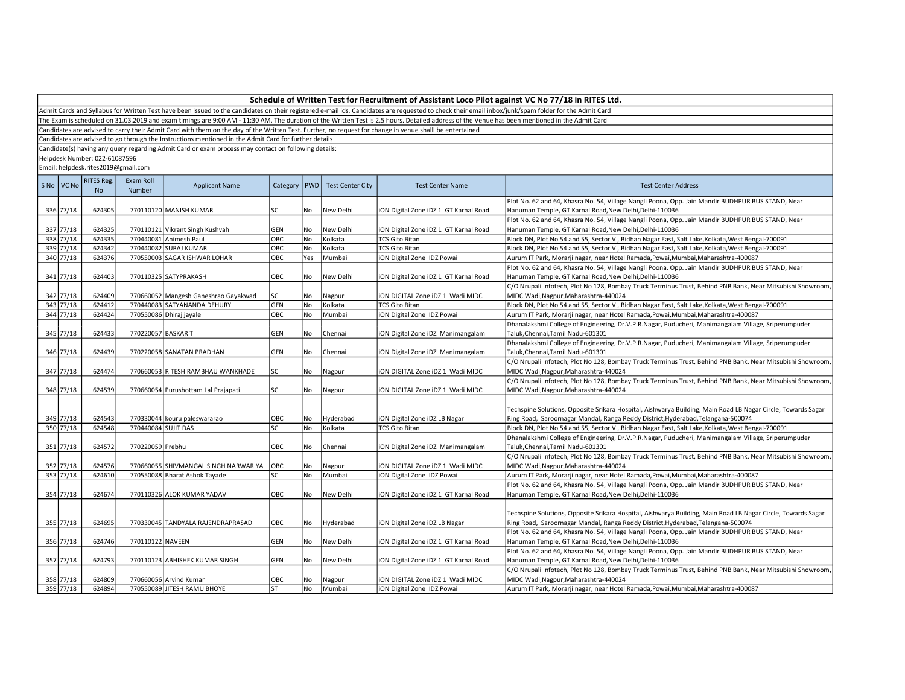## Schedule of Written Test for Recruitment of Assistant Loco Pilot against VC No 77/18 in RITES Ltd.

Admit Cards and Syllabus for Written Test have been issued to the candidates on their registered e-mail ids. Candidates are requested to check their email inbox/junk/spam folder for the Admit Card

The Exam is scheduled on 31.03.2019 and exam timings are 9:00 AM - 11:30 AM. The duration of the Written Test is 2.5 hours. Detailed address of the Venue has been mentioned in the Admit Card

Candidates are advised to carry their Admit Card with them on the day of the Written Test. Further, no request for change in venue shalll be entertained

Candidates are advised to go through the Instructions mentioned in the Admit Card for further details

Candidate(s) having any query regarding Admit Card or exam process may contact on following details:

Helpdesk Number: 022-61087596

Email: helpdesk.rites2019@gmail.com

| S No | VC No | RITES Reg. No | Exam Roll Number | Applicant Name | Category | PWD | Test Center City | Test Center Name | Test Center Address |
|---|---|---|---|---|---|---|---|---|---|
| 336 | 77/18 | 624305 | 770110120 | MANISH KUMAR | SC | No | New Delhi | iON Digital Zone iDZ 1 GT Karnal Road | Plot No. 62 and 64, Khasra No. 54, Village Nangli Poona, Opp. Jain Mandir BUDHPUR BUS STAND, Near Hanuman Temple, GT Karnal Road,New Delhi,Delhi-110036 |
| 337 | 77/18 | 624325 | 770110121 | Vikrant Singh Kushvah | GEN | No | New Delhi | iON Digital Zone iDZ 1 GT Karnal Road | Plot No. 62 and 64, Khasra No. 54, Village Nangli Poona, Opp. Jain Mandir BUDHPUR BUS STAND, Near Hanuman Temple, GT Karnal Road,New Delhi,Delhi-110036 |
| 338 | 77/18 | 624335 | 770440081 | Animesh Paul | OBC | No | Kolkata | TCS Gito Bitan | Block DN, Plot No 54 and 55, Sector V , Bidhan Nagar East, Salt Lake,Kolkata,West Bengal-700091 |
| 339 | 77/18 | 624342 | 770440082 | SURAJ KUMAR | OBC | No | Kolkata | TCS Gito Bitan | Block DN, Plot No 54 and 55, Sector V , Bidhan Nagar East, Salt Lake,Kolkata,West Bengal-700091 |
| 340 | 77/18 | 624376 | 770550003 | SAGAR ISHWAR LOHAR | OBC | Yes | Mumbai | iON Digital Zone IDZ Powai | Aurum IT Park, Morarji nagar, near Hotel Ramada,Powai,Mumbai,Maharashtra-400087 |
| 341 | 77/18 | 624403 | 770110325 | SATYPRAKASH | OBC | No | New Delhi | iON Digital Zone iDZ 1 GT Karnal Road | Plot No. 62 and 64, Khasra No. 54, Village Nangli Poona, Opp. Jain Mandir BUDHPUR BUS STAND, Near Hanuman Temple, GT Karnal Road,New Delhi,Delhi-110036 |
| 342 | 77/18 | 624409 | 770660052 | Mangesh Ganeshrao Gayakwad | SC | No | Nagpur | iON DIGITAL Zone iDZ 1 Wadi MIDC | C/O Nrupali Infotech, Plot No 128, Bombay Truck Terminus Trust, Behind PNB Bank, Near Mitsubishi Showroom, MIDC Wadi,Nagpur,Maharashtra-440024 |
| 343 | 77/18 | 624412 | 770440083 | SATYANANDA DEHURY | GEN | No | Kolkata | TCS Gito Bitan | Block DN, Plot No 54 and 55, Sector V , Bidhan Nagar East, Salt Lake,Kolkata,West Bengal-700091 |
| 344 | 77/18 | 624424 | 770550086 | Dhiraj jayale | OBC | No | Mumbai | iON Digital Zone IDZ Powai | Aurum IT Park, Morarji nagar, near Hotel Ramada,Powai,Mumbai,Maharashtra-400087 |
| 345 | 77/18 | 624433 | 770220057 | BASKAR T | GEN | No | Chennai | iON Digital Zone iDZ Manimangalam | Dhanalakshmi College of Engineering, Dr.V.P.R.Nagar, Puducheri, Manimangalam Village, Sriperumpuder Taluk,Chennai,Tamil Nadu-601301 |
| 346 | 77/18 | 624439 | 770220058 | SANATAN PRADHAN | GEN | No | Chennai | iON Digital Zone iDZ Manimangalam | Dhanalakshmi College of Engineering, Dr.V.P.R.Nagar, Puducheri, Manimangalam Village, Sriperumpuder Taluk,Chennai,Tamil Nadu-601301 |
| 347 | 77/18 | 624474 | 770660053 | RITESH RAMBHAU WANKHADE | SC | No | Nagpur | iON DIGITAL Zone iDZ 1 Wadi MIDC | C/O Nrupali Infotech, Plot No 128, Bombay Truck Terminus Trust, Behind PNB Bank, Near Mitsubishi Showroom, MIDC Wadi,Nagpur,Maharashtra-440024 |
| 348 | 77/18 | 624539 | 770660054 | Purushottam Lal Prajapati | SC | No | Nagpur | iON DIGITAL Zone iDZ 1 Wadi MIDC | C/O Nrupali Infotech, Plot No 128, Bombay Truck Terminus Trust, Behind PNB Bank, Near Mitsubishi Showroom, MIDC Wadi,Nagpur,Maharashtra-440024 |
| 349 | 77/18 | 624543 | 770330044 | kouru paleswararao | OBC | No | Hyderabad | iON Digital Zone iDZ LB Nagar | Techspine Solutions, Opposite Srikara Hospital, Aishwarya Building, Main Road LB Nagar Circle, Towards Sagar Ring Road, Saroornagar Mandal, Ranga Reddy District,Hyderabad,Telangana-500074 |
| 350 | 77/18 | 624548 | 770440084 | SUJIT DAS | SC | No | Kolkata | TCS Gito Bitan | Block DN, Plot No 54 and 55, Sector V , Bidhan Nagar East, Salt Lake,Kolkata,West Bengal-700091 |
| 351 | 77/18 | 624572 | 770220059 | Prebhu | OBC | No | Chennai | iON Digital Zone iDZ Manimangalam | Dhanalakshmi College of Engineering, Dr.V.P.R.Nagar, Puducheri, Manimangalam Village, Sriperumpuder Taluk,Chennai,Tamil Nadu-601301 |
| 352 | 77/18 | 624576 | 770660055 | SHIVMANGAL SINGH NARWARIYA | OBC | No | Nagpur | iON DIGITAL Zone iDZ 1 Wadi MIDC | C/O Nrupali Infotech, Plot No 128, Bombay Truck Terminus Trust, Behind PNB Bank, Near Mitsubishi Showroom, MIDC Wadi,Nagpur,Maharashtra-440024 |
| 353 | 77/18 | 624610 | 770550088 | Bharat Ashok Tayade | SC | No | Mumbai | iON Digital Zone IDZ Powai | Aurum IT Park, Morarji nagar, near Hotel Ramada,Powai,Mumbai,Maharashtra-400087 |
| 354 | 77/18 | 624674 | 770110326 | ALOK KUMAR YADAV | OBC | No | New Delhi | iON Digital Zone iDZ 1 GT Karnal Road | Plot No. 62 and 64, Khasra No. 54, Village Nangli Poona, Opp. Jain Mandir BUDHPUR BUS STAND, Near Hanuman Temple, GT Karnal Road,New Delhi,Delhi-110036 |
| 355 | 77/18 | 624695 | 770330045 | TANDYALA RAJENDRAPRASAD | OBC | No | Hyderabad | iON Digital Zone iDZ LB Nagar | Techspine Solutions, Opposite Srikara Hospital, Aishwarya Building, Main Road LB Nagar Circle, Towards Sagar Ring Road, Saroornagar Mandal, Ranga Reddy District,Hyderabad,Telangana-500074 |
| 356 | 77/18 | 624746 | 770110122 | NAVEEN | GEN | No | New Delhi | iON Digital Zone iDZ 1 GT Karnal Road | Plot No. 62 and 64, Khasra No. 54, Village Nangli Poona, Opp. Jain Mandir BUDHPUR BUS STAND, Near Hanuman Temple, GT Karnal Road,New Delhi,Delhi-110036 |
| 357 | 77/18 | 624793 | 770110123 | ABHISHEK KUMAR SINGH | GEN | No | New Delhi | iON Digital Zone iDZ 1 GT Karnal Road | Plot No. 62 and 64, Khasra No. 54, Village Nangli Poona, Opp. Jain Mandir BUDHPUR BUS STAND, Near Hanuman Temple, GT Karnal Road,New Delhi,Delhi-110036 |
| 358 | 77/18 | 624809 | 770660056 | Arvind Kumar | OBC | No | Nagpur | iON DIGITAL Zone iDZ 1 Wadi MIDC | C/O Nrupali Infotech, Plot No 128, Bombay Truck Terminus Trust, Behind PNB Bank, Near Mitsubishi Showroom, MIDC Wadi,Nagpur,Maharashtra-440024 |
| 359 | 77/18 | 624894 | 770550089 | JITESH RAMU BHOYE | ST | No | Mumbai | iON Digital Zone IDZ Powai | Aurum IT Park, Morarji nagar, near Hotel Ramada,Powai,Mumbai,Maharashtra-400087 |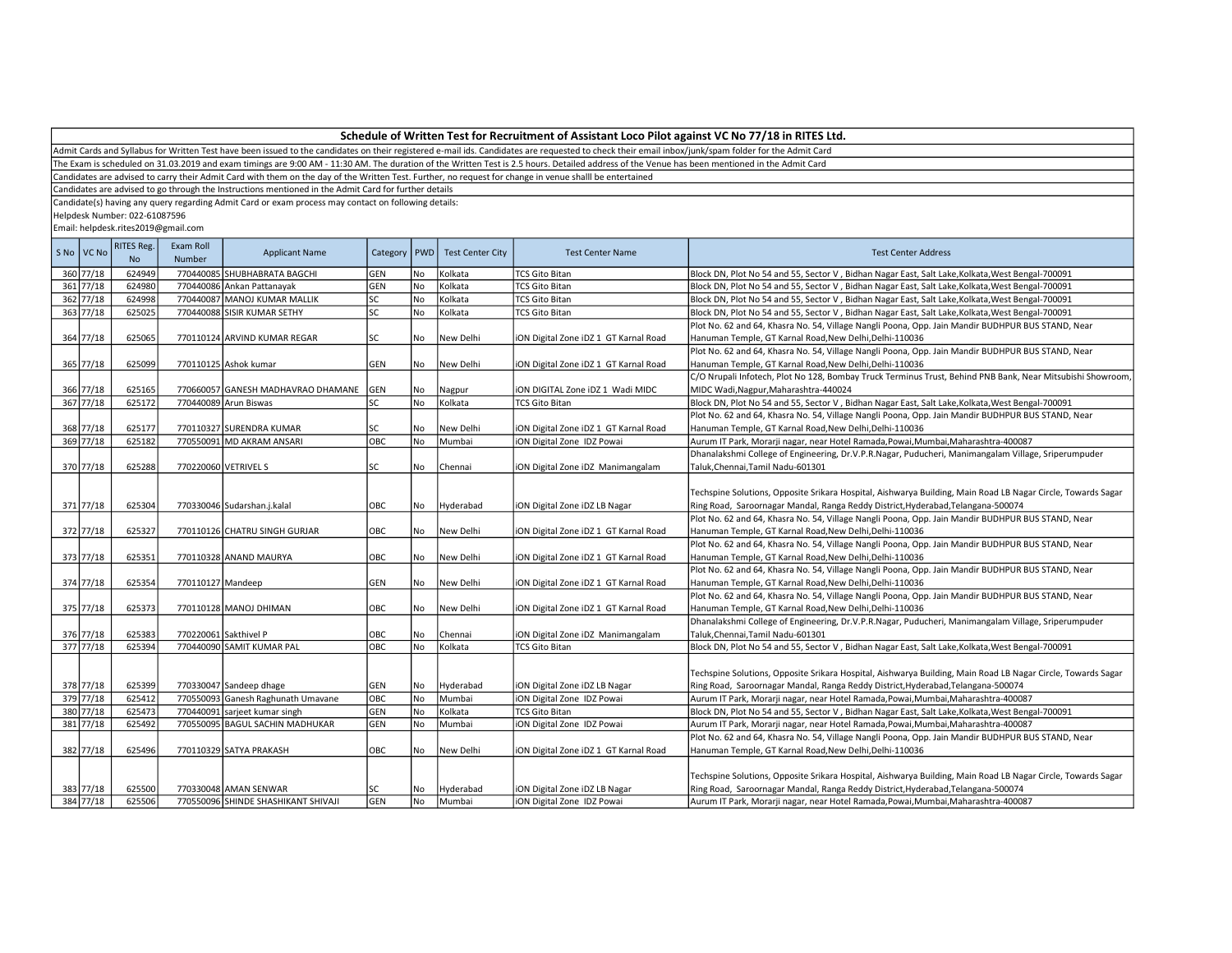# Schedule of Written Test for Recruitment of Assistant Loco Pilot against VC No 77/18 in RITES Ltd.

Admit Cards and Syllabus for Written Test have been issued to the candidates on their registered e-mail ids. Candidates are requested to check their email inbox/junk/spam folder for the Admit Card

The Exam is scheduled on 31.03.2019 and exam timings are 9:00 AM - 11:30 AM. The duration of the Written Test is 2.5 hours. Detailed address of the Venue has been mentioned in the Admit Card

Candidates are advised to carry their Admit Card with them on the day of the Written Test. Further, no request for change in venue shalll be entertained

Candidates are advised to go through the Instructions mentioned in the Admit Card for further details

Candidate(s) having any query regarding Admit Card or exam process may contact on following details:

Helpdesk Number: 022-61087596

Email: helpdesk.rites2019@gmail.com

| S No | VC No | RITES Reg. No | Exam Roll Number | Applicant Name | Category | PWD | Test Center City | Test Center Name | Test Center Address |
|---|---|---|---|---|---|---|---|---|---|
| 360 | 77/18 | 624949 | 770440085 | SHUBHABRATA BAGCHI | GEN | No | Kolkata | TCS Gito Bitan | Block DN, Plot No 54 and 55, Sector V , Bidhan Nagar East, Salt Lake,Kolkata,West Bengal-700091 |
| 361 | 77/18 | 624980 | 770440086 | Ankan Pattanayak | GEN | No | Kolkata | TCS Gito Bitan | Block DN, Plot No 54 and 55, Sector V , Bidhan Nagar East, Salt Lake,Kolkata,West Bengal-700091 |
| 362 | 77/18 | 624998 | 770440087 | MANOJ KUMAR MALLIK | SC | No | Kolkata | TCS Gito Bitan | Block DN, Plot No 54 and 55, Sector V , Bidhan Nagar East, Salt Lake,Kolkata,West Bengal-700091 |
| 363 | 77/18 | 625025 | 770440088 | SISIR KUMAR SETHY | SC | No | Kolkata | TCS Gito Bitan | Block DN, Plot No 54 and 55, Sector V , Bidhan Nagar East, Salt Lake,Kolkata,West Bengal-700091 |
| 364 | 77/18 | 625065 | 770110124 | ARVIND KUMAR REGAR | SC | No | New Delhi | iON Digital Zone iDZ 1 GT Karnal Road | Plot No. 62 and 64, Khasra No. 54, Village Nangli Poona, Opp. Jain Mandir BUDHPUR BUS STAND, Near Hanuman Temple, GT Karnal Road,New Delhi,Delhi-110036 |
| 365 | 77/18 | 625099 | 770110125 | Ashok kumar | GEN | No | New Delhi | iON Digital Zone iDZ 1 GT Karnal Road | Plot No. 62 and 64, Khasra No. 54, Village Nangli Poona, Opp. Jain Mandir BUDHPUR BUS STAND, Near Hanuman Temple, GT Karnal Road,New Delhi,Delhi-110036 |
| 366 | 77/18 | 625165 | 770660057 | GANESH MADHAVRAO DHAMANE | GEN | No | Nagpur | iON DIGITAL Zone iDZ 1 Wadi MIDC | C/O Nrupali Infotech, Plot No 128, Bombay Truck Terminus Trust, Behind PNB Bank, Near Mitsubishi Showroom, MIDC Wadi,Nagpur,Maharashtra-440024 |
| 367 | 77/18 | 625172 | 770440089 | Arun Biswas | SC | No | Kolkata | TCS Gito Bitan | Block DN, Plot No 54 and 55, Sector V , Bidhan Nagar East, Salt Lake,Kolkata,West Bengal-700091 |
| 368 | 77/18 | 625177 | 770110327 | SURENDRA KUMAR | SC | No | New Delhi | iON Digital Zone iDZ 1 GT Karnal Road | Plot No. 62 and 64, Khasra No. 54, Village Nangli Poona, Opp. Jain Mandir BUDHPUR BUS STAND, Near Hanuman Temple, GT Karnal Road,New Delhi,Delhi-110036 |
| 369 | 77/18 | 625182 | 770550091 | MD AKRAM ANSARI | OBC | No | Mumbai | iON Digital Zone IDZ Powai | Aurum IT Park, Morarji nagar, near Hotel Ramada,Powai,Mumbai,Maharashtra-400087 |
| 370 | 77/18 | 625288 | 770220060 | VETRIVEL S | SC | No | Chennai | iON Digital Zone iDZ Manimangalam | Dhanalakshmi College of Engineering, Dr.V.P.R.Nagar, Puducheri, Manimangalam Village, Sriperumpuder Taluk,Chennai,Tamil Nadu-601301 |
| 371 | 77/18 | 625304 | 770330046 | Sudarshan.j.kalal | OBC | No | Hyderabad | iON Digital Zone iDZ LB Nagar | Techspine Solutions, Opposite Srikara Hospital, Aishwarya Building, Main Road LB Nagar Circle, Towards Sagar Ring Road, Saroornagar Mandal, Ranga Reddy District,Hyderabad,Telangana-500074 |
| 372 | 77/18 | 625327 | 770110126 | CHATRU SINGH GURJAR | OBC | No | New Delhi | iON Digital Zone iDZ 1 GT Karnal Road | Plot No. 62 and 64, Khasra No. 54, Village Nangli Poona, Opp. Jain Mandir BUDHPUR BUS STAND, Near Hanuman Temple, GT Karnal Road,New Delhi,Delhi-110036 |
| 373 | 77/18 | 625351 | 770110328 | ANAND MAURYA | OBC | No | New Delhi | iON Digital Zone iDZ 1 GT Karnal Road | Plot No. 62 and 64, Khasra No. 54, Village Nangli Poona, Opp. Jain Mandir BUDHPUR BUS STAND, Near Hanuman Temple, GT Karnal Road,New Delhi,Delhi-110036 |
| 374 | 77/18 | 625354 | 770110127 | Mandeep | GEN | No | New Delhi | iON Digital Zone iDZ 1 GT Karnal Road | Plot No. 62 and 64, Khasra No. 54, Village Nangli Poona, Opp. Jain Mandir BUDHPUR BUS STAND, Near Hanuman Temple, GT Karnal Road,New Delhi,Delhi-110036 |
| 375 | 77/18 | 625373 | 770110128 | MANOJ DHIMAN | OBC | No | New Delhi | iON Digital Zone iDZ 1 GT Karnal Road | Plot No. 62 and 64, Khasra No. 54, Village Nangli Poona, Opp. Jain Mandir BUDHPUR BUS STAND, Near Hanuman Temple, GT Karnal Road,New Delhi,Delhi-110036 |
| 376 | 77/18 | 625383 | 770220061 | Sakthivel P | OBC | No | Chennai | iON Digital Zone iDZ Manimangalam | Dhanalakshmi College of Engineering, Dr.V.P.R.Nagar, Puducheri, Manimangalam Village, Sriperumpuder Taluk,Chennai,Tamil Nadu-601301 |
| 377 | 77/18 | 625394 | 770440090 | SAMIT KUMAR PAL | OBC | No | Kolkata | TCS Gito Bitan | Block DN, Plot No 54 and 55, Sector V , Bidhan Nagar East, Salt Lake,Kolkata,West Bengal-700091 |
| 378 | 77/18 | 625399 | 770330047 | Sandeep dhage | GEN | No | Hyderabad | iON Digital Zone iDZ LB Nagar | Techspine Solutions, Opposite Srikara Hospital, Aishwarya Building, Main Road LB Nagar Circle, Towards Sagar Ring Road, Saroornagar Mandal, Ranga Reddy District,Hyderabad,Telangana-500074 |
| 379 | 77/18 | 625412 | 770550093 | Ganesh Raghunath Umavane | OBC | No | Mumbai | iON Digital Zone IDZ Powai | Aurum IT Park, Morarji nagar, near Hotel Ramada,Powai,Mumbai,Maharashtra-400087 |
| 380 | 77/18 | 625473 | 770440091 | sarjeet kumar singh | GEN | No | Kolkata | TCS Gito Bitan | Block DN, Plot No 54 and 55, Sector V , Bidhan Nagar East, Salt Lake,Kolkata,West Bengal-700091 |
| 381 | 77/18 | 625492 | 770550095 | BAGUL SACHIN MADHUKAR | GEN | No | Mumbai | iON Digital Zone IDZ Powai | Aurum IT Park, Morarji nagar, near Hotel Ramada,Powai,Mumbai,Maharashtra-400087 |
| 382 | 77/18 | 625496 | 770110329 | SATYA PRAKASH | OBC | No | New Delhi | iON Digital Zone iDZ 1 GT Karnal Road | Plot No. 62 and 64, Khasra No. 54, Village Nangli Poona, Opp. Jain Mandir BUDHPUR BUS STAND, Near Hanuman Temple, GT Karnal Road,New Delhi,Delhi-110036 |
| 383 | 77/18 | 625500 | 770330048 | AMAN SENWAR | SC | No | Hyderabad | iON Digital Zone iDZ LB Nagar | Techspine Solutions, Opposite Srikara Hospital, Aishwarya Building, Main Road LB Nagar Circle, Towards Sagar Ring Road, Saroornagar Mandal, Ranga Reddy District,Hyderabad,Telangana-500074 |
| 384 | 77/18 | 625506 | 770550096 | SHINDE SHASHIKANT SHIVAJI | GEN | No | Mumbai | iON Digital Zone IDZ Powai | Aurum IT Park, Morarji nagar, near Hotel Ramada,Powai,Mumbai,Maharashtra-400087 |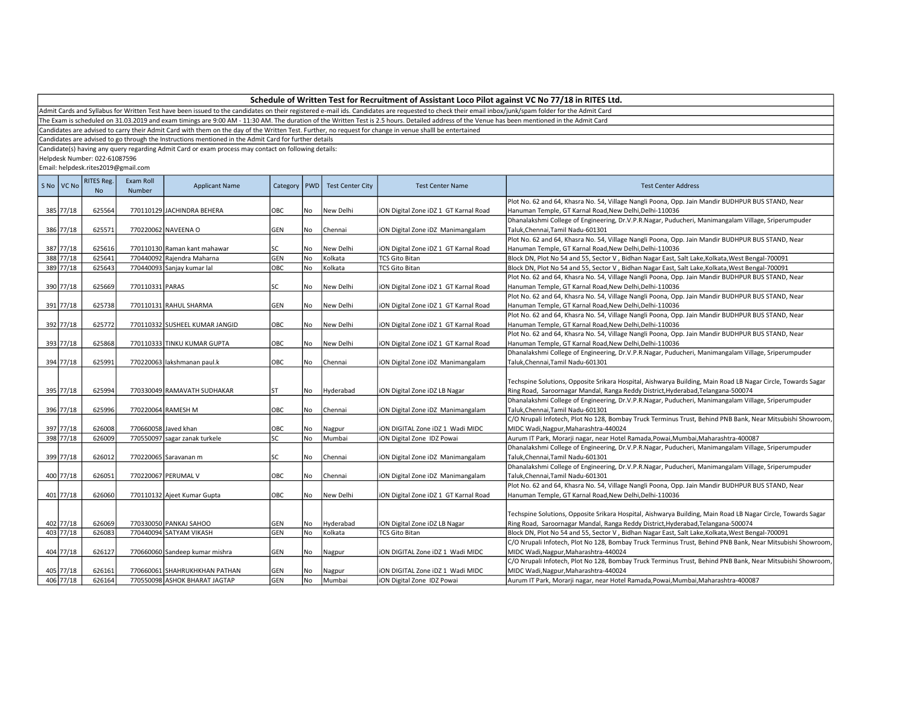## Schedule of Written Test for Recruitment of Assistant Loco Pilot against VC No 77/18 in RITES Ltd.

Admit Cards and Syllabus for Written Test have been issued to the candidates on their registered e-mail ids. Candidates are requested to check their email inbox/junk/spam folder for the Admit Card

The Exam is scheduled on 31.03.2019 and exam timings are 9:00 AM - 11:30 AM. The duration of the Written Test is 2.5 hours. Detailed address of the Venue has been mentioned in the Admit Card

Candidates are advised to carry their Admit Card with them on the day of the Written Test. Further, no request for change in venue shalll be entertained

Candidates are advised to go through the Instructions mentioned in the Admit Card for further details

Candidate(s) having any query regarding Admit Card or exam process may contact on following details:

Helpdesk Number: 022-61087596

Email: helpdesk.rites2019@gmail.com

| S No | VC No | RITES Reg. No | Exam Roll Number | Applicant Name | Category | PWD | Test Center City | Test Center Name | Test Center Address |
|---|---|---|---|---|---|---|---|---|---|
| 385 | 77/18 | 625564 | 770110129 | JACHINDRA BEHERA | OBC | No | New Delhi | iON Digital Zone iDZ 1 GT Karnal Road | Plot No. 62 and 64, Khasra No. 54, Village Nangli Poona, Opp. Jain Mandir BUDHPUR BUS STAND, Near Hanuman Temple, GT Karnal Road,New Delhi,Delhi-110036 |
| 386 | 77/18 | 625571 | 770220062 | NAVEENA O | GEN | No | Chennai | iON Digital Zone iDZ Manimangalam | Dhanalakshmi College of Engineering, Dr.V.P.R.Nagar, Puducheri, Manimangalam Village, Sriperumpuder Taluk,Chennai,Tamil Nadu-601301 |
| 387 | 77/18 | 625616 | 770110130 | Raman kant mahawar | SC | No | New Delhi | iON Digital Zone iDZ 1 GT Karnal Road | Plot No. 62 and 64, Khasra No. 54, Village Nangli Poona, Opp. Jain Mandir BUDHPUR BUS STAND, Near Hanuman Temple, GT Karnal Road,New Delhi,Delhi-110036 |
| 388 | 77/18 | 625641 | 770440092 | Rajendra Maharna | GEN | No | Kolkata | TCS Gito Bitan | Block DN, Plot No 54 and 55, Sector V , Bidhan Nagar East, Salt Lake,Kolkata,West Bengal-700091 |
| 389 | 77/18 | 625643 | 770440093 | Sanjay kumar lal | OBC | No | Kolkata | TCS Gito Bitan | Block DN, Plot No 54 and 55, Sector V , Bidhan Nagar East, Salt Lake,Kolkata,West Bengal-700091 |
| 390 | 77/18 | 625669 | 770110331 | PARAS | SC | No | New Delhi | iON Digital Zone iDZ 1 GT Karnal Road | Plot No. 62 and 64, Khasra No. 54, Village Nangli Poona, Opp. Jain Mandir BUDHPUR BUS STAND, Near Hanuman Temple, GT Karnal Road,New Delhi,Delhi-110036 |
| 391 | 77/18 | 625738 | 770110131 | RAHUL SHARMA | GEN | No | New Delhi | iON Digital Zone iDZ 1 GT Karnal Road | Plot No. 62 and 64, Khasra No. 54, Village Nangli Poona, Opp. Jain Mandir BUDHPUR BUS STAND, Near Hanuman Temple, GT Karnal Road,New Delhi,Delhi-110036 |
| 392 | 77/18 | 625772 | 770110332 | SUSHEEL KUMAR JANGID | OBC | No | New Delhi | iON Digital Zone iDZ 1 GT Karnal Road | Plot No. 62 and 64, Khasra No. 54, Village Nangli Poona, Opp. Jain Mandir BUDHPUR BUS STAND, Near Hanuman Temple, GT Karnal Road,New Delhi,Delhi-110036 |
| 393 | 77/18 | 625868 | 770110333 | TINKU KUMAR GUPTA | OBC | No | New Delhi | iON Digital Zone iDZ 1 GT Karnal Road | Plot No. 62 and 64, Khasra No. 54, Village Nangli Poona, Opp. Jain Mandir BUDHPUR BUS STAND, Near Hanuman Temple, GT Karnal Road,New Delhi,Delhi-110036 |
| 394 | 77/18 | 625991 | 770220063 | lakshmanan paul.k | OBC | No | Chennai | iON Digital Zone iDZ Manimangalam | Dhanalakshmi College of Engineering, Dr.V.P.R.Nagar, Puducheri, Manimangalam Village, Sriperumpuder Taluk,Chennai,Tamil Nadu-601301 |
| 395 | 77/18 | 625994 | 770330049 | RAMAVATH SUDHAKAR | ST | No | Hyderabad | iON Digital Zone iDZ LB Nagar | Techspine Solutions, Opposite Srikara Hospital, Aishwarya Building, Main Road LB Nagar Circle, Towards Sagar Ring Road, Saroornagar Mandal, Ranga Reddy District,Hyderabad,Telangana-500074 |
| 396 | 77/18 | 625996 | 770220064 | RAMESH M | OBC | No | Chennai | iON Digital Zone iDZ Manimangalam | Dhanalakshmi College of Engineering, Dr.V.P.R.Nagar, Puducheri, Manimangalam Village, Sriperumpuder Taluk,Chennai,Tamil Nadu-601301 |
| 397 | 77/18 | 626008 | 770660058 | Javed khan | OBC | No | Nagpur | iON DIGITAL Zone iDZ 1 Wadi MIDC | C/O Nrupali Infotech, Plot No 128, Bombay Truck Terminus Trust, Behind PNB Bank, Near Mitsubishi Showroom, MIDC Wadi,Nagpur,Maharashtra-440024 |
| 398 | 77/18 | 626009 | 770550097 | sagar zanak turkele | SC | No | Mumbai | iON Digital Zone IDZ Powai | Aurum IT Park, Morarji nagar, near Hotel Ramada,Powai,Mumbai,Maharashtra-400087 |
| 399 | 77/18 | 626012 | 770220065 | Saravanan m | SC | No | Chennai | iON Digital Zone iDZ Manimangalam | Dhanalakshmi College of Engineering, Dr.V.P.R.Nagar, Puducheri, Manimangalam Village, Sriperumpuder Taluk,Chennai,Tamil Nadu-601301 |
| 400 | 77/18 | 626051 | 770220067 | PERUMAL V | OBC | No | Chennai | iON Digital Zone iDZ Manimangalam | Dhanalakshmi College of Engineering, Dr.V.P.R.Nagar, Puducheri, Manimangalam Village, Sriperumpuder Taluk,Chennai,Tamil Nadu-601301 |
| 401 | 77/18 | 626060 | 770110132 | Ajeet Kumar Gupta | OBC | No | New Delhi | iON Digital Zone iDZ 1 GT Karnal Road | Plot No. 62 and 64, Khasra No. 54, Village Nangli Poona, Opp. Jain Mandir BUDHPUR BUS STAND, Near Hanuman Temple, GT Karnal Road,New Delhi,Delhi-110036 |
| 402 | 77/18 | 626069 | 770330050 | PANKAJ SAHOO | GEN | No | Hyderabad | iON Digital Zone iDZ LB Nagar | Techspine Solutions, Opposite Srikara Hospital, Aishwarya Building, Main Road LB Nagar Circle, Towards Sagar Ring Road, Saroornagar Mandal, Ranga Reddy District,Hyderabad,Telangana-500074 |
| 403 | 77/18 | 626083 | 770440094 | SATYAM VIKASH | GEN | No | Kolkata | TCS Gito Bitan | Block DN, Plot No 54 and 55, Sector V , Bidhan Nagar East, Salt Lake,Kolkata,West Bengal-700091 |
| 404 | 77/18 | 626127 | 770660060 | Sandeep kumar mishra | GEN | No | Nagpur | iON DIGITAL Zone iDZ 1 Wadi MIDC | C/O Nrupali Infotech, Plot No 128, Bombay Truck Terminus Trust, Behind PNB Bank, Near Mitsubishi Showroom, MIDC Wadi,Nagpur,Maharashtra-440024 |
| 405 | 77/18 | 626161 | 770660061 | SHAHRUKHKHAN PATHAN | GEN | No | Nagpur | iON DIGITAL Zone iDZ 1 Wadi MIDC | C/O Nrupali Infotech, Plot No 128, Bombay Truck Terminus Trust, Behind PNB Bank, Near Mitsubishi Showroom, MIDC Wadi,Nagpur,Maharashtra-440024 |
| 406 | 77/18 | 626164 | 770550098 | ASHOK BHARAT JAGTAP | GEN | No | Mumbai | iON Digital Zone IDZ Powai | Aurum IT Park, Morarji nagar, near Hotel Ramada,Powai,Mumbai,Maharashtra-400087 |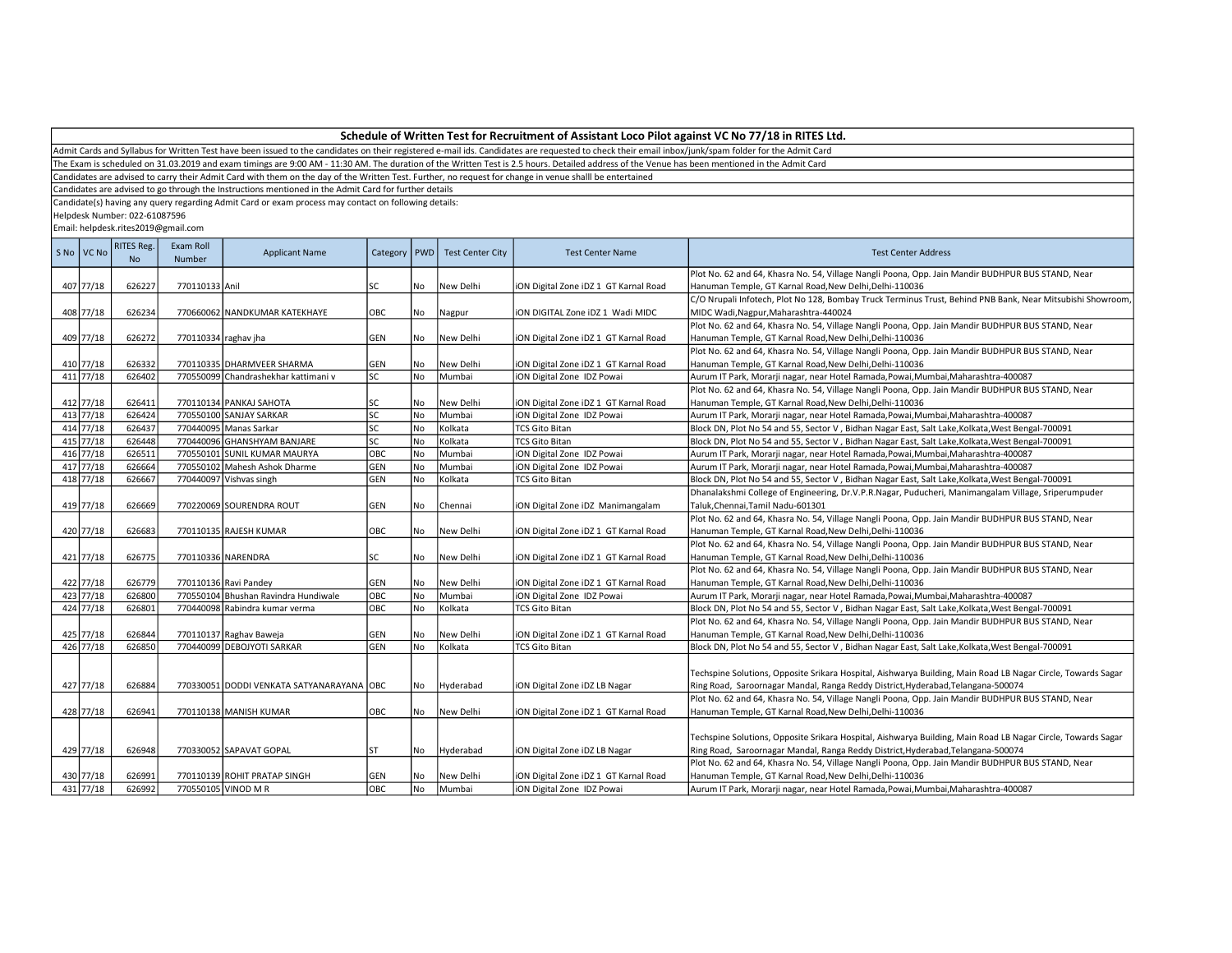# Schedule of Written Test for Recruitment of Assistant Loco Pilot against VC No 77/18 in RITES Ltd.

Admit Cards and Syllabus for Written Test have been issued to the candidates on their registered e-mail ids. Candidates are requested to check their email inbox/junk/spam folder for the Admit Card

The Exam is scheduled on 31.03.2019 and exam timings are 9:00 AM - 11:30 AM. The duration of the Written Test is 2.5 hours. Detailed address of the Venue has been mentioned in the Admit Card

Candidates are advised to carry their Admit Card with them on the day of the Written Test. Further, no request for change in venue shalll be entertained

Candidates are advised to go through the Instructions mentioned in the Admit Card for further details

Candidate(s) having any query regarding Admit Card or exam process may contact on following details:

Helpdesk Number: 022-61087596

Email: helpdesk.rites2019@gmail.com

| S No | VC No | RITES Reg. No | Exam Roll Number | Applicant Name | Category | PWD | Test Center City | Test Center Name | Test Center Address |
|---|---|---|---|---|---|---|---|---|---|
| 407 | 77/18 | 626227 | 770110133 | Anil | SC | No | New Delhi | iON Digital Zone iDZ 1 GT Karnal Road | Plot No. 62 and 64, Khasra No. 54, Village Nangli Poona, Opp. Jain Mandir BUDHPUR BUS STAND, Near Hanuman Temple, GT Karnal Road,New Delhi,Delhi-110036 |
| 408 | 77/18 | 626234 | 770660062 | NANDKUMAR KATEKHAYE | OBC | No | Nagpur | iON DIGITAL Zone iDZ 1 Wadi MIDC | C/O Nrupali Infotech, Plot No 128, Bombay Truck Terminus Trust, Behind PNB Bank, Near Mitsubishi Showroom, MIDC Wadi,Nagpur,Maharashtra-440024 |
| 409 | 77/18 | 626272 | 770110334 | raghav jha | GEN | No | New Delhi | iON Digital Zone iDZ 1 GT Karnal Road | Plot No. 62 and 64, Khasra No. 54, Village Nangli Poona, Opp. Jain Mandir BUDHPUR BUS STAND, Near Hanuman Temple, GT Karnal Road,New Delhi,Delhi-110036 |
| 410 | 77/18 | 626332 | 770110335 | DHARMVEER SHARMA | GEN | No | New Delhi | iON Digital Zone iDZ 1 GT Karnal Road | Plot No. 62 and 64, Khasra No. 54, Village Nangli Poona, Opp. Jain Mandir BUDHPUR BUS STAND, Near Hanuman Temple, GT Karnal Road,New Delhi,Delhi-110036 |
| 411 | 77/18 | 626402 | 770550099 | Chandrashekhar kattimani v | SC | No | Mumbai | iON Digital Zone IDZ Powai | Aurum IT Park, Morarji nagar, near Hotel Ramada,Powai,Mumbai,Maharashtra-400087 |
| 412 | 77/18 | 626411 | 770110134 | PANKAJ SAHOTA | SC | No | New Delhi | iON Digital Zone iDZ 1 GT Karnal Road | Plot No. 62 and 64, Khasra No. 54, Village Nangli Poona, Opp. Jain Mandir BUDHPUR BUS STAND, Near Hanuman Temple, GT Karnal Road,New Delhi,Delhi-110036 |
| 413 | 77/18 | 626424 | 770550100 | SANJAY SARKAR | SC | No | Mumbai | iON Digital Zone IDZ Powai | Aurum IT Park, Morarji nagar, near Hotel Ramada,Powai,Mumbai,Maharashtra-400087 |
| 414 | 77/18 | 626437 | 770440095 | Manas Sarkar | SC | No | Kolkata | TCS Gito Bitan | Block DN, Plot No 54 and 55, Sector V , Bidhan Nagar East, Salt Lake,Kolkata,West Bengal-700091 |
| 415 | 77/18 | 626448 | 770440096 | GHANSHYAM BANJARE | SC | No | Kolkata | TCS Gito Bitan | Block DN, Plot No 54 and 55, Sector V , Bidhan Nagar East, Salt Lake,Kolkata,West Bengal-700091 |
| 416 | 77/18 | 626511 | 770550101 | SUNIL KUMAR MAURYA | OBC | No | Mumbai | iON Digital Zone IDZ Powai | Aurum IT Park, Morarji nagar, near Hotel Ramada,Powai,Mumbai,Maharashtra-400087 |
| 417 | 77/18 | 626664 | 770550102 | Mahesh Ashok Dharme | GEN | No | Mumbai | iON Digital Zone IDZ Powai | Aurum IT Park, Morarji nagar, near Hotel Ramada,Powai,Mumbai,Maharashtra-400087 |
| 418 | 77/18 | 626667 | 770440097 | Vishvas singh | GEN | No | Kolkata | TCS Gito Bitan | Block DN, Plot No 54 and 55, Sector V , Bidhan Nagar East, Salt Lake,Kolkata,West Bengal-700091 |
| 419 | 77/18 | 626669 | 770220069 | SOURENDRA ROUT | GEN | No | Chennai | iON Digital Zone iDZ Manimangalam | Dhanalakshmi College of Engineering, Dr.V.P.R.Nagar, Puducheri, Manimangalam Village, Sriperumpuder Taluk,Chennai,Tamil Nadu-601301 |
| 420 | 77/18 | 626683 | 770110135 | RAJESH KUMAR | OBC | No | New Delhi | iON Digital Zone iDZ 1 GT Karnal Road | Plot No. 62 and 64, Khasra No. 54, Village Nangli Poona, Opp. Jain Mandir BUDHPUR BUS STAND, Near Hanuman Temple, GT Karnal Road,New Delhi,Delhi-110036 |
| 421 | 77/18 | 626775 | 770110336 | NARENDRA | SC | No | New Delhi | iON Digital Zone iDZ 1 GT Karnal Road | Plot No. 62 and 64, Khasra No. 54, Village Nangli Poona, Opp. Jain Mandir BUDHPUR BUS STAND, Near Hanuman Temple, GT Karnal Road,New Delhi,Delhi-110036 |
| 422 | 77/18 | 626779 | 770110136 | Ravi Pandey | GEN | No | New Delhi | iON Digital Zone iDZ 1 GT Karnal Road | Plot No. 62 and 64, Khasra No. 54, Village Nangli Poona, Opp. Jain Mandir BUDHPUR BUS STAND, Near Hanuman Temple, GT Karnal Road,New Delhi,Delhi-110036 |
| 423 | 77/18 | 626800 | 770550104 | Bhushan Ravindra Hundiwale | OBC | No | Mumbai | iON Digital Zone IDZ Powai | Aurum IT Park, Morarji nagar, near Hotel Ramada,Powai,Mumbai,Maharashtra-400087 |
| 424 | 77/18 | 626801 | 770440098 | Rabindra kumar verma | OBC | No | Kolkata | TCS Gito Bitan | Block DN, Plot No 54 and 55, Sector V , Bidhan Nagar East, Salt Lake,Kolkata,West Bengal-700091 |
| 425 | 77/18 | 626844 | 770110137 | Raghav Baweja | GEN | No | New Delhi | iON Digital Zone iDZ 1 GT Karnal Road | Plot No. 62 and 64, Khasra No. 54, Village Nangli Poona, Opp. Jain Mandir BUDHPUR BUS STAND, Near Hanuman Temple, GT Karnal Road,New Delhi,Delhi-110036 |
| 426 | 77/18 | 626850 | 770440099 | DEBOJYOTI SARKAR | GEN | No | Kolkata | TCS Gito Bitan | Block DN, Plot No 54 and 55, Sector V , Bidhan Nagar East, Salt Lake,Kolkata,West Bengal-700091 |
| 427 | 77/18 | 626884 | 770330051 | DODDI VENKATA SATYANARAYANA | OBC | No | Hyderabad | iON Digital Zone iDZ LB Nagar | Techspine Solutions, Opposite Srikara Hospital, Aishwarya Building, Main Road LB Nagar Circle, Towards Sagar Ring Road, Saroornagar Mandal, Ranga Reddy District,Hyderabad,Telangana-500074 |
| 428 | 77/18 | 626941 | 770110138 | MANISH KUMAR | OBC | No | New Delhi | iON Digital Zone iDZ 1 GT Karnal Road | Plot No. 62 and 64, Khasra No. 54, Village Nangli Poona, Opp. Jain Mandir BUDHPUR BUS STAND, Near Hanuman Temple, GT Karnal Road,New Delhi,Delhi-110036 |
| 429 | 77/18 | 626948 | 770330052 | SAPAVAT GOPAL | ST | No | Hyderabad | iON Digital Zone iDZ LB Nagar | Techspine Solutions, Opposite Srikara Hospital, Aishwarya Building, Main Road LB Nagar Circle, Towards Sagar Ring Road, Saroornagar Mandal, Ranga Reddy District,Hyderabad,Telangana-500074 |
| 430 | 77/18 | 626991 | 770110139 | ROHIT PRATAP SINGH | GEN | No | New Delhi | iON Digital Zone iDZ 1 GT Karnal Road | Plot No. 62 and 64, Khasra No. 54, Village Nangli Poona, Opp. Jain Mandir BUDHPUR BUS STAND, Near Hanuman Temple, GT Karnal Road,New Delhi,Delhi-110036 |
| 431 | 77/18 | 626992 | 770550105 | VINOD M R | OBC | No | Mumbai | iON Digital Zone IDZ Powai | Aurum IT Park, Morarji nagar, near Hotel Ramada,Powai,Mumbai,Maharashtra-400087 |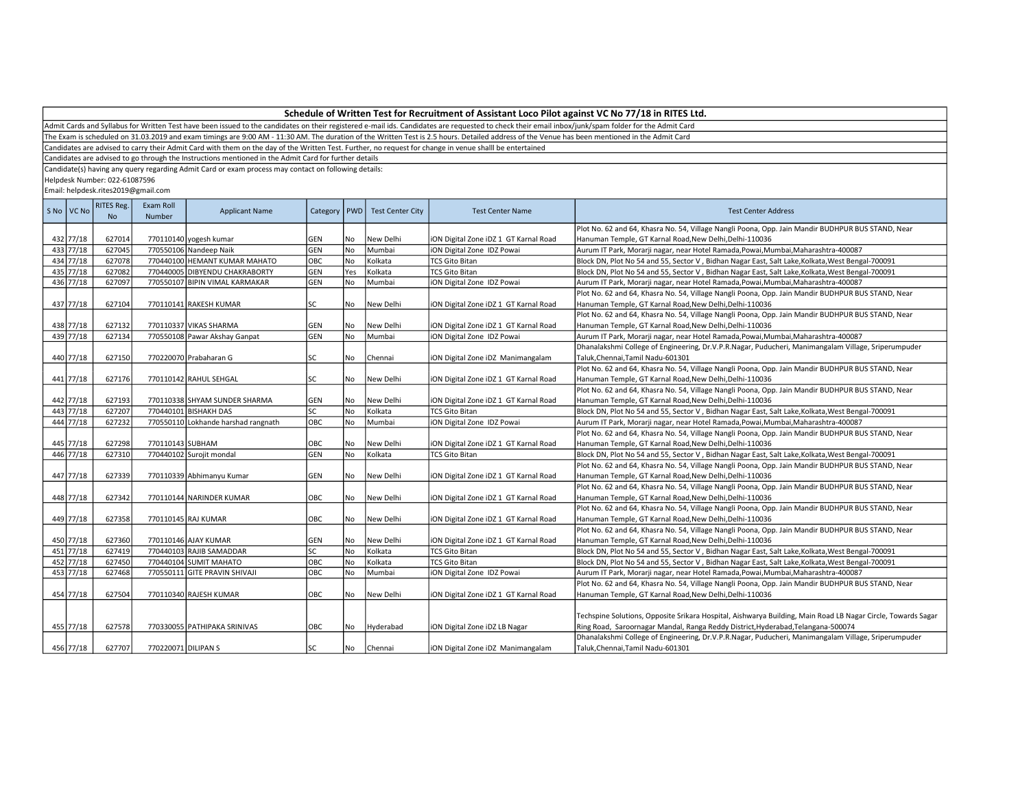# Schedule of Written Test for Recruitment of Assistant Loco Pilot against VC No 77/18 in RITES Ltd.

Admit Cards and Syllabus for Written Test have been issued to the candidates on their registered e-mail ids. Candidates are requested to check their email inbox/junk/spam folder for the Admit Card

The Exam is scheduled on 31.03.2019 and exam timings are 9:00 AM - 11:30 AM. The duration of the Written Test is 2.5 hours. Detailed address of the Venue has been mentioned in the Admit Card

Candidates are advised to carry their Admit Card with them on the day of the Written Test. Further, no request for change in venue shalll be entertained

Candidates are advised to go through the Instructions mentioned in the Admit Card for further details

Candidate(s) having any query regarding Admit Card or exam process may contact on following details:

Helpdesk Number: 022-61087596

Email: helpdesk.rites2019@gmail.com

| S No | VC No | RITES Reg. No | Exam Roll Number | Applicant Name | Category | PWD | Test Center City | Test Center Name | Test Center Address |
|---|---|---|---|---|---|---|---|---|---|
| 432 | 77/18 | 627014 | 770110140 | yogesh kumar | GEN | No | New Delhi | iON Digital Zone iDZ 1 GT Karnal Road | Plot No. 62 and 64, Khasra No. 54, Village Nangli Poona, Opp. Jain Mandir BUDHPUR BUS STAND, Near Hanuman Temple, GT Karnal Road,New Delhi,Delhi-110036 |
| 433 | 77/18 | 627045 | 770550106 | Nandeep Naik | GEN | No | Mumbai | iON Digital Zone IDZ Powai | Aurum IT Park, Morarji nagar, near Hotel Ramada,Powai,Mumbai,Maharashtra-400087 |
| 434 | 77/18 | 627078 | 770440100 | HEMANT KUMAR MAHATO | OBC | No | Kolkata | TCS Gito Bitan | Block DN, Plot No 54 and 55, Sector V , Bidhan Nagar East, Salt Lake,Kolkata,West Bengal-700091 |
| 435 | 77/18 | 627082 | 770440005 | DIBYENDU CHAKRABORTY | GEN | Yes | Kolkata | TCS Gito Bitan | Block DN, Plot No 54 and 55, Sector V , Bidhan Nagar East, Salt Lake,Kolkata,West Bengal-700091 |
| 436 | 77/18 | 627097 | 770550107 | BIPIN VIMAL KARMAKAR | GEN | No | Mumbai | iON Digital Zone IDZ Powai | Aurum IT Park, Morarji nagar, near Hotel Ramada,Powai,Mumbai,Maharashtra-400087 |
| 437 | 77/18 | 627104 | 770110141 | RAKESH KUMAR | SC | No | New Delhi | iON Digital Zone iDZ 1 GT Karnal Road | Plot No. 62 and 64, Khasra No. 54, Village Nangli Poona, Opp. Jain Mandir BUDHPUR BUS STAND, Near Hanuman Temple, GT Karnal Road,New Delhi,Delhi-110036 |
| 438 | 77/18 | 627132 | 770110337 | VIKAS SHARMA | GEN | No | New Delhi | iON Digital Zone iDZ 1 GT Karnal Road | Plot No. 62 and 64, Khasra No. 54, Village Nangli Poona, Opp. Jain Mandir BUDHPUR BUS STAND, Near Hanuman Temple, GT Karnal Road,New Delhi,Delhi-110036 |
| 439 | 77/18 | 627134 | 770550108 | Pawar Akshay Ganpat | GEN | No | Mumbai | iON Digital Zone IDZ Powai | Aurum IT Park, Morarji nagar, near Hotel Ramada,Powai,Mumbai,Maharashtra-400087 |
| 440 | 77/18 | 627150 | 770220070 | Prabaharan G | SC | No | Chennai | iON Digital Zone iDZ Manimangalam | Dhanalakshmi College of Engineering, Dr.V.P.R.Nagar, Puducheri, Manimangalam Village, Sriperumpuder Taluk,Chennai,Tamil Nadu-601301 |
| 441 | 77/18 | 627176 | 770110142 | RAHUL SEHGAL | SC | No | New Delhi | iON Digital Zone iDZ 1 GT Karnal Road | Plot No. 62 and 64, Khasra No. 54, Village Nangli Poona, Opp. Jain Mandir BUDHPUR BUS STAND, Near Hanuman Temple, GT Karnal Road,New Delhi,Delhi-110036 |
| 442 | 77/18 | 627193 | 770110338 | SHYAM SUNDER SHARMA | GEN | No | New Delhi | iON Digital Zone iDZ 1 GT Karnal Road | Plot No. 62 and 64, Khasra No. 54, Village Nangli Poona, Opp. Jain Mandir BUDHPUR BUS STAND, Near Hanuman Temple, GT Karnal Road,New Delhi,Delhi-110036 |
| 443 | 77/18 | 627207 | 770440101 | BISHAKH DAS | SC | No | Kolkata | TCS Gito Bitan | Block DN, Plot No 54 and 55, Sector V , Bidhan Nagar East, Salt Lake,Kolkata,West Bengal-700091 |
| 444 | 77/18 | 627232 | 770550110 | Lokhande harshad rangnath | OBC | No | Mumbai | iON Digital Zone IDZ Powai | Aurum IT Park, Morarji nagar, near Hotel Ramada,Powai,Mumbai,Maharashtra-400087 |
| 445 | 77/18 | 627298 | 770110143 | SUBHAM | OBC | No | New Delhi | iON Digital Zone iDZ 1 GT Karnal Road | Plot No. 62 and 64, Khasra No. 54, Village Nangli Poona, Opp. Jain Mandir BUDHPUR BUS STAND, Near Hanuman Temple, GT Karnal Road,New Delhi,Delhi-110036 |
| 446 | 77/18 | 627310 | 770440102 | Surojit mondal | GEN | No | Kolkata | TCS Gito Bitan | Block DN, Plot No 54 and 55, Sector V , Bidhan Nagar East, Salt Lake,Kolkata,West Bengal-700091 |
| 447 | 77/18 | 627339 | 770110339 | Abhimanyu Kumar | GEN | No | New Delhi | iON Digital Zone iDZ 1 GT Karnal Road | Plot No. 62 and 64, Khasra No. 54, Village Nangli Poona, Opp. Jain Mandir BUDHPUR BUS STAND, Near Hanuman Temple, GT Karnal Road,New Delhi,Delhi-110036 |
| 448 | 77/18 | 627342 | 770110144 | NARINDER KUMAR | OBC | No | New Delhi | iON Digital Zone iDZ 1 GT Karnal Road | Plot No. 62 and 64, Khasra No. 54, Village Nangli Poona, Opp. Jain Mandir BUDHPUR BUS STAND, Near Hanuman Temple, GT Karnal Road,New Delhi,Delhi-110036 |
| 449 | 77/18 | 627358 | 770110145 | RAJ KUMAR | OBC | No | New Delhi | iON Digital Zone iDZ 1 GT Karnal Road | Plot No. 62 and 64, Khasra No. 54, Village Nangli Poona, Opp. Jain Mandir BUDHPUR BUS STAND, Near Hanuman Temple, GT Karnal Road,New Delhi,Delhi-110036 |
| 450 | 77/18 | 627360 | 770110146 | AJAY KUMAR | GEN | No | New Delhi | iON Digital Zone iDZ 1 GT Karnal Road | Plot No. 62 and 64, Khasra No. 54, Village Nangli Poona, Opp. Jain Mandir BUDHPUR BUS STAND, Near Hanuman Temple, GT Karnal Road,New Delhi,Delhi-110036 |
| 451 | 77/18 | 627419 | 770440103 | RAJIB SAMADDAR | SC | No | Kolkata | TCS Gito Bitan | Block DN, Plot No 54 and 55, Sector V , Bidhan Nagar East, Salt Lake,Kolkata,West Bengal-700091 |
| 452 | 77/18 | 627450 | 770440104 | SUMIT MAHATO | OBC | No | Kolkata | TCS Gito Bitan | Block DN, Plot No 54 and 55, Sector V , Bidhan Nagar East, Salt Lake,Kolkata,West Bengal-700091 |
| 453 | 77/18 | 627468 | 770550111 | GITE PRAVIN SHIVAJI | OBC | No | Mumbai | iON Digital Zone IDZ Powai | Aurum IT Park, Morarji nagar, near Hotel Ramada,Powai,Mumbai,Maharashtra-400087 |
| 454 | 77/18 | 627504 | 770110340 | RAJESH KUMAR | OBC | No | New Delhi | iON Digital Zone iDZ 1 GT Karnal Road | Plot No. 62 and 64, Khasra No. 54, Village Nangli Poona, Opp. Jain Mandir BUDHPUR BUS STAND, Near Hanuman Temple, GT Karnal Road,New Delhi,Delhi-110036 |
| 455 | 77/18 | 627578 | 770330055 | PATHIPAKA SRINIVAS | OBC | No | Hyderabad | iON Digital Zone iDZ LB Nagar | Techspine Solutions, Opposite Srikara Hospital, Aishwarya Building, Main Road LB Nagar Circle, Towards Sagar Ring Road, Saroornagar Mandal, Ranga Reddy District,Hyderabad,Telangana-500074 |
| 456 | 77/18 | 627707 | 770220071 | DILIPAN S | SC | No | Chennai | iON Digital Zone iDZ Manimangalam | Dhanalakshmi College of Engineering, Dr.V.P.R.Nagar, Puducheri, Manimangalam Village, Sriperumpuder Taluk,Chennai,Tamil Nadu-601301 |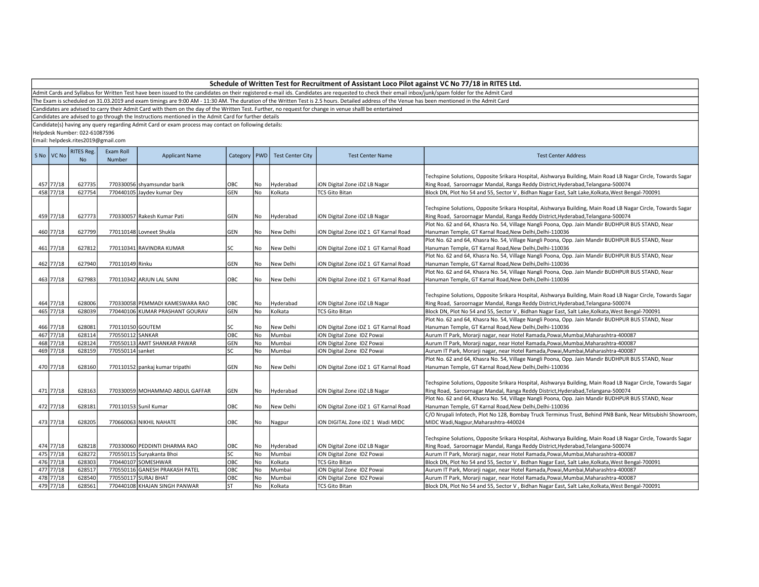## Schedule of Written Test for Recruitment of Assistant Loco Pilot against VC No 77/18 in RITES Ltd.

Admit Cards and Syllabus for Written Test have been issued to the candidates on their registered e-mail ids. Candidates are requested to check their email inbox/junk/spam folder for the Admit Card

The Exam is scheduled on 31.03.2019 and exam timings are 9:00 AM - 11:30 AM. The duration of the Written Test is 2.5 hours. Detailed address of the Venue has been mentioned in the Admit Card

Candidates are advised to carry their Admit Card with them on the day of the Written Test. Further, no request for change in venue shalll be entertained

Candidates are advised to go through the Instructions mentioned in the Admit Card for further details

Candidate(s) having any query regarding Admit Card or exam process may contact on following details:

Helpdesk Number: 022-61087596

Email: helpdesk.rites2019@gmail.com

| S No | VC No | RITES Reg. No | Exam Roll Number | Applicant Name | Category | PWD | Test Center City | Test Center Name | Test Center Address |
|---|---|---|---|---|---|---|---|---|---|
| 457 | 77/18 | 627735 | 770330056 | shyamsundar barik | OBC | No | Hyderabad | iON Digital Zone iDZ LB Nagar | Techspine Solutions, Opposite Srikara Hospital, Aishwarya Building, Main Road LB Nagar Circle, Towards Sagar Ring Road, Saroornagar Mandal, Ranga Reddy District,Hyderabad,Telangana-500074 |
| 458 | 77/18 | 627754 | 770440105 | Jaydev kumar Dey | GEN | No | Kolkata | TCS Gito Bitan | Block DN, Plot No 54 and 55, Sector V , Bidhan Nagar East, Salt Lake,Kolkata,West Bengal-700091 |
| 459 | 77/18 | 627773 | 770330057 | Rakesh Kumar Pati | GEN | No | Hyderabad | iON Digital Zone iDZ LB Nagar | Techspine Solutions, Opposite Srikara Hospital, Aishwarya Building, Main Road LB Nagar Circle, Towards Sagar Ring Road, Saroornagar Mandal, Ranga Reddy District,Hyderabad,Telangana-500074 |
| 460 | 77/18 | 627799 | 770110148 | Lovneet Shukla | GEN | No | New Delhi | iON Digital Zone iDZ 1 GT Karnal Road | Plot No. 62 and 64, Khasra No. 54, Village Nangli Poona, Opp. Jain Mandir BUDHPUR BUS STAND, Near Hanuman Temple, GT Karnal Road,New Delhi,Delhi-110036 |
| 461 | 77/18 | 627812 | 770110341 | RAVINDRA KUMAR | SC | No | New Delhi | iON Digital Zone iDZ 1 GT Karnal Road | Plot No. 62 and 64, Khasra No. 54, Village Nangli Poona, Opp. Jain Mandir BUDHPUR BUS STAND, Near Hanuman Temple, GT Karnal Road,New Delhi,Delhi-110036 |
| 462 | 77/18 | 627940 | 770110149 | Rinku | GEN | No | New Delhi | iON Digital Zone iDZ 1 GT Karnal Road | Plot No. 62 and 64, Khasra No. 54, Village Nangli Poona, Opp. Jain Mandir BUDHPUR BUS STAND, Near Hanuman Temple, GT Karnal Road,New Delhi,Delhi-110036 |
| 463 | 77/18 | 627983 | 770110342 | ARJUN LAL SAINI | OBC | No | New Delhi | iON Digital Zone iDZ 1 GT Karnal Road | Plot No. 62 and 64, Khasra No. 54, Village Nangli Poona, Opp. Jain Mandir BUDHPUR BUS STAND, Near Hanuman Temple, GT Karnal Road,New Delhi,Delhi-110036 |
| 464 | 77/18 | 628006 | 770330058 | PEMMADI KAMESWARA RAO | OBC | No | Hyderabad | iON Digital Zone iDZ LB Nagar | Techspine Solutions, Opposite Srikara Hospital, Aishwarya Building, Main Road LB Nagar Circle, Towards Sagar Ring Road, Saroornagar Mandal, Ranga Reddy District,Hyderabad,Telangana-500074 |
| 465 | 77/18 | 628039 | 770440106 | KUMAR PRASHANT GOURAV | GEN | No | Kolkata | TCS Gito Bitan | Block DN, Plot No 54 and 55, Sector V , Bidhan Nagar East, Salt Lake,Kolkata,West Bengal-700091 |
| 466 | 77/18 | 628081 | 770110150 | GOUTEM | SC | No | New Delhi | iON Digital Zone iDZ 1 GT Karnal Road | Plot No. 62 and 64, Khasra No. 54, Village Nangli Poona, Opp. Jain Mandir BUDHPUR BUS STAND, Near Hanuman Temple, GT Karnal Road,New Delhi,Delhi-110036 |
| 467 | 77/18 | 628114 | 770550112 | SANKAR | OBC | No | Mumbai | iON Digital Zone IDZ Powai | Aurum IT Park, Morarji nagar, near Hotel Ramada,Powai,Mumbai,Maharashtra-400087 |
| 468 | 77/18 | 628124 | 770550113 | AMIT SHANKAR PAWAR | GEN | No | Mumbai | iON Digital Zone IDZ Powai | Aurum IT Park, Morarji nagar, near Hotel Ramada,Powai,Mumbai,Maharashtra-400087 |
| 469 | 77/18 | 628159 | 770550114 | sanket | SC | No | Mumbai | iON Digital Zone IDZ Powai | Aurum IT Park, Morarji nagar, near Hotel Ramada,Powai,Mumbai,Maharashtra-400087 |
| 470 | 77/18 | 628160 | 770110152 | pankaj kumar tripathi | GEN | No | New Delhi | iON Digital Zone iDZ 1 GT Karnal Road | Plot No. 62 and 64, Khasra No. 54, Village Nangli Poona, Opp. Jain Mandir BUDHPUR BUS STAND, Near Hanuman Temple, GT Karnal Road,New Delhi,Delhi-110036 |
| 471 | 77/18 | 628163 | 770330059 | MOHAMMAD ABDUL GAFFAR | GEN | No | Hyderabad | iON Digital Zone iDZ LB Nagar | Techspine Solutions, Opposite Srikara Hospital, Aishwarya Building, Main Road LB Nagar Circle, Towards Sagar Ring Road, Saroornagar Mandal, Ranga Reddy District,Hyderabad,Telangana-500074 |
| 472 | 77/18 | 628181 | 770110153 | Sunil Kumar | OBC | No | New Delhi | iON Digital Zone iDZ 1 GT Karnal Road | Plot No. 62 and 64, Khasra No. 54, Village Nangli Poona, Opp. Jain Mandir BUDHPUR BUS STAND, Near Hanuman Temple, GT Karnal Road,New Delhi,Delhi-110036 |
| 473 | 77/18 | 628205 | 770660063 | NIKHIL NAHATE | OBC | No | Nagpur | iON DIGITAL Zone iDZ 1 Wadi MIDC | C/O Nrupali Infotech, Plot No 128, Bombay Truck Terminus Trust, Behind PNB Bank, Near Mitsubishi Showroom, MIDC Wadi,Nagpur,Maharashtra-440024 |
| 474 | 77/18 | 628218 | 770330060 | PEDDINTI DHARMA RAO | OBC | No | Hyderabad | iON Digital Zone iDZ LB Nagar | Techspine Solutions, Opposite Srikara Hospital, Aishwarya Building, Main Road LB Nagar Circle, Towards Sagar Ring Road, Saroornagar Mandal, Ranga Reddy District,Hyderabad,Telangana-500074 |
| 475 | 77/18 | 628272 | 770550115 | Suryakanta Bhoi | SC | No | Mumbai | iON Digital Zone IDZ Powai | Aurum IT Park, Morarji nagar, near Hotel Ramada,Powai,Mumbai,Maharashtra-400087 |
| 476 | 77/18 | 628303 | 770440107 | SOMESHWAR | OBC | No | Kolkata | TCS Gito Bitan | Block DN, Plot No 54 and 55, Sector V , Bidhan Nagar East, Salt Lake,Kolkata,West Bengal-700091 |
| 477 | 77/18 | 628517 | 770550116 | GANESH PRAKASH PATEL | OBC | No | Mumbai | iON Digital Zone IDZ Powai | Aurum IT Park, Morarji nagar, near Hotel Ramada,Powai,Mumbai,Maharashtra-400087 |
| 478 | 77/18 | 628540 | 770550117 | SURAJ BHAT | OBC | No | Mumbai | iON Digital Zone IDZ Powai | Aurum IT Park, Morarji nagar, near Hotel Ramada,Powai,Mumbai,Maharashtra-400087 |
| 479 | 77/18 | 628561 | 770440108 | KHAJAN SINGH PANWAR | ST | No | Kolkata | TCS Gito Bitan | Block DN, Plot No 54 and 55, Sector V , Bidhan Nagar East, Salt Lake,Kolkata,West Bengal-700091 |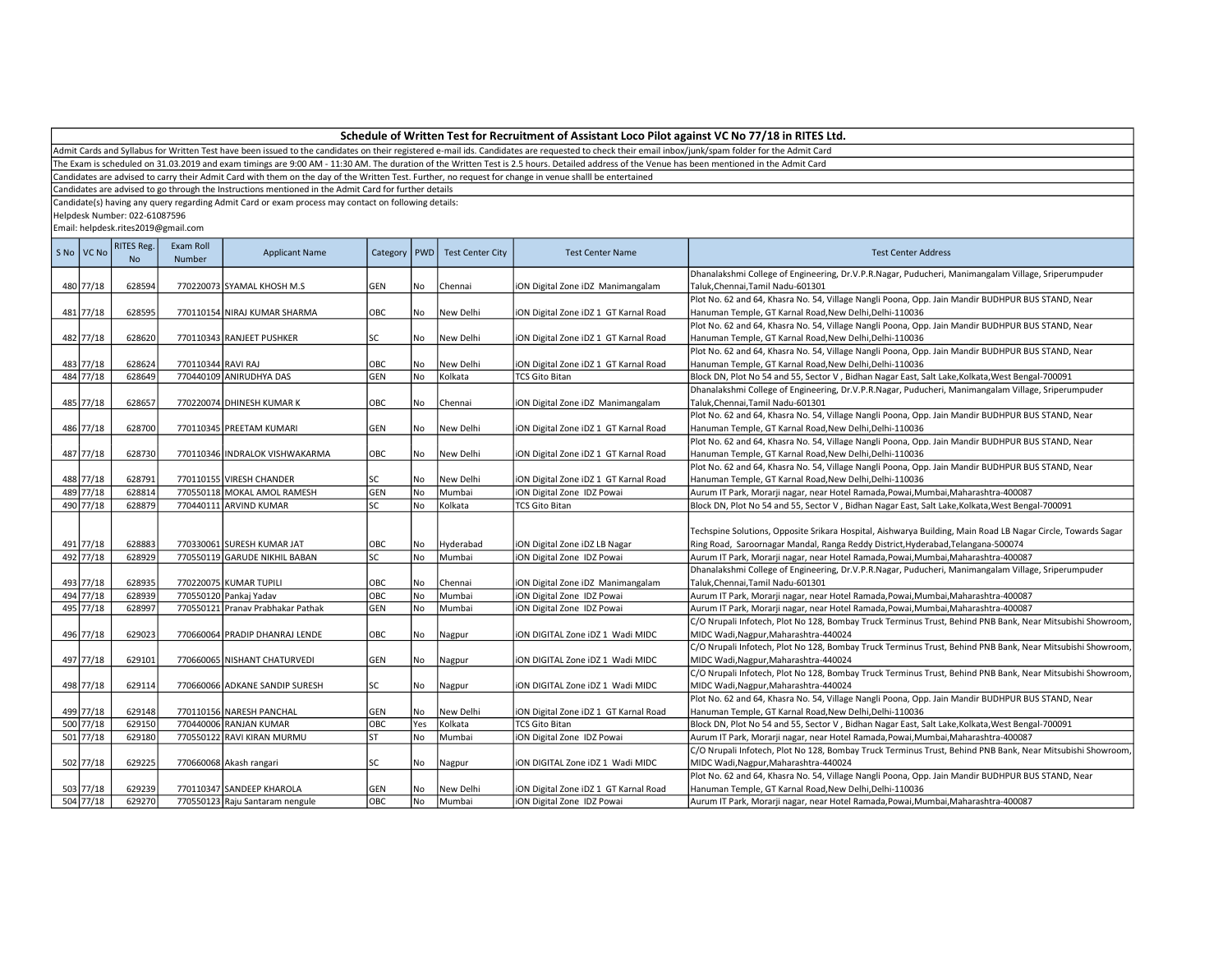# Schedule of Written Test for Recruitment of Assistant Loco Pilot against VC No 77/18 in RITES Ltd.

Admit Cards and Syllabus for Written Test have been issued to the candidates on their registered e-mail ids. Candidates are requested to check their email inbox/junk/spam folder for the Admit Card

The Exam is scheduled on 31.03.2019 and exam timings are 9:00 AM - 11:30 AM. The duration of the Written Test is 2.5 hours. Detailed address of the Venue has been mentioned in the Admit Card

Candidates are advised to carry their Admit Card with them on the day of the Written Test. Further, no request for change in venue shalll be entertained

Candidates are advised to go through the Instructions mentioned in the Admit Card for further details

Candidate(s) having any query regarding Admit Card or exam process may contact on following details:

Helpdesk Number: 022-61087596

Email: helpdesk.rites2019@gmail.com

| S No | VC No | RITES Reg. No | Exam Roll Number | Applicant Name | Category | PWD | Test Center City | Test Center Name | Test Center Address |
|---|---|---|---|---|---|---|---|---|---|
| 480 | 77/18 | 628594 | 770220073 | SYAMAL KHOSH M.S | GEN | No | Chennai | iON Digital Zone iDZ Manimangalam | Dhanalakshmi College of Engineering, Dr.V.P.R.Nagar, Puducheri, Manimangalam Village, Sriperumpuder Taluk,Chennai,Tamil Nadu-601301 |
| 481 | 77/18 | 628595 | 770110154 | NIRAJ KUMAR SHARMA | OBC | No | New Delhi | iON Digital Zone iDZ 1 GT Karnal Road | Plot No. 62 and 64, Khasra No. 54, Village Nangli Poona, Opp. Jain Mandir BUDHPUR BUS STAND, Near Hanuman Temple, GT Karnal Road,New Delhi,Delhi-110036 |
| 482 | 77/18 | 628620 | 770110343 | RANJEET PUSHKER | SC | No | New Delhi | iON Digital Zone iDZ 1 GT Karnal Road | Plot No. 62 and 64, Khasra No. 54, Village Nangli Poona, Opp. Jain Mandir BUDHPUR BUS STAND, Near Hanuman Temple, GT Karnal Road,New Delhi,Delhi-110036 |
| 483 | 77/18 | 628624 | 770110344 | RAVI RAJ | OBC | No | New Delhi | iON Digital Zone iDZ 1 GT Karnal Road | Plot No. 62 and 64, Khasra No. 54, Village Nangli Poona, Opp. Jain Mandir BUDHPUR BUS STAND, Near Hanuman Temple, GT Karnal Road,New Delhi,Delhi-110036 |
| 484 | 77/18 | 628649 | 770440109 | ANIRUDHYA DAS | GEN | No | Kolkata | TCS Gito Bitan | Block DN, Plot No 54 and 55, Sector V , Bidhan Nagar East, Salt Lake,Kolkata,West Bengal-700091 |
| 485 | 77/18 | 628657 | 770220074 | DHINESH KUMAR K | OBC | No | Chennai | iON Digital Zone iDZ Manimangalam | Dhanalakshmi College of Engineering, Dr.V.P.R.Nagar, Puducheri, Manimangalam Village, Sriperumpuder Taluk,Chennai,Tamil Nadu-601301 |
| 486 | 77/18 | 628700 | 770110345 | PREETAM KUMARI | GEN | No | New Delhi | iON Digital Zone iDZ 1 GT Karnal Road | Plot No. 62 and 64, Khasra No. 54, Village Nangli Poona, Opp. Jain Mandir BUDHPUR BUS STAND, Near Hanuman Temple, GT Karnal Road,New Delhi,Delhi-110036 |
| 487 | 77/18 | 628730 | 770110346 | INDRALOK VISHWAKARMA | OBC | No | New Delhi | iON Digital Zone iDZ 1 GT Karnal Road | Plot No. 62 and 64, Khasra No. 54, Village Nangli Poona, Opp. Jain Mandir BUDHPUR BUS STAND, Near Hanuman Temple, GT Karnal Road,New Delhi,Delhi-110036 |
| 488 | 77/18 | 628791 | 770110155 | VIRESH CHANDER | SC | No | New Delhi | iON Digital Zone iDZ 1 GT Karnal Road | Plot No. 62 and 64, Khasra No. 54, Village Nangli Poona, Opp. Jain Mandir BUDHPUR BUS STAND, Near Hanuman Temple, GT Karnal Road,New Delhi,Delhi-110036 |
| 489 | 77/18 | 628814 | 770550118 | MOKAL AMOL RAMESH | GEN | No | Mumbai | iON Digital Zone IDZ Powai | Aurum IT Park, Morarji nagar, near Hotel Ramada,Powai,Mumbai,Maharashtra-400087 |
| 490 | 77/18 | 628879 | 770440111 | ARVIND KUMAR | SC | No | Kolkata | TCS Gito Bitan | Block DN, Plot No 54 and 55, Sector V , Bidhan Nagar East, Salt Lake,Kolkata,West Bengal-700091 |
| 491 | 77/18 | 628883 | 770330061 | SURESH KUMAR JAT | OBC | No | Hyderabad | iON Digital Zone iDZ LB Nagar | Techspine Solutions, Opposite Srikara Hospital, Aishwarya Building, Main Road LB Nagar Circle, Towards Sagar Ring Road, Saroornagar Mandal, Ranga Reddy District,Hyderabad,Telangana-500074 |
| 492 | 77/18 | 628929 | 770550119 | GARUDE NIKHIL BABAN | SC | No | Mumbai | iON Digital Zone IDZ Powai | Aurum IT Park, Morarji nagar, near Hotel Ramada,Powai,Mumbai,Maharashtra-400087 |
| 493 | 77/18 | 628935 | 770220075 | KUMAR TUPILI | OBC | No | Chennai | iON Digital Zone iDZ Manimangalam | Dhanalakshmi College of Engineering, Dr.V.P.R.Nagar, Puducheri, Manimangalam Village, Sriperumpuder Taluk,Chennai,Tamil Nadu-601301 |
| 494 | 77/18 | 628939 | 770550120 | Pankaj Yadav | OBC | No | Mumbai | iON Digital Zone IDZ Powai | Aurum IT Park, Morarji nagar, near Hotel Ramada,Powai,Mumbai,Maharashtra-400087 |
| 495 | 77/18 | 628997 | 770550121 | Pranav Prabhakar Pathak | GEN | No | Mumbai | iON Digital Zone IDZ Powai | Aurum IT Park, Morarji nagar, near Hotel Ramada,Powai,Mumbai,Maharashtra-400087 |
| 496 | 77/18 | 629023 | 770660064 | PRADIP DHANRAJ LENDE | OBC | No | Nagpur | iON DIGITAL Zone iDZ 1 Wadi MIDC | C/O Nrupali Infotech, Plot No 128, Bombay Truck Terminus Trust, Behind PNB Bank, Near Mitsubishi Showroom, MIDC Wadi,Nagpur,Maharashtra-440024 |
| 497 | 77/18 | 629101 | 770660065 | NISHANT CHATURVEDI | GEN | No | Nagpur | iON DIGITAL Zone iDZ 1 Wadi MIDC | C/O Nrupali Infotech, Plot No 128, Bombay Truck Terminus Trust, Behind PNB Bank, Near Mitsubishi Showroom, MIDC Wadi,Nagpur,Maharashtra-440024 |
| 498 | 77/18 | 629114 | 770660066 | ADKANE SANDIP SURESH | SC | No | Nagpur | iON DIGITAL Zone iDZ 1 Wadi MIDC | C/O Nrupali Infotech, Plot No 128, Bombay Truck Terminus Trust, Behind PNB Bank, Near Mitsubishi Showroom, MIDC Wadi,Nagpur,Maharashtra-440024 |
| 499 | 77/18 | 629148 | 770110156 | NARESH PANCHAL | GEN | No | New Delhi | iON Digital Zone iDZ 1 GT Karnal Road | Plot No. 62 and 64, Khasra No. 54, Village Nangli Poona, Opp. Jain Mandir BUDHPUR BUS STAND, Near Hanuman Temple, GT Karnal Road,New Delhi,Delhi-110036 |
| 500 | 77/18 | 629150 | 770440006 | RANJAN KUMAR | OBC | Yes | Kolkata | TCS Gito Bitan | Block DN, Plot No 54 and 55, Sector V , Bidhan Nagar East, Salt Lake,Kolkata,West Bengal-700091 |
| 501 | 77/18 | 629180 | 770550122 | RAVI KIRAN MURMU | ST | No | Mumbai | iON Digital Zone IDZ Powai | Aurum IT Park, Morarji nagar, near Hotel Ramada,Powai,Mumbai,Maharashtra-400087 |
| 502 | 77/18 | 629225 | 770660068 | Akash rangari | SC | No | Nagpur | iON DIGITAL Zone iDZ 1 Wadi MIDC | C/O Nrupali Infotech, Plot No 128, Bombay Truck Terminus Trust, Behind PNB Bank, Near Mitsubishi Showroom, MIDC Wadi,Nagpur,Maharashtra-440024 |
| 503 | 77/18 | 629239 | 770110347 | SANDEEP KHAROLA | GEN | No | New Delhi | iON Digital Zone iDZ 1 GT Karnal Road | Plot No. 62 and 64, Khasra No. 54, Village Nangli Poona, Opp. Jain Mandir BUDHPUR BUS STAND, Near Hanuman Temple, GT Karnal Road,New Delhi,Delhi-110036 |
| 504 | 77/18 | 629270 | 770550123 | Raju Santaram nengule | OBC | No | Mumbai | iON Digital Zone IDZ Powai | Aurum IT Park, Morarji nagar, near Hotel Ramada,Powai,Mumbai,Maharashtra-400087 |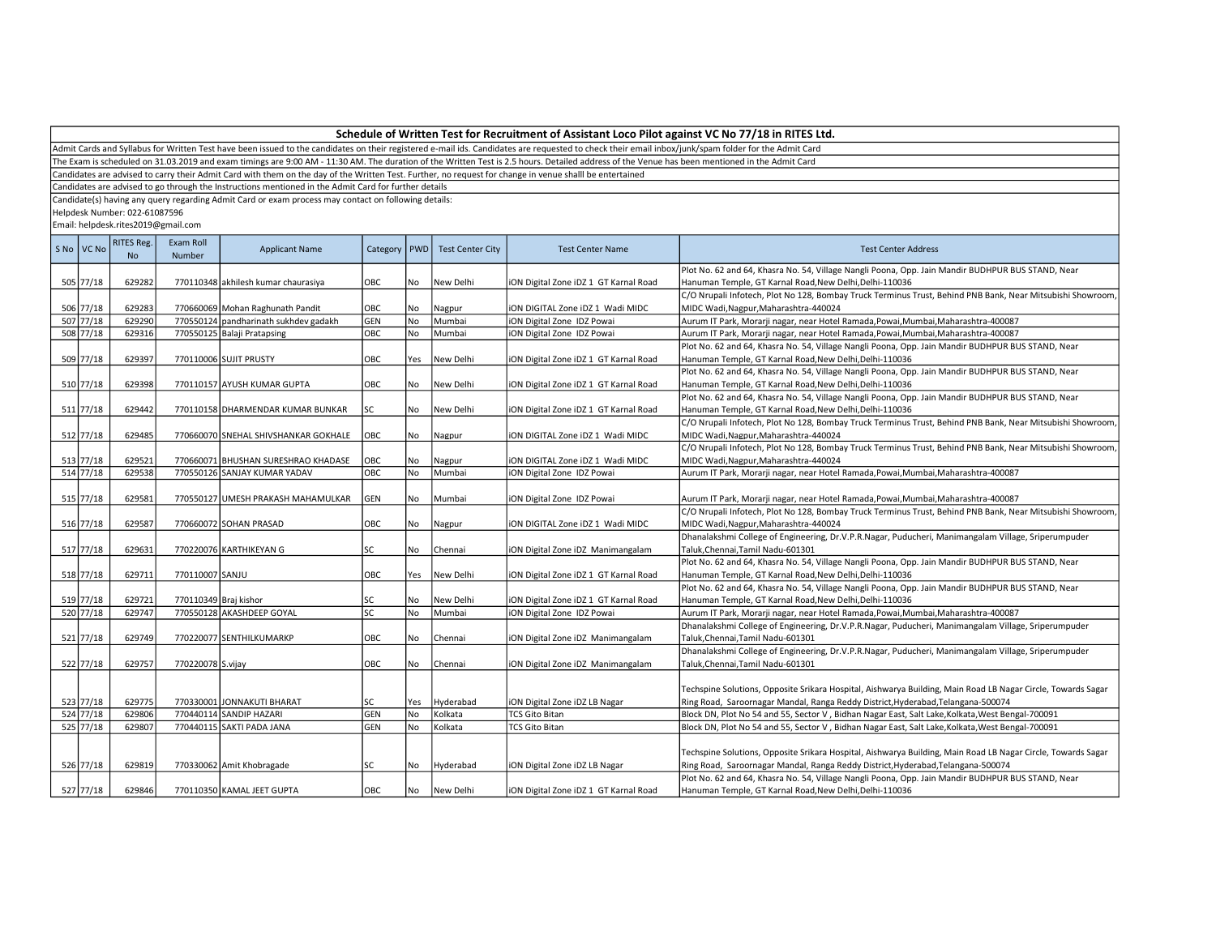# Schedule of Written Test for Recruitment of Assistant Loco Pilot against VC No 77/18 in RITES Ltd.

Admit Cards and Syllabus for Written Test have been issued to the candidates on their registered e-mail ids. Candidates are requested to check their email inbox/junk/spam folder for the Admit Card

The Exam is scheduled on 31.03.2019 and exam timings are 9:00 AM - 11:30 AM. The duration of the Written Test is 2.5 hours. Detailed address of the Venue has been mentioned in the Admit Card

Candidates are advised to carry their Admit Card with them on the day of the Written Test. Further, no request for change in venue shalll be entertained

Candidates are advised to go through the Instructions mentioned in the Admit Card for further details

Candidate(s) having any query regarding Admit Card or exam process may contact on following details:

Helpdesk Number: 022-61087596

Email: helpdesk.rites2019@gmail.com

| S No | VC No | RITES Reg. No | Exam Roll Number | Applicant Name | Category | PWD | Test Center City | Test Center Name | Test Center Address |
|---|---|---|---|---|---|---|---|---|---|
| 505 | 77/18 | 629282 | 770110348 | akhilesh kumar chaurasiya | OBC | No | New Delhi | iON Digital Zone iDZ 1 GT Karnal Road | Plot No. 62 and 64, Khasra No. 54, Village Nangli Poona, Opp. Jain Mandir BUDHPUR BUS STAND, Near Hanuman Temple, GT Karnal Road,New Delhi,Delhi-110036 |
| 506 | 77/18 | 629283 | 770660069 | Mohan Raghunath Pandit | OBC | No | Nagpur | iON DIGITAL Zone iDZ 1 Wadi MIDC | C/O Nrupali Infotech, Plot No 128, Bombay Truck Terminus Trust, Behind PNB Bank, Near Mitsubishi Showroom, MIDC Wadi,Nagpur,Maharashtra-440024 |
| 507 | 77/18 | 629290 | 770550124 | pandharinath sukhdev gadakh | GEN | No | Mumbai | iON Digital Zone IDZ Powai | Aurum IT Park, Morarji nagar, near Hotel Ramada,Powai,Mumbai,Maharashtra-400087 |
| 508 | 77/18 | 629316 | 770550125 | Balaji Pratapsing | OBC | No | Mumbai | iON Digital Zone IDZ Powai | Aurum IT Park, Morarji nagar, near Hotel Ramada,Powai,Mumbai,Maharashtra-400087 |
| 509 | 77/18 | 629397 | 770110006 | SUJIT PRUSTY | OBC | Yes | New Delhi | iON Digital Zone iDZ 1 GT Karnal Road | Plot No. 62 and 64, Khasra No. 54, Village Nangli Poona, Opp. Jain Mandir BUDHPUR BUS STAND, Near Hanuman Temple, GT Karnal Road,New Delhi,Delhi-110036 |
| 510 | 77/18 | 629398 | 770110157 | AYUSH KUMAR GUPTA | OBC | No | New Delhi | iON Digital Zone iDZ 1 GT Karnal Road | Plot No. 62 and 64, Khasra No. 54, Village Nangli Poona, Opp. Jain Mandir BUDHPUR BUS STAND, Near Hanuman Temple, GT Karnal Road,New Delhi,Delhi-110036 |
| 511 | 77/18 | 629442 | 770110158 | DHARMENDAR KUMAR BUNKAR | SC | No | New Delhi | iON Digital Zone iDZ 1 GT Karnal Road | Plot No. 62 and 64, Khasra No. 54, Village Nangli Poona, Opp. Jain Mandir BUDHPUR BUS STAND, Near Hanuman Temple, GT Karnal Road,New Delhi,Delhi-110036 |
| 512 | 77/18 | 629485 | 770660070 | SNEHAL SHIVSHANKAR GOKHALE | OBC | No | Nagpur | iON DIGITAL Zone iDZ 1 Wadi MIDC | C/O Nrupali Infotech, Plot No 128, Bombay Truck Terminus Trust, Behind PNB Bank, Near Mitsubishi Showroom, MIDC Wadi,Nagpur,Maharashtra-440024 |
| 513 | 77/18 | 629521 | 770660071 | BHUSHAN SURESHRAO KHADASE | OBC | No | Nagpur | iON DIGITAL Zone iDZ 1 Wadi MIDC | C/O Nrupali Infotech, Plot No 128, Bombay Truck Terminus Trust, Behind PNB Bank, Near Mitsubishi Showroom, MIDC Wadi,Nagpur,Maharashtra-440024 |
| 514 | 77/18 | 629538 | 770550126 | SANJAY KUMAR YADAV | OBC | No | Mumbai | iON Digital Zone IDZ Powai | Aurum IT Park, Morarji nagar, near Hotel Ramada,Powai,Mumbai,Maharashtra-400087 |
| 515 | 77/18 | 629581 | 770550127 | UMESH PRAKASH MAHAMULKAR | GEN | No | Mumbai | iON Digital Zone IDZ Powai | Aurum IT Park, Morarji nagar, near Hotel Ramada,Powai,Mumbai,Maharashtra-400087 |
| 516 | 77/18 | 629587 | 770660072 | SOHAN PRASAD | OBC | No | Nagpur | iON DIGITAL Zone iDZ 1 Wadi MIDC | C/O Nrupali Infotech, Plot No 128, Bombay Truck Terminus Trust, Behind PNB Bank, Near Mitsubishi Showroom, MIDC Wadi,Nagpur,Maharashtra-440024 |
| 517 | 77/18 | 629631 | 770220076 | KARTHIKEYAN G | SC | No | Chennai | iON Digital Zone iDZ Manimangalam | Dhanalakshmi College of Engineering, Dr.V.P.R.Nagar, Puducheri, Manimangalam Village, Sriperumpuder Taluk,Chennai,Tamil Nadu-601301 |
| 518 | 77/18 | 629711 | 770110007 | SANJU | OBC | Yes | New Delhi | iON Digital Zone iDZ 1 GT Karnal Road | Plot No. 62 and 64, Khasra No. 54, Village Nangli Poona, Opp. Jain Mandir BUDHPUR BUS STAND, Near Hanuman Temple, GT Karnal Road,New Delhi,Delhi-110036 |
| 519 | 77/18 | 629721 | 770110349 | Braj kishor | SC | No | New Delhi | iON Digital Zone iDZ 1 GT Karnal Road | Plot No. 62 and 64, Khasra No. 54, Village Nangli Poona, Opp. Jain Mandir BUDHPUR BUS STAND, Near Hanuman Temple, GT Karnal Road,New Delhi,Delhi-110036 |
| 520 | 77/18 | 629747 | 770550128 | AKASHDEEP GOYAL | SC | No | Mumbai | iON Digital Zone IDZ Powai | Aurum IT Park, Morarji nagar, near Hotel Ramada,Powai,Mumbai,Maharashtra-400087 |
| 521 | 77/18 | 629749 | 770220077 | SENTHILKUMARKP | OBC | No | Chennai | iON Digital Zone iDZ Manimangalam | Dhanalakshmi College of Engineering, Dr.V.P.R.Nagar, Puducheri, Manimangalam Village, Sriperumpuder Taluk,Chennai,Tamil Nadu-601301 |
| 522 | 77/18 | 629757 | 770220078 | S.vijay | OBC | No | Chennai | iON Digital Zone iDZ Manimangalam | Dhanalakshmi College of Engineering, Dr.V.P.R.Nagar, Puducheri, Manimangalam Village, Sriperumpuder Taluk,Chennai,Tamil Nadu-601301 |
| 523 | 77/18 | 629775 | 770330001 | JONNAKUTI BHARAT | SC | Yes | Hyderabad | iON Digital Zone iDZ LB Nagar | Techspine Solutions, Opposite Srikara Hospital, Aishwarya Building, Main Road LB Nagar Circle, Towards Sagar Ring Road, Saroornagar Mandal, Ranga Reddy District,Hyderabad,Telangana-500074 |
| 524 | 77/18 | 629806 | 770440114 | SANDIP HAZARI | GEN | No | Kolkata | TCS Gito Bitan | Block DN, Plot No 54 and 55, Sector V , Bidhan Nagar East, Salt Lake,Kolkata,West Bengal-700091 |
| 525 | 77/18 | 629807 | 770440115 | SAKTI PADA JANA | GEN | No | Kolkata | TCS Gito Bitan | Block DN, Plot No 54 and 55, Sector V , Bidhan Nagar East, Salt Lake,Kolkata,West Bengal-700091 |
| 526 | 77/18 | 629819 | 770330062 | Amit Khobragade | SC | No | Hyderabad | iON Digital Zone iDZ LB Nagar | Techspine Solutions, Opposite Srikara Hospital, Aishwarya Building, Main Road LB Nagar Circle, Towards Sagar Ring Road, Saroornagar Mandal, Ranga Reddy District,Hyderabad,Telangana-500074 |
| 527 | 77/18 | 629846 | 770110350 | KAMAL JEET GUPTA | OBC | No | New Delhi | iON Digital Zone iDZ 1 GT Karnal Road | Plot No. 62 and 64, Khasra No. 54, Village Nangli Poona, Opp. Jain Mandir BUDHPUR BUS STAND, Near Hanuman Temple, GT Karnal Road,New Delhi,Delhi-110036 |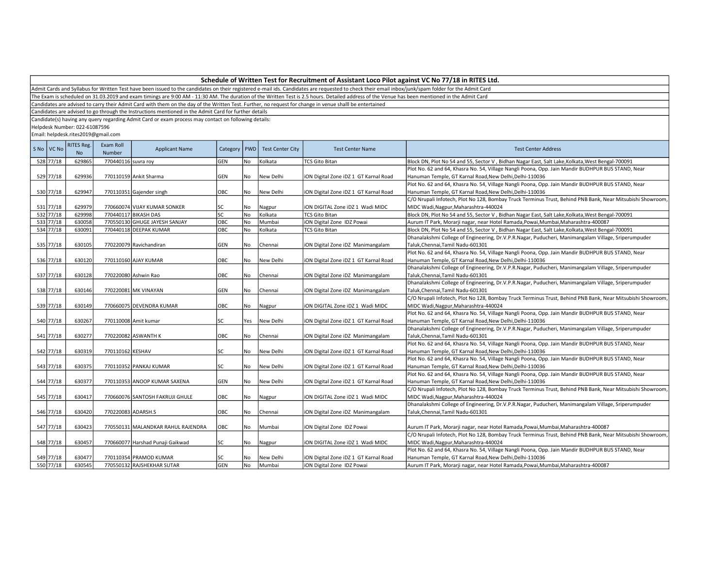## Schedule of Written Test for Recruitment of Assistant Loco Pilot against VC No 77/18 in RITES Ltd.

Admit Cards and Syllabus for Written Test have been issued to the candidates on their registered e-mail ids. Candidates are requested to check their email inbox/junk/spam folder for the Admit Card

The Exam is scheduled on 31.03.2019 and exam timings are 9:00 AM - 11:30 AM. The duration of the Written Test is 2.5 hours. Detailed address of the Venue has been mentioned in the Admit Card

Candidates are advised to carry their Admit Card with them on the day of the Written Test. Further, no request for change in venue shalll be entertained

Candidates are advised to go through the Instructions mentioned in the Admit Card for further details

Candidate(s) having any query regarding Admit Card or exam process may contact on following details:

Helpdesk Number: 022-61087596

Email: helpdesk.rites2019@gmail.com

| S No | VC No | RITES Reg. No | Exam Roll Number | Applicant Name | Category | PWD | Test Center City | Test Center Name | Test Center Address |
|---|---|---|---|---|---|---|---|---|---|
| 528 | 77/18 | 629865 | 770440116 | suvra roy | GEN | No | Kolkata | TCS Gito Bitan | Block DN, Plot No 54 and 55, Sector V , Bidhan Nagar East, Salt Lake,Kolkata,West Bengal-700091 |
| 529 | 77/18 | 629936 | 770110159 | Ankit Sharma | GEN | No | New Delhi | iON Digital Zone iDZ 1 GT Karnal Road | Plot No. 62 and 64, Khasra No. 54, Village Nangli Poona, Opp. Jain Mandir BUDHPUR BUS STAND, Near Hanuman Temple, GT Karnal Road,New Delhi,Delhi-110036 |
| 530 | 77/18 | 629947 | 770110351 | Gajender singh | OBC | No | New Delhi | iON Digital Zone iDZ 1 GT Karnal Road | Plot No. 62 and 64, Khasra No. 54, Village Nangli Poona, Opp. Jain Mandir BUDHPUR BUS STAND, Near Hanuman Temple, GT Karnal Road,New Delhi,Delhi-110036 |
| 531 | 77/18 | 629979 | 770660074 | VIJAY KUMAR SONKER | SC | No | Nagpur | iON DIGITAL Zone iDZ 1 Wadi MIDC | C/O Nrupali Infotech, Plot No 128, Bombay Truck Terminus Trust, Behind PNB Bank, Near Mitsubishi Showroom, MIDC Wadi,Nagpur,Maharashtra-440024 |
| 532 | 77/18 | 629998 | 770440117 | BIKASH DAS | SC | No | Kolkata | TCS Gito Bitan | Block DN, Plot No 54 and 55, Sector V , Bidhan Nagar East, Salt Lake,Kolkata,West Bengal-700091 |
| 533 | 77/18 | 630058 | 770550130 | GHUGE JAYESH SANJAY | OBC | No | Mumbai | iON Digital Zone IDZ Powai | Aurum IT Park, Morarji nagar, near Hotel Ramada,Powai,Mumbai,Maharashtra-400087 |
| 534 | 77/18 | 630091 | 770440118 | DEEPAK KUMAR | OBC | No | Kolkata | TCS Gito Bitan | Block DN, Plot No 54 and 55, Sector V , Bidhan Nagar East, Salt Lake,Kolkata,West Bengal-700091 |
| 535 | 77/18 | 630105 | 770220079 | Ravichandiran | GEN | No | Chennai | iON Digital Zone iDZ Manimangalam | Dhanalakshmi College of Engineering, Dr.V.P.R.Nagar, Puducheri, Manimangalam Village, Sriperumpuder Taluk,Chennai,Tamil Nadu-601301 |
| 536 | 77/18 | 630120 | 770110160 | AJAY KUMAR | OBC | No | New Delhi | iON Digital Zone iDZ 1 GT Karnal Road | Plot No. 62 and 64, Khasra No. 54, Village Nangli Poona, Opp. Jain Mandir BUDHPUR BUS STAND, Near Hanuman Temple, GT Karnal Road,New Delhi,Delhi-110036 |
| 537 | 77/18 | 630128 | 770220080 | Ashwin Rao | OBC | No | Chennai | iON Digital Zone iDZ Manimangalam | Dhanalakshmi College of Engineering, Dr.V.P.R.Nagar, Puducheri, Manimangalam Village, Sriperumpuder Taluk,Chennai,Tamil Nadu-601301 |
| 538 | 77/18 | 630146 | 770220081 | MK VINAYAN | GEN | No | Chennai | iON Digital Zone iDZ Manimangalam | Dhanalakshmi College of Engineering, Dr.V.P.R.Nagar, Puducheri, Manimangalam Village, Sriperumpuder Taluk,Chennai,Tamil Nadu-601301 |
| 539 | 77/18 | 630149 | 770660075 | DEVENDRA KUMAR | OBC | No | Nagpur | iON DIGITAL Zone iDZ 1 Wadi MIDC | C/O Nrupali Infotech, Plot No 128, Bombay Truck Terminus Trust, Behind PNB Bank, Near Mitsubishi Showroom, MIDC Wadi,Nagpur,Maharashtra-440024 |
| 540 | 77/18 | 630267 | 770110008 | Amit kumar | SC | Yes | New Delhi | iON Digital Zone iDZ 1 GT Karnal Road | Plot No. 62 and 64, Khasra No. 54, Village Nangli Poona, Opp. Jain Mandir BUDHPUR BUS STAND, Near Hanuman Temple, GT Karnal Road,New Delhi,Delhi-110036 |
| 541 | 77/18 | 630277 | 770220082 | ASWANTH K | OBC | No | Chennai | iON Digital Zone iDZ Manimangalam | Dhanalakshmi College of Engineering, Dr.V.P.R.Nagar, Puducheri, Manimangalam Village, Sriperumpuder Taluk,Chennai,Tamil Nadu-601301 |
| 542 | 77/18 | 630319 | 770110162 | KESHAV | SC | No | New Delhi | iON Digital Zone iDZ 1 GT Karnal Road | Plot No. 62 and 64, Khasra No. 54, Village Nangli Poona, Opp. Jain Mandir BUDHPUR BUS STAND, Near Hanuman Temple, GT Karnal Road,New Delhi,Delhi-110036 |
| 543 | 77/18 | 630375 | 770110352 | PANKAJ KUMAR | SC | No | New Delhi | iON Digital Zone iDZ 1 GT Karnal Road | Plot No. 62 and 64, Khasra No. 54, Village Nangli Poona, Opp. Jain Mandir BUDHPUR BUS STAND, Near Hanuman Temple, GT Karnal Road,New Delhi,Delhi-110036 |
| 544 | 77/18 | 630377 | 770110353 | ANOOP KUMAR SAXENA | GEN | No | New Delhi | iON Digital Zone iDZ 1 GT Karnal Road | Plot No. 62 and 64, Khasra No. 54, Village Nangli Poona, Opp. Jain Mandir BUDHPUR BUS STAND, Near Hanuman Temple, GT Karnal Road,New Delhi,Delhi-110036 |
| 545 | 77/18 | 630417 | 770660076 | SANTOSH FAKRUJI GHULE | OBC | No | Nagpur | iON DIGITAL Zone iDZ 1 Wadi MIDC | C/O Nrupali Infotech, Plot No 128, Bombay Truck Terminus Trust, Behind PNB Bank, Near Mitsubishi Showroom, MIDC Wadi,Nagpur,Maharashtra-440024 |
| 546 | 77/18 | 630420 | 770220083 | ADARSH.S | OBC | No | Chennai | iON Digital Zone iDZ Manimangalam | Dhanalakshmi College of Engineering, Dr.V.P.R.Nagar, Puducheri, Manimangalam Village, Sriperumpuder Taluk,Chennai,Tamil Nadu-601301 |
| 547 | 77/18 | 630423 | 770550131 | MALANDKAR RAHUL RAJENDRA | OBC | No | Mumbai | iON Digital Zone IDZ Powai | Aurum IT Park, Morarji nagar, near Hotel Ramada,Powai,Mumbai,Maharashtra-400087 |
| 548 | 77/18 | 630457 | 770660077 | Harshad Punaji Gaikwad | SC | No | Nagpur | iON DIGITAL Zone iDZ 1 Wadi MIDC | C/O Nrupali Infotech, Plot No 128, Bombay Truck Terminus Trust, Behind PNB Bank, Near Mitsubishi Showroom, MIDC Wadi,Nagpur,Maharashtra-440024 |
| 549 | 77/18 | 630477 | 770110354 | PRAMOD KUMAR | SC | No | New Delhi | iON Digital Zone iDZ 1 GT Karnal Road | Plot No. 62 and 64, Khasra No. 54, Village Nangli Poona, Opp. Jain Mandir BUDHPUR BUS STAND, Near Hanuman Temple, GT Karnal Road,New Delhi,Delhi-110036 |
| 550 | 77/18 | 630545 | 770550132 | RAJSHEKHAR SUTAR | GEN | No | Mumbai | iON Digital Zone IDZ Powai | Aurum IT Park, Morarji nagar, near Hotel Ramada,Powai,Mumbai,Maharashtra-400087 |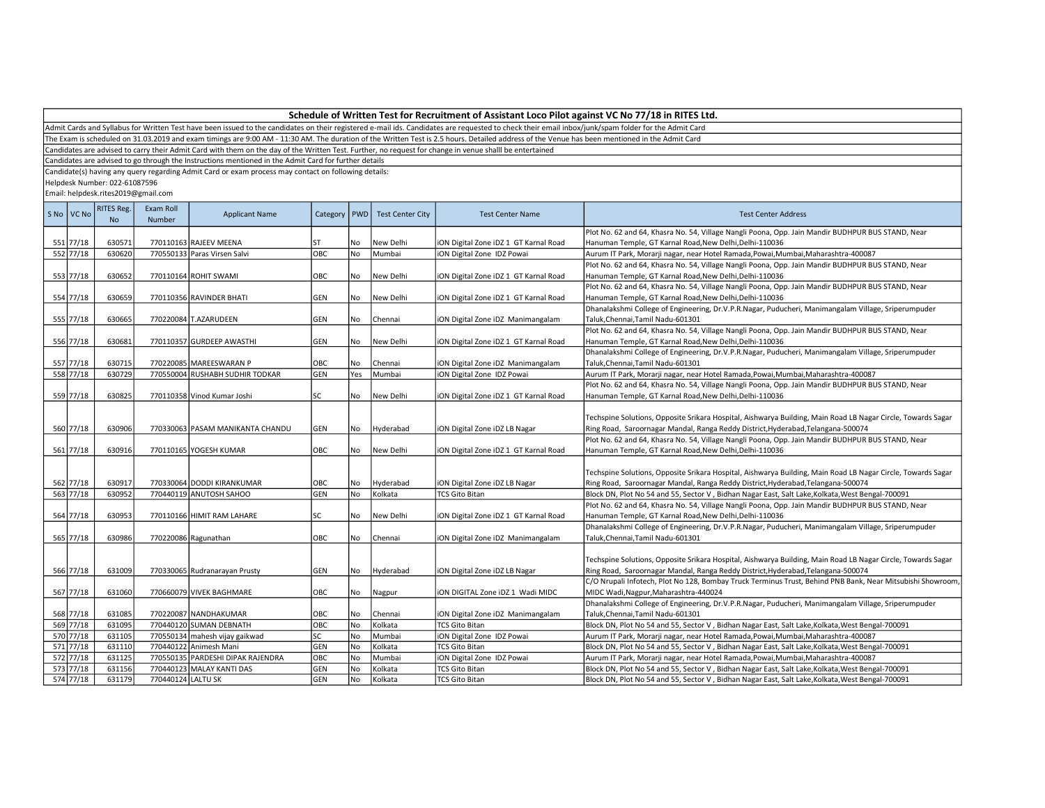# Schedule of Written Test for Recruitment of Assistant Loco Pilot against VC No 77/18 in RITES Ltd.

Admit Cards and Syllabus for Written Test have been issued to the candidates on their registered e-mail ids. Candidates are requested to check their email inbox/junk/spam folder for the Admit Card

The Exam is scheduled on 31.03.2019 and exam timings are 9:00 AM - 11:30 AM. The duration of the Written Test is 2.5 hours. Detailed address of the Venue has been mentioned in the Admit Card

Candidates are advised to carry their Admit Card with them on the day of the Written Test. Further, no request for change in venue shalll be entertained

Candidates are advised to go through the Instructions mentioned in the Admit Card for further details

Candidate(s) having any query regarding Admit Card or exam process may contact on following details:

Helpdesk Number: 022-61087596

Email: helpdesk.rites2019@gmail.com

| S No | VC No | RITES Reg. No | Exam Roll Number | Applicant Name | Category | PWD | Test Center City | Test Center Name | Test Center Address |
|---|---|---|---|---|---|---|---|---|---|
| 551 | 77/18 | 630571 | 770110163 | RAJEEV MEENA | ST | No | New Delhi | iON Digital Zone iDZ 1 GT Karnal Road | Plot No. 62 and 64, Khasra No. 54, Village Nangli Poona, Opp. Jain Mandir BUDHPUR BUS STAND, Near Hanuman Temple, GT Karnal Road,New Delhi,Delhi-110036 |
| 552 | 77/18 | 630620 | 770550133 | Paras Virsen Salvi | OBC | No | Mumbai | iON Digital Zone IDZ Powai | Aurum IT Park, Morarji nagar, near Hotel Ramada,Powai,Mumbai,Maharashtra-400087 |
| 553 | 77/18 | 630652 | 770110164 | ROHIT SWAMI | OBC | No | New Delhi | iON Digital Zone iDZ 1 GT Karnal Road | Plot No. 62 and 64, Khasra No. 54, Village Nangli Poona, Opp. Jain Mandir BUDHPUR BUS STAND, Near Hanuman Temple, GT Karnal Road,New Delhi,Delhi-110036 |
| 554 | 77/18 | 630659 | 770110356 | RAVINDER BHATI | GEN | No | New Delhi | iON Digital Zone iDZ 1 GT Karnal Road | Plot No. 62 and 64, Khasra No. 54, Village Nangli Poona, Opp. Jain Mandir BUDHPUR BUS STAND, Near Hanuman Temple, GT Karnal Road,New Delhi,Delhi-110036 |
| 555 | 77/18 | 630665 | 770220084 | T.AZARUDEEN | GEN | No | Chennai | iON Digital Zone iDZ Manimangalam | Dhanalakshmi College of Engineering, Dr.V.P.R.Nagar, Puducheri, Manimangalam Village, Sriperumpuder Taluk,Chennai,Tamil Nadu-601301 |
| 556 | 77/18 | 630681 | 770110357 | GURDEEP AWASTHI | GEN | No | New Delhi | iON Digital Zone iDZ 1 GT Karnal Road | Plot No. 62 and 64, Khasra No. 54, Village Nangli Poona, Opp. Jain Mandir BUDHPUR BUS STAND, Near Hanuman Temple, GT Karnal Road,New Delhi,Delhi-110036 |
| 557 | 77/18 | 630715 | 770220085 | MAREESWARAN P | OBC | No | Chennai | iON Digital Zone iDZ Manimangalam | Dhanalakshmi College of Engineering, Dr.V.P.R.Nagar, Puducheri, Manimangalam Village, Sriperumpuder Taluk,Chennai,Tamil Nadu-601301 |
| 558 | 77/18 | 630729 | 770550004 | RUSHABH SUDHIR TODKAR | GEN | Yes | Mumbai | iON Digital Zone IDZ Powai | Aurum IT Park, Morarji nagar, near Hotel Ramada,Powai,Mumbai,Maharashtra-400087 |
| 559 | 77/18 | 630825 | 770110358 | Vinod Kumar Joshi | SC | No | New Delhi | iON Digital Zone iDZ 1 GT Karnal Road | Plot No. 62 and 64, Khasra No. 54, Village Nangli Poona, Opp. Jain Mandir BUDHPUR BUS STAND, Near Hanuman Temple, GT Karnal Road,New Delhi,Delhi-110036 |
| 560 | 77/18 | 630906 | 770330063 | PASAM MANIKANTA CHANDU | GEN | No | Hyderabad | iON Digital Zone iDZ LB Nagar | Techspine Solutions, Opposite Srikara Hospital, Aishwarya Building, Main Road LB Nagar Circle, Towards Sagar Ring Road, Saroornagar Mandal, Ranga Reddy District,Hyderabad,Telangana-500074 |
| 561 | 77/18 | 630916 | 770110165 | YOGESH KUMAR | OBC | No | New Delhi | iON Digital Zone iDZ 1 GT Karnal Road | Plot No. 62 and 64, Khasra No. 54, Village Nangli Poona, Opp. Jain Mandir BUDHPUR BUS STAND, Near Hanuman Temple, GT Karnal Road,New Delhi,Delhi-110036 |
| 562 | 77/18 | 630917 | 770330064 | DODDI KIRANKUMAR | OBC | No | Hyderabad | iON Digital Zone iDZ LB Nagar | Techspine Solutions, Opposite Srikara Hospital, Aishwarya Building, Main Road LB Nagar Circle, Towards Sagar Ring Road, Saroornagar Mandal, Ranga Reddy District,Hyderabad,Telangana-500074 |
| 563 | 77/18 | 630952 | 770440119 | ANUTOSH SAHOO | GEN | No | Kolkata | TCS Gito Bitan | Block DN, Plot No 54 and 55, Sector V , Bidhan Nagar East, Salt Lake,Kolkata,West Bengal-700091 |
| 564 | 77/18 | 630953 | 770110166 | HIMIT RAM LAHARE | SC | No | New Delhi | iON Digital Zone iDZ 1 GT Karnal Road | Plot No. 62 and 64, Khasra No. 54, Village Nangli Poona, Opp. Jain Mandir BUDHPUR BUS STAND, Near Hanuman Temple, GT Karnal Road,New Delhi,Delhi-110036 |
| 565 | 77/18 | 630986 | 770220086 | Ragunathan | OBC | No | Chennai | iON Digital Zone iDZ Manimangalam | Dhanalakshmi College of Engineering, Dr.V.P.R.Nagar, Puducheri, Manimangalam Village, Sriperumpuder Taluk,Chennai,Tamil Nadu-601301 |
| 566 | 77/18 | 631009 | 770330065 | Rudranarayan Prusty | GEN | No | Hyderabad | iON Digital Zone iDZ LB Nagar | Techspine Solutions, Opposite Srikara Hospital, Aishwarya Building, Main Road LB Nagar Circle, Towards Sagar Ring Road, Saroornagar Mandal, Ranga Reddy District,Hyderabad,Telangana-500074 |
| 567 | 77/18 | 631060 | 770660079 | VIVEK BAGHMARE | OBC | No | Nagpur | iON DIGITAL Zone iDZ 1 Wadi MIDC | C/O Nrupali Infotech, Plot No 128, Bombay Truck Terminus Trust, Behind PNB Bank, Near Mitsubishi Showroom, MIDC Wadi,Nagpur,Maharashtra-440024 |
| 568 | 77/18 | 631085 | 770220087 | NANDHAKUMAR | OBC | No | Chennai | iON Digital Zone iDZ Manimangalam | Dhanalakshmi College of Engineering, Dr.V.P.R.Nagar, Puducheri, Manimangalam Village, Sriperumpuder Taluk,Chennai,Tamil Nadu-601301 |
| 569 | 77/18 | 631095 | 770440120 | SUMAN DEBNATH | OBC | No | Kolkata | TCS Gito Bitan | Block DN, Plot No 54 and 55, Sector V , Bidhan Nagar East, Salt Lake,Kolkata,West Bengal-700091 |
| 570 | 77/18 | 631105 | 770550134 | mahesh vijay gaikwad | SC | No | Mumbai | iON Digital Zone IDZ Powai | Aurum IT Park, Morarji nagar, near Hotel Ramada,Powai,Mumbai,Maharashtra-400087 |
| 571 | 77/18 | 631110 | 770440122 | Animesh Mani | GEN | No | Kolkata | TCS Gito Bitan | Block DN, Plot No 54 and 55, Sector V , Bidhan Nagar East, Salt Lake,Kolkata,West Bengal-700091 |
| 572 | 77/18 | 631125 | 770550135 | PARDESHI DIPAK RAJENDRA | OBC | No | Mumbai | iON Digital Zone IDZ Powai | Aurum IT Park, Morarji nagar, near Hotel Ramada,Powai,Mumbai,Maharashtra-400087 |
| 573 | 77/18 | 631156 | 770440123 | MALAY KANTI DAS | GEN | No | Kolkata | TCS Gito Bitan | Block DN, Plot No 54 and 55, Sector V , Bidhan Nagar East, Salt Lake,Kolkata,West Bengal-700091 |
| 574 | 77/18 | 631179 | 770440124 | LALTU SK | GEN | No | Kolkata | TCS Gito Bitan | Block DN, Plot No 54 and 55, Sector V , Bidhan Nagar East, Salt Lake,Kolkata,West Bengal-700091 |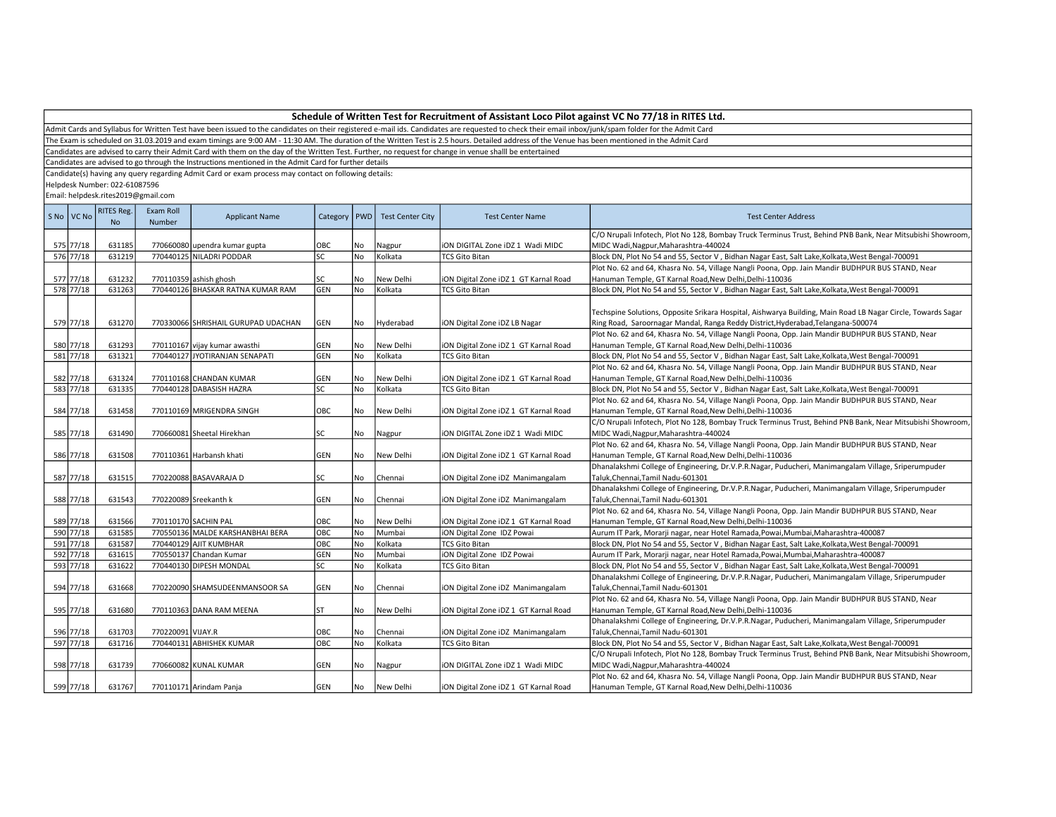## Schedule of Written Test for Recruitment of Assistant Loco Pilot against VC No 77/18 in RITES Ltd.

Admit Cards and Syllabus for Written Test have been issued to the candidates on their registered e-mail ids. Candidates are requested to check their email inbox/junk/spam folder for the Admit Card

The Exam is scheduled on 31.03.2019 and exam timings are 9:00 AM - 11:30 AM. The duration of the Written Test is 2.5 hours. Detailed address of the Venue has been mentioned in the Admit Card

Candidates are advised to carry their Admit Card with them on the day of the Written Test. Further, no request for change in venue shalll be entertained

Candidates are advised to go through the Instructions mentioned in the Admit Card for further details

Candidate(s) having any query regarding Admit Card or exam process may contact on following details:

Helpdesk Number: 022-61087596

Email: helpdesk.rites2019@gmail.com

| S No | VC No | RITES Reg. No | Exam Roll Number | Applicant Name | Category | PWD | Test Center City | Test Center Name | Test Center Address |
|---|---|---|---|---|---|---|---|---|---|
| 575 | 77/18 | 631185 | 770660080 | upendra kumar gupta | OBC | No | Nagpur | iON DIGITAL Zone iDZ 1 Wadi MIDC | C/O Nrupali Infotech, Plot No 128, Bombay Truck Terminus Trust, Behind PNB Bank, Near Mitsubishi Showroom, MIDC Wadi,Nagpur,Maharashtra-440024 |
| 576 | 77/18 | 631219 | 770440125 | NILADRI PODDAR | SC | No | Kolkata | TCS Gito Bitan | Block DN, Plot No 54 and 55, Sector V , Bidhan Nagar East, Salt Lake,Kolkata,West Bengal-700091 |
| 577 | 77/18 | 631232 | 770110359 | ashish ghosh | SC | No | New Delhi | iON Digital Zone iDZ 1 GT Karnal Road | Plot No. 62 and 64, Khasra No. 54, Village Nangli Poona, Opp. Jain Mandir BUDHPUR BUS STAND, Near Hanuman Temple, GT Karnal Road,New Delhi,Delhi-110036 |
| 578 | 77/18 | 631263 | 770440126 | BHASKAR RATNA KUMAR RAM | GEN | No | Kolkata | TCS Gito Bitan | Block DN, Plot No 54 and 55, Sector V , Bidhan Nagar East, Salt Lake,Kolkata,West Bengal-700091 |
| 579 | 77/18 | 631270 | 770330066 | SHRISHAIL GURUPAD UDACHAN | GEN | No | Hyderabad | iON Digital Zone iDZ LB Nagar | Techspine Solutions, Opposite Srikara Hospital, Aishwarya Building, Main Road LB Nagar Circle, Towards Sagar Ring Road, Saroornagar Mandal, Ranga Reddy District,Hyderabad,Telangana-500074 |
| 580 | 77/18 | 631293 | 770110167 | vijay kumar awasthi | GEN | No | New Delhi | iON Digital Zone iDZ 1 GT Karnal Road | Plot No. 62 and 64, Khasra No. 54, Village Nangli Poona, Opp. Jain Mandir BUDHPUR BUS STAND, Near Hanuman Temple, GT Karnal Road,New Delhi,Delhi-110036 |
| 581 | 77/18 | 631321 | 770440127 | JYOTIRANJAN SENAPATI | GEN | No | Kolkata | TCS Gito Bitan | Block DN, Plot No 54 and 55, Sector V , Bidhan Nagar East, Salt Lake,Kolkata,West Bengal-700091 |
| 582 | 77/18 | 631324 | 770110168 | CHANDAN KUMAR | GEN | No | New Delhi | iON Digital Zone iDZ 1 GT Karnal Road | Plot No. 62 and 64, Khasra No. 54, Village Nangli Poona, Opp. Jain Mandir BUDHPUR BUS STAND, Near Hanuman Temple, GT Karnal Road,New Delhi,Delhi-110036 |
| 583 | 77/18 | 631335 | 770440128 | DABASISH HAZRA | SC | No | Kolkata | TCS Gito Bitan | Block DN, Plot No 54 and 55, Sector V , Bidhan Nagar East, Salt Lake,Kolkata,West Bengal-700091 |
| 584 | 77/18 | 631458 | 770110169 | MRIGENDRA SINGH | OBC | No | New Delhi | iON Digital Zone iDZ 1 GT Karnal Road | Plot No. 62 and 64, Khasra No. 54, Village Nangli Poona, Opp. Jain Mandir BUDHPUR BUS STAND, Near Hanuman Temple, GT Karnal Road,New Delhi,Delhi-110036 |
| 585 | 77/18 | 631490 | 770660081 | Sheetal Hirekhan | SC | No | Nagpur | iON DIGITAL Zone iDZ 1 Wadi MIDC | C/O Nrupali Infotech, Plot No 128, Bombay Truck Terminus Trust, Behind PNB Bank, Near Mitsubishi Showroom, MIDC Wadi,Nagpur,Maharashtra-440024 |
| 586 | 77/18 | 631508 | 770110361 | Harbansh khati | GEN | No | New Delhi | iON Digital Zone iDZ 1 GT Karnal Road | Plot No. 62 and 64, Khasra No. 54, Village Nangli Poona, Opp. Jain Mandir BUDHPUR BUS STAND, Near Hanuman Temple, GT Karnal Road,New Delhi,Delhi-110036 |
| 587 | 77/18 | 631515 | 770220088 | BASAVARAJA D | SC | No | Chennai | iON Digital Zone iDZ Manimangalam | Dhanalakshmi College of Engineering, Dr.V.P.R.Nagar, Puducheri, Manimangalam Village, Sriperumpuder Taluk,Chennai,Tamil Nadu-601301 |
| 588 | 77/18 | 631543 | 770220089 | Sreekanth k | GEN | No | Chennai | iON Digital Zone iDZ Manimangalam | Dhanalakshmi College of Engineering, Dr.V.P.R.Nagar, Puducheri, Manimangalam Village, Sriperumpuder Taluk,Chennai,Tamil Nadu-601301 |
| 589 | 77/18 | 631566 | 770110170 | SACHIN PAL | OBC | No | New Delhi | iON Digital Zone iDZ 1 GT Karnal Road | Plot No. 62 and 64, Khasra No. 54, Village Nangli Poona, Opp. Jain Mandir BUDHPUR BUS STAND, Near Hanuman Temple, GT Karnal Road,New Delhi,Delhi-110036 |
| 590 | 77/18 | 631585 | 770550136 | MALDE KARSHANBHAI BERA | OBC | No | Mumbai | iON Digital Zone IDZ Powai | Aurum IT Park, Morarji nagar, near Hotel Ramada,Powai,Mumbai,Maharashtra-400087 |
| 591 | 77/18 | 631587 | 770440129 | AJIT KUMBHAR | OBC | No | Kolkata | TCS Gito Bitan | Block DN, Plot No 54 and 55, Sector V , Bidhan Nagar East, Salt Lake,Kolkata,West Bengal-700091 |
| 592 | 77/18 | 631615 | 770550137 | Chandan Kumar | GEN | No | Mumbai | iON Digital Zone IDZ Powai | Aurum IT Park, Morarji nagar, near Hotel Ramada,Powai,Mumbai,Maharashtra-400087 |
| 593 | 77/18 | 631622 | 770440130 | DIPESH MONDAL | SC | No | Kolkata | TCS Gito Bitan | Block DN, Plot No 54 and 55, Sector V , Bidhan Nagar East, Salt Lake,Kolkata,West Bengal-700091 |
| 594 | 77/18 | 631668 | 770220090 | SHAMSUDEENMANSOOR SA | GEN | No | Chennai | iON Digital Zone iDZ Manimangalam | Dhanalakshmi College of Engineering, Dr.V.P.R.Nagar, Puducheri, Manimangalam Village, Sriperumpuder Taluk,Chennai,Tamil Nadu-601301 |
| 595 | 77/18 | 631680 | 770110363 | DANA RAM MEENA | ST | No | New Delhi | iON Digital Zone iDZ 1 GT Karnal Road | Plot No. 62 and 64, Khasra No. 54, Village Nangli Poona, Opp. Jain Mandir BUDHPUR BUS STAND, Near Hanuman Temple, GT Karnal Road,New Delhi,Delhi-110036 |
| 596 | 77/18 | 631703 | 770220091 | VIJAY.R | OBC | No | Chennai | iON Digital Zone iDZ Manimangalam | Dhanalakshmi College of Engineering, Dr.V.P.R.Nagar, Puducheri, Manimangalam Village, Sriperumpuder Taluk,Chennai,Tamil Nadu-601301 |
| 597 | 77/18 | 631716 | 770440131 | ABHISHEK KUMAR | OBC | No | Kolkata | TCS Gito Bitan | Block DN, Plot No 54 and 55, Sector V , Bidhan Nagar East, Salt Lake,Kolkata,West Bengal-700091 |
| 598 | 77/18 | 631739 | 770660082 | KUNAL KUMAR | GEN | No | Nagpur | iON DIGITAL Zone iDZ 1 Wadi MIDC | C/O Nrupali Infotech, Plot No 128, Bombay Truck Terminus Trust, Behind PNB Bank, Near Mitsubishi Showroom, MIDC Wadi,Nagpur,Maharashtra-440024 |
| 599 | 77/18 | 631767 | 770110171 | Arindam Panja | GEN | No | New Delhi | iON Digital Zone iDZ 1 GT Karnal Road | Plot No. 62 and 64, Khasra No. 54, Village Nangli Poona, Opp. Jain Mandir BUDHPUR BUS STAND, Near Hanuman Temple, GT Karnal Road,New Delhi,Delhi-110036 |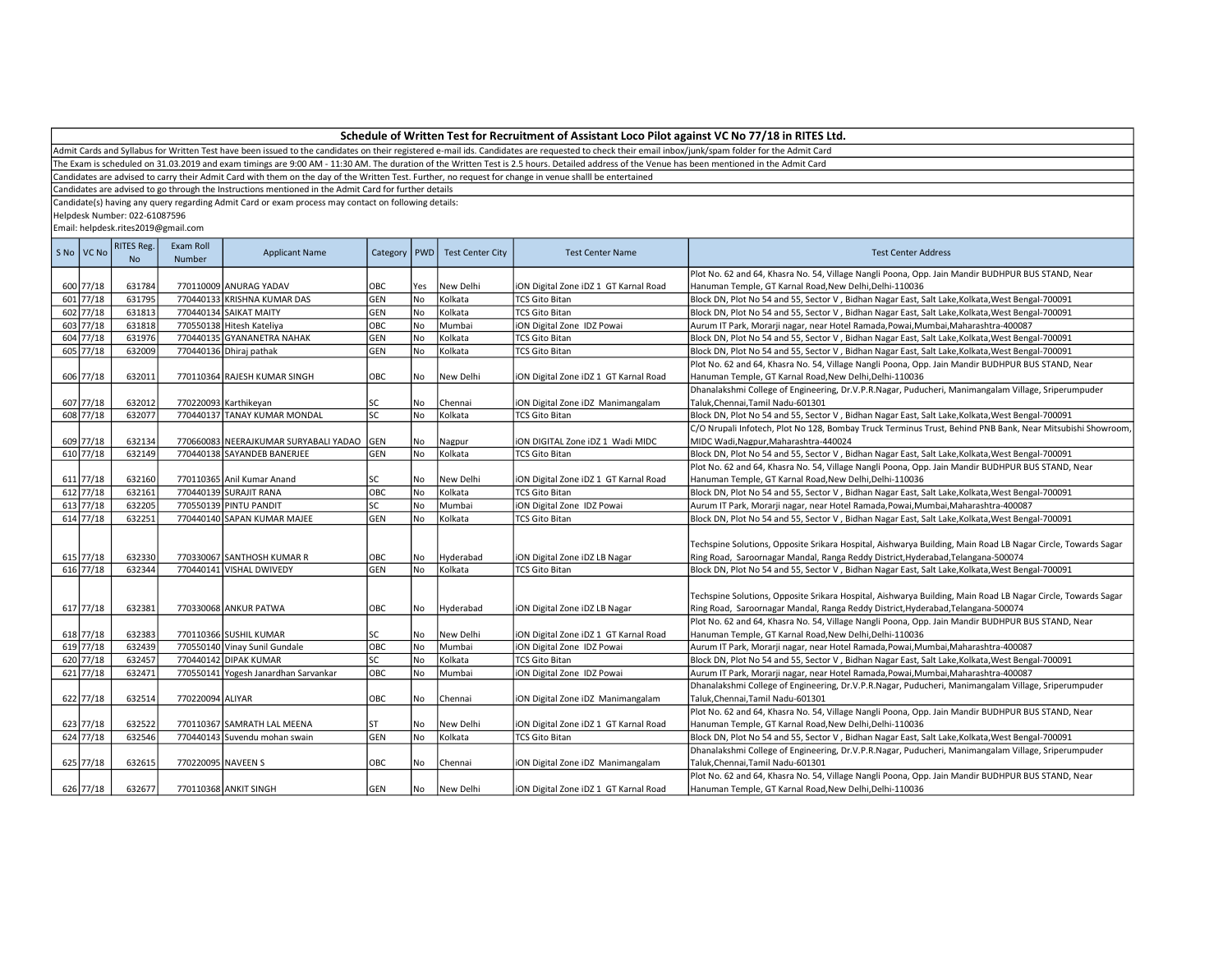## Schedule of Written Test for Recruitment of Assistant Loco Pilot against VC No 77/18 in RITES Ltd.

Admit Cards and Syllabus for Written Test have been issued to the candidates on their registered e-mail ids. Candidates are requested to check their email inbox/junk/spam folder for the Admit Card

The Exam is scheduled on 31.03.2019 and exam timings are 9:00 AM - 11:30 AM. The duration of the Written Test is 2.5 hours. Detailed address of the Venue has been mentioned in the Admit Card

Candidates are advised to carry their Admit Card with them on the day of the Written Test. Further, no request for change in venue shalll be entertained

Candidates are advised to go through the Instructions mentioned in the Admit Card for further details

Candidate(s) having any query regarding Admit Card or exam process may contact on following details:

Helpdesk Number: 022-61087596

Email: helpdesk.rites2019@gmail.com

| S No | VC No | RITES Reg. No | Exam Roll Number | Applicant Name | Category | PWD | Test Center City | Test Center Name | Test Center Address |
|---|---|---|---|---|---|---|---|---|---|
| 600 | 77/18 | 631784 | 770110009 | ANURAG YADAV | OBC | Yes | New Delhi | iON Digital Zone iDZ 1 GT Karnal Road | Plot No. 62 and 64, Khasra No. 54, Village Nangli Poona, Opp. Jain Mandir BUDHPUR BUS STAND, Near Hanuman Temple, GT Karnal Road,New Delhi,Delhi-110036 |
| 601 | 77/18 | 631795 | 770440133 | KRISHNA KUMAR DAS | GEN | No | Kolkata | TCS Gito Bitan | Block DN, Plot No 54 and 55, Sector V , Bidhan Nagar East, Salt Lake,Kolkata,West Bengal-700091 |
| 602 | 77/18 | 631813 | 770440134 | SAIKAT MAITY | GEN | No | Kolkata | TCS Gito Bitan | Block DN, Plot No 54 and 55, Sector V , Bidhan Nagar East, Salt Lake,Kolkata,West Bengal-700091 |
| 603 | 77/18 | 631818 | 770550138 | Hitesh Kateliya | OBC | No | Mumbai | iON Digital Zone IDZ Powai | Aurum IT Park, Morarji nagar, near Hotel Ramada,Powai,Mumbai,Maharashtra-400087 |
| 604 | 77/18 | 631976 | 770440135 | GYANANETRA NAHAK | GEN | No | Kolkata | TCS Gito Bitan | Block DN, Plot No 54 and 55, Sector V , Bidhan Nagar East, Salt Lake,Kolkata,West Bengal-700091 |
| 605 | 77/18 | 632009 | 770440136 | Dhiraj pathak | GEN | No | Kolkata | TCS Gito Bitan | Block DN, Plot No 54 and 55, Sector V , Bidhan Nagar East, Salt Lake,Kolkata,West Bengal-700091 |
| 606 | 77/18 | 632011 | 770110364 | RAJESH KUMAR SINGH | OBC | No | New Delhi | iON Digital Zone iDZ 1 GT Karnal Road | Plot No. 62 and 64, Khasra No. 54, Village Nangli Poona, Opp. Jain Mandir BUDHPUR BUS STAND, Near Hanuman Temple, GT Karnal Road,New Delhi,Delhi-110036 |
| 607 | 77/18 | 632012 | 770220093 | Karthikeyan | SC | No | Chennai | iON Digital Zone iDZ Manimangalam | Dhanalakshmi College of Engineering, Dr.V.P.R.Nagar, Puducheri, Manimangalam Village, Sriperumpuder Taluk,Chennai,Tamil Nadu-601301 |
| 608 | 77/18 | 632077 | 770440137 | TANAY KUMAR MONDAL | SC | No | Kolkata | TCS Gito Bitan | Block DN, Plot No 54 and 55, Sector V , Bidhan Nagar East, Salt Lake,Kolkata,West Bengal-700091 |
| 609 | 77/18 | 632134 | 770660083 | NEERAJKUMAR SURYABALI YADAO | GEN | No | Nagpur | iON DIGITAL Zone iDZ 1 Wadi MIDC | C/O Nrupali Infotech, Plot No 128, Bombay Truck Terminus Trust, Behind PNB Bank, Near Mitsubishi Showroom, MIDC Wadi,Nagpur,Maharashtra-440024 |
| 610 | 77/18 | 632149 | 770440138 | SAYANDEB BANERJEE | GEN | No | Kolkata | TCS Gito Bitan | Block DN, Plot No 54 and 55, Sector V , Bidhan Nagar East, Salt Lake,Kolkata,West Bengal-700091 |
| 611 | 77/18 | 632160 | 770110365 | Anil Kumar Anand | SC | No | New Delhi | iON Digital Zone iDZ 1 GT Karnal Road | Plot No. 62 and 64, Khasra No. 54, Village Nangli Poona, Opp. Jain Mandir BUDHPUR BUS STAND, Near Hanuman Temple, GT Karnal Road,New Delhi,Delhi-110036 |
| 612 | 77/18 | 632161 | 770440139 | SURAJIT RANA | OBC | No | Kolkata | TCS Gito Bitan | Block DN, Plot No 54 and 55, Sector V , Bidhan Nagar East, Salt Lake,Kolkata,West Bengal-700091 |
| 613 | 77/18 | 632205 | 770550139 | PINTU PANDIT | SC | No | Mumbai | iON Digital Zone IDZ Powai | Aurum IT Park, Morarji nagar, near Hotel Ramada,Powai,Mumbai,Maharashtra-400087 |
| 614 | 77/18 | 632251 | 770440140 | SAPAN KUMAR MAJEE | GEN | No | Kolkata | TCS Gito Bitan | Block DN, Plot No 54 and 55, Sector V , Bidhan Nagar East, Salt Lake,Kolkata,West Bengal-700091 |
| 615 | 77/18 | 632330 | 770330067 | SANTHOSH KUMAR R | OBC | No | Hyderabad | iON Digital Zone iDZ LB Nagar | Techspine Solutions, Opposite Srikara Hospital, Aishwarya Building, Main Road LB Nagar Circle, Towards Sagar Ring Road, Saroornagar Mandal, Ranga Reddy District,Hyderabad,Telangana-500074 |
| 616 | 77/18 | 632344 | 770440141 | VISHAL DWIVEDY | GEN | No | Kolkata | TCS Gito Bitan | Block DN, Plot No 54 and 55, Sector V , Bidhan Nagar East, Salt Lake,Kolkata,West Bengal-700091 |
| 617 | 77/18 | 632381 | 770330068 | ANKUR PATWA | OBC | No | Hyderabad | iON Digital Zone iDZ LB Nagar | Techspine Solutions, Opposite Srikara Hospital, Aishwarya Building, Main Road LB Nagar Circle, Towards Sagar Ring Road, Saroornagar Mandal, Ranga Reddy District,Hyderabad,Telangana-500074 |
| 618 | 77/18 | 632383 | 770110366 | SUSHIL KUMAR | SC | No | New Delhi | iON Digital Zone iDZ 1 GT Karnal Road | Plot No. 62 and 64, Khasra No. 54, Village Nangli Poona, Opp. Jain Mandir BUDHPUR BUS STAND, Near Hanuman Temple, GT Karnal Road,New Delhi,Delhi-110036 |
| 619 | 77/18 | 632439 | 770550140 | Vinay Sunil Gundale | OBC | No | Mumbai | iON Digital Zone IDZ Powai | Aurum IT Park, Morarji nagar, near Hotel Ramada,Powai,Mumbai,Maharashtra-400087 |
| 620 | 77/18 | 632457 | 770440142 | DIPAK KUMAR | SC | No | Kolkata | TCS Gito Bitan | Block DN, Plot No 54 and 55, Sector V , Bidhan Nagar East, Salt Lake,Kolkata,West Bengal-700091 |
| 621 | 77/18 | 632471 | 770550141 | Yogesh Janardhan Sarvankar | OBC | No | Mumbai | iON Digital Zone IDZ Powai | Aurum IT Park, Morarji nagar, near Hotel Ramada,Powai,Mumbai,Maharashtra-400087 |
| 622 | 77/18 | 632514 | 770220094 | ALIYAR | OBC | No | Chennai | iON Digital Zone iDZ Manimangalam | Dhanalakshmi College of Engineering, Dr.V.P.R.Nagar, Puducheri, Manimangalam Village, Sriperumpuder Taluk,Chennai,Tamil Nadu-601301 |
| 623 | 77/18 | 632522 | 770110367 | SAMRATH LAL MEENA | ST | No | New Delhi | iON Digital Zone iDZ 1 GT Karnal Road | Plot No. 62 and 64, Khasra No. 54, Village Nangli Poona, Opp. Jain Mandir BUDHPUR BUS STAND, Near Hanuman Temple, GT Karnal Road,New Delhi,Delhi-110036 |
| 624 | 77/18 | 632546 | 770440143 | Suvendu mohan swain | GEN | No | Kolkata | TCS Gito Bitan | Block DN, Plot No 54 and 55, Sector V , Bidhan Nagar East, Salt Lake,Kolkata,West Bengal-700091 |
| 625 | 77/18 | 632615 | 770220095 | NAVEEN S | OBC | No | Chennai | iON Digital Zone iDZ Manimangalam | Dhanalakshmi College of Engineering, Dr.V.P.R.Nagar, Puducheri, Manimangalam Village, Sriperumpuder Taluk,Chennai,Tamil Nadu-601301 |
| 626 | 77/18 | 632677 | 770110368 | ANKIT SINGH | GEN | No | New Delhi | iON Digital Zone iDZ 1 GT Karnal Road | Plot No. 62 and 64, Khasra No. 54, Village Nangli Poona, Opp. Jain Mandir BUDHPUR BUS STAND, Near Hanuman Temple, GT Karnal Road,New Delhi,Delhi-110036 |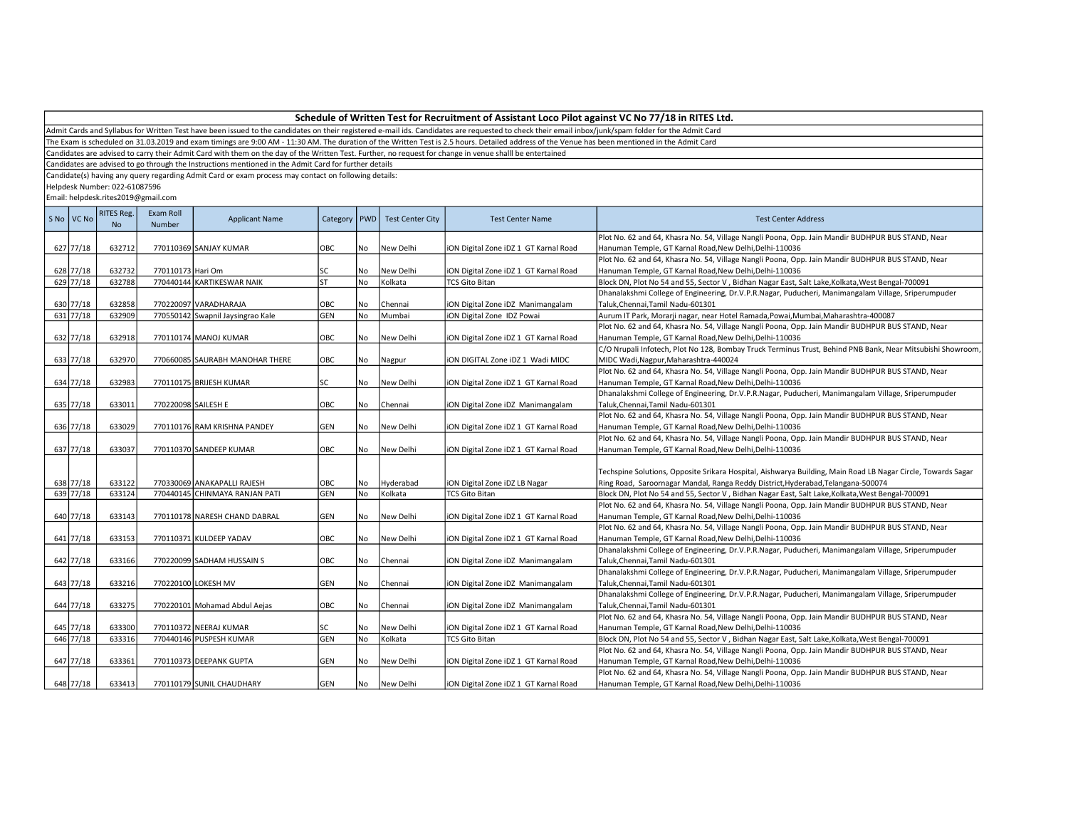## Schedule of Written Test for Recruitment of Assistant Loco Pilot against VC No 77/18 in RITES Ltd.

Admit Cards and Syllabus for Written Test have been issued to the candidates on their registered e-mail ids. Candidates are requested to check their email inbox/junk/spam folder for the Admit Card

The Exam is scheduled on 31.03.2019 and exam timings are 9:00 AM - 11:30 AM. The duration of the Written Test is 2.5 hours. Detailed address of the Venue has been mentioned in the Admit Card

Candidates are advised to carry their Admit Card with them on the day of the Written Test. Further, no request for change in venue shalll be entertained

Candidates are advised to go through the Instructions mentioned in the Admit Card for further details

Candidate(s) having any query regarding Admit Card or exam process may contact on following details:

Helpdesk Number: 022-61087596

Email: helpdesk.rites2019@gmail.com

| S No | VC No | RITES Reg. No | Exam Roll Number | Applicant Name | Category | PWD | Test Center City | Test Center Name | Test Center Address |
|---|---|---|---|---|---|---|---|---|---|
| 627 | 77/18 | 632712 | 770110369 | SANJAY KUMAR | OBC | No | New Delhi | iON Digital Zone iDZ 1 GT Karnal Road | Plot No. 62 and 64, Khasra No. 54, Village Nangli Poona, Opp. Jain Mandir BUDHPUR BUS STAND, Near Hanuman Temple, GT Karnal Road,New Delhi,Delhi-110036 |
| 628 | 77/18 | 632732 | 770110173 | Hari Om | SC | No | New Delhi | iON Digital Zone iDZ 1 GT Karnal Road | Plot No. 62 and 64, Khasra No. 54, Village Nangli Poona, Opp. Jain Mandir BUDHPUR BUS STAND, Near Hanuman Temple, GT Karnal Road,New Delhi,Delhi-110036 |
| 629 | 77/18 | 632788 | 770440144 | KARTIKESWAR NAIK | ST | No | Kolkata | TCS Gito Bitan | Block DN, Plot No 54 and 55, Sector V , Bidhan Nagar East, Salt Lake,Kolkata,West Bengal-700091 |
| 630 | 77/18 | 632858 | 770220097 | VARADHARAJA | OBC | No | Chennai | iON Digital Zone iDZ Manimangalam | Dhanalakshmi College of Engineering, Dr.V.P.R.Nagar, Puducheri, Manimangalam Village, Sriperumpuder Taluk,Chennai,Tamil Nadu-601301 |
| 631 | 77/18 | 632909 | 770550142 | Swapnil Jaysingrao Kale | GEN | No | Mumbai | iON Digital Zone IDZ Powai | Aurum IT Park, Morarji nagar, near Hotel Ramada,Powai,Mumbai,Maharashtra-400087 |
| 632 | 77/18 | 632918 | 770110174 | MANOJ KUMAR | OBC | No | New Delhi | iON Digital Zone iDZ 1 GT Karnal Road | Plot No. 62 and 64, Khasra No. 54, Village Nangli Poona, Opp. Jain Mandir BUDHPUR BUS STAND, Near Hanuman Temple, GT Karnal Road,New Delhi,Delhi-110036 |
| 633 | 77/18 | 632970 | 770660085 | SAURABH MANOHAR THERE | OBC | No | Nagpur | iON DIGITAL Zone iDZ 1 Wadi MIDC | C/O Nrupali Infotech, Plot No 128, Bombay Truck Terminus Trust, Behind PNB Bank, Near Mitsubishi Showroom, MIDC Wadi,Nagpur,Maharashtra-440024 |
| 634 | 77/18 | 632983 | 770110175 | BRIJESH KUMAR | SC | No | New Delhi | iON Digital Zone iDZ 1 GT Karnal Road | Plot No. 62 and 64, Khasra No. 54, Village Nangli Poona, Opp. Jain Mandir BUDHPUR BUS STAND, Near Hanuman Temple, GT Karnal Road,New Delhi,Delhi-110036 |
| 635 | 77/18 | 633011 | 770220098 | SAILESH E | OBC | No | Chennai | iON Digital Zone iDZ Manimangalam | Dhanalakshmi College of Engineering, Dr.V.P.R.Nagar, Puducheri, Manimangalam Village, Sriperumpuder Taluk,Chennai,Tamil Nadu-601301 |
| 636 | 77/18 | 633029 | 770110176 | RAM KRISHNA PANDEY | GEN | No | New Delhi | iON Digital Zone iDZ 1 GT Karnal Road | Plot No. 62 and 64, Khasra No. 54, Village Nangli Poona, Opp. Jain Mandir BUDHPUR BUS STAND, Near Hanuman Temple, GT Karnal Road,New Delhi,Delhi-110036 |
| 637 | 77/18 | 633037 | 770110370 | SANDEEP KUMAR | OBC | No | New Delhi | iON Digital Zone iDZ 1 GT Karnal Road | Plot No. 62 and 64, Khasra No. 54, Village Nangli Poona, Opp. Jain Mandir BUDHPUR BUS STAND, Near Hanuman Temple, GT Karnal Road,New Delhi,Delhi-110036 |
| 638 | 77/18 | 633122 | 770330069 | ANAKAPALLI RAJESH | OBC | No | Hyderabad | iON Digital Zone iDZ LB Nagar | Techspine Solutions, Opposite Srikara Hospital, Aishwarya Building, Main Road LB Nagar Circle, Towards Sagar Ring Road, Saroornagar Mandal, Ranga Reddy District,Hyderabad,Telangana-500074 |
| 639 | 77/18 | 633124 | 770440145 | CHINMAYA RANJAN PATI | GEN | No | Kolkata | TCS Gito Bitan | Block DN, Plot No 54 and 55, Sector V , Bidhan Nagar East, Salt Lake,Kolkata,West Bengal-700091 |
| 640 | 77/18 | 633143 | 770110178 | NARESH CHAND DABRAL | GEN | No | New Delhi | iON Digital Zone iDZ 1 GT Karnal Road | Plot No. 62 and 64, Khasra No. 54, Village Nangli Poona, Opp. Jain Mandir BUDHPUR BUS STAND, Near Hanuman Temple, GT Karnal Road,New Delhi,Delhi-110036 |
| 641 | 77/18 | 633153 | 770110371 | KULDEEP YADAV | OBC | No | New Delhi | iON Digital Zone iDZ 1 GT Karnal Road | Plot No. 62 and 64, Khasra No. 54, Village Nangli Poona, Opp. Jain Mandir BUDHPUR BUS STAND, Near Hanuman Temple, GT Karnal Road,New Delhi,Delhi-110036 |
| 642 | 77/18 | 633166 | 770220099 | SADHAM HUSSAIN S | OBC | No | Chennai | iON Digital Zone iDZ Manimangalam | Dhanalakshmi College of Engineering, Dr.V.P.R.Nagar, Puducheri, Manimangalam Village, Sriperumpuder Taluk,Chennai,Tamil Nadu-601301 |
| 643 | 77/18 | 633216 | 770220100 | LOKESH MV | GEN | No | Chennai | iON Digital Zone iDZ Manimangalam | Dhanalakshmi College of Engineering, Dr.V.P.R.Nagar, Puducheri, Manimangalam Village, Sriperumpuder Taluk,Chennai,Tamil Nadu-601301 |
| 644 | 77/18 | 633275 | 770220101 | Mohamad Abdul Aejas | OBC | No | Chennai | iON Digital Zone iDZ Manimangalam | Dhanalakshmi College of Engineering, Dr.V.P.R.Nagar, Puducheri, Manimangalam Village, Sriperumpuder Taluk,Chennai,Tamil Nadu-601301 |
| 645 | 77/18 | 633300 | 770110372 | NEERAJ KUMAR | SC | No | New Delhi | iON Digital Zone iDZ 1 GT Karnal Road | Plot No. 62 and 64, Khasra No. 54, Village Nangli Poona, Opp. Jain Mandir BUDHPUR BUS STAND, Near Hanuman Temple, GT Karnal Road,New Delhi,Delhi-110036 |
| 646 | 77/18 | 633316 | 770440146 | PUSPESH KUMAR | GEN | No | Kolkata | TCS Gito Bitan | Block DN, Plot No 54 and 55, Sector V , Bidhan Nagar East, Salt Lake,Kolkata,West Bengal-700091 |
| 647 | 77/18 | 633361 | 770110373 | DEEPANK GUPTA | GEN | No | New Delhi | iON Digital Zone iDZ 1 GT Karnal Road | Plot No. 62 and 64, Khasra No. 54, Village Nangli Poona, Opp. Jain Mandir BUDHPUR BUS STAND, Near Hanuman Temple, GT Karnal Road,New Delhi,Delhi-110036 |
| 648 | 77/18 | 633413 | 770110179 | SUNIL CHAUDHARY | GEN | No | New Delhi | iON Digital Zone iDZ 1 GT Karnal Road | Plot No. 62 and 64, Khasra No. 54, Village Nangli Poona, Opp. Jain Mandir BUDHPUR BUS STAND, Near Hanuman Temple, GT Karnal Road,New Delhi,Delhi-110036 |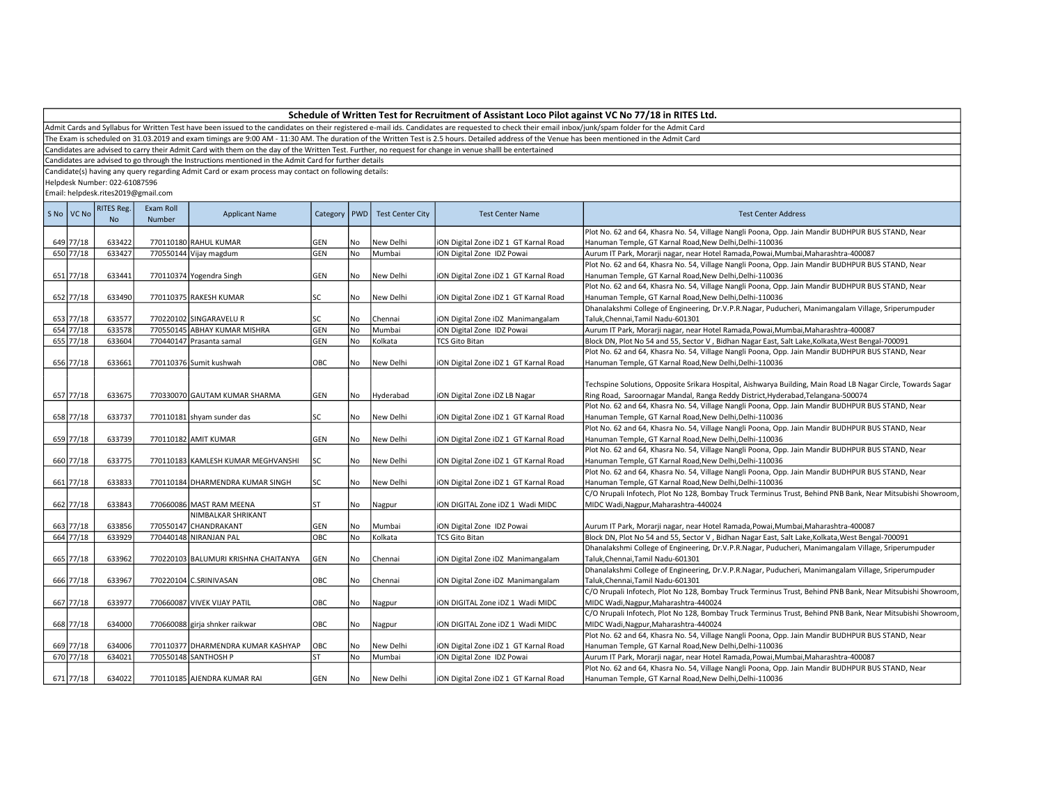**Schedule of Written Test for Recruitment of Assistant Loco Pilot against VC No 77/18 in RITES Ltd.**

Admit Cards and Syllabus for Written Test have been issued to the candidates on their registered e-mail ids. Candidates are requested to check their email inbox/junk/spam folder for the Admit Card

The Exam is scheduled on 31.03.2019 and exam timings are 9:00 AM - 11:30 AM. The duration of the Written Test is 2.5 hours. Detailed address of the Venue has been mentioned in the Admit Card

Candidates are advised to carry their Admit Card with them on the day of the Written Test. Further, no request for change in venue shalll be entertained

Candidates are advised to go through the Instructions mentioned in the Admit Card for further details

Candidate(s) having any query regarding Admit Card or exam process may contact on following details:

Helpdesk Number: 022-61087596

Email: helpdesk.rites2019@gmail.com

| S No | VC No | RITES Reg. No | Exam Roll Number | Applicant Name | Category | PWD | Test Center City | Test Center Name | Test Center Address |
|---|---|---|---|---|---|---|---|---|---|
| 649 | 77/18 | 633422 | 770110180 | RAHUL KUMAR | GEN | No | New Delhi | iON Digital Zone iDZ 1 GT Karnal Road | Plot No. 62 and 64, Khasra No. 54, Village Nangli Poona, Opp. Jain Mandir BUDHPUR BUS STAND, Near Hanuman Temple, GT Karnal Road,New Delhi,Delhi-110036 |
| 650 | 77/18 | 633427 | 770550144 | Vijay magdum | GEN | No | Mumbai | iON Digital Zone IDZ Powai | Aurum IT Park, Morarji nagar, near Hotel Ramada,Powai,Mumbai,Maharashtra-400087 |
| 651 | 77/18 | 633441 | 770110374 | Yogendra Singh | GEN | No | New Delhi | iON Digital Zone iDZ 1 GT Karnal Road | Plot No. 62 and 64, Khasra No. 54, Village Nangli Poona, Opp. Jain Mandir BUDHPUR BUS STAND, Near Hanuman Temple, GT Karnal Road,New Delhi,Delhi-110036 |
| 652 | 77/18 | 633490 | 770110375 | RAKESH KUMAR | SC | No | New Delhi | iON Digital Zone iDZ 1 GT Karnal Road | Plot No. 62 and 64, Khasra No. 54, Village Nangli Poona, Opp. Jain Mandir BUDHPUR BUS STAND, Near Hanuman Temple, GT Karnal Road,New Delhi,Delhi-110036 |
| 653 | 77/18 | 633577 | 770220102 | SINGARAVELU R | SC | No | Chennai | iON Digital Zone iDZ Manimangalam | Dhanalakshmi College of Engineering, Dr.V.P.R.Nagar, Puducheri, Manimangalam Village, Sriperumpuder Taluk,Chennai,Tamil Nadu-601301 |
| 654 | 77/18 | 633578 | 770550145 | ABHAY KUMAR MISHRA | GEN | No | Mumbai | iON Digital Zone IDZ Powai | Aurum IT Park, Morarji nagar, near Hotel Ramada,Powai,Mumbai,Maharashtra-400087 |
| 655 | 77/18 | 633604 | 770440147 | Prasanta samal | GEN | No | Kolkata | TCS Gito Bitan | Block DN, Plot No 54 and 55, Sector V , Bidhan Nagar East, Salt Lake,Kolkata,West Bengal-700091 |
| 656 | 77/18 | 633661 | 770110376 | Sumit kushwah | OBC | No | New Delhi | iON Digital Zone iDZ 1 GT Karnal Road | Plot No. 62 and 64, Khasra No. 54, Village Nangli Poona, Opp. Jain Mandir BUDHPUR BUS STAND, Near Hanuman Temple, GT Karnal Road,New Delhi,Delhi-110036 |
| 657 | 77/18 | 633675 | 770330070 | GAUTAM KUMAR SHARMA | GEN | No | Hyderabad | iON Digital Zone iDZ LB Nagar | Techspine Solutions, Opposite Srikara Hospital, Aishwarya Building, Main Road LB Nagar Circle, Towards Sagar Ring Road, Saroornagar Mandal, Ranga Reddy District,Hyderabad,Telangana-500074 |
| 658 | 77/18 | 633737 | 770110181 | shyam sunder das | SC | No | New Delhi | iON Digital Zone iDZ 1 GT Karnal Road | Plot No. 62 and 64, Khasra No. 54, Village Nangli Poona, Opp. Jain Mandir BUDHPUR BUS STAND, Near Hanuman Temple, GT Karnal Road,New Delhi,Delhi-110036 |
| 659 | 77/18 | 633739 | 770110182 | AMIT KUMAR | GEN | No | New Delhi | iON Digital Zone iDZ 1 GT Karnal Road | Plot No. 62 and 64, Khasra No. 54, Village Nangli Poona, Opp. Jain Mandir BUDHPUR BUS STAND, Near Hanuman Temple, GT Karnal Road,New Delhi,Delhi-110036 |
| 660 | 77/18 | 633775 | 770110183 | KAMLESH KUMAR MEGHVANSHI | SC | No | New Delhi | iON Digital Zone iDZ 1 GT Karnal Road | Plot No. 62 and 64, Khasra No. 54, Village Nangli Poona, Opp. Jain Mandir BUDHPUR BUS STAND, Near Hanuman Temple, GT Karnal Road,New Delhi,Delhi-110036 |
| 661 | 77/18 | 633833 | 770110184 | DHARMENDRA KUMAR SINGH | SC | No | New Delhi | iON Digital Zone iDZ 1 GT Karnal Road | Plot No. 62 and 64, Khasra No. 54, Village Nangli Poona, Opp. Jain Mandir BUDHPUR BUS STAND, Near Hanuman Temple, GT Karnal Road,New Delhi,Delhi-110036 |
| 662 | 77/18 | 633843 | 770660086 | MAST RAM MEENA | ST | No | Nagpur | iON DIGITAL Zone iDZ 1 Wadi MIDC | C/O Nrupali Infotech, Plot No 128, Bombay Truck Terminus Trust, Behind PNB Bank, Near Mitsubishi Showroom, MIDC Wadi,Nagpur,Maharashtra-440024 |
| 663 | 77/18 | 633856 | 770550147 | NIMBALKAR SHRIKANT CHANDRAKANT | GEN | No | Mumbai | iON Digital Zone IDZ Powai | Aurum IT Park, Morarji nagar, near Hotel Ramada,Powai,Mumbai,Maharashtra-400087 |
| 664 | 77/18 | 633929 | 770440148 | NIRANJAN PAL | OBC | No | Kolkata | TCS Gito Bitan | Block DN, Plot No 54 and 55, Sector V , Bidhan Nagar East, Salt Lake,Kolkata,West Bengal-700091 |
| 665 | 77/18 | 633962 | 770220103 | BALUMURI KRISHNA CHAITANYA | GEN | No | Chennai | iON Digital Zone iDZ Manimangalam | Dhanalakshmi College of Engineering, Dr.V.P.R.Nagar, Puducheri, Manimangalam Village, Sriperumpuder Taluk,Chennai,Tamil Nadu-601301 |
| 666 | 77/18 | 633967 | 770220104 | C.SRINIVASAN | OBC | No | Chennai | iON Digital Zone iDZ Manimangalam | Dhanalakshmi College of Engineering, Dr.V.P.R.Nagar, Puducheri, Manimangalam Village, Sriperumpuder Taluk,Chennai,Tamil Nadu-601301 |
| 667 | 77/18 | 633977 | 770660087 | VIVEK VIJAY PATIL | OBC | No | Nagpur | iON DIGITAL Zone iDZ 1 Wadi MIDC | C/O Nrupali Infotech, Plot No 128, Bombay Truck Terminus Trust, Behind PNB Bank, Near Mitsubishi Showroom, MIDC Wadi,Nagpur,Maharashtra-440024 |
| 668 | 77/18 | 634000 | 770660088 | girja shnker raikwar | OBC | No | Nagpur | iON DIGITAL Zone iDZ 1 Wadi MIDC | C/O Nrupali Infotech, Plot No 128, Bombay Truck Terminus Trust, Behind PNB Bank, Near Mitsubishi Showroom, MIDC Wadi,Nagpur,Maharashtra-440024 |
| 669 | 77/18 | 634006 | 770110377 | DHARMENDRA KUMAR KASHYAP | OBC | No | New Delhi | iON Digital Zone iDZ 1 GT Karnal Road | Plot No. 62 and 64, Khasra No. 54, Village Nangli Poona, Opp. Jain Mandir BUDHPUR BUS STAND, Near Hanuman Temple, GT Karnal Road,New Delhi,Delhi-110036 |
| 670 | 77/18 | 634021 | 770550148 | SANTHOSH P | ST | No | Mumbai | iON Digital Zone IDZ Powai | Aurum IT Park, Morarji nagar, near Hotel Ramada,Powai,Mumbai,Maharashtra-400087 |
| 671 | 77/18 | 634022 | 770110185 | AJENDRA KUMAR RAI | GEN | No | New Delhi | iON Digital Zone iDZ 1 GT Karnal Road | Plot No. 62 and 64, Khasra No. 54, Village Nangli Poona, Opp. Jain Mandir BUDHPUR BUS STAND, Near Hanuman Temple, GT Karnal Road,New Delhi,Delhi-110036 |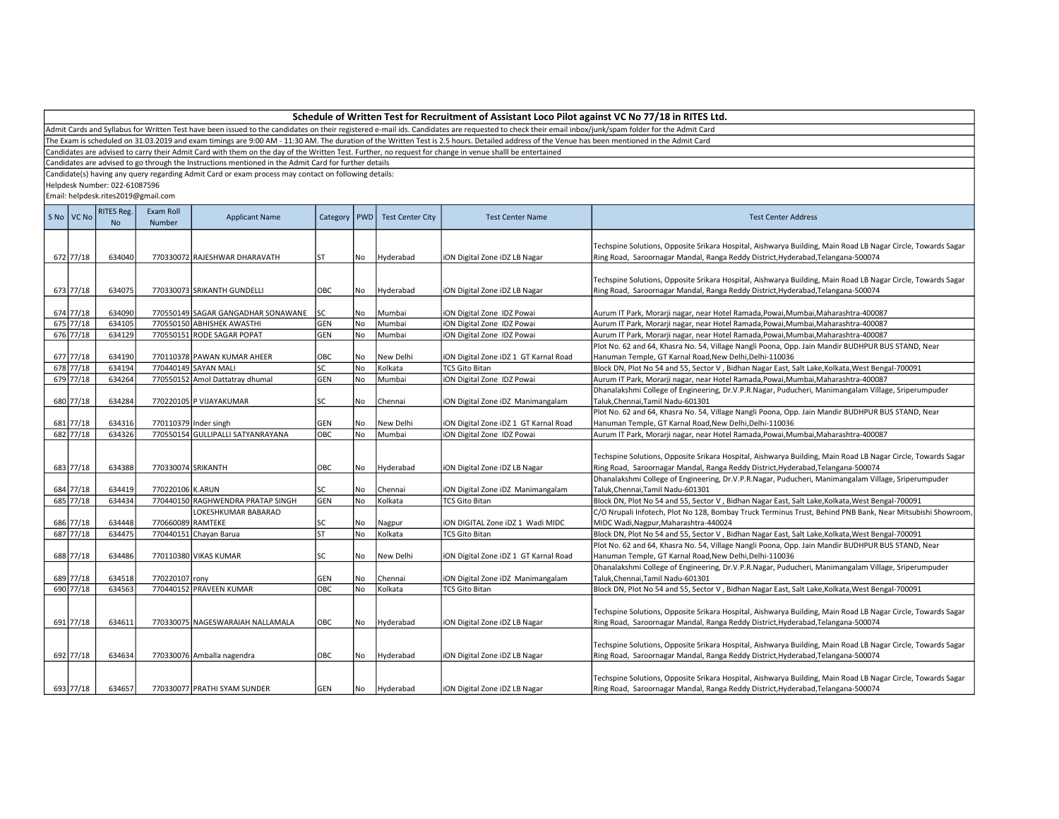## Schedule of Written Test for Recruitment of Assistant Loco Pilot against VC No 77/18 in RITES Ltd.

Admit Cards and Syllabus for Written Test have been issued to the candidates on their registered e-mail ids. Candidates are requested to check their email inbox/junk/spam folder for the Admit Card

The Exam is scheduled on 31.03.2019 and exam timings are 9:00 AM - 11:30 AM. The duration of the Written Test is 2.5 hours. Detailed address of the Venue has been mentioned in the Admit Card

Candidates are advised to carry their Admit Card with them on the day of the Written Test. Further, no request for change in venue shalll be entertained

Candidates are advised to go through the Instructions mentioned in the Admit Card for further details

Candidate(s) having any query regarding Admit Card or exam process may contact on following details:

Helpdesk Number: 022-61087596

Email: helpdesk.rites2019@gmail.com

| S No | VC No | RITES Reg. No | Exam Roll Number | Applicant Name | Category | PWD | Test Center City | Test Center Name | Test Center Address |
|---|---|---|---|---|---|---|---|---|---|
| 672 | 77/18 | 634040 | 770330072 | RAJESHWAR DHARAVATH | ST | No | Hyderabad | iON Digital Zone iDZ LB Nagar | Techspine Solutions, Opposite Srikara Hospital, Aishwarya Building, Main Road LB Nagar Circle, Towards Sagar Ring Road, Saroornagar Mandal, Ranga Reddy District,Hyderabad,Telangana-500074 |
| 673 | 77/18 | 634075 | 770330073 | SRIKANTH GUNDELLI | OBC | No | Hyderabad | iON Digital Zone iDZ LB Nagar | Techspine Solutions, Opposite Srikara Hospital, Aishwarya Building, Main Road LB Nagar Circle, Towards Sagar Ring Road, Saroornagar Mandal, Ranga Reddy District,Hyderabad,Telangana-500074 |
| 674 | 77/18 | 634090 | 770550149 | SAGAR GANGADHAR SONAWANE | SC | No | Mumbai | iON Digital Zone IDZ Powai | Aurum IT Park, Morarji nagar, near Hotel Ramada,Powai,Mumbai,Maharashtra-400087 |
| 675 | 77/18 | 634105 | 770550150 | ABHISHEK AWASTHI | GEN | No | Mumbai | iON Digital Zone IDZ Powai | Aurum IT Park, Morarji nagar, near Hotel Ramada,Powai,Mumbai,Maharashtra-400087 |
| 676 | 77/18 | 634129 | 770550151 | RODE SAGAR POPAT | GEN | No | Mumbai | iON Digital Zone IDZ Powai | Aurum IT Park, Morarji nagar, near Hotel Ramada,Powai,Mumbai,Maharashtra-400087 |
| 677 | 77/18 | 634190 | 770110378 | PAWAN KUMAR AHEER | OBC | No | New Delhi | iON Digital Zone iDZ 1 GT Karnal Road | Plot No. 62 and 64, Khasra No. 54, Village Nangli Poona, Opp. Jain Mandir BUDHPUR BUS STAND, Near Hanuman Temple, GT Karnal Road,New Delhi,Delhi-110036 |
| 678 | 77/18 | 634194 | 770440149 | SAYAN MALI | SC | No | Kolkata | TCS Gito Bitan | Block DN, Plot No 54 and 55, Sector V , Bidhan Nagar East, Salt Lake,Kolkata,West Bengal-700091 |
| 679 | 77/18 | 634264 | 770550152 | Amol Dattatray dhumal | GEN | No | Mumbai | iON Digital Zone IDZ Powai | Aurum IT Park, Morarji nagar, near Hotel Ramada,Powai,Mumbai,Maharashtra-400087 |
| 680 | 77/18 | 634284 | 770220105 | P VIJAYAKUMAR | SC | No | Chennai | iON Digital Zone iDZ Manimangalam | Dhanalakshmi College of Engineering, Dr.V.P.R.Nagar, Puducheri, Manimangalam Village, Sriperumpuder Taluk,Chennai,Tamil Nadu-601301 |
| 681 | 77/18 | 634316 | 770110379 | Inder singh | GEN | No | New Delhi | iON Digital Zone iDZ 1 GT Karnal Road | Plot No. 62 and 64, Khasra No. 54, Village Nangli Poona, Opp. Jain Mandir BUDHPUR BUS STAND, Near Hanuman Temple, GT Karnal Road,New Delhi,Delhi-110036 |
| 682 | 77/18 | 634326 | 770550154 | GULLIPALLI SATYANRAYANA | OBC | No | Mumbai | iON Digital Zone IDZ Powai | Aurum IT Park, Morarji nagar, near Hotel Ramada,Powai,Mumbai,Maharashtra-400087 |
| 683 | 77/18 | 634388 | 770330074 | SRIKANTH | OBC | No | Hyderabad | iON Digital Zone iDZ LB Nagar | Techspine Solutions, Opposite Srikara Hospital, Aishwarya Building, Main Road LB Nagar Circle, Towards Sagar Ring Road, Saroornagar Mandal, Ranga Reddy District,Hyderabad,Telangana-500074 |
| 684 | 77/18 | 634419 | 770220106 | K.ARUN | SC | No | Chennai | iON Digital Zone iDZ Manimangalam | Dhanalakshmi College of Engineering, Dr.V.P.R.Nagar, Puducheri, Manimangalam Village, Sriperumpuder Taluk,Chennai,Tamil Nadu-601301 |
| 685 | 77/18 | 634434 | 770440150 | RAGHWENDRA PRATAP SINGH | GEN | No | Kolkata | TCS Gito Bitan | Block DN, Plot No 54 and 55, Sector V , Bidhan Nagar East, Salt Lake,Kolkata,West Bengal-700091 |
| 686 | 77/18 | 634448 | 770660089 | LOKESHKUMAR BABARAO RAMTEKE | SC | No | Nagpur | iON DIGITAL Zone iDZ 1 Wadi MIDC | C/O Nrupali Infotech, Plot No 128, Bombay Truck Terminus Trust, Behind PNB Bank, Near Mitsubishi Showroom, MIDC Wadi,Nagpur,Maharashtra-440024 |
| 687 | 77/18 | 634475 | 770440151 | Chayan Barua | ST | No | Kolkata | TCS Gito Bitan | Block DN, Plot No 54 and 55, Sector V , Bidhan Nagar East, Salt Lake,Kolkata,West Bengal-700091 |
| 688 | 77/18 | 634486 | 770110380 | VIKAS KUMAR | SC | No | New Delhi | iON Digital Zone iDZ 1 GT Karnal Road | Plot No. 62 and 64, Khasra No. 54, Village Nangli Poona, Opp. Jain Mandir BUDHPUR BUS STAND, Near Hanuman Temple, GT Karnal Road,New Delhi,Delhi-110036 |
| 689 | 77/18 | 634518 | 770220107 | rony | GEN | No | Chennai | iON Digital Zone iDZ Manimangalam | Dhanalakshmi College of Engineering, Dr.V.P.R.Nagar, Puducheri, Manimangalam Village, Sriperumpuder Taluk,Chennai,Tamil Nadu-601301 |
| 690 | 77/18 | 634563 | 770440152 | PRAVEEN KUMAR | OBC | No | Kolkata | TCS Gito Bitan | Block DN, Plot No 54 and 55, Sector V , Bidhan Nagar East, Salt Lake,Kolkata,West Bengal-700091 |
| 691 | 77/18 | 634611 | 770330075 | NAGESWARAIAH NALLAMALA | OBC | No | Hyderabad | iON Digital Zone iDZ LB Nagar | Techspine Solutions, Opposite Srikara Hospital, Aishwarya Building, Main Road LB Nagar Circle, Towards Sagar Ring Road, Saroornagar Mandal, Ranga Reddy District,Hyderabad,Telangana-500074 |
| 692 | 77/18 | 634634 | 770330076 | Amballa nagendra | OBC | No | Hyderabad | iON Digital Zone iDZ LB Nagar | Techspine Solutions, Opposite Srikara Hospital, Aishwarya Building, Main Road LB Nagar Circle, Towards Sagar Ring Road, Saroornagar Mandal, Ranga Reddy District,Hyderabad,Telangana-500074 |
| 693 | 77/18 | 634657 | 770330077 | PRATHI SYAM SUNDER | GEN | No | Hyderabad | iON Digital Zone iDZ LB Nagar | Techspine Solutions, Opposite Srikara Hospital, Aishwarya Building, Main Road LB Nagar Circle, Towards Sagar Ring Road, Saroornagar Mandal, Ranga Reddy District,Hyderabad,Telangana-500074 |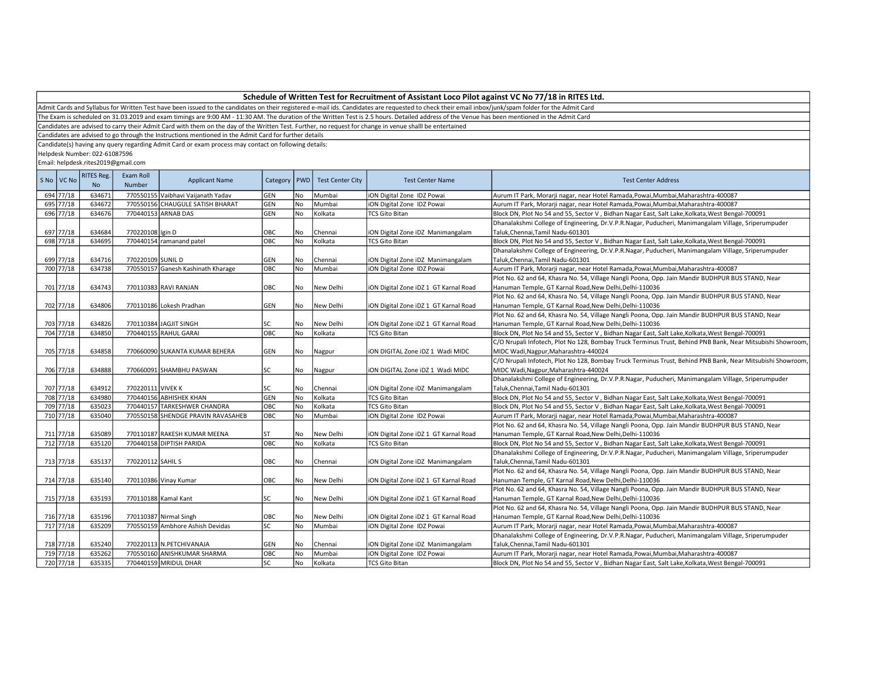# Schedule of Written Test for Recruitment of Assistant Loco Pilot against VC No 77/18 in RITES Ltd.

Admit Cards and Syllabus for Written Test have been issued to the candidates on their registered e-mail ids. Candidates are requested to check their email inbox/junk/spam folder for the Admit Card

The Exam is scheduled on 31.03.2019 and exam timings are 9:00 AM - 11:30 AM. The duration of the Written Test is 2.5 hours. Detailed address of the Venue has been mentioned in the Admit Card

Candidates are advised to carry their Admit Card with them on the day of the Written Test. Further, no request for change in venue shalll be entertained

Candidates are advised to go through the Instructions mentioned in the Admit Card for further details

Candidate(s) having any query regarding Admit Card or exam process may contact on following details:

Helpdesk Number: 022-61087596

Email: helpdesk.rites2019@gmail.com

| S No | VC No | RITES Reg. No | Exam Roll Number | Applicant Name | Category | PWD | Test Center City | Test Center Name | Test Center Address |
|---|---|---|---|---|---|---|---|---|---|
| 694 | 77/18 | 634671 | 770550155 | Vaibhavi Vaijanath Yadav | GEN | No | Mumbai | iON Digital Zone IDZ Powai | Aurum IT Park, Morarji nagar, near Hotel Ramada,Powai,Mumbai,Maharashtra-400087 |
| 695 | 77/18 | 634672 | 770550156 | CHAUGULE SATISH BHARAT | GEN | No | Mumbai | iON Digital Zone IDZ Powai | Aurum IT Park, Morarji nagar, near Hotel Ramada,Powai,Mumbai,Maharashtra-400087 |
| 696 | 77/18 | 634676 | 770440153 | ARNAB DAS | GEN | No | Kolkata | TCS Gito Bitan | Block DN, Plot No 54 and 55, Sector V , Bidhan Nagar East, Salt Lake,Kolkata,West Bengal-700091 |
| 697 | 77/18 | 634684 | 770220108 | Igin D | OBC | No | Chennai | iON Digital Zone iDZ Manimangalam | Dhanalakshmi College of Engineering, Dr.V.P.R.Nagar, Puducheri, Manimangalam Village, Sriperumpuder Taluk,Chennai,Tamil Nadu-601301 |
| 698 | 77/18 | 634695 | 770440154 | ramanand patel | OBC | No | Kolkata | TCS Gito Bitan | Block DN, Plot No 54 and 55, Sector V , Bidhan Nagar East, Salt Lake,Kolkata,West Bengal-700091 |
| 699 | 77/18 | 634716 | 770220109 | SUNIL D | GEN | No | Chennai | iON Digital Zone iDZ Manimangalam | Dhanalakshmi College of Engineering, Dr.V.P.R.Nagar, Puducheri, Manimangalam Village, Sriperumpuder Taluk,Chennai,Tamil Nadu-601301 |
| 700 | 77/18 | 634738 | 770550157 | Ganesh Kashinath Kharage | OBC | No | Mumbai | iON Digital Zone IDZ Powai | Aurum IT Park, Morarji nagar, near Hotel Ramada,Powai,Mumbai,Maharashtra-400087 |
| 701 | 77/18 | 634743 | 770110383 | RAVI RANJAN | OBC | No | New Delhi | iON Digital Zone iDZ 1 GT Karnal Road | Plot No. 62 and 64, Khasra No. 54, Village Nangli Poona, Opp. Jain Mandir BUDHPUR BUS STAND, Near Hanuman Temple, GT Karnal Road,New Delhi,Delhi-110036 |
| 702 | 77/18 | 634806 | 770110186 | Lokesh Pradhan | GEN | No | New Delhi | iON Digital Zone iDZ 1 GT Karnal Road | Plot No. 62 and 64, Khasra No. 54, Village Nangli Poona, Opp. Jain Mandir BUDHPUR BUS STAND, Near Hanuman Temple, GT Karnal Road,New Delhi,Delhi-110036 |
| 703 | 77/18 | 634826 | 770110384 | JAGJIT SINGH | SC | No | New Delhi | iON Digital Zone iDZ 1 GT Karnal Road | Plot No. 62 and 64, Khasra No. 54, Village Nangli Poona, Opp. Jain Mandir BUDHPUR BUS STAND, Near Hanuman Temple, GT Karnal Road,New Delhi,Delhi-110036 |
| 704 | 77/18 | 634850 | 770440155 | RAHUL GARAI | OBC | No | Kolkata | TCS Gito Bitan | Block DN, Plot No 54 and 55, Sector V , Bidhan Nagar East, Salt Lake,Kolkata,West Bengal-700091 |
| 705 | 77/18 | 634858 | 770660090 | SUKANTA KUMAR BEHERA | GEN | No | Nagpur | iON DIGITAL Zone iDZ 1 Wadi MIDC | C/O Nrupali Infotech, Plot No 128, Bombay Truck Terminus Trust, Behind PNB Bank, Near Mitsubishi Showroom, MIDC Wadi,Nagpur,Maharashtra-440024 |
| 706 | 77/18 | 634888 | 770660091 | SHAMBHU PASWAN | SC | No | Nagpur | iON DIGITAL Zone iDZ 1 Wadi MIDC | C/O Nrupali Infotech, Plot No 128, Bombay Truck Terminus Trust, Behind PNB Bank, Near Mitsubishi Showroom, MIDC Wadi,Nagpur,Maharashtra-440024 |
| 707 | 77/18 | 634912 | 770220111 | VIVEK K | SC | No | Chennai | iON Digital Zone iDZ Manimangalam | Dhanalakshmi College of Engineering, Dr.V.P.R.Nagar, Puducheri, Manimangalam Village, Sriperumpuder Taluk,Chennai,Tamil Nadu-601301 |
| 708 | 77/18 | 634980 | 770440156 | ABHISHEK KHAN | GEN | No | Kolkata | TCS Gito Bitan | Block DN, Plot No 54 and 55, Sector V , Bidhan Nagar East, Salt Lake,Kolkata,West Bengal-700091 |
| 709 | 77/18 | 635023 | 770440157 | TARKESHWER CHANDRA | OBC | No | Kolkata | TCS Gito Bitan | Block DN, Plot No 54 and 55, Sector V , Bidhan Nagar East, Salt Lake,Kolkata,West Bengal-700091 |
| 710 | 77/18 | 635040 | 770550158 | SHENDGE PRAVIN RAVASAHEB | OBC | No | Mumbai | iON Digital Zone IDZ Powai | Aurum IT Park, Morarji nagar, near Hotel Ramada,Powai,Mumbai,Maharashtra-400087 |
| 711 | 77/18 | 635089 | 770110187 | RAKESH KUMAR MEENA | ST | No | New Delhi | iON Digital Zone iDZ 1 GT Karnal Road | Plot No. 62 and 64, Khasra No. 54, Village Nangli Poona, Opp. Jain Mandir BUDHPUR BUS STAND, Near Hanuman Temple, GT Karnal Road,New Delhi,Delhi-110036 |
| 712 | 77/18 | 635120 | 770440158 | DIPTISH PARIDA | OBC | No | Kolkata | TCS Gito Bitan | Block DN, Plot No 54 and 55, Sector V , Bidhan Nagar East, Salt Lake,Kolkata,West Bengal-700091 |
| 713 | 77/18 | 635137 | 770220112 | SAHIL S | OBC | No | Chennai | iON Digital Zone iDZ Manimangalam | Dhanalakshmi College of Engineering, Dr.V.P.R.Nagar, Puducheri, Manimangalam Village, Sriperumpuder Taluk,Chennai,Tamil Nadu-601301 |
| 714 | 77/18 | 635140 | 770110386 | Vinay Kumar | OBC | No | New Delhi | iON Digital Zone iDZ 1 GT Karnal Road | Plot No. 62 and 64, Khasra No. 54, Village Nangli Poona, Opp. Jain Mandir BUDHPUR BUS STAND, Near Hanuman Temple, GT Karnal Road,New Delhi,Delhi-110036 |
| 715 | 77/18 | 635193 | 770110188 | Kamal Kant | SC | No | New Delhi | iON Digital Zone iDZ 1 GT Karnal Road | Plot No. 62 and 64, Khasra No. 54, Village Nangli Poona, Opp. Jain Mandir BUDHPUR BUS STAND, Near Hanuman Temple, GT Karnal Road,New Delhi,Delhi-110036 |
| 716 | 77/18 | 635196 | 770110387 | Nirmal Singh | OBC | No | New Delhi | iON Digital Zone iDZ 1 GT Karnal Road | Plot No. 62 and 64, Khasra No. 54, Village Nangli Poona, Opp. Jain Mandir BUDHPUR BUS STAND, Near Hanuman Temple, GT Karnal Road,New Delhi,Delhi-110036 |
| 717 | 77/18 | 635209 | 770550159 | Ambhore Ashish Devidas | SC | No | Mumbai | iON Digital Zone IDZ Powai | Aurum IT Park, Morarji nagar, near Hotel Ramada,Powai,Mumbai,Maharashtra-400087 |
| 718 | 77/18 | 635240 | 770220113 | N.PETCHIVANAJA | GEN | No | Chennai | iON Digital Zone iDZ Manimangalam | Dhanalakshmi College of Engineering, Dr.V.P.R.Nagar, Puducheri, Manimangalam Village, Sriperumpuder Taluk,Chennai,Tamil Nadu-601301 |
| 719 | 77/18 | 635262 | 770550160 | ANISHKUMAR SHARMA | OBC | No | Mumbai | iON Digital Zone IDZ Powai | Aurum IT Park, Morarji nagar, near Hotel Ramada,Powai,Mumbai,Maharashtra-400087 |
| 720 | 77/18 | 635335 | 770440159 | MRIDUL DHAR | SC | No | Kolkata | TCS Gito Bitan | Block DN, Plot No 54 and 55, Sector V , Bidhan Nagar East, Salt Lake,Kolkata,West Bengal-700091 |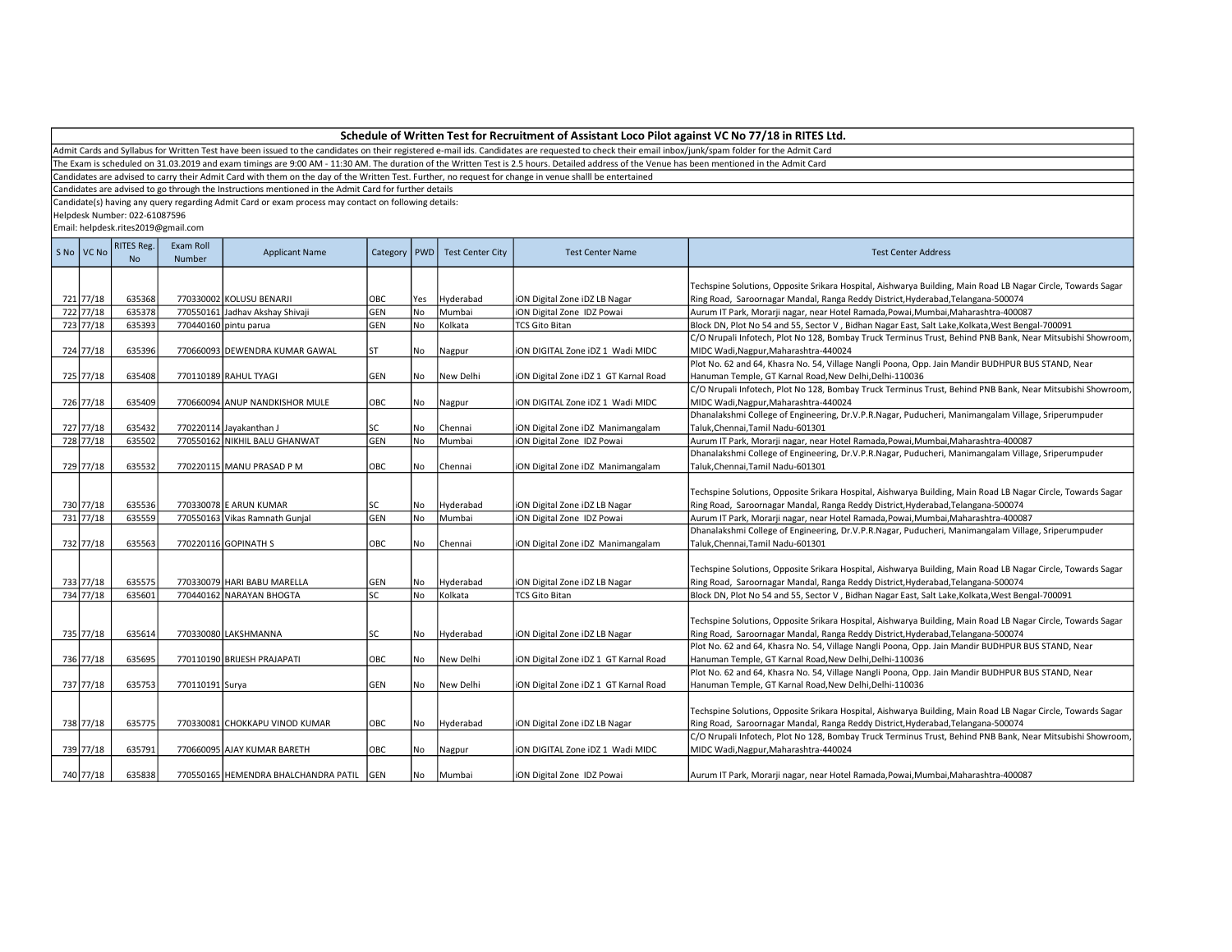# Schedule of Written Test for Recruitment of Assistant Loco Pilot against VC No 77/18 in RITES Ltd.

Admit Cards and Syllabus for Written Test have been issued to the candidates on their registered e-mail ids. Candidates are requested to check their email inbox/junk/spam folder for the Admit Card

The Exam is scheduled on 31.03.2019 and exam timings are 9:00 AM - 11:30 AM. The duration of the Written Test is 2.5 hours. Detailed address of the Venue has been mentioned in the Admit Card

Candidates are advised to carry their Admit Card with them on the day of the Written Test. Further, no request for change in venue shalll be entertained

Candidates are advised to go through the Instructions mentioned in the Admit Card for further details

Candidate(s) having any query regarding Admit Card or exam process may contact on following details:

Helpdesk Number: 022-61087596

Email: helpdesk.rites2019@gmail.com

| S No | VC No | RITES Reg. No | Exam Roll Number | Applicant Name | Category | PWD | Test Center City | Test Center Name | Test Center Address |
|---|---|---|---|---|---|---|---|---|---|
| 721 | 77/18 | 635368 | 770330002 | KOLUSU BENARJI | OBC | Yes | Hyderabad | iON Digital Zone iDZ LB Nagar | Techspine Solutions, Opposite Srikara Hospital, Aishwarya Building, Main Road LB Nagar Circle, Towards Sagar Ring Road, Saroornagar Mandal, Ranga Reddy District,Hyderabad,Telangana-500074 |
| 722 | 77/18 | 635378 | 770550161 | Jadhav Akshay Shivaji | GEN | No | Mumbai | iON Digital Zone IDZ Powai | Aurum IT Park, Morarji nagar, near Hotel Ramada,Powai,Mumbai,Maharashtra-400087 |
| 723 | 77/18 | 635393 | 770440160 | pintu parua | GEN | No | Kolkata | TCS Gito Bitan | Block DN, Plot No 54 and 55, Sector V , Bidhan Nagar East, Salt Lake,Kolkata,West Bengal-700091 |
| 724 | 77/18 | 635396 | 770660093 | DEWENDRA KUMAR GAWAL | ST | No | Nagpur | iON DIGITAL Zone iDZ 1 Wadi MIDC | C/O Nrupali Infotech, Plot No 128, Bombay Truck Terminus Trust, Behind PNB Bank, Near Mitsubishi Showroom, MIDC Wadi,Nagpur,Maharashtra-440024 |
| 725 | 77/18 | 635408 | 770110189 | RAHUL TYAGI | GEN | No | New Delhi | iON Digital Zone iDZ 1 GT Karnal Road | Plot No. 62 and 64, Khasra No. 54, Village Nangli Poona, Opp. Jain Mandir BUDHPUR BUS STAND, Near Hanuman Temple, GT Karnal Road,New Delhi,Delhi-110036 |
| 726 | 77/18 | 635409 | 770660094 | ANUP NANDKISHOR MULE | OBC | No | Nagpur | iON DIGITAL Zone iDZ 1 Wadi MIDC | C/O Nrupali Infotech, Plot No 128, Bombay Truck Terminus Trust, Behind PNB Bank, Near Mitsubishi Showroom, MIDC Wadi,Nagpur,Maharashtra-440024 |
| 727 | 77/18 | 635432 | 770220114 | Jayakanthan J | SC | No | Chennai | iON Digital Zone iDZ Manimangalam | Dhanalakshmi College of Engineering, Dr.V.P.R.Nagar, Puducheri, Manimangalam Village, Sriperumpuder Taluk,Chennai,Tamil Nadu-601301 |
| 728 | 77/18 | 635502 | 770550162 | NIKHIL BALU GHANWAT | GEN | No | Mumbai | iON Digital Zone IDZ Powai | Aurum IT Park, Morarji nagar, near Hotel Ramada,Powai,Mumbai,Maharashtra-400087 |
| 729 | 77/18 | 635532 | 770220115 | MANU PRASAD P M | OBC | No | Chennai | iON Digital Zone iDZ Manimangalam | Dhanalakshmi College of Engineering, Dr.V.P.R.Nagar, Puducheri, Manimangalam Village, Sriperumpuder Taluk,Chennai,Tamil Nadu-601301 |
| 730 | 77/18 | 635536 | 770330078 | E ARUN KUMAR | SC | No | Hyderabad | iON Digital Zone iDZ LB Nagar | Techspine Solutions, Opposite Srikara Hospital, Aishwarya Building, Main Road LB Nagar Circle, Towards Sagar Ring Road, Saroornagar Mandal, Ranga Reddy District,Hyderabad,Telangana-500074 |
| 731 | 77/18 | 635559 | 770550163 | Vikas Ramnath Gunjal | GEN | No | Mumbai | iON Digital Zone IDZ Powai | Aurum IT Park, Morarji nagar, near Hotel Ramada,Powai,Mumbai,Maharashtra-400087 |
| 732 | 77/18 | 635563 | 770220116 | GOPINATH S | OBC | No | Chennai | iON Digital Zone iDZ Manimangalam | Dhanalakshmi College of Engineering, Dr.V.P.R.Nagar, Puducheri, Manimangalam Village, Sriperumpuder Taluk,Chennai,Tamil Nadu-601301 |
| 733 | 77/18 | 635575 | 770330079 | HARI BABU MARELLA | GEN | No | Hyderabad | iON Digital Zone iDZ LB Nagar | Techspine Solutions, Opposite Srikara Hospital, Aishwarya Building, Main Road LB Nagar Circle, Towards Sagar Ring Road, Saroornagar Mandal, Ranga Reddy District,Hyderabad,Telangana-500074 |
| 734 | 77/18 | 635601 | 770440162 | NARAYAN BHOGTA | SC | No | Kolkata | TCS Gito Bitan | Block DN, Plot No 54 and 55, Sector V , Bidhan Nagar East, Salt Lake,Kolkata,West Bengal-700091 |
| 735 | 77/18 | 635614 | 770330080 | LAKSHMANNA | SC | No | Hyderabad | iON Digital Zone iDZ LB Nagar | Techspine Solutions, Opposite Srikara Hospital, Aishwarya Building, Main Road LB Nagar Circle, Towards Sagar Ring Road, Saroornagar Mandal, Ranga Reddy District,Hyderabad,Telangana-500074 |
| 736 | 77/18 | 635695 | 770110190 | BRIJESH PRAJAPATI | OBC | No | New Delhi | iON Digital Zone iDZ 1 GT Karnal Road | Plot No. 62 and 64, Khasra No. 54, Village Nangli Poona, Opp. Jain Mandir BUDHPUR BUS STAND, Near Hanuman Temple, GT Karnal Road,New Delhi,Delhi-110036 |
| 737 | 77/18 | 635753 | 770110191 | Surya | GEN | No | New Delhi | iON Digital Zone iDZ 1 GT Karnal Road | Plot No. 62 and 64, Khasra No. 54, Village Nangli Poona, Opp. Jain Mandir BUDHPUR BUS STAND, Near Hanuman Temple, GT Karnal Road,New Delhi,Delhi-110036 |
| 738 | 77/18 | 635775 | 770330081 | CHOKKAPU VINOD KUMAR | OBC | No | Hyderabad | iON Digital Zone iDZ LB Nagar | Techspine Solutions, Opposite Srikara Hospital, Aishwarya Building, Main Road LB Nagar Circle, Towards Sagar Ring Road, Saroornagar Mandal, Ranga Reddy District,Hyderabad,Telangana-500074 |
| 739 | 77/18 | 635791 | 770660095 | AJAY KUMAR BARETH | OBC | No | Nagpur | iON DIGITAL Zone iDZ 1 Wadi MIDC | C/O Nrupali Infotech, Plot No 128, Bombay Truck Terminus Trust, Behind PNB Bank, Near Mitsubishi Showroom, MIDC Wadi,Nagpur,Maharashtra-440024 |
| 740 | 77/18 | 635838 | 770550165 | HEMENDRA BHALCHANDRA PATIL | GEN | No | Mumbai | iON Digital Zone IDZ Powai | Aurum IT Park, Morarji nagar, near Hotel Ramada,Powai,Mumbai,Maharashtra-400087 |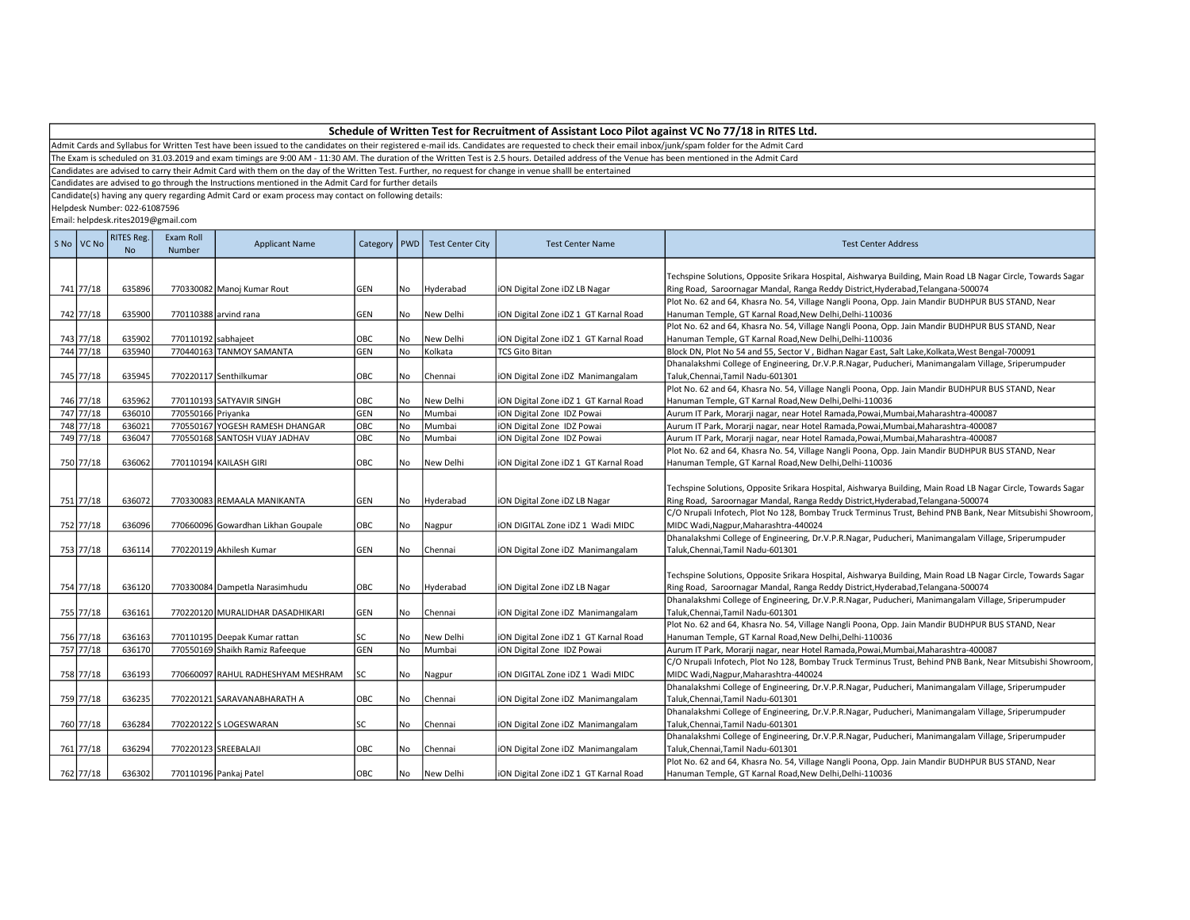## Schedule of Written Test for Recruitment of Assistant Loco Pilot against VC No 77/18 in RITES Ltd.

Admit Cards and Syllabus for Written Test have been issued to the candidates on their registered e-mail ids. Candidates are requested to check their email inbox/junk/spam folder for the Admit Card

The Exam is scheduled on 31.03.2019 and exam timings are 9:00 AM - 11:30 AM. The duration of the Written Test is 2.5 hours. Detailed address of the Venue has been mentioned in the Admit Card

Candidates are advised to carry their Admit Card with them on the day of the Written Test. Further, no request for change in venue shalll be entertained

Candidates are advised to go through the Instructions mentioned in the Admit Card for further details

Candidate(s) having any query regarding Admit Card or exam process may contact on following details:

Helpdesk Number: 022-61087596

Email: helpdesk.rites2019@gmail.com

| S No | VC No | RITES Reg. No | Exam Roll Number | Applicant Name | Category | PWD | Test Center City | Test Center Name | Test Center Address |
|---|---|---|---|---|---|---|---|---|---|
| 741 | 77/18 | 635896 | 770330082 | Manoj Kumar Rout | GEN | No | Hyderabad | iON Digital Zone iDZ LB Nagar | Techspine Solutions, Opposite Srikara Hospital, Aishwarya Building, Main Road LB Nagar Circle, Towards Sagar Ring Road, Saroornagar Mandal, Ranga Reddy District,Hyderabad,Telangana-500074 |
| 742 | 77/18 | 635900 | 770110388 | arvind rana | GEN | No | New Delhi | iON Digital Zone iDZ 1 GT Karnal Road | Plot No. 62 and 64, Khasra No. 54, Village Nangli Poona, Opp. Jain Mandir BUDHPUR BUS STAND, Near Hanuman Temple, GT Karnal Road,New Delhi,Delhi-110036 |
| 743 | 77/18 | 635902 | 770110192 | sabhajeet | OBC | No | New Delhi | iON Digital Zone iDZ 1 GT Karnal Road | Plot No. 62 and 64, Khasra No. 54, Village Nangli Poona, Opp. Jain Mandir BUDHPUR BUS STAND, Near Hanuman Temple, GT Karnal Road,New Delhi,Delhi-110036 |
| 744 | 77/18 | 635940 | 770440163 | TANMOY SAMANTA | GEN | No | Kolkata | TCS Gito Bitan | Block DN, Plot No 54 and 55, Sector V , Bidhan Nagar East, Salt Lake,Kolkata,West Bengal-700091 |
| 745 | 77/18 | 635945 | 770220117 | Senthilkumar | OBC | No | Chennai | iON Digital Zone iDZ Manimangalam | Dhanalakshmi College of Engineering, Dr.V.P.R.Nagar, Puducheri, Manimangalam Village, Sriperumpuder Taluk,Chennai,Tamil Nadu-601301 |
| 746 | 77/18 | 635962 | 770110193 | SATYAVIR SINGH | OBC | No | New Delhi | iON Digital Zone iDZ 1 GT Karnal Road | Plot No. 62 and 64, Khasra No. 54, Village Nangli Poona, Opp. Jain Mandir BUDHPUR BUS STAND, Near Hanuman Temple, GT Karnal Road,New Delhi,Delhi-110036 |
| 747 | 77/18 | 636010 | 770550166 | Priyanka | GEN | No | Mumbai | iON Digital Zone IDZ Powai | Aurum IT Park, Morarji nagar, near Hotel Ramada,Powai,Mumbai,Maharashtra-400087 |
| 748 | 77/18 | 636021 | 770550167 | YOGESH RAMESH DHANGAR | OBC | No | Mumbai | iON Digital Zone IDZ Powai | Aurum IT Park, Morarji nagar, near Hotel Ramada,Powai,Mumbai,Maharashtra-400087 |
| 749 | 77/18 | 636047 | 770550168 | SANTOSH VIJAY JADHAV | OBC | No | Mumbai | iON Digital Zone IDZ Powai | Aurum IT Park, Morarji nagar, near Hotel Ramada,Powai,Mumbai,Maharashtra-400087 |
| 750 | 77/18 | 636062 | 770110194 | KAILASH GIRI | OBC | No | New Delhi | iON Digital Zone iDZ 1 GT Karnal Road | Plot No. 62 and 64, Khasra No. 54, Village Nangli Poona, Opp. Jain Mandir BUDHPUR BUS STAND, Near Hanuman Temple, GT Karnal Road,New Delhi,Delhi-110036 |
| 751 | 77/18 | 636072 | 770330083 | REMAALA MANIKANTA | GEN | No | Hyderabad | iON Digital Zone iDZ LB Nagar | Techspine Solutions, Opposite Srikara Hospital, Aishwarya Building, Main Road LB Nagar Circle, Towards Sagar Ring Road, Saroornagar Mandal, Ranga Reddy District,Hyderabad,Telangana-500074 |
| 752 | 77/18 | 636096 | 770660096 | Gowardhan Likhan Goupale | OBC | No | Nagpur | iON DIGITAL Zone iDZ 1 Wadi MIDC | C/O Nrupali Infotech, Plot No 128, Bombay Truck Terminus Trust, Behind PNB Bank, Near Mitsubishi Showroom, MIDC Wadi,Nagpur,Maharashtra-440024 |
| 753 | 77/18 | 636114 | 770220119 | Akhilesh Kumar | GEN | No | Chennai | iON Digital Zone iDZ Manimangalam | Dhanalakshmi College of Engineering, Dr.V.P.R.Nagar, Puducheri, Manimangalam Village, Sriperumpuder Taluk,Chennai,Tamil Nadu-601301 |
| 754 | 77/18 | 636120 | 770330084 | Dampetla Narasimhudu | OBC | No | Hyderabad | iON Digital Zone iDZ LB Nagar | Techspine Solutions, Opposite Srikara Hospital, Aishwarya Building, Main Road LB Nagar Circle, Towards Sagar Ring Road, Saroornagar Mandal, Ranga Reddy District,Hyderabad,Telangana-500074 |
| 755 | 77/18 | 636161 | 770220120 | MURALIDHAR DASADHIKARI | GEN | No | Chennai | iON Digital Zone iDZ Manimangalam | Dhanalakshmi College of Engineering, Dr.V.P.R.Nagar, Puducheri, Manimangalam Village, Sriperumpuder Taluk,Chennai,Tamil Nadu-601301 |
| 756 | 77/18 | 636163 | 770110195 | Deepak Kumar rattan | SC | No | New Delhi | iON Digital Zone iDZ 1 GT Karnal Road | Plot No. 62 and 64, Khasra No. 54, Village Nangli Poona, Opp. Jain Mandir BUDHPUR BUS STAND, Near Hanuman Temple, GT Karnal Road,New Delhi,Delhi-110036 |
| 757 | 77/18 | 636170 | 770550169 | Shaikh Ramiz Rafeeque | GEN | No | Mumbai | iON Digital Zone IDZ Powai | Aurum IT Park, Morarji nagar, near Hotel Ramada,Powai,Mumbai,Maharashtra-400087 |
| 758 | 77/18 | 636193 | 770660097 | RAHUL RADHESHYAM MESHRAM | SC | No | Nagpur | iON DIGITAL Zone iDZ 1 Wadi MIDC | C/O Nrupali Infotech, Plot No 128, Bombay Truck Terminus Trust, Behind PNB Bank, Near Mitsubishi Showroom, MIDC Wadi,Nagpur,Maharashtra-440024 |
| 759 | 77/18 | 636235 | 770220121 | SARAVANABHARATH A | OBC | No | Chennai | iON Digital Zone iDZ Manimangalam | Dhanalakshmi College of Engineering, Dr.V.P.R.Nagar, Puducheri, Manimangalam Village, Sriperumpuder Taluk,Chennai,Tamil Nadu-601301 |
| 760 | 77/18 | 636284 | 770220122 | S LOGESWARAN | SC | No | Chennai | iON Digital Zone iDZ Manimangalam | Dhanalakshmi College of Engineering, Dr.V.P.R.Nagar, Puducheri, Manimangalam Village, Sriperumpuder Taluk,Chennai,Tamil Nadu-601301 |
| 761 | 77/18 | 636294 | 770220123 | SREEBALAJI | OBC | No | Chennai | iON Digital Zone iDZ Manimangalam | Dhanalakshmi College of Engineering, Dr.V.P.R.Nagar, Puducheri, Manimangalam Village, Sriperumpuder Taluk,Chennai,Tamil Nadu-601301 |
| 762 | 77/18 | 636302 | 770110196 | Pankaj Patel | OBC | No | New Delhi | iON Digital Zone iDZ 1 GT Karnal Road | Plot No. 62 and 64, Khasra No. 54, Village Nangli Poona, Opp. Jain Mandir BUDHPUR BUS STAND, Near Hanuman Temple, GT Karnal Road,New Delhi,Delhi-110036 |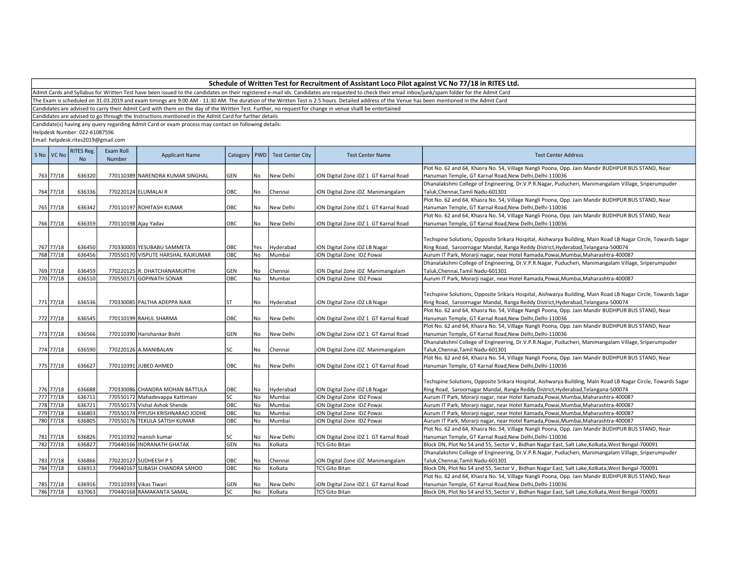# Schedule of Written Test for Recruitment of Assistant Loco Pilot against VC No 77/18 in RITES Ltd.

Admit Cards and Syllabus for Written Test have been issued to the candidates on their registered e-mail ids. Candidates are requested to check their email inbox/junk/spam folder for the Admit Card

The Exam is scheduled on 31.03.2019 and exam timings are 9:00 AM - 11:30 AM. The duration of the Written Test is 2.5 hours. Detailed address of the Venue has been mentioned in the Admit Card

Candidates are advised to carry their Admit Card with them on the day of the Written Test. Further, no request for change in venue shalll be entertained

Candidates are advised to go through the Instructions mentioned in the Admit Card for further details

Candidate(s) having any query regarding Admit Card or exam process may contact on following details:

Helpdesk Number: 022-61087596

Email: helpdesk.rites2019@gmail.com

| S No | VC No | RITES Reg. No | Exam Roll Number | Applicant Name | Category | PWD | Test Center City | Test Center Name | Test Center Address |
|---|---|---|---|---|---|---|---|---|---|
| 763 | 77/18 | 636320 | 770110389 | NARENDRA KUMAR SINGHAL | GEN | No | New Delhi | iON Digital Zone iDZ 1 GT Karnal Road | Plot No. 62 and 64, Khasra No. 54, Village Nangli Poona, Opp. Jain Mandir BUDHPUR BUS STAND, Near Hanuman Temple, GT Karnal Road,New Delhi,Delhi-110036 |
| 764 | 77/18 | 636336 | 770220124 | ELUMALAI R | OBC | No | Chennai | iON Digital Zone iDZ Manimangalam | Dhanalakshmi College of Engineering, Dr.V.P.R.Nagar, Puducheri, Manimangalam Village, Sriperumpuder Taluk,Chennai,Tamil Nadu-601301 |
| 765 | 77/18 | 636342 | 770110197 | ROHITASH KUMAR | OBC | No | New Delhi | iON Digital Zone iDZ 1 GT Karnal Road | Plot No. 62 and 64, Khasra No. 54, Village Nangli Poona, Opp. Jain Mandir BUDHPUR BUS STAND, Near Hanuman Temple, GT Karnal Road,New Delhi,Delhi-110036 |
| 766 | 77/18 | 636359 | 770110198 | Ajay Yadav | OBC | No | New Delhi | iON Digital Zone iDZ 1 GT Karnal Road | Plot No. 62 and 64, Khasra No. 54, Village Nangli Poona, Opp. Jain Mandir BUDHPUR BUS STAND, Near Hanuman Temple, GT Karnal Road,New Delhi,Delhi-110036 |
| 767 | 77/18 | 636450 | 770330003 | YESUBABU SAMMETA | OBC | Yes | Hyderabad | iON Digital Zone iDZ LB Nagar | Techspine Solutions, Opposite Srikara Hospital, Aishwarya Building, Main Road LB Nagar Circle, Towards Sagar Ring Road, Saroornagar Mandal, Ranga Reddy District,Hyderabad,Telangana-500074 |
| 768 | 77/18 | 636456 | 770550170 | VISPUTE HARSHAL RAJKUMAR | OBC | No | Mumbai | iON Digital Zone IDZ Powai | Aurum IT Park, Morarji nagar, near Hotel Ramada,Powai,Mumbai,Maharashtra-400087 |
| 769 | 77/18 | 636459 | 770220125 | R. DHATCHANAMURTHI | GEN | No | Chennai | iON Digital Zone iDZ Manimangalam | Dhanalakshmi College of Engineering, Dr.V.P.R.Nagar, Puducheri, Manimangalam Village, Sriperumpuder Taluk,Chennai,Tamil Nadu-601301 |
| 770 | 77/18 | 636510 | 770550171 | GOPINATH SONAR | OBC | No | Mumbai | iON Digital Zone IDZ Powai | Aurum IT Park, Morarji nagar, near Hotel Ramada,Powai,Mumbai,Maharashtra-400087 |
| 771 | 77/18 | 636536 | 770330085 | PALTHA ADEPPA NAIK | ST | No | Hyderabad | iON Digital Zone iDZ LB Nagar | Techspine Solutions, Opposite Srikara Hospital, Aishwarya Building, Main Road LB Nagar Circle, Towards Sagar Ring Road, Saroornagar Mandal, Ranga Reddy District,Hyderabad,Telangana-500074 |
| 772 | 77/18 | 636545 | 770110199 | RAHUL SHARMA | OBC | No | New Delhi | iON Digital Zone iDZ 1 GT Karnal Road | Plot No. 62 and 64, Khasra No. 54, Village Nangli Poona, Opp. Jain Mandir BUDHPUR BUS STAND, Near Hanuman Temple, GT Karnal Road,New Delhi,Delhi-110036 |
| 773 | 77/18 | 636566 | 770110390 | Harishankar Bisht | GEN | No | New Delhi | iON Digital Zone iDZ 1 GT Karnal Road | Plot No. 62 and 64, Khasra No. 54, Village Nangli Poona, Opp. Jain Mandir BUDHPUR BUS STAND, Near Hanuman Temple, GT Karnal Road,New Delhi,Delhi-110036 |
| 774 | 77/18 | 636590 | 770220126 | A.MANIBALAN | SC | No | Chennai | iON Digital Zone iDZ Manimangalam | Dhanalakshmi College of Engineering, Dr.V.P.R.Nagar, Puducheri, Manimangalam Village, Sriperumpuder Taluk,Chennai,Tamil Nadu-601301 |
| 775 | 77/18 | 636627 | 770110391 | JUBED AHMED | OBC | No | New Delhi | iON Digital Zone iDZ 1 GT Karnal Road | Plot No. 62 and 64, Khasra No. 54, Village Nangli Poona, Opp. Jain Mandir BUDHPUR BUS STAND, Near Hanuman Temple, GT Karnal Road,New Delhi,Delhi-110036 |
| 776 | 77/18 | 636688 | 770330086 | CHANDRA MOHAN BATTULA | OBC | No | Hyderabad | iON Digital Zone iDZ LB Nagar | Techspine Solutions, Opposite Srikara Hospital, Aishwarya Building, Main Road LB Nagar Circle, Towards Sagar Ring Road, Saroornagar Mandal, Ranga Reddy District,Hyderabad,Telangana-500074 |
| 777 | 77/18 | 636711 | 770550172 | Mahadevappa Kattimani | SC | No | Mumbai | iON Digital Zone IDZ Powai | Aurum IT Park, Morarji nagar, near Hotel Ramada,Powai,Mumbai,Maharashtra-400087 |
| 778 | 77/18 | 636721 | 770550173 | Vishal Ashok Shende | OBC | No | Mumbai | iON Digital Zone IDZ Powai | Aurum IT Park, Morarji nagar, near Hotel Ramada,Powai,Mumbai,Maharashtra-400087 |
| 779 | 77/18 | 636803 | 770550174 | PIYUSH KRISHNARAO JODHE | OBC | No | Mumbai | iON Digital Zone IDZ Powai | Aurum IT Park, Morarji nagar, near Hotel Ramada,Powai,Mumbai,Maharashtra-400087 |
| 780 | 77/18 | 636805 | 770550176 | TEKULA SATISH KUMAR | OBC | No | Mumbai | iON Digital Zone IDZ Powai | Aurum IT Park, Morarji nagar, near Hotel Ramada,Powai,Mumbai,Maharashtra-400087 |
| 781 | 77/18 | 636826 | 770110392 | manish kumar | SC | No | New Delhi | iON Digital Zone iDZ 1 GT Karnal Road | Plot No. 62 and 64, Khasra No. 54, Village Nangli Poona, Opp. Jain Mandir BUDHPUR BUS STAND, Near Hanuman Temple, GT Karnal Road,New Delhi,Delhi-110036 |
| 782 | 77/18 | 636827 | 770440166 | INDRANATH GHATAK | GEN | No | Kolkata | TCS Gito Bitan | Block DN, Plot No 54 and 55, Sector V , Bidhan Nagar East, Salt Lake,Kolkata,West Bengal-700091 |
| 783 | 77/18 | 636866 | 770220127 | SUDHEESH P S | OBC | No | Chennai | iON Digital Zone iDZ Manimangalam | Dhanalakshmi College of Engineering, Dr.V.P.R.Nagar, Puducheri, Manimangalam Village, Sriperumpuder Taluk,Chennai,Tamil Nadu-601301 |
| 784 | 77/18 | 636913 | 770440167 | SUBASH CHANDRA SAHOO | OBC | No | Kolkata | TCS Gito Bitan | Block DN, Plot No 54 and 55, Sector V , Bidhan Nagar East, Salt Lake,Kolkata,West Bengal-700091 |
| 785 | 77/18 | 636916 | 770110393 | Vikas Tiwari | GEN | No | New Delhi | iON Digital Zone iDZ 1 GT Karnal Road | Plot No. 62 and 64, Khasra No. 54, Village Nangli Poona, Opp. Jain Mandir BUDHPUR BUS STAND, Near Hanuman Temple, GT Karnal Road,New Delhi,Delhi-110036 |
| 786 | 77/18 | 637063 | 770440168 | RAMAKANTA SAMAL | SC | No | Kolkata | TCS Gito Bitan | Block DN, Plot No 54 and 55, Sector V , Bidhan Nagar East, Salt Lake,Kolkata,West Bengal-700091 |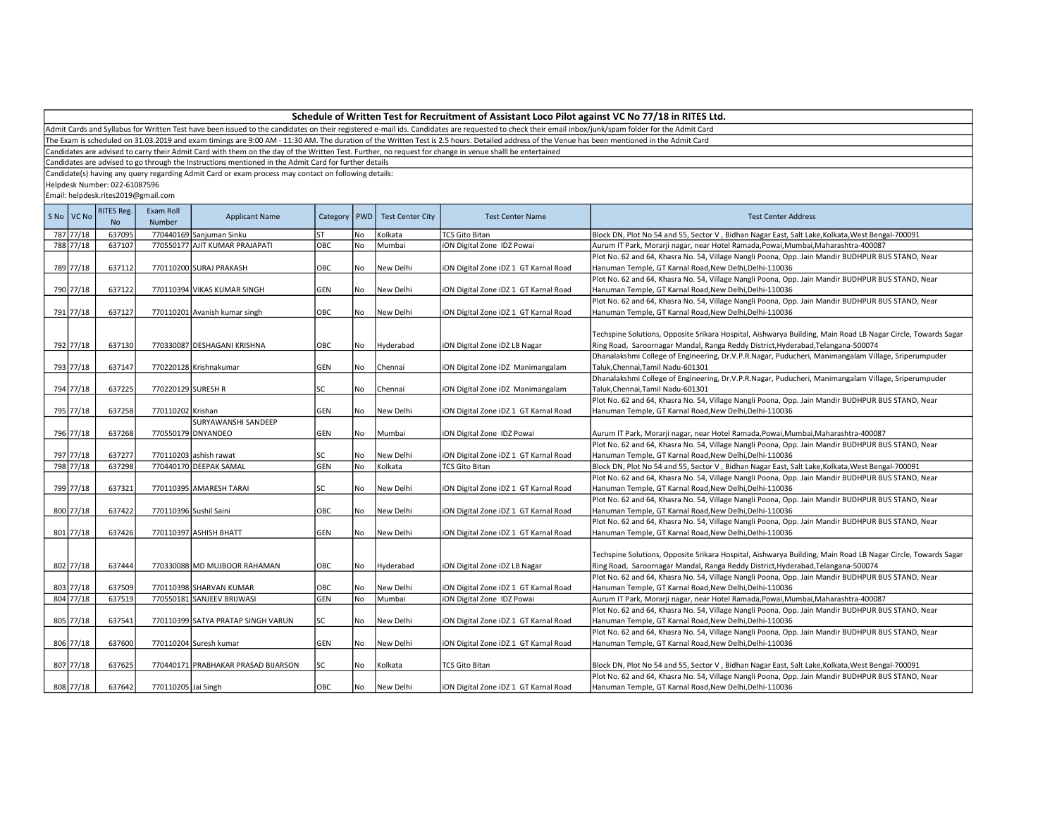## Schedule of Written Test for Recruitment of Assistant Loco Pilot against VC No 77/18 in RITES Ltd.

Admit Cards and Syllabus for Written Test have been issued to the candidates on their registered e-mail ids. Candidates are requested to check their email inbox/junk/spam folder for the Admit Card

The Exam is scheduled on 31.03.2019 and exam timings are 9:00 AM - 11:30 AM. The duration of the Written Test is 2.5 hours. Detailed address of the Venue has been mentioned in the Admit Card

Candidates are advised to carry their Admit Card with them on the day of the Written Test. Further, no request for change in venue shalll be entertained

Candidates are advised to go through the Instructions mentioned in the Admit Card for further details

Candidate(s) having any query regarding Admit Card or exam process may contact on following details:

Helpdesk Number: 022-61087596

Email: helpdesk.rites2019@gmail.com

| S No | VC No | RITES Reg. No | Exam Roll Number | Applicant Name | Category | PWD | Test Center City | Test Center Name | Test Center Address |
|---|---|---|---|---|---|---|---|---|---|
| 787 | 77/18 | 637095 | 770440169 | Sanjuman Sinku | ST | No | Kolkata | TCS Gito Bitan | Block DN, Plot No 54 and 55, Sector V , Bidhan Nagar East, Salt Lake,Kolkata,West Bengal-700091 |
| 788 | 77/18 | 637107 | 770550177 | AJIT KUMAR PRAJAPATI | OBC | No | Mumbai | iON Digital Zone IDZ Powai | Aurum IT Park, Morarji nagar, near Hotel Ramada,Powai,Mumbai,Maharashtra-400087 |
| 789 | 77/18 | 637112 | 770110200 | SURAJ PRAKASH | OBC | No | New Delhi | iON Digital Zone iDZ 1 GT Karnal Road | Plot No. 62 and 64, Khasra No. 54, Village Nangli Poona, Opp. Jain Mandir BUDHPUR BUS STAND, Near Hanuman Temple, GT Karnal Road,New Delhi,Delhi-110036 |
| 790 | 77/18 | 637122 | 770110394 | VIKAS KUMAR SINGH | GEN | No | New Delhi | iON Digital Zone iDZ 1 GT Karnal Road | Plot No. 62 and 64, Khasra No. 54, Village Nangli Poona, Opp. Jain Mandir BUDHPUR BUS STAND, Near Hanuman Temple, GT Karnal Road,New Delhi,Delhi-110036 |
| 791 | 77/18 | 637127 | 770110201 | Avanish kumar singh | OBC | No | New Delhi | iON Digital Zone iDZ 1 GT Karnal Road | Plot No. 62 and 64, Khasra No. 54, Village Nangli Poona, Opp. Jain Mandir BUDHPUR BUS STAND, Near Hanuman Temple, GT Karnal Road,New Delhi,Delhi-110036 |
| 792 | 77/18 | 637130 | 770330087 | DESHAGANI KRISHNA | OBC | No | Hyderabad | iON Digital Zone iDZ LB Nagar | Techspine Solutions, Opposite Srikara Hospital, Aishwarya Building, Main Road LB Nagar Circle, Towards Sagar Ring Road, Saroornagar Mandal, Ranga Reddy District,Hyderabad,Telangana-500074 |
| 793 | 77/18 | 637147 | 770220128 | Krishnakumar | GEN | No | Chennai | iON Digital Zone iDZ Manimangalam | Dhanalakshmi College of Engineering, Dr.V.P.R.Nagar, Puducheri, Manimangalam Village, Sriperumpuder Taluk,Chennai,Tamil Nadu-601301 |
| 794 | 77/18 | 637225 | 770220129 | SURESH R | SC | No | Chennai | iON Digital Zone iDZ Manimangalam | Dhanalakshmi College of Engineering, Dr.V.P.R.Nagar, Puducheri, Manimangalam Village, Sriperumpuder Taluk,Chennai,Tamil Nadu-601301 |
| 795 | 77/18 | 637258 | 770110202 | Krishan | GEN | No | New Delhi | iON Digital Zone iDZ 1 GT Karnal Road | Plot No. 62 and 64, Khasra No. 54, Village Nangli Poona, Opp. Jain Mandir BUDHPUR BUS STAND, Near Hanuman Temple, GT Karnal Road,New Delhi,Delhi-110036 |
| 796 | 77/18 | 637268 | 770550179 | SURYAWANSHI SANDEEP DNYANDEO | GEN | No | Mumbai | iON Digital Zone IDZ Powai | Aurum IT Park, Morarji nagar, near Hotel Ramada,Powai,Mumbai,Maharashtra-400087 |
| 797 | 77/18 | 637277 | 770110203 | ashish rawat | SC | No | New Delhi | iON Digital Zone iDZ 1 GT Karnal Road | Plot No. 62 and 64, Khasra No. 54, Village Nangli Poona, Opp. Jain Mandir BUDHPUR BUS STAND, Near Hanuman Temple, GT Karnal Road,New Delhi,Delhi-110036 |
| 798 | 77/18 | 637298 | 770440170 | DEEPAK SAMAL | GEN | No | Kolkata | TCS Gito Bitan | Block DN, Plot No 54 and 55, Sector V , Bidhan Nagar East, Salt Lake,Kolkata,West Bengal-700091 |
| 799 | 77/18 | 637321 | 770110395 | AMARESH TARAI | SC | No | New Delhi | iON Digital Zone iDZ 1 GT Karnal Road | Plot No. 62 and 64, Khasra No. 54, Village Nangli Poona, Opp. Jain Mandir BUDHPUR BUS STAND, Near Hanuman Temple, GT Karnal Road,New Delhi,Delhi-110036 |
| 800 | 77/18 | 637422 | 770110396 | Sushil Saini | OBC | No | New Delhi | iON Digital Zone iDZ 1 GT Karnal Road | Plot No. 62 and 64, Khasra No. 54, Village Nangli Poona, Opp. Jain Mandir BUDHPUR BUS STAND, Near Hanuman Temple, GT Karnal Road,New Delhi,Delhi-110036 |
| 801 | 77/18 | 637426 | 770110397 | ASHISH BHATT | GEN | No | New Delhi | iON Digital Zone iDZ 1 GT Karnal Road | Plot No. 62 and 64, Khasra No. 54, Village Nangli Poona, Opp. Jain Mandir BUDHPUR BUS STAND, Near Hanuman Temple, GT Karnal Road,New Delhi,Delhi-110036 |
| 802 | 77/18 | 637444 | 770330088 | MD MUJBOOR RAHAMAN | OBC | No | Hyderabad | iON Digital Zone iDZ LB Nagar | Techspine Solutions, Opposite Srikara Hospital, Aishwarya Building, Main Road LB Nagar Circle, Towards Sagar Ring Road, Saroornagar Mandal, Ranga Reddy District,Hyderabad,Telangana-500074 |
| 803 | 77/18 | 637509 | 770110398 | SHARVAN KUMAR | OBC | No | New Delhi | iON Digital Zone iDZ 1 GT Karnal Road | Plot No. 62 and 64, Khasra No. 54, Village Nangli Poona, Opp. Jain Mandir BUDHPUR BUS STAND, Near Hanuman Temple, GT Karnal Road,New Delhi,Delhi-110036 |
| 804 | 77/18 | 637519 | 770550181 | SANJEEV BRIJWASI | GEN | No | Mumbai | iON Digital Zone IDZ Powai | Aurum IT Park, Morarji nagar, near Hotel Ramada,Powai,Mumbai,Maharashtra-400087 |
| 805 | 77/18 | 637541 | 770110399 | SATYA PRATAP SINGH VARUN | SC | No | New Delhi | iON Digital Zone iDZ 1 GT Karnal Road | Plot No. 62 and 64, Khasra No. 54, Village Nangli Poona, Opp. Jain Mandir BUDHPUR BUS STAND, Near Hanuman Temple, GT Karnal Road,New Delhi,Delhi-110036 |
| 806 | 77/18 | 637600 | 770110204 | Suresh kumar | GEN | No | New Delhi | iON Digital Zone iDZ 1 GT Karnal Road | Plot No. 62 and 64, Khasra No. 54, Village Nangli Poona, Opp. Jain Mandir BUDHPUR BUS STAND, Near Hanuman Temple, GT Karnal Road,New Delhi,Delhi-110036 |
| 807 | 77/18 | 637625 | 770440171 | PRABHAKAR PRASAD BIJARSON | SC | No | Kolkata | TCS Gito Bitan | Block DN, Plot No 54 and 55, Sector V , Bidhan Nagar East, Salt Lake,Kolkata,West Bengal-700091 |
| 808 | 77/18 | 637642 | 770110205 | Jai Singh | OBC | No | New Delhi | iON Digital Zone iDZ 1 GT Karnal Road | Plot No. 62 and 64, Khasra No. 54, Village Nangli Poona, Opp. Jain Mandir BUDHPUR BUS STAND, Near Hanuman Temple, GT Karnal Road,New Delhi,Delhi-110036 |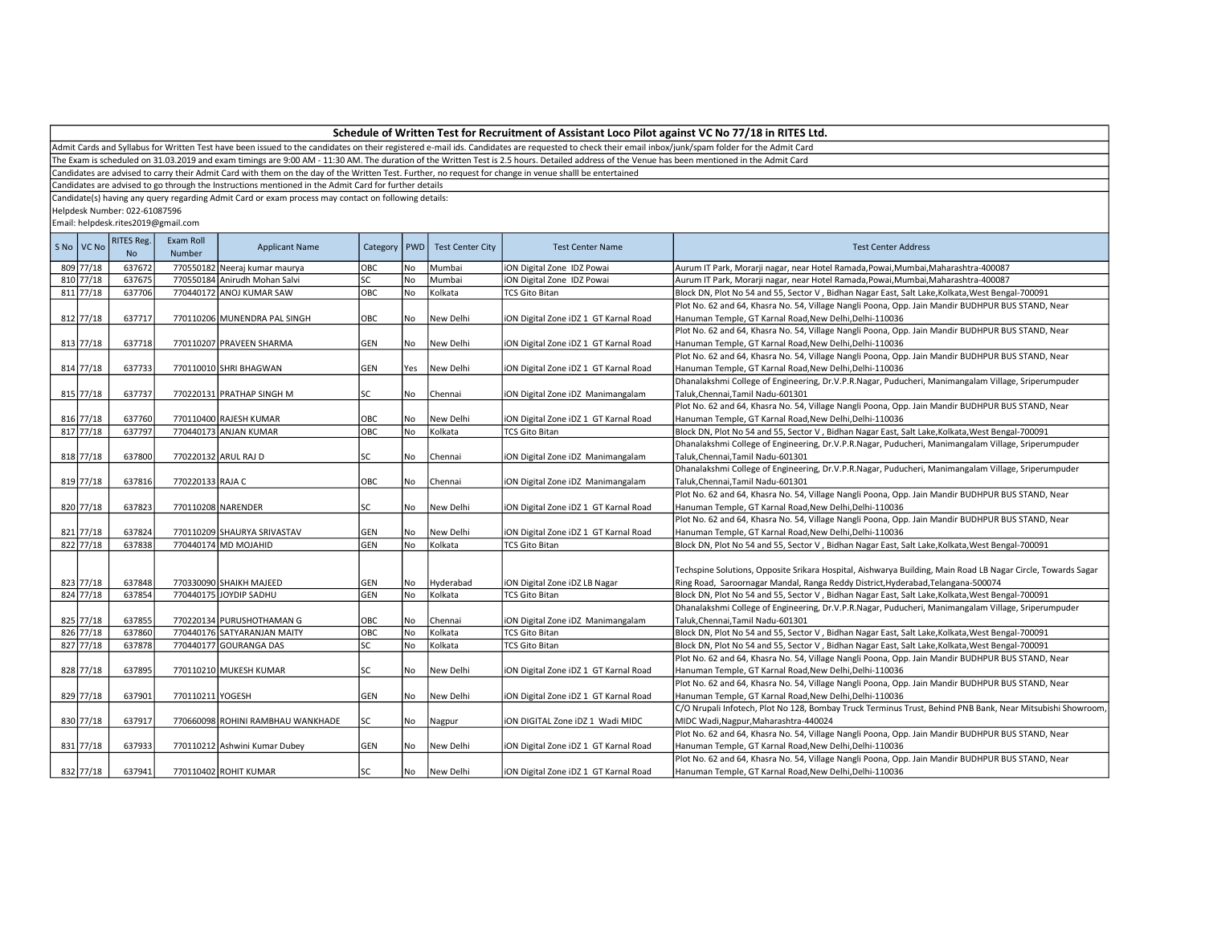## Schedule of Written Test for Recruitment of Assistant Loco Pilot against VC No 77/18 in RITES Ltd.

Admit Cards and Syllabus for Written Test have been issued to the candidates on their registered e-mail ids. Candidates are requested to check their email inbox/junk/spam folder for the Admit Card

The Exam is scheduled on 31.03.2019 and exam timings are 9:00 AM - 11:30 AM. The duration of the Written Test is 2.5 hours. Detailed address of the Venue has been mentioned in the Admit Card

Candidates are advised to carry their Admit Card with them on the day of the Written Test. Further, no request for change in venue shalll be entertained

Candidates are advised to go through the Instructions mentioned in the Admit Card for further details

Candidate(s) having any query regarding Admit Card or exam process may contact on following details:

Helpdesk Number: 022-61087596

Email: helpdesk.rites2019@gmail.com

| S No | VC No | RITES Reg. No | Exam Roll Number | Applicant Name | Category | PWD | Test Center City | Test Center Name | Test Center Address |
|---|---|---|---|---|---|---|---|---|---|
| 809 | 77/18 | 637672 | 770550182 | Neeraj kumar maurya | OBC | No | Mumbai | iON Digital Zone IDZ Powai | Aurum IT Park, Morarji nagar, near Hotel Ramada,Powai,Mumbai,Maharashtra-400087 |
| 810 | 77/18 | 637675 | 770550184 | Anirudh Mohan Salvi | SC | No | Mumbai | iON Digital Zone IDZ Powai | Aurum IT Park, Morarji nagar, near Hotel Ramada,Powai,Mumbai,Maharashtra-400087 |
| 811 | 77/18 | 637706 | 770440172 | ANOJ KUMAR SAW | OBC | No | Kolkata | TCS Gito Bitan | Block DN, Plot No 54 and 55, Sector V , Bidhan Nagar East, Salt Lake,Kolkata,West Bengal-700091 |
| 812 | 77/18 | 637717 | 770110206 | MUNENDRA PAL SINGH | OBC | No | New Delhi | iON Digital Zone iDZ 1 GT Karnal Road | Plot No. 62 and 64, Khasra No. 54, Village Nangli Poona, Opp. Jain Mandir BUDHPUR BUS STAND, Near Hanuman Temple, GT Karnal Road,New Delhi,Delhi-110036 |
| 813 | 77/18 | 637718 | 770110207 | PRAVEEN SHARMA | GEN | No | New Delhi | iON Digital Zone iDZ 1 GT Karnal Road | Plot No. 62 and 64, Khasra No. 54, Village Nangli Poona, Opp. Jain Mandir BUDHPUR BUS STAND, Near Hanuman Temple, GT Karnal Road,New Delhi,Delhi-110036 |
| 814 | 77/18 | 637733 | 770110010 | SHRI BHAGWAN | GEN | Yes | New Delhi | iON Digital Zone iDZ 1 GT Karnal Road | Plot No. 62 and 64, Khasra No. 54, Village Nangli Poona, Opp. Jain Mandir BUDHPUR BUS STAND, Near Hanuman Temple, GT Karnal Road,New Delhi,Delhi-110036 |
| 815 | 77/18 | 637737 | 770220131 | PRATHAP SINGH M | SC | No | Chennai | iON Digital Zone iDZ Manimangalam | Dhanalakshmi College of Engineering, Dr.V.P.R.Nagar, Puducheri, Manimangalam Village, Sriperumpuder Taluk,Chennai,Tamil Nadu-601301 |
| 816 | 77/18 | 637760 | 770110400 | RAJESH KUMAR | OBC | No | New Delhi | iON Digital Zone iDZ 1 GT Karnal Road | Plot No. 62 and 64, Khasra No. 54, Village Nangli Poona, Opp. Jain Mandir BUDHPUR BUS STAND, Near Hanuman Temple, GT Karnal Road,New Delhi,Delhi-110036 |
| 817 | 77/18 | 637797 | 770440173 | ANJAN KUMAR | OBC | No | Kolkata | TCS Gito Bitan | Block DN, Plot No 54 and 55, Sector V , Bidhan Nagar East, Salt Lake,Kolkata,West Bengal-700091 |
| 818 | 77/18 | 637800 | 770220132 | ARUL RAJ D | SC | No | Chennai | iON Digital Zone iDZ Manimangalam | Dhanalakshmi College of Engineering, Dr.V.P.R.Nagar, Puducheri, Manimangalam Village, Sriperumpuder Taluk,Chennai,Tamil Nadu-601301 |
| 819 | 77/18 | 637816 | 770220133 | RAJA C | OBC | No | Chennai | iON Digital Zone iDZ Manimangalam | Dhanalakshmi College of Engineering, Dr.V.P.R.Nagar, Puducheri, Manimangalam Village, Sriperumpuder Taluk,Chennai,Tamil Nadu-601301 |
| 820 | 77/18 | 637823 | 770110208 | NARENDER | SC | No | New Delhi | iON Digital Zone iDZ 1 GT Karnal Road | Plot No. 62 and 64, Khasra No. 54, Village Nangli Poona, Opp. Jain Mandir BUDHPUR BUS STAND, Near Hanuman Temple, GT Karnal Road,New Delhi,Delhi-110036 |
| 821 | 77/18 | 637824 | 770110209 | SHAURYA SRIVASTAV | GEN | No | New Delhi | iON Digital Zone iDZ 1 GT Karnal Road | Plot No. 62 and 64, Khasra No. 54, Village Nangli Poona, Opp. Jain Mandir BUDHPUR BUS STAND, Near Hanuman Temple, GT Karnal Road,New Delhi,Delhi-110036 |
| 822 | 77/18 | 637838 | 770440174 | MD MOJAHID | GEN | No | Kolkata | TCS Gito Bitan | Block DN, Plot No 54 and 55, Sector V , Bidhan Nagar East, Salt Lake,Kolkata,West Bengal-700091 |
| 823 | 77/18 | 637848 | 770330090 | SHAIKH MAJEED | GEN | No | Hyderabad | iON Digital Zone iDZ LB Nagar | Techspine Solutions, Opposite Srikara Hospital, Aishwarya Building, Main Road LB Nagar Circle, Towards Sagar Ring Road, Saroornagar Mandal, Ranga Reddy District,Hyderabad,Telangana-500074 |
| 824 | 77/18 | 637854 | 770440175 | JOYDIP SADHU | GEN | No | Kolkata | TCS Gito Bitan | Block DN, Plot No 54 and 55, Sector V , Bidhan Nagar East, Salt Lake,Kolkata,West Bengal-700091 |
| 825 | 77/18 | 637855 | 770220134 | PURUSHOTHAMAN G | OBC | No | Chennai | iON Digital Zone iDZ Manimangalam | Dhanalakshmi College of Engineering, Dr.V.P.R.Nagar, Puducheri, Manimangalam Village, Sriperumpuder Taluk,Chennai,Tamil Nadu-601301 |
| 826 | 77/18 | 637860 | 770440176 | SATYARANJAN MAITY | OBC | No | Kolkata | TCS Gito Bitan | Block DN, Plot No 54 and 55, Sector V , Bidhan Nagar East, Salt Lake,Kolkata,West Bengal-700091 |
| 827 | 77/18 | 637878 | 770440177 | GOURANGA DAS | SC | No | Kolkata | TCS Gito Bitan | Block DN, Plot No 54 and 55, Sector V , Bidhan Nagar East, Salt Lake,Kolkata,West Bengal-700091 |
| 828 | 77/18 | 637895 | 770110210 | MUKESH KUMAR | SC | No | New Delhi | iON Digital Zone iDZ 1 GT Karnal Road | Plot No. 62 and 64, Khasra No. 54, Village Nangli Poona, Opp. Jain Mandir BUDHPUR BUS STAND, Near Hanuman Temple, GT Karnal Road,New Delhi,Delhi-110036 |
| 829 | 77/18 | 637901 | 770110211 | YOGESH | GEN | No | New Delhi | iON Digital Zone iDZ 1 GT Karnal Road | Plot No. 62 and 64, Khasra No. 54, Village Nangli Poona, Opp. Jain Mandir BUDHPUR BUS STAND, Near Hanuman Temple, GT Karnal Road,New Delhi,Delhi-110036 |
| 830 | 77/18 | 637917 | 770660098 | ROHINI RAMBHAU WANKHADE | SC | No | Nagpur | iON DIGITAL Zone iDZ 1 Wadi MIDC | C/O Nrupali Infotech, Plot No 128, Bombay Truck Terminus Trust, Behind PNB Bank, Near Mitsubishi Showroom, MIDC Wadi,Nagpur,Maharashtra-440024 |
| 831 | 77/18 | 637933 | 770110212 | Ashwini Kumar Dubey | GEN | No | New Delhi | iON Digital Zone iDZ 1 GT Karnal Road | Plot No. 62 and 64, Khasra No. 54, Village Nangli Poona, Opp. Jain Mandir BUDHPUR BUS STAND, Near Hanuman Temple, GT Karnal Road,New Delhi,Delhi-110036 |
| 832 | 77/18 | 637941 | 770110402 | ROHIT KUMAR | SC | No | New Delhi | iON Digital Zone iDZ 1 GT Karnal Road | Plot No. 62 and 64, Khasra No. 54, Village Nangli Poona, Opp. Jain Mandir BUDHPUR BUS STAND, Near Hanuman Temple, GT Karnal Road,New Delhi,Delhi-110036 |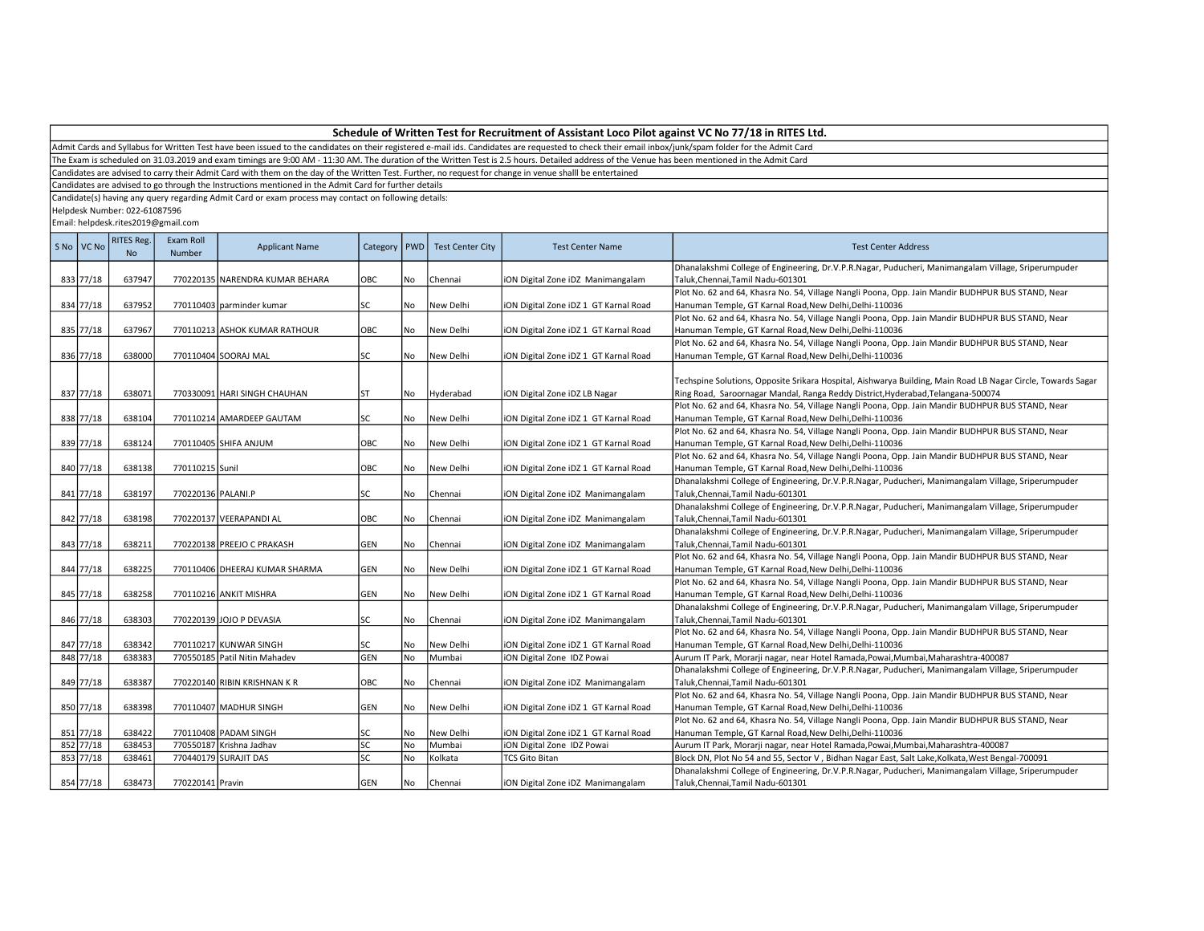## Schedule of Written Test for Recruitment of Assistant Loco Pilot against VC No 77/18 in RITES Ltd.

Admit Cards and Syllabus for Written Test have been issued to the candidates on their registered e-mail ids. Candidates are requested to check their email inbox/junk/spam folder for the Admit Card

The Exam is scheduled on 31.03.2019 and exam timings are 9:00 AM - 11:30 AM. The duration of the Written Test is 2.5 hours. Detailed address of the Venue has been mentioned in the Admit Card

Candidates are advised to carry their Admit Card with them on the day of the Written Test. Further, no request for change in venue shalll be entertained

Candidates are advised to go through the Instructions mentioned in the Admit Card for further details

Candidate(s) having any query regarding Admit Card or exam process may contact on following details:

Helpdesk Number: 022-61087596

Email: helpdesk.rites2019@gmail.com

| S No | VC No | RITES Reg. No | Exam Roll Number | Applicant Name | Category | PWD | Test Center City | Test Center Name | Test Center Address |
|---|---|---|---|---|---|---|---|---|---|
| 833 | 77/18 | 637947 | 770220135 | NARENDRA KUMAR BEHARA | OBC | No | Chennai | iON Digital Zone iDZ Manimangalam | Dhanalakshmi College of Engineering, Dr.V.P.R.Nagar, Puducheri, Manimangalam Village, Sriperumpuder Taluk,Chennai,Tamil Nadu-601301 |
| 834 | 77/18 | 637952 | 770110403 | parminder kumar | SC | No | New Delhi | iON Digital Zone iDZ 1 GT Karnal Road | Plot No. 62 and 64, Khasra No. 54, Village Nangli Poona, Opp. Jain Mandir BUDHPUR BUS STAND, Near Hanuman Temple, GT Karnal Road,New Delhi,Delhi-110036 |
| 835 | 77/18 | 637967 | 770110213 | ASHOK KUMAR RATHOUR | OBC | No | New Delhi | iON Digital Zone iDZ 1 GT Karnal Road | Plot No. 62 and 64, Khasra No. 54, Village Nangli Poona, Opp. Jain Mandir BUDHPUR BUS STAND, Near Hanuman Temple, GT Karnal Road,New Delhi,Delhi-110036 |
| 836 | 77/18 | 638000 | 770110404 | SOORAJ MAL | SC | No | New Delhi | iON Digital Zone iDZ 1 GT Karnal Road | Plot No. 62 and 64, Khasra No. 54, Village Nangli Poona, Opp. Jain Mandir BUDHPUR BUS STAND, Near Hanuman Temple, GT Karnal Road,New Delhi,Delhi-110036 |
| 837 | 77/18 | 638071 | 770330091 | HARI SINGH CHAUHAN | ST | No | Hyderabad | iON Digital Zone iDZ LB Nagar | Techspine Solutions, Opposite Srikara Hospital, Aishwarya Building, Main Road LB Nagar Circle, Towards Sagar Ring Road, Saroornagar Mandal, Ranga Reddy District,Hyderabad,Telangana-500074 |
| 838 | 77/18 | 638104 | 770110214 | AMARDEEP GAUTAM | SC | No | New Delhi | iON Digital Zone iDZ 1 GT Karnal Road | Plot No. 62 and 64, Khasra No. 54, Village Nangli Poona, Opp. Jain Mandir BUDHPUR BUS STAND, Near Hanuman Temple, GT Karnal Road,New Delhi,Delhi-110036 |
| 839 | 77/18 | 638124 | 770110405 | SHIFA ANJUM | OBC | No | New Delhi | iON Digital Zone iDZ 1 GT Karnal Road | Plot No. 62 and 64, Khasra No. 54, Village Nangli Poona, Opp. Jain Mandir BUDHPUR BUS STAND, Near Hanuman Temple, GT Karnal Road,New Delhi,Delhi-110036 |
| 840 | 77/18 | 638138 | 770110215 | Sunil | OBC | No | New Delhi | iON Digital Zone iDZ 1 GT Karnal Road | Plot No. 62 and 64, Khasra No. 54, Village Nangli Poona, Opp. Jain Mandir BUDHPUR BUS STAND, Near Hanuman Temple, GT Karnal Road,New Delhi,Delhi-110036 |
| 841 | 77/18 | 638197 | 770220136 | PALANI.P | SC | No | Chennai | iON Digital Zone iDZ Manimangalam | Dhanalakshmi College of Engineering, Dr.V.P.R.Nagar, Puducheri, Manimangalam Village, Sriperumpuder Taluk,Chennai,Tamil Nadu-601301 |
| 842 | 77/18 | 638198 | 770220137 | VEERAPANDI AL | OBC | No | Chennai | iON Digital Zone iDZ Manimangalam | Dhanalakshmi College of Engineering, Dr.V.P.R.Nagar, Puducheri, Manimangalam Village, Sriperumpuder Taluk,Chennai,Tamil Nadu-601301 |
| 843 | 77/18 | 638211 | 770220138 | PREEJO C PRAKASH | GEN | No | Chennai | iON Digital Zone iDZ Manimangalam | Dhanalakshmi College of Engineering, Dr.V.P.R.Nagar, Puducheri, Manimangalam Village, Sriperumpuder Taluk,Chennai,Tamil Nadu-601301 |
| 844 | 77/18 | 638225 | 770110406 | DHEERAJ KUMAR SHARMA | GEN | No | New Delhi | iON Digital Zone iDZ 1 GT Karnal Road | Plot No. 62 and 64, Khasra No. 54, Village Nangli Poona, Opp. Jain Mandir BUDHPUR BUS STAND, Near Hanuman Temple, GT Karnal Road,New Delhi,Delhi-110036 |
| 845 | 77/18 | 638258 | 770110216 | ANKIT MISHRA | GEN | No | New Delhi | iON Digital Zone iDZ 1 GT Karnal Road | Plot No. 62 and 64, Khasra No. 54, Village Nangli Poona, Opp. Jain Mandir BUDHPUR BUS STAND, Near Hanuman Temple, GT Karnal Road,New Delhi,Delhi-110036 |
| 846 | 77/18 | 638303 | 770220139 | JOJO P DEVASIA | SC | No | Chennai | iON Digital Zone iDZ Manimangalam | Dhanalakshmi College of Engineering, Dr.V.P.R.Nagar, Puducheri, Manimangalam Village, Sriperumpuder Taluk,Chennai,Tamil Nadu-601301 |
| 847 | 77/18 | 638342 | 770110217 | KUNWAR SINGH | SC | No | New Delhi | iON Digital Zone iDZ 1 GT Karnal Road | Plot No. 62 and 64, Khasra No. 54, Village Nangli Poona, Opp. Jain Mandir BUDHPUR BUS STAND, Near Hanuman Temple, GT Karnal Road,New Delhi,Delhi-110036 |
| 848 | 77/18 | 638383 | 770550185 | Patil Nitin Mahadev | GEN | No | Mumbai | iON Digital Zone IDZ Powai | Aurum IT Park, Morarji nagar, near Hotel Ramada,Powai,Mumbai,Maharashtra-400087 |
| 849 | 77/18 | 638387 | 770220140 | RIBIN KRISHNAN K R | OBC | No | Chennai | iON Digital Zone iDZ Manimangalam | Dhanalakshmi College of Engineering, Dr.V.P.R.Nagar, Puducheri, Manimangalam Village, Sriperumpuder Taluk,Chennai,Tamil Nadu-601301 |
| 850 | 77/18 | 638398 | 770110407 | MADHUR SINGH | GEN | No | New Delhi | iON Digital Zone iDZ 1 GT Karnal Road | Plot No. 62 and 64, Khasra No. 54, Village Nangli Poona, Opp. Jain Mandir BUDHPUR BUS STAND, Near Hanuman Temple, GT Karnal Road,New Delhi,Delhi-110036 |
| 851 | 77/18 | 638422 | 770110408 | PADAM SINGH | SC | No | New Delhi | iON Digital Zone iDZ 1 GT Karnal Road | Plot No. 62 and 64, Khasra No. 54, Village Nangli Poona, Opp. Jain Mandir BUDHPUR BUS STAND, Near Hanuman Temple, GT Karnal Road,New Delhi,Delhi-110036 |
| 852 | 77/18 | 638453 | 770550187 | Krishna Jadhav | SC | No | Mumbai | iON Digital Zone IDZ Powai | Aurum IT Park, Morarji nagar, near Hotel Ramada,Powai,Mumbai,Maharashtra-400087 |
| 853 | 77/18 | 638461 | 770440179 | SURAJIT DAS | SC | No | Kolkata | TCS Gito Bitan | Block DN, Plot No 54 and 55, Sector V , Bidhan Nagar East, Salt Lake,Kolkata,West Bengal-700091 |
| 854 | 77/18 | 638473 | 770220141 | Pravin | GEN | No | Chennai | iON Digital Zone iDZ Manimangalam | Dhanalakshmi College of Engineering, Dr.V.P.R.Nagar, Puducheri, Manimangalam Village, Sriperumpuder Taluk,Chennai,Tamil Nadu-601301 |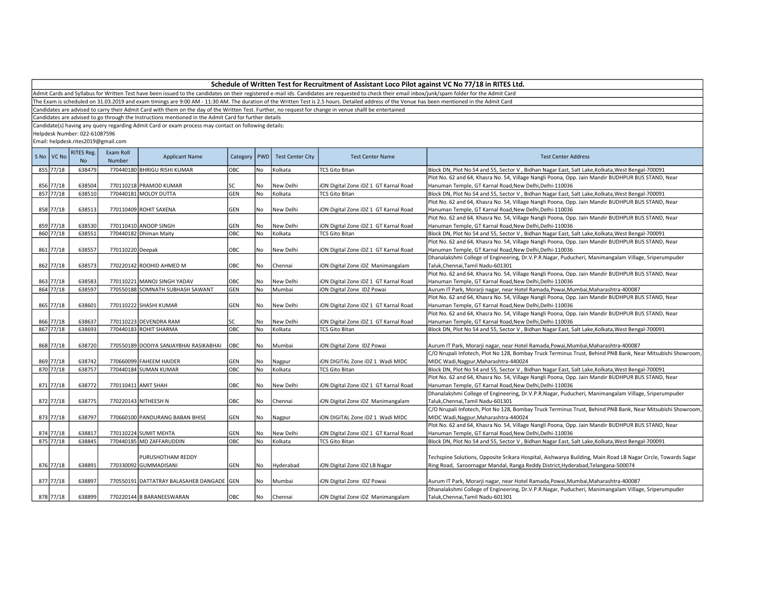# Schedule of Written Test for Recruitment of Assistant Loco Pilot against VC No 77/18 in RITES Ltd.

Admit Cards and Syllabus for Written Test have been issued to the candidates on their registered e-mail ids. Candidates are requested to check their email inbox/junk/spam folder for the Admit Card

The Exam is scheduled on 31.03.2019 and exam timings are 9:00 AM - 11:30 AM. The duration of the Written Test is 2.5 hours. Detailed address of the Venue has been mentioned in the Admit Card

Candidates are advised to carry their Admit Card with them on the day of the Written Test. Further, no request for change in venue shalll be entertained

Candidates are advised to go through the Instructions mentioned in the Admit Card for further details

Candidate(s) having any query regarding Admit Card or exam process may contact on following details:

Helpdesk Number: 022-61087596

Email: helpdesk.rites2019@gmail.com

| S No | VC No | RITES Reg. No | Exam Roll Number | Applicant Name | Category | PWD | Test Center City | Test Center Name | Test Center Address |
|---|---|---|---|---|---|---|---|---|---|
| 855 | 77/18 | 638479 | 770440180 | BHRIGU RISHI KUMAR | OBC | No | Kolkata | TCS Gito Bitan | Block DN, Plot No 54 and 55, Sector V , Bidhan Nagar East, Salt Lake,Kolkata,West Bengal-700091 |
| 856 | 77/18 | 638504 | 770110218 | PRAMOD KUMAR | SC | No | New Delhi | iON Digital Zone iDZ 1 GT Karnal Road | Plot No. 62 and 64, Khasra No. 54, Village Nangli Poona, Opp. Jain Mandir BUDHPUR BUS STAND, Near Hanuman Temple, GT Karnal Road,New Delhi,Delhi-110036 |
| 857 | 77/18 | 638510 | 770440181 | MOLOY DUTTA | GEN | No | Kolkata | TCS Gito Bitan | Block DN, Plot No 54 and 55, Sector V , Bidhan Nagar East, Salt Lake,Kolkata,West Bengal-700091 |
| 858 | 77/18 | 638513 | 770110409 | ROHIT SAXENA | GEN | No | New Delhi | iON Digital Zone iDZ 1 GT Karnal Road | Plot No. 62 and 64, Khasra No. 54, Village Nangli Poona, Opp. Jain Mandir BUDHPUR BUS STAND, Near Hanuman Temple, GT Karnal Road,New Delhi,Delhi-110036 |
| 859 | 77/18 | 638530 | 770110410 | ANOOP SINGH | GEN | No | New Delhi | iON Digital Zone iDZ 1 GT Karnal Road | Plot No. 62 and 64, Khasra No. 54, Village Nangli Poona, Opp. Jain Mandir BUDHPUR BUS STAND, Near Hanuman Temple, GT Karnal Road,New Delhi,Delhi-110036 |
| 860 | 77/18 | 638551 | 770440182 | Dhiman Maity | OBC | No | Kolkata | TCS Gito Bitan | Block DN, Plot No 54 and 55, Sector V , Bidhan Nagar East, Salt Lake,Kolkata,West Bengal-700091 |
| 861 | 77/18 | 638557 | 770110220 | Deepak | OBC | No | New Delhi | iON Digital Zone iDZ 1 GT Karnal Road | Plot No. 62 and 64, Khasra No. 54, Village Nangli Poona, Opp. Jain Mandir BUDHPUR BUS STAND, Near Hanuman Temple, GT Karnal Road,New Delhi,Delhi-110036 |
| 862 | 77/18 | 638573 | 770220142 | ROOHID AHMED M | OBC | No | Chennai | iON Digital Zone iDZ Manimangalam | Dhanalakshmi College of Engineering, Dr.V.P.R.Nagar, Puducheri, Manimangalam Village, Sriperumpuder Taluk,Chennai,Tamil Nadu-601301 |
| 863 | 77/18 | 638583 | 770110221 | MANOJ SINGH YADAV | OBC | No | New Delhi | iON Digital Zone iDZ 1 GT Karnal Road | Plot No. 62 and 64, Khasra No. 54, Village Nangli Poona, Opp. Jain Mandir BUDHPUR BUS STAND, Near Hanuman Temple, GT Karnal Road,New Delhi,Delhi-110036 |
| 864 | 77/18 | 638597 | 770550188 | SOMNATH SUBHASH SAWANT | GEN | No | Mumbai | iON Digital Zone IDZ Powai | Aurum IT Park, Morarji nagar, near Hotel Ramada,Powai,Mumbai,Maharashtra-400087 |
| 865 | 77/18 | 638601 | 770110222 | SHASHI KUMAR | GEN | No | New Delhi | iON Digital Zone iDZ 1 GT Karnal Road | Plot No. 62 and 64, Khasra No. 54, Village Nangli Poona, Opp. Jain Mandir BUDHPUR BUS STAND, Near Hanuman Temple, GT Karnal Road,New Delhi,Delhi-110036 |
| 866 | 77/18 | 638637 | 770110223 | DEVENDRA RAM | SC | No | New Delhi | iON Digital Zone iDZ 1 GT Karnal Road | Plot No. 62 and 64, Khasra No. 54, Village Nangli Poona, Opp. Jain Mandir BUDHPUR BUS STAND, Near Hanuman Temple, GT Karnal Road,New Delhi,Delhi-110036 |
| 867 | 77/18 | 638693 | 770440183 | ROHIT SHARMA | OBC | No | Kolkata | TCS Gito Bitan | Block DN, Plot No 54 and 55, Sector V , Bidhan Nagar East, Salt Lake,Kolkata,West Bengal-700091 |
| 868 | 77/18 | 638720 | 770550189 | DODIYA SANJAYBHAI RASIKABHAI | OBC | No | Mumbai | iON Digital Zone IDZ Powai | Aurum IT Park, Morarji nagar, near Hotel Ramada,Powai,Mumbai,Maharashtra-400087 |
| 869 | 77/18 | 638742 | 770660099 | FAHEEM HAIDER | GEN | No | Nagpur | iON DIGITAL Zone iDZ 1 Wadi MIDC | C/O Nrupali Infotech, Plot No 128, Bombay Truck Terminus Trust, Behind PNB Bank, Near Mitsubishi Showroom, MIDC Wadi,Nagpur,Maharashtra-440024 |
| 870 | 77/18 | 638757 | 770440184 | SUMAN KUMAR | OBC | No | Kolkata | TCS Gito Bitan | Block DN, Plot No 54 and 55, Sector V , Bidhan Nagar East, Salt Lake,Kolkata,West Bengal-700091 |
| 871 | 77/18 | 638772 | 770110411 | AMIT SHAH | OBC | No | New Delhi | iON Digital Zone iDZ 1 GT Karnal Road | Plot No. 62 and 64, Khasra No. 54, Village Nangli Poona, Opp. Jain Mandir BUDHPUR BUS STAND, Near Hanuman Temple, GT Karnal Road,New Delhi,Delhi-110036 |
| 872 | 77/18 | 638775 | 770220143 | NITHEESH N | OBC | No | Chennai | iON Digital Zone iDZ Manimangalam | Dhanalakshmi College of Engineering, Dr.V.P.R.Nagar, Puducheri, Manimangalam Village, Sriperumpuder Taluk,Chennai,Tamil Nadu-601301 |
| 873 | 77/18 | 638797 | 770660100 | PANDURANG BABAN BHISE | GEN | No | Nagpur | iON DIGITAL Zone iDZ 1 Wadi MIDC | C/O Nrupali Infotech, Plot No 128, Bombay Truck Terminus Trust, Behind PNB Bank, Near Mitsubishi Showroom, MIDC Wadi,Nagpur,Maharashtra-440024 |
| 874 | 77/18 | 638817 | 770110224 | SUMIT MEHTA | GEN | No | New Delhi | iON Digital Zone iDZ 1 GT Karnal Road | Plot No. 62 and 64, Khasra No. 54, Village Nangli Poona, Opp. Jain Mandir BUDHPUR BUS STAND, Near Hanuman Temple, GT Karnal Road,New Delhi,Delhi-110036 |
| 875 | 77/18 | 638845 | 770440185 | MD ZAFFARUDDIN | OBC | No | Kolkata | TCS Gito Bitan | Block DN, Plot No 54 and 55, Sector V , Bidhan Nagar East, Salt Lake,Kolkata,West Bengal-700091 |
| 876 | 77/18 | 638891 | 770330092 | PURUSHOTHAM REDDY GUMMADISANI | GEN | No | Hyderabad | iON Digital Zone iDZ LB Nagar | Techspine Solutions, Opposite Srikara Hospital, Aishwarya Building, Main Road LB Nagar Circle, Towards Sagar Ring Road, Saroornagar Mandal, Ranga Reddy District,Hyderabad,Telangana-500074 |
| 877 | 77/18 | 638897 | 770550191 | DATTATRAY BALASAHEB DANGADE | GEN | No | Mumbai | iON Digital Zone IDZ Powai | Aurum IT Park, Morarji nagar, near Hotel Ramada,Powai,Mumbai,Maharashtra-400087 |
| 878 | 77/18 | 638899 | 770220144 | B BARANEESWARAN | OBC | No | Chennai | iON Digital Zone iDZ Manimangalam | Dhanalakshmi College of Engineering, Dr.V.P.R.Nagar, Puducheri, Manimangalam Village, Sriperumpuder Taluk,Chennai,Tamil Nadu-601301 |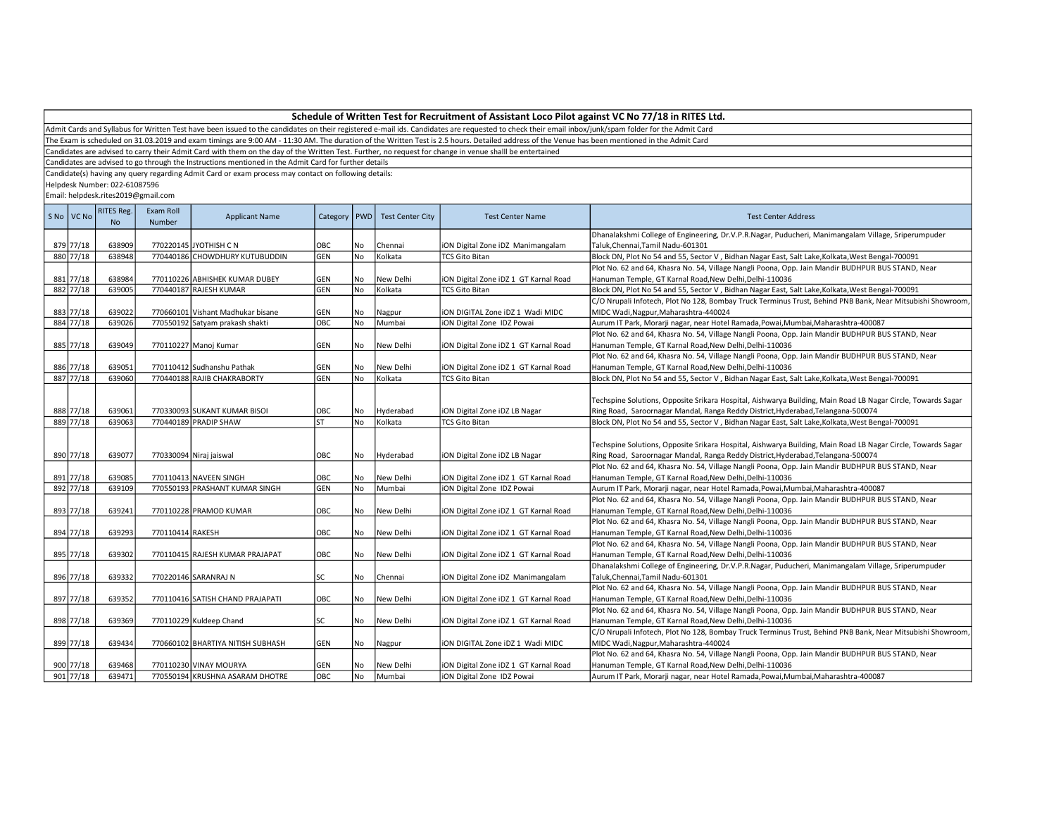## Schedule of Written Test for Recruitment of Assistant Loco Pilot against VC No 77/18 in RITES Ltd.

Admit Cards and Syllabus for Written Test have been issued to the candidates on their registered e-mail ids. Candidates are requested to check their email inbox/junk/spam folder for the Admit Card

The Exam is scheduled on 31.03.2019 and exam timings are 9:00 AM - 11:30 AM. The duration of the Written Test is 2.5 hours. Detailed address of the Venue has been mentioned in the Admit Card

Candidates are advised to carry their Admit Card with them on the day of the Written Test. Further, no request for change in venue shalll be entertained

Candidates are advised to go through the Instructions mentioned in the Admit Card for further details

Candidate(s) having any query regarding Admit Card or exam process may contact on following details:

Helpdesk Number: 022-61087596

Email: helpdesk.rites2019@gmail.com

| S No | VC No | RITES Reg. No | Exam Roll Number | Applicant Name | Category | PWD | Test Center City | Test Center Name | Test Center Address |
|---|---|---|---|---|---|---|---|---|---|
| 879 | 77/18 | 638909 | 770220145 | JYOTHISH C N | OBC | No | Chennai | iON Digital Zone iDZ Manimangalam | Dhanalakshmi College of Engineering, Dr.V.P.R.Nagar, Puducheri, Manimangalam Village, Sriperumpuder Taluk,Chennai,Tamil Nadu-601301 |
| 880 | 77/18 | 638948 | 770440186 | CHOWDHURY KUTUBUDDIN | GEN | No | Kolkata | TCS Gito Bitan | Block DN, Plot No 54 and 55, Sector V , Bidhan Nagar East, Salt Lake,Kolkata,West Bengal-700091 |
| 881 | 77/18 | 638984 | 770110226 | ABHISHEK KUMAR DUBEY | GEN | No | New Delhi | iON Digital Zone iDZ 1 GT Karnal Road | Plot No. 62 and 64, Khasra No. 54, Village Nangli Poona, Opp. Jain Mandir BUDHPUR BUS STAND, Near Hanuman Temple, GT Karnal Road,New Delhi,Delhi-110036 |
| 882 | 77/18 | 639005 | 770440187 | RAJESH KUMAR | GEN | No | Kolkata | TCS Gito Bitan | Block DN, Plot No 54 and 55, Sector V , Bidhan Nagar East, Salt Lake,Kolkata,West Bengal-700091 |
| 883 | 77/18 | 639022 | 770660101 | Vishant Madhukar bisane | GEN | No | Nagpur | iON DIGITAL Zone iDZ 1 Wadi MIDC | C/O Nrupali Infotech, Plot No 128, Bombay Truck Terminus Trust, Behind PNB Bank, Near Mitsubishi Showroom, MIDC Wadi,Nagpur,Maharashtra-440024 |
| 884 | 77/18 | 639026 | 770550192 | Satyam prakash shakti | OBC | No | Mumbai | iON Digital Zone IDZ Powai | Aurum IT Park, Morarji nagar, near Hotel Ramada,Powai,Mumbai,Maharashtra-400087 |
| 885 | 77/18 | 639049 | 770110227 | Manoj Kumar | GEN | No | New Delhi | iON Digital Zone iDZ 1 GT Karnal Road | Plot No. 62 and 64, Khasra No. 54, Village Nangli Poona, Opp. Jain Mandir BUDHPUR BUS STAND, Near Hanuman Temple, GT Karnal Road,New Delhi,Delhi-110036 |
| 886 | 77/18 | 639051 | 770110412 | Sudhanshu Pathak | GEN | No | New Delhi | iON Digital Zone iDZ 1 GT Karnal Road | Plot No. 62 and 64, Khasra No. 54, Village Nangli Poona, Opp. Jain Mandir BUDHPUR BUS STAND, Near Hanuman Temple, GT Karnal Road,New Delhi,Delhi-110036 |
| 887 | 77/18 | 639060 | 770440188 | RAJIB CHAKRABORTY | GEN | No | Kolkata | TCS Gito Bitan | Block DN, Plot No 54 and 55, Sector V , Bidhan Nagar East, Salt Lake,Kolkata,West Bengal-700091 |
| 888 | 77/18 | 639061 | 770330093 | SUKANT KUMAR BISOI | OBC | No | Hyderabad | iON Digital Zone iDZ LB Nagar | Techspine Solutions, Opposite Srikara Hospital, Aishwarya Building, Main Road LB Nagar Circle, Towards Sagar Ring Road, Saroornagar Mandal, Ranga Reddy District,Hyderabad,Telangana-500074 |
| 889 | 77/18 | 639063 | 770440189 | PRADIP SHAW | ST | No | Kolkata | TCS Gito Bitan | Block DN, Plot No 54 and 55, Sector V , Bidhan Nagar East, Salt Lake,Kolkata,West Bengal-700091 |
| 890 | 77/18 | 639077 | 770330094 | Niraj jaiswal | OBC | No | Hyderabad | iON Digital Zone iDZ LB Nagar | Techspine Solutions, Opposite Srikara Hospital, Aishwarya Building, Main Road LB Nagar Circle, Towards Sagar Ring Road, Saroornagar Mandal, Ranga Reddy District,Hyderabad,Telangana-500074 |
| 891 | 77/18 | 639085 | 770110413 | NAVEEN SINGH | OBC | No | New Delhi | iON Digital Zone iDZ 1 GT Karnal Road | Plot No. 62 and 64, Khasra No. 54, Village Nangli Poona, Opp. Jain Mandir BUDHPUR BUS STAND, Near Hanuman Temple, GT Karnal Road,New Delhi,Delhi-110036 |
| 892 | 77/18 | 639109 | 770550193 | PRASHANT KUMAR SINGH | GEN | No | Mumbai | iON Digital Zone IDZ Powai | Aurum IT Park, Morarji nagar, near Hotel Ramada,Powai,Mumbai,Maharashtra-400087 |
| 893 | 77/18 | 639241 | 770110228 | PRAMOD KUMAR | OBC | No | New Delhi | iON Digital Zone iDZ 1 GT Karnal Road | Plot No. 62 and 64, Khasra No. 54, Village Nangli Poona, Opp. Jain Mandir BUDHPUR BUS STAND, Near Hanuman Temple, GT Karnal Road,New Delhi,Delhi-110036 |
| 894 | 77/18 | 639293 | 770110414 | RAKESH | OBC | No | New Delhi | iON Digital Zone iDZ 1 GT Karnal Road | Plot No. 62 and 64, Khasra No. 54, Village Nangli Poona, Opp. Jain Mandir BUDHPUR BUS STAND, Near Hanuman Temple, GT Karnal Road,New Delhi,Delhi-110036 |
| 895 | 77/18 | 639302 | 770110415 | RAJESH KUMAR PRAJAPAT | OBC | No | New Delhi | iON Digital Zone iDZ 1 GT Karnal Road | Plot No. 62 and 64, Khasra No. 54, Village Nangli Poona, Opp. Jain Mandir BUDHPUR BUS STAND, Near Hanuman Temple, GT Karnal Road,New Delhi,Delhi-110036 |
| 896 | 77/18 | 639332 | 770220146 | SARANRAJ N | SC | No | Chennai | iON Digital Zone iDZ Manimangalam | Dhanalakshmi College of Engineering, Dr.V.P.R.Nagar, Puducheri, Manimangalam Village, Sriperumpuder Taluk,Chennai,Tamil Nadu-601301 |
| 897 | 77/18 | 639352 | 770110416 | SATISH CHAND PRAJAPATI | OBC | No | New Delhi | iON Digital Zone iDZ 1 GT Karnal Road | Plot No. 62 and 64, Khasra No. 54, Village Nangli Poona, Opp. Jain Mandir BUDHPUR BUS STAND, Near Hanuman Temple, GT Karnal Road,New Delhi,Delhi-110036 |
| 898 | 77/18 | 639369 | 770110229 | Kuldeep Chand | SC | No | New Delhi | iON Digital Zone iDZ 1 GT Karnal Road | Plot No. 62 and 64, Khasra No. 54, Village Nangli Poona, Opp. Jain Mandir BUDHPUR BUS STAND, Near Hanuman Temple, GT Karnal Road,New Delhi,Delhi-110036 |
| 899 | 77/18 | 639434 | 770660102 | BHARTIYA NITISH SUBHASH | GEN | No | Nagpur | iON DIGITAL Zone iDZ 1 Wadi MIDC | C/O Nrupali Infotech, Plot No 128, Bombay Truck Terminus Trust, Behind PNB Bank, Near Mitsubishi Showroom, MIDC Wadi,Nagpur,Maharashtra-440024 |
| 900 | 77/18 | 639468 | 770110230 | VINAY MOURYA | GEN | No | New Delhi | iON Digital Zone iDZ 1 GT Karnal Road | Plot No. 62 and 64, Khasra No. 54, Village Nangli Poona, Opp. Jain Mandir BUDHPUR BUS STAND, Near Hanuman Temple, GT Karnal Road,New Delhi,Delhi-110036 |
| 901 | 77/18 | 639471 | 770550194 | KRUSHNA ASARAM DHOTRE | OBC | No | Mumbai | iON Digital Zone IDZ Powai | Aurum IT Park, Morarji nagar, near Hotel Ramada,Powai,Mumbai,Maharashtra-400087 |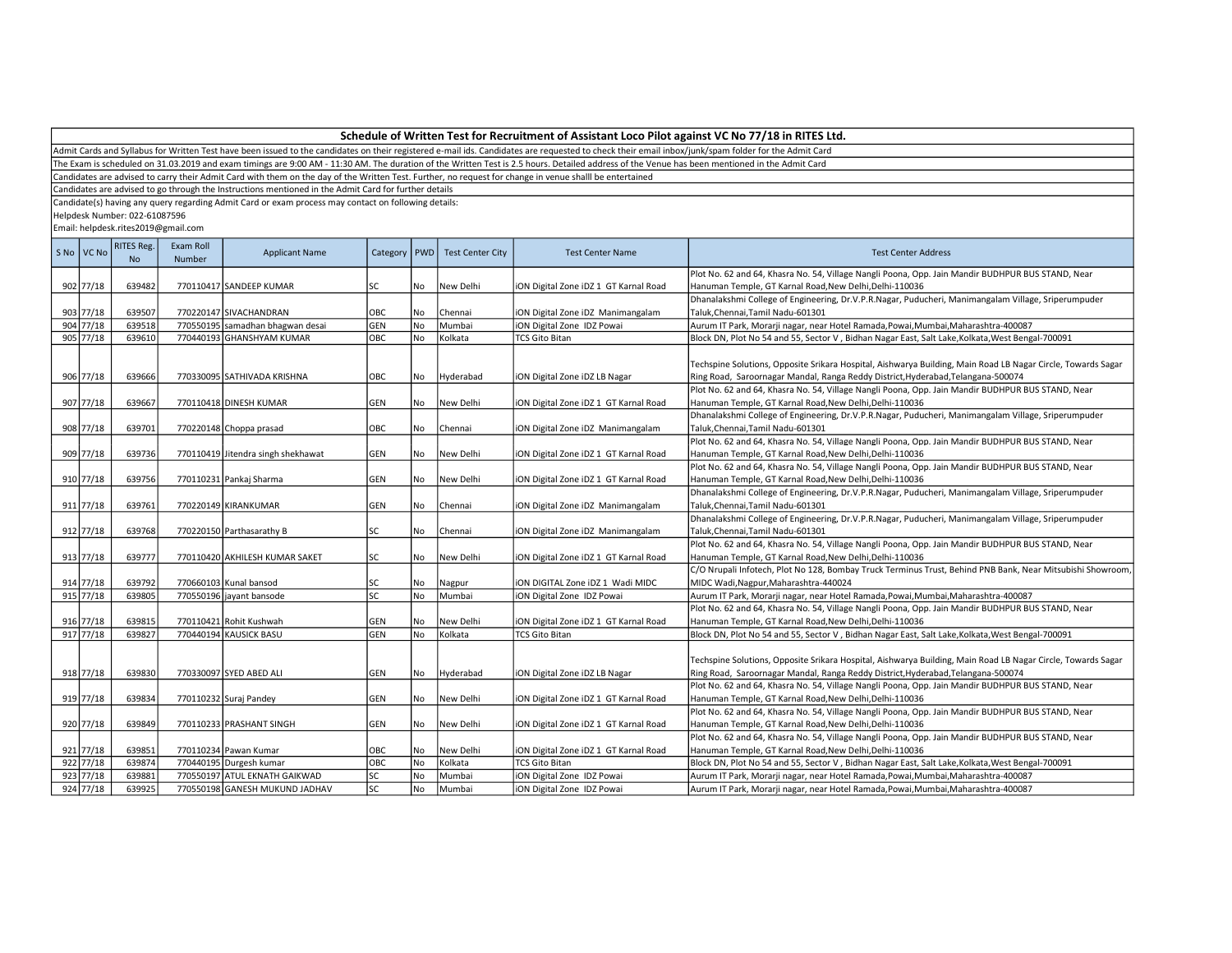## Schedule of Written Test for Recruitment of Assistant Loco Pilot against VC No 77/18 in RITES Ltd.

Admit Cards and Syllabus for Written Test have been issued to the candidates on their registered e-mail ids. Candidates are requested to check their email inbox/junk/spam folder for the Admit Card

The Exam is scheduled on 31.03.2019 and exam timings are 9:00 AM - 11:30 AM. The duration of the Written Test is 2.5 hours. Detailed address of the Venue has been mentioned in the Admit Card

Candidates are advised to carry their Admit Card with them on the day of the Written Test. Further, no request for change in venue shalll be entertained

Candidates are advised to go through the Instructions mentioned in the Admit Card for further details

Candidate(s) having any query regarding Admit Card or exam process may contact on following details:

Helpdesk Number: 022-61087596

Email: helpdesk.rites2019@gmail.com

| S No | VC No | RITES Reg. No | Exam Roll Number | Applicant Name | Category | PWD | Test Center City | Test Center Name | Test Center Address |
|---|---|---|---|---|---|---|---|---|---|
| 902 | 77/18 | 639482 | 770110417 | SANDEEP KUMAR | SC | No | New Delhi | iON Digital Zone iDZ 1 GT Karnal Road | Plot No. 62 and 64, Khasra No. 54, Village Nangli Poona, Opp. Jain Mandir BUDHPUR BUS STAND, Near Hanuman Temple, GT Karnal Road,New Delhi,Delhi-110036 |
| 903 | 77/18 | 639507 | 770220147 | SIVACHANDRAN | OBC | No | Chennai | iON Digital Zone iDZ Manimangalam | Dhanalakshmi College of Engineering, Dr.V.P.R.Nagar, Puducheri, Manimangalam Village, Sriperumpuder Taluk,Chennai,Tamil Nadu-601301 |
| 904 | 77/18 | 639518 | 770550195 | samadhan bhagwan desai | GEN | No | Mumbai | iON Digital Zone IDZ Powai | Aurum IT Park, Morarji nagar, near Hotel Ramada,Powai,Mumbai,Maharashtra-400087 |
| 905 | 77/18 | 639610 | 770440193 | GHANSHYAM KUMAR | OBC | No | Kolkata | TCS Gito Bitan | Block DN, Plot No 54 and 55, Sector V , Bidhan Nagar East, Salt Lake,Kolkata,West Bengal-700091 |
| 906 | 77/18 | 639666 | 770330095 | SATHIVADA KRISHNA | OBC | No | Hyderabad | iON Digital Zone iDZ LB Nagar | Techspine Solutions, Opposite Srikara Hospital, Aishwarya Building, Main Road LB Nagar Circle, Towards Sagar Ring Road, Saroornagar Mandal, Ranga Reddy District,Hyderabad,Telangana-500074 |
| 907 | 77/18 | 639667 | 770110418 | DINESH KUMAR | GEN | No | New Delhi | iON Digital Zone iDZ 1 GT Karnal Road | Plot No. 62 and 64, Khasra No. 54, Village Nangli Poona, Opp. Jain Mandir BUDHPUR BUS STAND, Near Hanuman Temple, GT Karnal Road,New Delhi,Delhi-110036 |
| 908 | 77/18 | 639701 | 770220148 | Choppa prasad | OBC | No | Chennai | iON Digital Zone iDZ Manimangalam | Dhanalakshmi College of Engineering, Dr.V.P.R.Nagar, Puducheri, Manimangalam Village, Sriperumpuder Taluk,Chennai,Tamil Nadu-601301 |
| 909 | 77/18 | 639736 | 770110419 | Jitendra singh shekhawat | GEN | No | New Delhi | iON Digital Zone iDZ 1 GT Karnal Road | Plot No. 62 and 64, Khasra No. 54, Village Nangli Poona, Opp. Jain Mandir BUDHPUR BUS STAND, Near Hanuman Temple, GT Karnal Road,New Delhi,Delhi-110036 |
| 910 | 77/18 | 639756 | 770110231 | Pankaj Sharma | GEN | No | New Delhi | iON Digital Zone iDZ 1 GT Karnal Road | Plot No. 62 and 64, Khasra No. 54, Village Nangli Poona, Opp. Jain Mandir BUDHPUR BUS STAND, Near Hanuman Temple, GT Karnal Road,New Delhi,Delhi-110036 |
| 911 | 77/18 | 639761 | 770220149 | KIRANKUMAR | GEN | No | Chennai | iON Digital Zone iDZ Manimangalam | Dhanalakshmi College of Engineering, Dr.V.P.R.Nagar, Puducheri, Manimangalam Village, Sriperumpuder Taluk,Chennai,Tamil Nadu-601301 |
| 912 | 77/18 | 639768 | 770220150 | Parthasarathy B | SC | No | Chennai | iON Digital Zone iDZ Manimangalam | Dhanalakshmi College of Engineering, Dr.V.P.R.Nagar, Puducheri, Manimangalam Village, Sriperumpuder Taluk,Chennai,Tamil Nadu-601301 |
| 913 | 77/18 | 639777 | 770110420 | AKHILESH KUMAR SAKET | SC | No | New Delhi | iON Digital Zone iDZ 1 GT Karnal Road | Plot No. 62 and 64, Khasra No. 54, Village Nangli Poona, Opp. Jain Mandir BUDHPUR BUS STAND, Near Hanuman Temple, GT Karnal Road,New Delhi,Delhi-110036 |
| 914 | 77/18 | 639792 | 770660103 | Kunal bansod | SC | No | Nagpur | iON DIGITAL Zone iDZ 1 Wadi MIDC | C/O Nrupali Infotech, Plot No 128, Bombay Truck Terminus Trust, Behind PNB Bank, Near Mitsubishi Showroom, MIDC Wadi,Nagpur,Maharashtra-440024 |
| 915 | 77/18 | 639805 | 770550196 | jayant bansode | SC | No | Mumbai | iON Digital Zone IDZ Powai | Aurum IT Park, Morarji nagar, near Hotel Ramada,Powai,Mumbai,Maharashtra-400087 |
| 916 | 77/18 | 639815 | 770110421 | Rohit Kushwah | GEN | No | New Delhi | iON Digital Zone iDZ 1 GT Karnal Road | Plot No. 62 and 64, Khasra No. 54, Village Nangli Poona, Opp. Jain Mandir BUDHPUR BUS STAND, Near Hanuman Temple, GT Karnal Road,New Delhi,Delhi-110036 |
| 917 | 77/18 | 639827 | 770440194 | KAUSICK BASU | GEN | No | Kolkata | TCS Gito Bitan | Block DN, Plot No 54 and 55, Sector V , Bidhan Nagar East, Salt Lake,Kolkata,West Bengal-700091 |
| 918 | 77/18 | 639830 | 770330097 | SYED ABED ALI | GEN | No | Hyderabad | iON Digital Zone iDZ LB Nagar | Techspine Solutions, Opposite Srikara Hospital, Aishwarya Building, Main Road LB Nagar Circle, Towards Sagar Ring Road, Saroornagar Mandal, Ranga Reddy District,Hyderabad,Telangana-500074 |
| 919 | 77/18 | 639834 | 770110232 | Suraj Pandey | GEN | No | New Delhi | iON Digital Zone iDZ 1 GT Karnal Road | Plot No. 62 and 64, Khasra No. 54, Village Nangli Poona, Opp. Jain Mandir BUDHPUR BUS STAND, Near Hanuman Temple, GT Karnal Road,New Delhi,Delhi-110036 |
| 920 | 77/18 | 639849 | 770110233 | PRASHANT SINGH | GEN | No | New Delhi | iON Digital Zone iDZ 1 GT Karnal Road | Plot No. 62 and 64, Khasra No. 54, Village Nangli Poona, Opp. Jain Mandir BUDHPUR BUS STAND, Near Hanuman Temple, GT Karnal Road,New Delhi,Delhi-110036 |
| 921 | 77/18 | 639851 | 770110234 | Pawan Kumar | OBC | No | New Delhi | iON Digital Zone iDZ 1 GT Karnal Road | Plot No. 62 and 64, Khasra No. 54, Village Nangli Poona, Opp. Jain Mandir BUDHPUR BUS STAND, Near Hanuman Temple, GT Karnal Road,New Delhi,Delhi-110036 |
| 922 | 77/18 | 639874 | 770440195 | Durgesh kumar | OBC | No | Kolkata | TCS Gito Bitan | Block DN, Plot No 54 and 55, Sector V , Bidhan Nagar East, Salt Lake,Kolkata,West Bengal-700091 |
| 923 | 77/18 | 639881 | 770550197 | ATUL EKNATH GAIKWAD | SC | No | Mumbai | iON Digital Zone IDZ Powai | Aurum IT Park, Morarji nagar, near Hotel Ramada,Powai,Mumbai,Maharashtra-400087 |
| 924 | 77/18 | 639925 | 770550198 | GANESH MUKUND JADHAV | SC | No | Mumbai | iON Digital Zone IDZ Powai | Aurum IT Park, Morarji nagar, near Hotel Ramada,Powai,Mumbai,Maharashtra-400087 |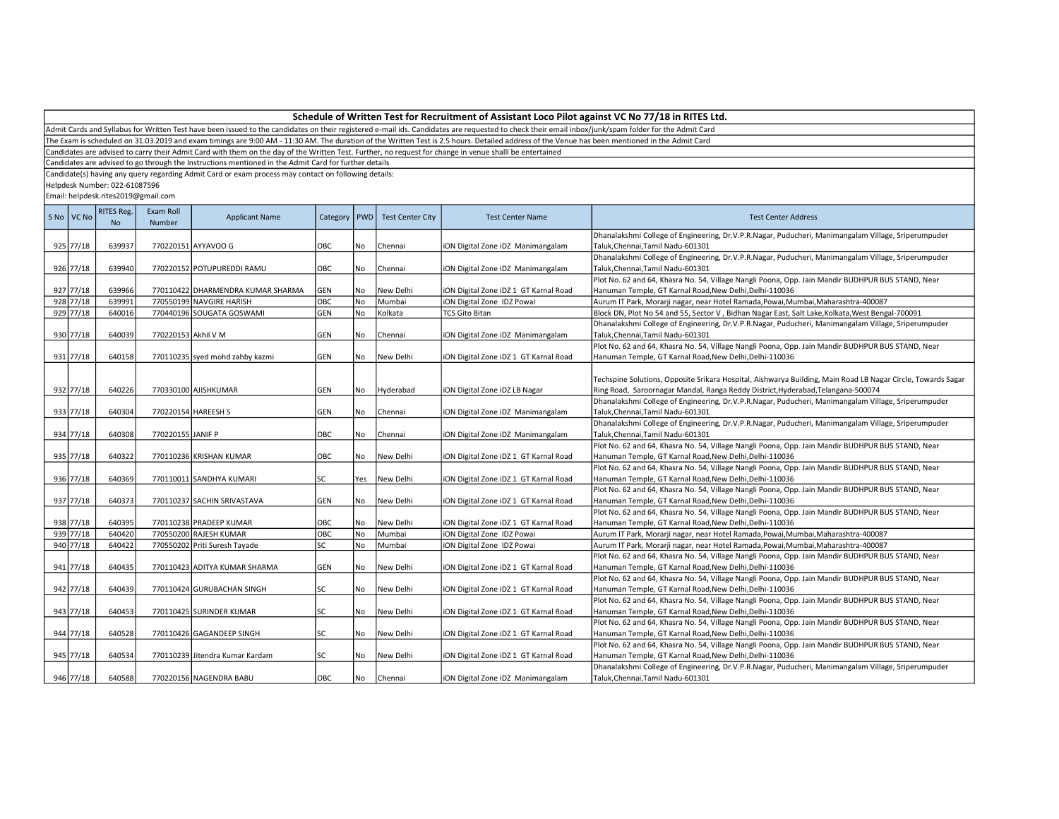## Schedule of Written Test for Recruitment of Assistant Loco Pilot against VC No 77/18 in RITES Ltd.

Admit Cards and Syllabus for Written Test have been issued to the candidates on their registered e-mail ids. Candidates are requested to check their email inbox/junk/spam folder for the Admit Card

The Exam is scheduled on 31.03.2019 and exam timings are 9:00 AM - 11:30 AM. The duration of the Written Test is 2.5 hours. Detailed address of the Venue has been mentioned in the Admit Card

Candidates are advised to carry their Admit Card with them on the day of the Written Test. Further, no request for change in venue shalll be entertained

Candidates are advised to go through the Instructions mentioned in the Admit Card for further details

Candidate(s) having any query regarding Admit Card or exam process may contact on following details:
Helpdesk Number: 022-61087596
Email: helpdesk.rites2019@gmail.com

| S No | VC No | RITES Reg. No | Exam Roll Number | Applicant Name | Category | PWD | Test Center City | Test Center Name | Test Center Address |
|---|---|---|---|---|---|---|---|---|---|
| 925 | 77/18 | 639937 | 770220151 | AYYAVOO G | OBC | No | Chennai | iON Digital Zone iDZ Manimangalam | Dhanalakshmi College of Engineering, Dr.V.P.R.Nagar, Puducheri, Manimangalam Village, Sriperumpuder Taluk,Chennai,Tamil Nadu-601301 |
| 926 | 77/18 | 639940 | 770220152 | POTUPUREDDI RAMU | OBC | No | Chennai | iON Digital Zone iDZ Manimangalam | Dhanalakshmi College of Engineering, Dr.V.P.R.Nagar, Puducheri, Manimangalam Village, Sriperumpuder Taluk,Chennai,Tamil Nadu-601301 |
| 927 | 77/18 | 639966 | 770110422 | DHARMENDRA KUMAR SHARMA | GEN | No | New Delhi | iON Digital Zone iDZ 1 GT Karnal Road | Plot No. 62 and 64, Khasra No. 54, Village Nangli Poona, Opp. Jain Mandir BUDHPUR BUS STAND, Near Hanuman Temple, GT Karnal Road,New Delhi,Delhi-110036 |
| 928 | 77/18 | 639991 | 770550199 | NAVGIRE HARISH | OBC | No | Mumbai | iON Digital Zone IDZ Powai | Aurum IT Park, Morarji nagar, near Hotel Ramada,Powai,Mumbai,Maharashtra-400087 |
| 929 | 77/18 | 640016 | 770440196 | SOUGATA GOSWAMI | GEN | No | Kolkata | TCS Gito Bitan | Block DN, Plot No 54 and 55, Sector V , Bidhan Nagar East, Salt Lake,Kolkata,West Bengal-700091 |
| 930 | 77/18 | 640039 | 770220153 | Akhil V M | GEN | No | Chennai | iON Digital Zone iDZ Manimangalam | Dhanalakshmi College of Engineering, Dr.V.P.R.Nagar, Puducheri, Manimangalam Village, Sriperumpuder Taluk,Chennai,Tamil Nadu-601301 |
| 931 | 77/18 | 640158 | 770110235 | syed mohd zahby kazmi | GEN | No | New Delhi | iON Digital Zone iDZ 1 GT Karnal Road | Plot No. 62 and 64, Khasra No. 54, Village Nangli Poona, Opp. Jain Mandir BUDHPUR BUS STAND, Near Hanuman Temple, GT Karnal Road,New Delhi,Delhi-110036 |
| 932 | 77/18 | 640226 | 770330100 | AJISHKUMAR | GEN | No | Hyderabad | iON Digital Zone iDZ LB Nagar | Techspine Solutions, Opposite Srikara Hospital, Aishwarya Building, Main Road LB Nagar Circle, Towards Sagar Ring Road, Saroornagar Mandal, Ranga Reddy District,Hyderabad,Telangana-500074 |
| 933 | 77/18 | 640304 | 770220154 | HAREESH S | GEN | No | Chennai | iON Digital Zone iDZ Manimangalam | Dhanalakshmi College of Engineering, Dr.V.P.R.Nagar, Puducheri, Manimangalam Village, Sriperumpuder Taluk,Chennai,Tamil Nadu-601301 |
| 934 | 77/18 | 640308 | 770220155 | JANIF P | OBC | No | Chennai | iON Digital Zone iDZ Manimangalam | Dhanalakshmi College of Engineering, Dr.V.P.R.Nagar, Puducheri, Manimangalam Village, Sriperumpuder Taluk,Chennai,Tamil Nadu-601301 |
| 935 | 77/18 | 640322 | 770110236 | KRISHAN KUMAR | OBC | No | New Delhi | iON Digital Zone iDZ 1 GT Karnal Road | Plot No. 62 and 64, Khasra No. 54, Village Nangli Poona, Opp. Jain Mandir BUDHPUR BUS STAND, Near Hanuman Temple, GT Karnal Road,New Delhi,Delhi-110036 |
| 936 | 77/18 | 640369 | 770110011 | SANDHYA KUMARI | SC | Yes | New Delhi | iON Digital Zone iDZ 1 GT Karnal Road | Plot No. 62 and 64, Khasra No. 54, Village Nangli Poona, Opp. Jain Mandir BUDHPUR BUS STAND, Near Hanuman Temple, GT Karnal Road,New Delhi,Delhi-110036 |
| 937 | 77/18 | 640373 | 770110237 | SACHIN SRIVASTAVA | GEN | No | New Delhi | iON Digital Zone iDZ 1 GT Karnal Road | Plot No. 62 and 64, Khasra No. 54, Village Nangli Poona, Opp. Jain Mandir BUDHPUR BUS STAND, Near Hanuman Temple, GT Karnal Road,New Delhi,Delhi-110036 |
| 938 | 77/18 | 640395 | 770110238 | PRADEEP KUMAR | OBC | No | New Delhi | iON Digital Zone iDZ 1 GT Karnal Road | Plot No. 62 and 64, Khasra No. 54, Village Nangli Poona, Opp. Jain Mandir BUDHPUR BUS STAND, Near Hanuman Temple, GT Karnal Road,New Delhi,Delhi-110036 |
| 939 | 77/18 | 640420 | 770550200 | RAJESH KUMAR | OBC | No | Mumbai | iON Digital Zone IDZ Powai | Aurum IT Park, Morarji nagar, near Hotel Ramada,Powai,Mumbai,Maharashtra-400087 |
| 940 | 77/18 | 640422 | 770550202 | Priti Suresh Tayade | SC | No | Mumbai | iON Digital Zone IDZ Powai | Aurum IT Park, Morarji nagar, near Hotel Ramada,Powai,Mumbai,Maharashtra-400087 |
| 941 | 77/18 | 640435 | 770110423 | ADITYA KUMAR SHARMA | GEN | No | New Delhi | iON Digital Zone iDZ 1 GT Karnal Road | Plot No. 62 and 64, Khasra No. 54, Village Nangli Poona, Opp. Jain Mandir BUDHPUR BUS STAND, Near Hanuman Temple, GT Karnal Road,New Delhi,Delhi-110036 |
| 942 | 77/18 | 640439 | 770110424 | GURUBACHAN SINGH | SC | No | New Delhi | iON Digital Zone iDZ 1 GT Karnal Road | Plot No. 62 and 64, Khasra No. 54, Village Nangli Poona, Opp. Jain Mandir BUDHPUR BUS STAND, Near Hanuman Temple, GT Karnal Road,New Delhi,Delhi-110036 |
| 943 | 77/18 | 640453 | 770110425 | SURINDER KUMAR | SC | No | New Delhi | iON Digital Zone iDZ 1 GT Karnal Road | Plot No. 62 and 64, Khasra No. 54, Village Nangli Poona, Opp. Jain Mandir BUDHPUR BUS STAND, Near Hanuman Temple, GT Karnal Road,New Delhi,Delhi-110036 |
| 944 | 77/18 | 640528 | 770110426 | GAGANDEEP SINGH | SC | No | New Delhi | iON Digital Zone iDZ 1 GT Karnal Road | Plot No. 62 and 64, Khasra No. 54, Village Nangli Poona, Opp. Jain Mandir BUDHPUR BUS STAND, Near Hanuman Temple, GT Karnal Road,New Delhi,Delhi-110036 |
| 945 | 77/18 | 640534 | 770110239 | Jitendra Kumar Kardam | SC | No | New Delhi | iON Digital Zone iDZ 1 GT Karnal Road | Plot No. 62 and 64, Khasra No. 54, Village Nangli Poona, Opp. Jain Mandir BUDHPUR BUS STAND, Near Hanuman Temple, GT Karnal Road,New Delhi,Delhi-110036 |
| 946 | 77/18 | 640588 | 770220156 | NAGENDRA BABU | OBC | No | Chennai | iON Digital Zone iDZ Manimangalam | Dhanalakshmi College of Engineering, Dr.V.P.R.Nagar, Puducheri, Manimangalam Village, Sriperumpuder Taluk,Chennai,Tamil Nadu-601301 |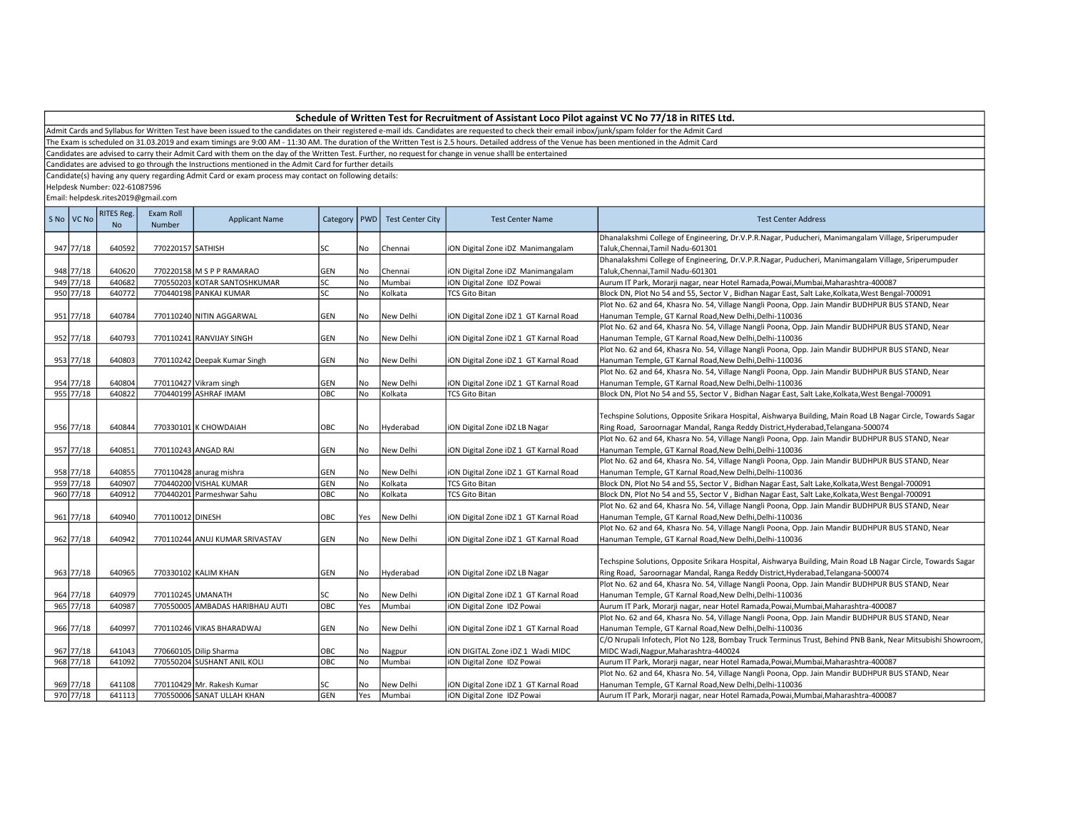## Schedule of Written Test for Recruitment of Assistant Loco Pilot against VC No 77/18 in RITES Ltd.

Admit Cards and Syllabus for Written Test have been issued to the candidates on their registered e-mail ids. Candidates are requested to check their email inbox/junk/spam folder for the Admit Card

The Exam is scheduled on 31.03.2019 and exam timings are 9:00 AM - 11:30 AM. The duration of the Written Test is 2.5 hours. Detailed address of the Venue has been mentioned in the Admit Card

Candidates are advised to carry their Admit Card with them on the day of the Written Test. Further, no request for change in venue shalll be entertained

Candidates are advised to go through the Instructions mentioned in the Admit Card for further details

Candidate(s) having any query regarding Admit Card or exam process may contact on following details:

Helpdesk Number: 022-61087596

Email: helpdesk.rites2019@gmail.com

| S No | VC No | RITES Reg. No | Exam Roll Number | Applicant Name | Category | PWD | Test Center City | Test Center Name | Test Center Address |
|---|---|---|---|---|---|---|---|---|---|
| 947 | 77/18 | 640592 | 770220157 | SATHISH | SC | No | Chennai | iON Digital Zone iDZ Manimangalam | Dhanalakshmi College of Engineering, Dr.V.P.R.Nagar, Puducheri, Manimangalam Village, Sriperumpuder Taluk,Chennai,Tamil Nadu-601301 |
| 948 | 77/18 | 640620 | 770220158 | M S P P RAMARAO | GEN | No | Chennai | iON Digital Zone iDZ Manimangalam | Dhanalakshmi College of Engineering, Dr.V.P.R.Nagar, Puducheri, Manimangalam Village, Sriperumpuder Taluk,Chennai,Tamil Nadu-601301 |
| 949 | 77/18 | 640682 | 770550203 | KOTAR SANTOSHKUMAR | SC | No | Mumbai | iON Digital Zone IDZ Powai | Aurum IT Park, Morarji nagar, near Hotel Ramada,Powai,Mumbai,Maharashtra-400087 |
| 950 | 77/18 | 640772 | 770440198 | PANKAJ KUMAR | SC | No | Kolkata | TCS Gito Bitan | Block DN, Plot No 54 and 55, Sector V , Bidhan Nagar East, Salt Lake,Kolkata,West Bengal-700091 |
| 951 | 77/18 | 640784 | 770110240 | NITIN AGGARWAL | GEN | No | New Delhi | iON Digital Zone iDZ 1 GT Karnal Road | Plot No. 62 and 64, Khasra No. 54, Village Nangli Poona, Opp. Jain Mandir BUDHPUR BUS STAND, Near Hanuman Temple, GT Karnal Road,New Delhi,Delhi-110036 |
| 952 | 77/18 | 640793 | 770110241 | RANVIJAY SINGH | GEN | No | New Delhi | iON Digital Zone iDZ 1 GT Karnal Road | Plot No. 62 and 64, Khasra No. 54, Village Nangli Poona, Opp. Jain Mandir BUDHPUR BUS STAND, Near Hanuman Temple, GT Karnal Road,New Delhi,Delhi-110036 |
| 953 | 77/18 | 640803 | 770110242 | Deepak Kumar Singh | GEN | No | New Delhi | iON Digital Zone iDZ 1 GT Karnal Road | Plot No. 62 and 64, Khasra No. 54, Village Nangli Poona, Opp. Jain Mandir BUDHPUR BUS STAND, Near Hanuman Temple, GT Karnal Road,New Delhi,Delhi-110036 |
| 954 | 77/18 | 640804 | 770110427 | Vikram singh | GEN | No | New Delhi | iON Digital Zone iDZ 1 GT Karnal Road | Plot No. 62 and 64, Khasra No. 54, Village Nangli Poona, Opp. Jain Mandir BUDHPUR BUS STAND, Near Hanuman Temple, GT Karnal Road,New Delhi,Delhi-110036 |
| 955 | 77/18 | 640822 | 770440199 | ASHRAF IMAM | OBC | No | Kolkata | TCS Gito Bitan | Block DN, Plot No 54 and 55, Sector V , Bidhan Nagar East, Salt Lake,Kolkata,West Bengal-700091 |
| 956 | 77/18 | 640844 | 770330101 | K CHOWDAIAH | OBC | No | Hyderabad | iON Digital Zone iDZ LB Nagar | Techspine Solutions, Opposite Srikara Hospital, Aishwarya Building, Main Road LB Nagar Circle, Towards Sagar Ring Road, Saroornagar Mandal, Ranga Reddy District,Hyderabad,Telangana-500074 |
| 957 | 77/18 | 640851 | 770110243 | ANGAD RAI | GEN | No | New Delhi | iON Digital Zone iDZ 1 GT Karnal Road | Plot No. 62 and 64, Khasra No. 54, Village Nangli Poona, Opp. Jain Mandir BUDHPUR BUS STAND, Near Hanuman Temple, GT Karnal Road,New Delhi,Delhi-110036 |
| 958 | 77/18 | 640855 | 770110428 | anurag mishra | GEN | No | New Delhi | iON Digital Zone iDZ 1 GT Karnal Road | Plot No. 62 and 64, Khasra No. 54, Village Nangli Poona, Opp. Jain Mandir BUDHPUR BUS STAND, Near Hanuman Temple, GT Karnal Road,New Delhi,Delhi-110036 |
| 959 | 77/18 | 640907 | 770440200 | VISHAL KUMAR | GEN | No | Kolkata | TCS Gito Bitan | Block DN, Plot No 54 and 55, Sector V , Bidhan Nagar East, Salt Lake,Kolkata,West Bengal-700091 |
| 960 | 77/18 | 640912 | 770440201 | Parmeshwar Sahu | OBC | No | Kolkata | TCS Gito Bitan | Block DN, Plot No 54 and 55, Sector V , Bidhan Nagar East, Salt Lake,Kolkata,West Bengal-700091 |
| 961 | 77/18 | 640940 | 770110012 | DINESH | OBC | Yes | New Delhi | iON Digital Zone iDZ 1 GT Karnal Road | Plot No. 62 and 64, Khasra No. 54, Village Nangli Poona, Opp. Jain Mandir BUDHPUR BUS STAND, Near Hanuman Temple, GT Karnal Road,New Delhi,Delhi-110036 |
| 962 | 77/18 | 640942 | 770110244 | ANUJ KUMAR SRIVASTAV | GEN | No | New Delhi | iON Digital Zone iDZ 1 GT Karnal Road | Plot No. 62 and 64, Khasra No. 54, Village Nangli Poona, Opp. Jain Mandir BUDHPUR BUS STAND, Near Hanuman Temple, GT Karnal Road,New Delhi,Delhi-110036 |
| 963 | 77/18 | 640965 | 770330102 | KALIM KHAN | GEN | No | Hyderabad | iON Digital Zone iDZ LB Nagar | Techspine Solutions, Opposite Srikara Hospital, Aishwarya Building, Main Road LB Nagar Circle, Towards Sagar Ring Road, Saroornagar Mandal, Ranga Reddy District,Hyderabad,Telangana-500074 |
| 964 | 77/18 | 640979 | 770110245 | UMANATH | SC | No | New Delhi | iON Digital Zone iDZ 1 GT Karnal Road | Plot No. 62 and 64, Khasra No. 54, Village Nangli Poona, Opp. Jain Mandir BUDHPUR BUS STAND, Near Hanuman Temple, GT Karnal Road,New Delhi,Delhi-110036 |
| 965 | 77/18 | 640987 | 770550005 | AMBADAS HARIBHAU AUTI | OBC | Yes | Mumbai | iON Digital Zone IDZ Powai | Aurum IT Park, Morarji nagar, near Hotel Ramada,Powai,Mumbai,Maharashtra-400087 |
| 966 | 77/18 | 640997 | 770110246 | VIKAS BHARADWAJ | GEN | No | New Delhi | iON Digital Zone iDZ 1 GT Karnal Road | Plot No. 62 and 64, Khasra No. 54, Village Nangli Poona, Opp. Jain Mandir BUDHPUR BUS STAND, Near Hanuman Temple, GT Karnal Road,New Delhi,Delhi-110036 |
| 967 | 77/18 | 641043 | 770660105 | Dilip Sharma | OBC | No | Nagpur | iON DIGITAL Zone iDZ 1 Wadi MIDC | C/O Nrupali Infotech, Plot No 128, Bombay Truck Terminus Trust, Behind PNB Bank, Near Mitsubishi Showroom, MIDC Wadi,Nagpur,Maharashtra-440024 |
| 968 | 77/18 | 641092 | 770550204 | SUSHANT ANIL KOLI | OBC | No | Mumbai | iON Digital Zone IDZ Powai | Aurum IT Park, Morarji nagar, near Hotel Ramada,Powai,Mumbai,Maharashtra-400087 |
| 969 | 77/18 | 641108 | 770110429 | Mr. Rakesh Kumar | SC | No | New Delhi | iON Digital Zone iDZ 1 GT Karnal Road | Plot No. 62 and 64, Khasra No. 54, Village Nangli Poona, Opp. Jain Mandir BUDHPUR BUS STAND, Near Hanuman Temple, GT Karnal Road,New Delhi,Delhi-110036 |
| 970 | 77/18 | 641113 | 770550006 | SANAT ULLAH KHAN | GEN | Yes | Mumbai | iON Digital Zone IDZ Powai | Aurum IT Park, Morarji nagar, near Hotel Ramada,Powai,Mumbai,Maharashtra-400087 |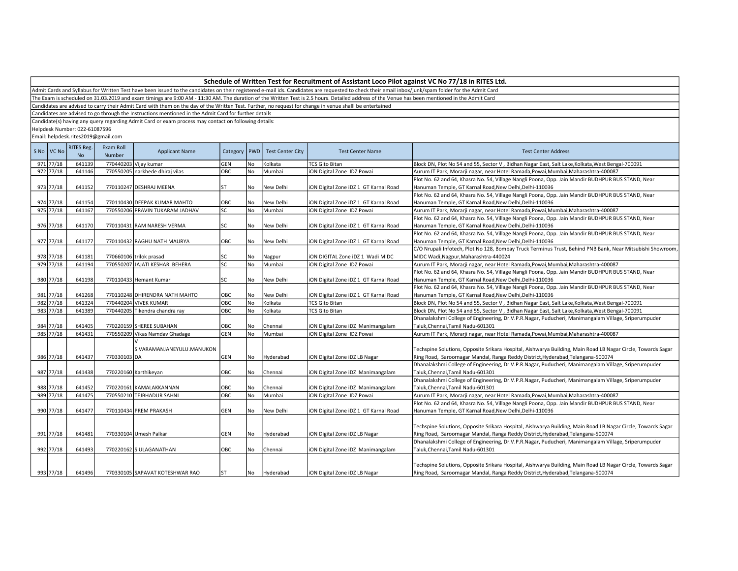## Schedule of Written Test for Recruitment of Assistant Loco Pilot against VC No 77/18 in RITES Ltd.

Admit Cards and Syllabus for Written Test have been issued to the candidates on their registered e-mail ids. Candidates are requested to check their email inbox/junk/spam folder for the Admit Card

The Exam is scheduled on 31.03.2019 and exam timings are 9:00 AM - 11:30 AM. The duration of the Written Test is 2.5 hours. Detailed address of the Venue has been mentioned in the Admit Card

Candidates are advised to carry their Admit Card with them on the day of the Written Test. Further, no request for change in venue shalll be entertained

Candidates are advised to go through the Instructions mentioned in the Admit Card for further details

Candidate(s) having any query regarding Admit Card or exam process may contact on following details:

Helpdesk Number: 022-61087596

Email: helpdesk.rites2019@gmail.com

| S No | VC No | RITES Reg. No | Exam Roll Number | Applicant Name | Category | PWD | Test Center City | Test Center Name | Test Center Address |
|---|---|---|---|---|---|---|---|---|---|
| 971 | 77/18 | 641139 | 770440203 | Vijay kumar | GEN | No | Kolkata | TCS Gito Bitan | Block DN, Plot No 54 and 55, Sector V , Bidhan Nagar East, Salt Lake,Kolkata,West Bengal-700091 |
| 972 | 77/18 | 641146 | 770550205 | narkhede dhiraj vilas | OBC | No | Mumbai | iON Digital Zone IDZ Powai | Aurum IT Park, Morarji nagar, near Hotel Ramada,Powai,Mumbai,Maharashtra-400087 |
| 973 | 77/18 | 641152 | 770110247 | DESHRAJ MEENA | ST | No | New Delhi | iON Digital Zone iDZ 1 GT Karnal Road | Plot No. 62 and 64, Khasra No. 54, Village Nangli Poona, Opp. Jain Mandir BUDHPUR BUS STAND, Near Hanuman Temple, GT Karnal Road,New Delhi,Delhi-110036 |
| 974 | 77/18 | 641154 | 770110430 | DEEPAK KUMAR MAHTO | OBC | No | New Delhi | iON Digital Zone iDZ 1 GT Karnal Road | Plot No. 62 and 64, Khasra No. 54, Village Nangli Poona, Opp. Jain Mandir BUDHPUR BUS STAND, Near Hanuman Temple, GT Karnal Road,New Delhi,Delhi-110036 |
| 975 | 77/18 | 641167 | 770550206 | PRAVIN TUKARAM JADHAV | SC | No | Mumbai | iON Digital Zone IDZ Powai | Aurum IT Park, Morarji nagar, near Hotel Ramada,Powai,Mumbai,Maharashtra-400087 |
| 976 | 77/18 | 641170 | 770110431 | RAM NARESH VERMA | SC | No | New Delhi | iON Digital Zone iDZ 1 GT Karnal Road | Plot No. 62 and 64, Khasra No. 54, Village Nangli Poona, Opp. Jain Mandir BUDHPUR BUS STAND, Near Hanuman Temple, GT Karnal Road,New Delhi,Delhi-110036 |
| 977 | 77/18 | 641177 | 770110432 | RAGHU NATH MAURYA | OBC | No | New Delhi | iON Digital Zone iDZ 1 GT Karnal Road | Plot No. 62 and 64, Khasra No. 54, Village Nangli Poona, Opp. Jain Mandir BUDHPUR BUS STAND, Near Hanuman Temple, GT Karnal Road,New Delhi,Delhi-110036 |
| 978 | 77/18 | 641181 | 770660106 | trilok prasad | SC | No | Nagpur | iON DIGITAL Zone iDZ 1 Wadi MIDC | C/O Nrupali Infotech, Plot No 128, Bombay Truck Terminus Trust, Behind PNB Bank, Near Mitsubishi Showroom, MIDC Wadi,Nagpur,Maharashtra-440024 |
| 979 | 77/18 | 641194 | 770550207 | JAJATI KESHARI BEHERA | SC | No | Mumbai | iON Digital Zone IDZ Powai | Aurum IT Park, Morarji nagar, near Hotel Ramada,Powai,Mumbai,Maharashtra-400087 |
| 980 | 77/18 | 641198 | 770110433 | Hemant Kumar | SC | No | New Delhi | iON Digital Zone iDZ 1 GT Karnal Road | Plot No. 62 and 64, Khasra No. 54, Village Nangli Poona, Opp. Jain Mandir BUDHPUR BUS STAND, Near Hanuman Temple, GT Karnal Road,New Delhi,Delhi-110036 |
| 981 | 77/18 | 641268 | 770110248 | DHIRENDRA NATH MAHTO | OBC | No | New Delhi | iON Digital Zone iDZ 1 GT Karnal Road | Plot No. 62 and 64, Khasra No. 54, Village Nangli Poona, Opp. Jain Mandir BUDHPUR BUS STAND, Near Hanuman Temple, GT Karnal Road,New Delhi,Delhi-110036 |
| 982 | 77/18 | 641324 | 770440204 | VIVEK KUMAR | OBC | No | Kolkata | TCS Gito Bitan | Block DN, Plot No 54 and 55, Sector V , Bidhan Nagar East, Salt Lake,Kolkata,West Bengal-700091 |
| 983 | 77/18 | 641389 | 770440205 | Tikendra chandra ray | OBC | No | Kolkata | TCS Gito Bitan | Block DN, Plot No 54 and 55, Sector V , Bidhan Nagar East, Salt Lake,Kolkata,West Bengal-700091 |
| 984 | 77/18 | 641405 | 770220159 | SHEREE SUBAHAN | OBC | No | Chennai | iON Digital Zone iDZ Manimangalam | Dhanalakshmi College of Engineering, Dr.V.P.R.Nagar, Puducheri, Manimangalam Village, Sriperumpuder Taluk,Chennai,Tamil Nadu-601301 |
| 985 | 77/18 | 641431 | 770550209 | Vikas Namdav Ghadage | GEN | No | Mumbai | iON Digital Zone IDZ Powai | Aurum IT Park, Morarji nagar, near Hotel Ramada,Powai,Mumbai,Maharashtra-400087 |
| 986 | 77/18 | 641437 | 770330103 | V SIVARAMANJANEYULU.MANUKONDA | GEN | No | Hyderabad | iON Digital Zone iDZ LB Nagar | Techspine Solutions, Opposite Srikara Hospital, Aishwarya Building, Main Road LB Nagar Circle, Towards Sagar Ring Road, Saroornagar Mandal, Ranga Reddy District,Hyderabad,Telangana-500074 |
| 987 | 77/18 | 641438 | 770220160 | Karthikeyan | OBC | No | Chennai | iON Digital Zone iDZ Manimangalam | Dhanalakshmi College of Engineering, Dr.V.P.R.Nagar, Puducheri, Manimangalam Village, Sriperumpuder Taluk,Chennai,Tamil Nadu-601301 |
| 988 | 77/18 | 641452 | 770220161 | KAMALAKKANNAN | OBC | No | Chennai | iON Digital Zone iDZ Manimangalam | Dhanalakshmi College of Engineering, Dr.V.P.R.Nagar, Puducheri, Manimangalam Village, Sriperumpuder Taluk,Chennai,Tamil Nadu-601301 |
| 989 | 77/18 | 641475 | 770550210 | TEJBHADUR SAHNI | OBC | No | Mumbai | iON Digital Zone IDZ Powai | Aurum IT Park, Morarji nagar, near Hotel Ramada,Powai,Mumbai,Maharashtra-400087 |
| 990 | 77/18 | 641477 | 770110434 | PREM PRAKASH | GEN | No | New Delhi | iON Digital Zone iDZ 1 GT Karnal Road | Plot No. 62 and 64, Khasra No. 54, Village Nangli Poona, Opp. Jain Mandir BUDHPUR BUS STAND, Near Hanuman Temple, GT Karnal Road,New Delhi,Delhi-110036 |
| 991 | 77/18 | 641481 | 770330104 | Umesh Palkar | GEN | No | Hyderabad | iON Digital Zone iDZ LB Nagar | Techspine Solutions, Opposite Srikara Hospital, Aishwarya Building, Main Road LB Nagar Circle, Towards Sagar Ring Road, Saroornagar Mandal, Ranga Reddy District,Hyderabad,Telangana-500074 |
| 992 | 77/18 | 641493 | 770220162 | S ULAGANATHAN | OBC | No | Chennai | iON Digital Zone iDZ Manimangalam | Dhanalakshmi College of Engineering, Dr.V.P.R.Nagar, Puducheri, Manimangalam Village, Sriperumpuder Taluk,Chennai,Tamil Nadu-601301 |
| 993 | 77/18 | 641496 | 770330105 | SAPAVAT KOTESHWAR RAO | ST | No | Hyderabad | iON Digital Zone iDZ LB Nagar | Techspine Solutions, Opposite Srikara Hospital, Aishwarya Building, Main Road LB Nagar Circle, Towards Sagar Ring Road, Saroornagar Mandal, Ranga Reddy District,Hyderabad,Telangana-500074 |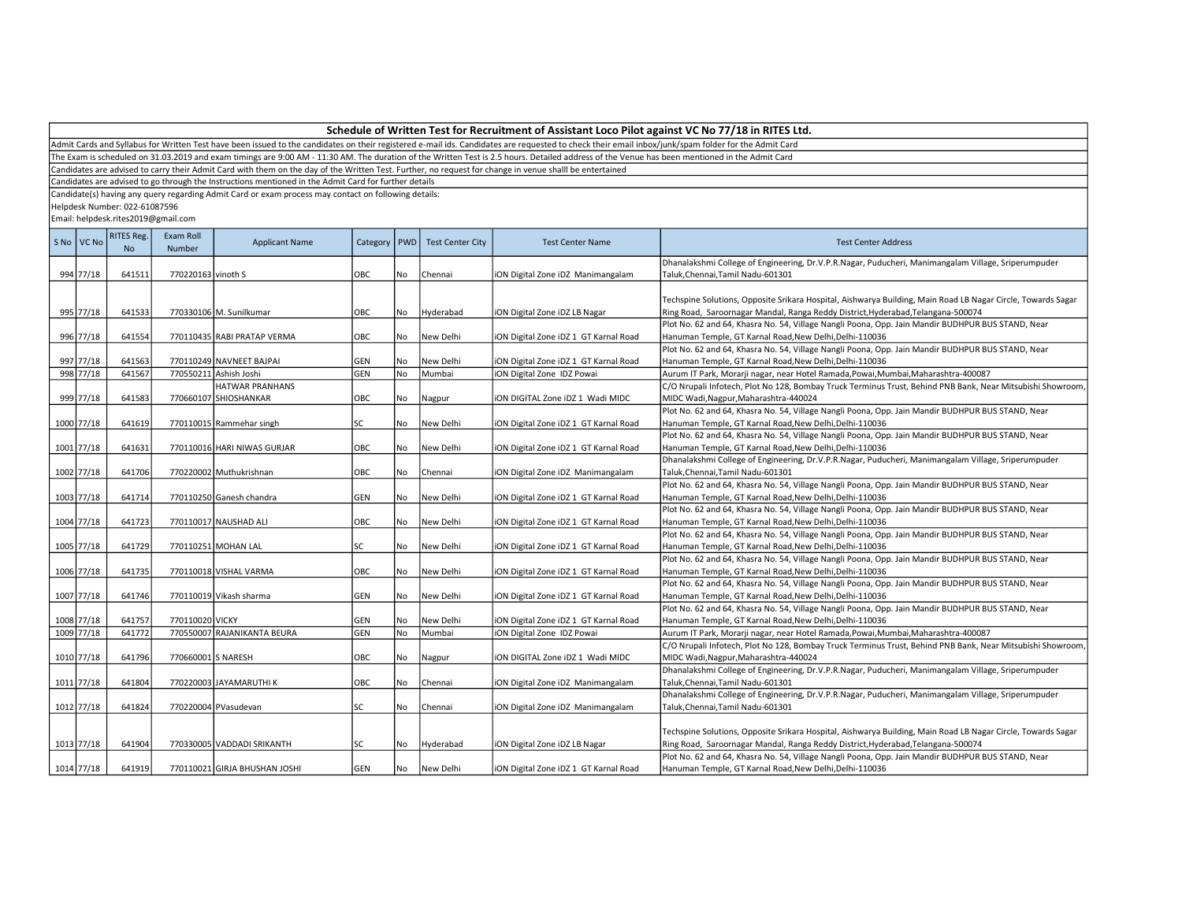# Schedule of Written Test for Recruitment of Assistant Loco Pilot against VC No 77/18 in RITES Ltd.

Admit Cards and Syllabus for Written Test have been issued to the candidates on their registered e-mail ids. Candidates are requested to check their email inbox/junk/spam folder for the Admit Card

The Exam is scheduled on 31.03.2019 and exam timings are 9:00 AM - 11:30 AM. The duration of the Written Test is 2.5 hours. Detailed address of the Venue has been mentioned in the Admit Card

Candidates are advised to carry their Admit Card with them on the day of the Written Test. Further, no request for change in venue shalll be entertained

Candidates are advised to go through the Instructions mentioned in the Admit Card for further details

Candidate(s) having any query regarding Admit Card or exam process may contact on following details:

Helpdesk Number: 022-61087596

Email: helpdesk.rites2019@gmail.com

| S No | VC No | RITES Reg. No | Exam Roll Number | Applicant Name | Category | PWD | Test Center City | Test Center Name | Test Center Address |
|---|---|---|---|---|---|---|---|---|---|
| 994 | 77/18 | 641511 | 770220163 | vinoth S | OBC | No | Chennai | iON Digital Zone iDZ Manimangalam | Dhanalakshmi College of Engineering, Dr.V.P.R.Nagar, Puducheri, Manimangalam Village, Sriperumpuder Taluk,Chennai,Tamil Nadu-601301 |
| 995 | 77/18 | 641533 | 770330106 | M. Sunilkumar | OBC | No | Hyderabad | iON Digital Zone iDZ LB Nagar | Techspine Solutions, Opposite Srikara Hospital, Aishwarya Building, Main Road LB Nagar Circle, Towards Sagar Ring Road, Saroornagar Mandal, Ranga Reddy District,Hyderabad,Telangana-500074 |
| 996 | 77/18 | 641554 | 770110435 | RABI PRATAP VERMA | OBC | No | New Delhi | iON Digital Zone iDZ 1 GT Karnal Road | Plot No. 62 and 64, Khasra No. 54, Village Nangli Poona, Opp. Jain Mandir BUDHPUR BUS STAND, Near Hanuman Temple, GT Karnal Road,New Delhi,Delhi-110036 |
| 997 | 77/18 | 641563 | 770110249 | NAVNEET BAJPAI | GEN | No | New Delhi | iON Digital Zone iDZ 1 GT Karnal Road | Plot No. 62 and 64, Khasra No. 54, Village Nangli Poona, Opp. Jain Mandir BUDHPUR BUS STAND, Near Hanuman Temple, GT Karnal Road,New Delhi,Delhi-110036 |
| 998 | 77/18 | 641567 | 770550211 | Ashish Joshi | GEN | No | Mumbai | iON Digital Zone IDZ Powai | Aurum IT Park, Morarji nagar, near Hotel Ramada,Powai,Mumbai,Maharashtra-400087 |
| 999 | 77/18 | 641583 | 770660107 | HATWAR PRANHANS SHIOSHANKAR | OBC | No | Nagpur | iON DIGITAL Zone iDZ 1 Wadi MIDC | C/O Nrupali Infotech, Plot No 128, Bombay Truck Terminus Trust, Behind PNB Bank, Near Mitsubishi Showroom, MIDC Wadi,Nagpur,Maharashtra-440024 |
| 1000 | 77/18 | 641619 | 770110015 | Rammehar singh | SC | No | New Delhi | iON Digital Zone iDZ 1 GT Karnal Road | Plot No. 62 and 64, Khasra No. 54, Village Nangli Poona, Opp. Jain Mandir BUDHPUR BUS STAND, Near Hanuman Temple, GT Karnal Road,New Delhi,Delhi-110036 |
| 1001 | 77/18 | 641631 | 770110016 | HARI NIWAS GURJAR | OBC | No | New Delhi | iON Digital Zone iDZ 1 GT Karnal Road | Plot No. 62 and 64, Khasra No. 54, Village Nangli Poona, Opp. Jain Mandir BUDHPUR BUS STAND, Near Hanuman Temple, GT Karnal Road,New Delhi,Delhi-110036 |
| 1002 | 77/18 | 641706 | 770220002 | Muthukrishnan | OBC | No | Chennai | iON Digital Zone iDZ Manimangalam | Dhanalakshmi College of Engineering, Dr.V.P.R.Nagar, Puducheri, Manimangalam Village, Sriperumpuder Taluk,Chennai,Tamil Nadu-601301 |
| 1003 | 77/18 | 641714 | 770110250 | Ganesh chandra | GEN | No | New Delhi | iON Digital Zone iDZ 1 GT Karnal Road | Plot No. 62 and 64, Khasra No. 54, Village Nangli Poona, Opp. Jain Mandir BUDHPUR BUS STAND, Near Hanuman Temple, GT Karnal Road,New Delhi,Delhi-110036 |
| 1004 | 77/18 | 641723 | 770110017 | NAUSHAD ALI | OBC | No | New Delhi | iON Digital Zone iDZ 1 GT Karnal Road | Plot No. 62 and 64, Khasra No. 54, Village Nangli Poona, Opp. Jain Mandir BUDHPUR BUS STAND, Near Hanuman Temple, GT Karnal Road,New Delhi,Delhi-110036 |
| 1005 | 77/18 | 641729 | 770110251 | MOHAN LAL | SC | No | New Delhi | iON Digital Zone iDZ 1 GT Karnal Road | Plot No. 62 and 64, Khasra No. 54, Village Nangli Poona, Opp. Jain Mandir BUDHPUR BUS STAND, Near Hanuman Temple, GT Karnal Road,New Delhi,Delhi-110036 |
| 1006 | 77/18 | 641735 | 770110018 | VISHAL VARMA | OBC | No | New Delhi | iON Digital Zone iDZ 1 GT Karnal Road | Plot No. 62 and 64, Khasra No. 54, Village Nangli Poona, Opp. Jain Mandir BUDHPUR BUS STAND, Near Hanuman Temple, GT Karnal Road,New Delhi,Delhi-110036 |
| 1007 | 77/18 | 641746 | 770110019 | Vikash sharma | GEN | No | New Delhi | iON Digital Zone iDZ 1 GT Karnal Road | Plot No. 62 and 64, Khasra No. 54, Village Nangli Poona, Opp. Jain Mandir BUDHPUR BUS STAND, Near Hanuman Temple, GT Karnal Road,New Delhi,Delhi-110036 |
| 1008 | 77/18 | 641757 | 770110020 | VICKY | GEN | No | New Delhi | iON Digital Zone iDZ 1 GT Karnal Road | Plot No. 62 and 64, Khasra No. 54, Village Nangli Poona, Opp. Jain Mandir BUDHPUR BUS STAND, Near Hanuman Temple, GT Karnal Road,New Delhi,Delhi-110036 |
| 1009 | 77/18 | 641772 | 770550007 | RAJANIKANTA BEURA | GEN | No | Mumbai | iON Digital Zone IDZ Powai | Aurum IT Park, Morarji nagar, near Hotel Ramada,Powai,Mumbai,Maharashtra-400087 |
| 1010 | 77/18 | 641796 | 770660001 | S NARESH | OBC | No | Nagpur | iON DIGITAL Zone iDZ 1 Wadi MIDC | C/O Nrupali Infotech, Plot No 128, Bombay Truck Terminus Trust, Behind PNB Bank, Near Mitsubishi Showroom, MIDC Wadi,Nagpur,Maharashtra-440024 |
| 1011 | 77/18 | 641804 | 770220003 | JAYAMARUTHI K | OBC | No | Chennai | iON Digital Zone iDZ Manimangalam | Dhanalakshmi College of Engineering, Dr.V.P.R.Nagar, Puducheri, Manimangalam Village, Sriperumpuder Taluk,Chennai,Tamil Nadu-601301 |
| 1012 | 77/18 | 641824 | 770220004 | PVasudevan | SC | No | Chennai | iON Digital Zone iDZ Manimangalam | Dhanalakshmi College of Engineering, Dr.V.P.R.Nagar, Puducheri, Manimangalam Village, Sriperumpuder Taluk,Chennai,Tamil Nadu-601301 |
| 1013 | 77/18 | 641904 | 770330005 | VADDADI SRIKANTH | SC | No | Hyderabad | iON Digital Zone iDZ LB Nagar | Techspine Solutions, Opposite Srikara Hospital, Aishwarya Building, Main Road LB Nagar Circle, Towards Sagar Ring Road, Saroornagar Mandal, Ranga Reddy District,Hyderabad,Telangana-500074 |
| 1014 | 77/18 | 641919 | 770110021 | GIRJA BHUSHAN JOSHI | GEN | No | New Delhi | iON Digital Zone iDZ 1 GT Karnal Road | Plot No. 62 and 64, Khasra No. 54, Village Nangli Poona, Opp. Jain Mandir BUDHPUR BUS STAND, Near Hanuman Temple, GT Karnal Road,New Delhi,Delhi-110036 |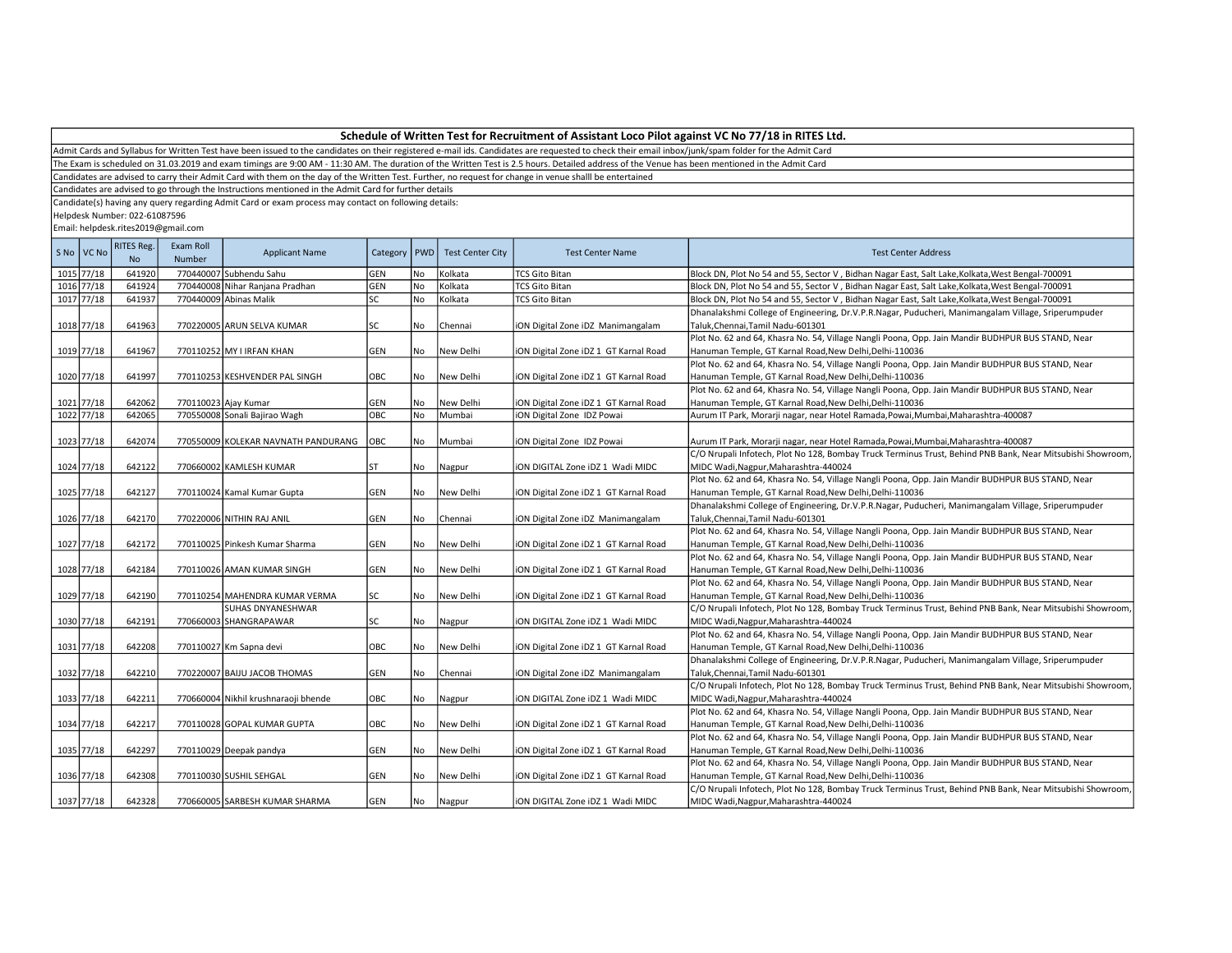**Schedule of Written Test for Recruitment of Assistant Loco Pilot against VC No 77/18 in RITES Ltd.**

Admit Cards and Syllabus for Written Test have been issued to the candidates on their registered e-mail ids. Candidates are requested to check their email inbox/junk/spam folder for the Admit Card

The Exam is scheduled on 31.03.2019 and exam timings are 9:00 AM - 11:30 AM. The duration of the Written Test is 2.5 hours. Detailed address of the Venue has been mentioned in the Admit Card

Candidates are advised to carry their Admit Card with them on the day of the Written Test. Further, no request for change in venue shalll be entertained

Candidates are advised to go through the Instructions mentioned in the Admit Card for further details

Candidate(s) having any query regarding Admit Card or exam process may contact on following details:

Helpdesk Number: 022-61087596

Email: helpdesk.rites2019@gmail.com

| S No | VC No | RITES Reg. No | Exam Roll Number | Applicant Name | Category | PWD | Test Center City | Test Center Name | Test Center Address |
|---|---|---|---|---|---|---|---|---|---|
| 1015 | 77/18 | 641920 | 770440007 | Subhendu Sahu | GEN | No | Kolkata | TCS Gito Bitan | Block DN, Plot No 54 and 55, Sector V , Bidhan Nagar East, Salt Lake,Kolkata,West Bengal-700091 |
| 1016 | 77/18 | 641924 | 770440008 | Nihar Ranjana Pradhan | GEN | No | Kolkata | TCS Gito Bitan | Block DN, Plot No 54 and 55, Sector V , Bidhan Nagar East, Salt Lake,Kolkata,West Bengal-700091 |
| 1017 | 77/18 | 641937 | 770440009 | Abinas Malik | SC | No | Kolkata | TCS Gito Bitan | Block DN, Plot No 54 and 55, Sector V , Bidhan Nagar East, Salt Lake,Kolkata,West Bengal-700091 |
| 1018 | 77/18 | 641963 | 770220005 | ARUN SELVA KUMAR | SC | No | Chennai | iON Digital Zone iDZ Manimangalam | Dhanalakshmi College of Engineering, Dr.V.P.R.Nagar, Puducheri, Manimangalam Village, Sriperumpuder Taluk,Chennai,Tamil Nadu-601301 |
| 1019 | 77/18 | 641967 | 770110252 | MY I IRFAN KHAN | GEN | No | New Delhi | iON Digital Zone iDZ 1 GT Karnal Road | Plot No. 62 and 64, Khasra No. 54, Village Nangli Poona, Opp. Jain Mandir BUDHPUR BUS STAND, Near Hanuman Temple, GT Karnal Road,New Delhi,Delhi-110036 |
| 1020 | 77/18 | 641997 | 770110253 | KESHVENDER PAL SINGH | OBC | No | New Delhi | iON Digital Zone iDZ 1 GT Karnal Road | Plot No. 62 and 64, Khasra No. 54, Village Nangli Poona, Opp. Jain Mandir BUDHPUR BUS STAND, Near Hanuman Temple, GT Karnal Road,New Delhi,Delhi-110036 |
| 1021 | 77/18 | 642062 | 770110023 | Ajay Kumar | GEN | No | New Delhi | iON Digital Zone iDZ 1 GT Karnal Road | Plot No. 62 and 64, Khasra No. 54, Village Nangli Poona, Opp. Jain Mandir BUDHPUR BUS STAND, Near Hanuman Temple, GT Karnal Road,New Delhi,Delhi-110036 |
| 1022 | 77/18 | 642065 | 770550008 | Sonali Bajirao Wagh | OBC | No | Mumbai | iON Digital Zone IDZ Powai | Aurum IT Park, Morarji nagar, near Hotel Ramada,Powai,Mumbai,Maharashtra-400087 |
| 1023 | 77/18 | 642074 | 770550009 | KOLEKAR NAVNATH PANDURANG | OBC | No | Mumbai | iON Digital Zone IDZ Powai | Aurum IT Park, Morarji nagar, near Hotel Ramada,Powai,Mumbai,Maharashtra-400087 |
| 1024 | 77/18 | 642122 | 770660002 | KAMLESH KUMAR | ST | No | Nagpur | iON DIGITAL Zone iDZ 1 Wadi MIDC | C/O Nrupali Infotech, Plot No 128, Bombay Truck Terminus Trust, Behind PNB Bank, Near Mitsubishi Showroom, MIDC Wadi,Nagpur,Maharashtra-440024 |
| 1025 | 77/18 | 642127 | 770110024 | Kamal Kumar Gupta | GEN | No | New Delhi | iON Digital Zone iDZ 1 GT Karnal Road | Plot No. 62 and 64, Khasra No. 54, Village Nangli Poona, Opp. Jain Mandir BUDHPUR BUS STAND, Near Hanuman Temple, GT Karnal Road,New Delhi,Delhi-110036 |
| 1026 | 77/18 | 642170 | 770220006 | NITHIN RAJ ANIL | GEN | No | Chennai | iON Digital Zone iDZ Manimangalam | Dhanalakshmi College of Engineering, Dr.V.P.R.Nagar, Puducheri, Manimangalam Village, Sriperumpuder Taluk,Chennai,Tamil Nadu-601301 |
| 1027 | 77/18 | 642172 | 770110025 | Pinkesh Kumar Sharma | GEN | No | New Delhi | iON Digital Zone iDZ 1 GT Karnal Road | Plot No. 62 and 64, Khasra No. 54, Village Nangli Poona, Opp. Jain Mandir BUDHPUR BUS STAND, Near Hanuman Temple, GT Karnal Road,New Delhi,Delhi-110036 |
| 1028 | 77/18 | 642184 | 770110026 | AMAN KUMAR SINGH | GEN | No | New Delhi | iON Digital Zone iDZ 1 GT Karnal Road | Plot No. 62 and 64, Khasra No. 54, Village Nangli Poona, Opp. Jain Mandir BUDHPUR BUS STAND, Near Hanuman Temple, GT Karnal Road,New Delhi,Delhi-110036 |
| 1029 | 77/18 | 642190 | 770110254 | MAHENDRA KUMAR VERMA | SC | No | New Delhi | iON Digital Zone iDZ 1 GT Karnal Road | Plot No. 62 and 64, Khasra No. 54, Village Nangli Poona, Opp. Jain Mandir BUDHPUR BUS STAND, Near Hanuman Temple, GT Karnal Road,New Delhi,Delhi-110036 |
| 1030 | 77/18 | 642191 | 770660003 | SUHAS DNYANESHWAR SHANGRAPAWAR | SC | No | Nagpur | iON DIGITAL Zone iDZ 1 Wadi MIDC | C/O Nrupali Infotech, Plot No 128, Bombay Truck Terminus Trust, Behind PNB Bank, Near Mitsubishi Showroom, MIDC Wadi,Nagpur,Maharashtra-440024 |
| 1031 | 77/18 | 642208 | 770110027 | Km Sapna devi | OBC | No | New Delhi | iON Digital Zone iDZ 1 GT Karnal Road | Plot No. 62 and 64, Khasra No. 54, Village Nangli Poona, Opp. Jain Mandir BUDHPUR BUS STAND, Near Hanuman Temple, GT Karnal Road,New Delhi,Delhi-110036 |
| 1032 | 77/18 | 642210 | 770220007 | BAIJU JACOB THOMAS | GEN | No | Chennai | iON Digital Zone iDZ Manimangalam | Dhanalakshmi College of Engineering, Dr.V.P.R.Nagar, Puducheri, Manimangalam Village, Sriperumpuder Taluk,Chennai,Tamil Nadu-601301 |
| 1033 | 77/18 | 642211 | 770660004 | Nikhil krushnaraoji bhende | OBC | No | Nagpur | iON DIGITAL Zone iDZ 1 Wadi MIDC | C/O Nrupali Infotech, Plot No 128, Bombay Truck Terminus Trust, Behind PNB Bank, Near Mitsubishi Showroom, MIDC Wadi,Nagpur,Maharashtra-440024 |
| 1034 | 77/18 | 642217 | 770110028 | GOPAL KUMAR GUPTA | OBC | No | New Delhi | iON Digital Zone iDZ 1 GT Karnal Road | Plot No. 62 and 64, Khasra No. 54, Village Nangli Poona, Opp. Jain Mandir BUDHPUR BUS STAND, Near Hanuman Temple, GT Karnal Road,New Delhi,Delhi-110036 |
| 1035 | 77/18 | 642297 | 770110029 | Deepak pandya | GEN | No | New Delhi | iON Digital Zone iDZ 1 GT Karnal Road | Plot No. 62 and 64, Khasra No. 54, Village Nangli Poona, Opp. Jain Mandir BUDHPUR BUS STAND, Near Hanuman Temple, GT Karnal Road,New Delhi,Delhi-110036 |
| 1036 | 77/18 | 642308 | 770110030 | SUSHIL SEHGAL | GEN | No | New Delhi | iON Digital Zone iDZ 1 GT Karnal Road | Plot No. 62 and 64, Khasra No. 54, Village Nangli Poona, Opp. Jain Mandir BUDHPUR BUS STAND, Near Hanuman Temple, GT Karnal Road,New Delhi,Delhi-110036 |
| 1037 | 77/18 | 642328 | 770660005 | SARBESH KUMAR SHARMA | GEN | No | Nagpur | iON DIGITAL Zone iDZ 1 Wadi MIDC | C/O Nrupali Infotech, Plot No 128, Bombay Truck Terminus Trust, Behind PNB Bank, Near Mitsubishi Showroom, MIDC Wadi,Nagpur,Maharashtra-440024 |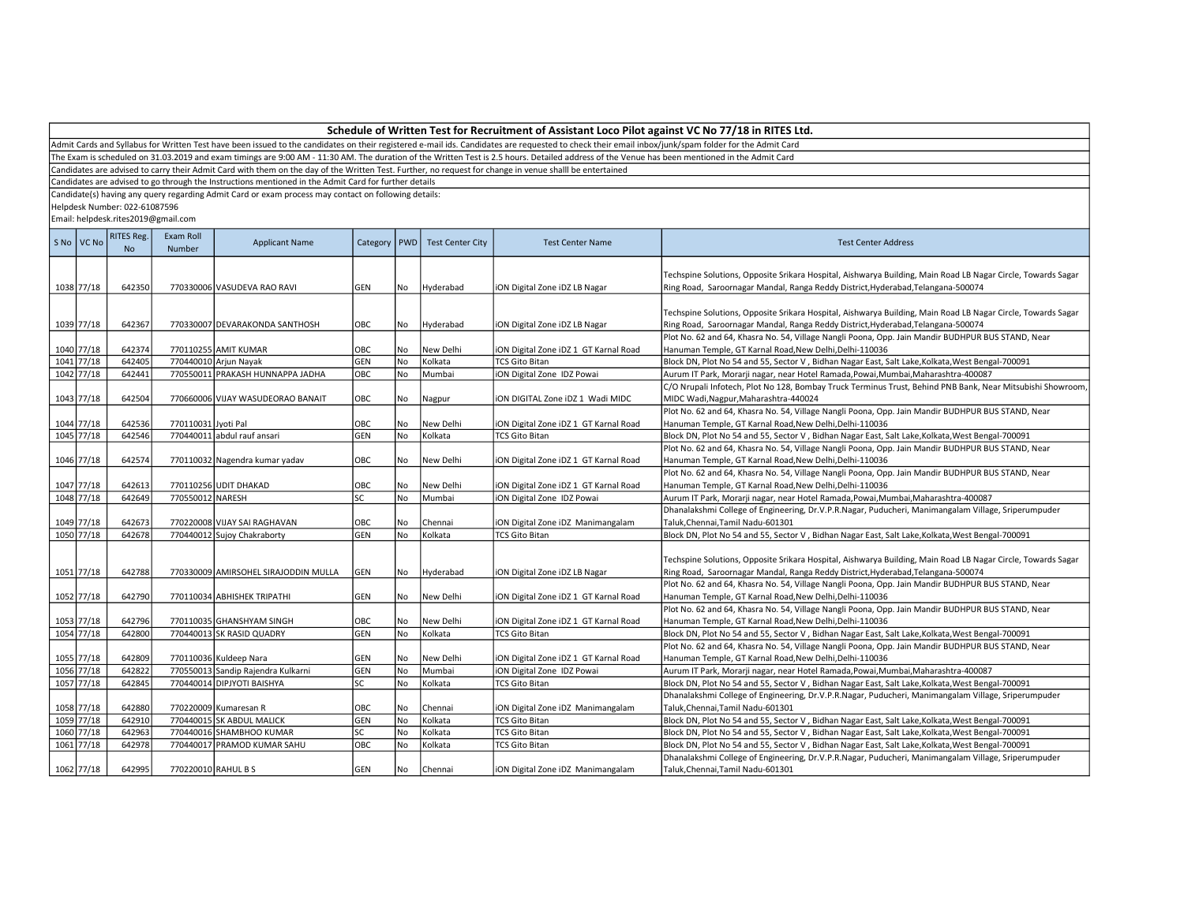# Schedule of Written Test for Recruitment of Assistant Loco Pilot against VC No 77/18 in RITES Ltd.

Admit Cards and Syllabus for Written Test have been issued to the candidates on their registered e-mail ids. Candidates are requested to check their email inbox/junk/spam folder for the Admit Card

The Exam is scheduled on 31.03.2019 and exam timings are 9:00 AM - 11:30 AM. The duration of the Written Test is 2.5 hours. Detailed address of the Venue has been mentioned in the Admit Card

Candidates are advised to carry their Admit Card with them on the day of the Written Test. Further, no request for change in venue shalll be entertained

Candidates are advised to go through the Instructions mentioned in the Admit Card for further details

Candidate(s) having any query regarding Admit Card or exam process may contact on following details:

Helpdesk Number: 022-61087596

Email: helpdesk.rites2019@gmail.com

| S No | VC No | RITES Reg. No | Exam Roll Number | Applicant Name | Category | PWD | Test Center City | Test Center Name | Test Center Address |
|---|---|---|---|---|---|---|---|---|---|
| 1038 | 77/18 | 642350 | 770330006 | VASUDEVA RAO RAVI | GEN | No | Hyderabad | iON Digital Zone iDZ LB Nagar | Techspine Solutions, Opposite Srikara Hospital, Aishwarya Building, Main Road LB Nagar Circle, Towards Sagar Ring Road, Saroornagar Mandal, Ranga Reddy District,Hyderabad,Telangana-500074 |
| 1039 | 77/18 | 642367 | 770330007 | DEVARAKONDA SANTHOSH | OBC | No | Hyderabad | iON Digital Zone iDZ LB Nagar | Techspine Solutions, Opposite Srikara Hospital, Aishwarya Building, Main Road LB Nagar Circle, Towards Sagar Ring Road, Saroornagar Mandal, Ranga Reddy District,Hyderabad,Telangana-500074 |
| 1040 | 77/18 | 642374 | 770110255 | AMIT KUMAR | OBC | No | New Delhi | iON Digital Zone iDZ 1 GT Karnal Road | Plot No. 62 and 64, Khasra No. 54, Village Nangli Poona, Opp. Jain Mandir BUDHPUR BUS STAND, Near Hanuman Temple, GT Karnal Road,New Delhi,Delhi-110036 |
| 1041 | 77/18 | 642405 | 770440010 | Arjun Nayak | GEN | No | Kolkata | TCS Gito Bitan | Block DN, Plot No 54 and 55, Sector V , Bidhan Nagar East, Salt Lake,Kolkata,West Bengal-700091 |
| 1042 | 77/18 | 642441 | 770550011 | PRAKASH HUNNAPPA JADHA | OBC | No | Mumbai | iON Digital Zone IDZ Powai | Aurum IT Park, Morarji nagar, near Hotel Ramada,Powai,Mumbai,Maharashtra-400087 |
| 1043 | 77/18 | 642504 | 770660006 | VIJAY WASUDEORAO BANAIT | OBC | No | Nagpur | iON DIGITAL Zone iDZ 1 Wadi MIDC | C/O Nrupali Infotech, Plot No 128, Bombay Truck Terminus Trust, Behind PNB Bank, Near Mitsubishi Showroom, MIDC Wadi,Nagpur,Maharashtra-440024 |
| 1044 | 77/18 | 642536 | 770110031 | Jyoti Pal | OBC | No | New Delhi | iON Digital Zone iDZ 1 GT Karnal Road | Plot No. 62 and 64, Khasra No. 54, Village Nangli Poona, Opp. Jain Mandir BUDHPUR BUS STAND, Near Hanuman Temple, GT Karnal Road,New Delhi,Delhi-110036 |
| 1045 | 77/18 | 642546 | 770440011 | abdul rauf ansari | GEN | No | Kolkata | TCS Gito Bitan | Block DN, Plot No 54 and 55, Sector V , Bidhan Nagar East, Salt Lake,Kolkata,West Bengal-700091 |
| 1046 | 77/18 | 642574 | 770110032 | Nagendra kumar yadav | OBC | No | New Delhi | iON Digital Zone iDZ 1 GT Karnal Road | Plot No. 62 and 64, Khasra No. 54, Village Nangli Poona, Opp. Jain Mandir BUDHPUR BUS STAND, Near Hanuman Temple, GT Karnal Road,New Delhi,Delhi-110036 |
| 1047 | 77/18 | 642613 | 770110256 | UDIT DHAKAD | OBC | No | New Delhi | iON Digital Zone iDZ 1 GT Karnal Road | Plot No. 62 and 64, Khasra No. 54, Village Nangli Poona, Opp. Jain Mandir BUDHPUR BUS STAND, Near Hanuman Temple, GT Karnal Road,New Delhi,Delhi-110036 |
| 1048 | 77/18 | 642649 | 770550012 | NARESH | SC | No | Mumbai | iON Digital Zone IDZ Powai | Aurum IT Park, Morarji nagar, near Hotel Ramada,Powai,Mumbai,Maharashtra-400087 |
| 1049 | 77/18 | 642673 | 770220008 | VIJAY SAI RAGHAVAN | OBC | No | Chennai | iON Digital Zone iDZ Manimangalam | Dhanalakshmi College of Engineering, Dr.V.P.R.Nagar, Puducheri, Manimangalam Village, Sriperumpuder Taluk,Chennai,Tamil Nadu-601301 |
| 1050 | 77/18 | 642678 | 770440012 | Sujoy Chakraborty | GEN | No | Kolkata | TCS Gito Bitan | Block DN, Plot No 54 and 55, Sector V , Bidhan Nagar East, Salt Lake,Kolkata,West Bengal-700091 |
| 1051 | 77/18 | 642788 | 770330009 | AMIRSOHEL SIRAJODDIN MULLA | GEN | No | Hyderabad | iON Digital Zone iDZ LB Nagar | Techspine Solutions, Opposite Srikara Hospital, Aishwarya Building, Main Road LB Nagar Circle, Towards Sagar Ring Road, Saroornagar Mandal, Ranga Reddy District,Hyderabad,Telangana-500074 |
| 1052 | 77/18 | 642790 | 770110034 | ABHISHEK TRIPATHI | GEN | No | New Delhi | iON Digital Zone iDZ 1 GT Karnal Road | Plot No. 62 and 64, Khasra No. 54, Village Nangli Poona, Opp. Jain Mandir BUDHPUR BUS STAND, Near Hanuman Temple, GT Karnal Road,New Delhi,Delhi-110036 |
| 1053 | 77/18 | 642796 | 770110035 | GHANSHYAM SINGH | OBC | No | New Delhi | iON Digital Zone iDZ 1 GT Karnal Road | Plot No. 62 and 64, Khasra No. 54, Village Nangli Poona, Opp. Jain Mandir BUDHPUR BUS STAND, Near Hanuman Temple, GT Karnal Road,New Delhi,Delhi-110036 |
| 1054 | 77/18 | 642800 | 770440013 | SK RASID QUADRY | GEN | No | Kolkata | TCS Gito Bitan | Block DN, Plot No 54 and 55, Sector V , Bidhan Nagar East, Salt Lake,Kolkata,West Bengal-700091 |
| 1055 | 77/18 | 642809 | 770110036 | Kuldeep Nara | GEN | No | New Delhi | iON Digital Zone iDZ 1 GT Karnal Road | Plot No. 62 and 64, Khasra No. 54, Village Nangli Poona, Opp. Jain Mandir BUDHPUR BUS STAND, Near Hanuman Temple, GT Karnal Road,New Delhi,Delhi-110036 |
| 1056 | 77/18 | 642822 | 770550013 | Sandip Rajendra Kulkarni | GEN | No | Mumbai | iON Digital Zone IDZ Powai | Aurum IT Park, Morarji nagar, near Hotel Ramada,Powai,Mumbai,Maharashtra-400087 |
| 1057 | 77/18 | 642845 | 770440014 | DIPJYOTI BAISHYA | SC | No | Kolkata | TCS Gito Bitan | Block DN, Plot No 54 and 55, Sector V , Bidhan Nagar East, Salt Lake,Kolkata,West Bengal-700091 |
| 1058 | 77/18 | 642880 | 770220009 | Kumaresan R | OBC | No | Chennai | iON Digital Zone iDZ Manimangalam | Dhanalakshmi College of Engineering, Dr.V.P.R.Nagar, Puducheri, Manimangalam Village, Sriperumpuder Taluk,Chennai,Tamil Nadu-601301 |
| 1059 | 77/18 | 642910 | 770440015 | SK ABDUL MALICK | GEN | No | Kolkata | TCS Gito Bitan | Block DN, Plot No 54 and 55, Sector V , Bidhan Nagar East, Salt Lake,Kolkata,West Bengal-700091 |
| 1060 | 77/18 | 642963 | 770440016 | SHAMBHOO KUMAR | SC | No | Kolkata | TCS Gito Bitan | Block DN, Plot No 54 and 55, Sector V , Bidhan Nagar East, Salt Lake,Kolkata,West Bengal-700091 |
| 1061 | 77/18 | 642978 | 770440017 | PRAMOD KUMAR SAHU | OBC | No | Kolkata | TCS Gito Bitan | Block DN, Plot No 54 and 55, Sector V , Bidhan Nagar East, Salt Lake,Kolkata,West Bengal-700091 |
| 1062 | 77/18 | 642995 | 770220010 | RAHUL B S | GEN | No | Chennai | iON Digital Zone iDZ Manimangalam | Dhanalakshmi College of Engineering, Dr.V.P.R.Nagar, Puducheri, Manimangalam Village, Sriperumpuder Taluk,Chennai,Tamil Nadu-601301 |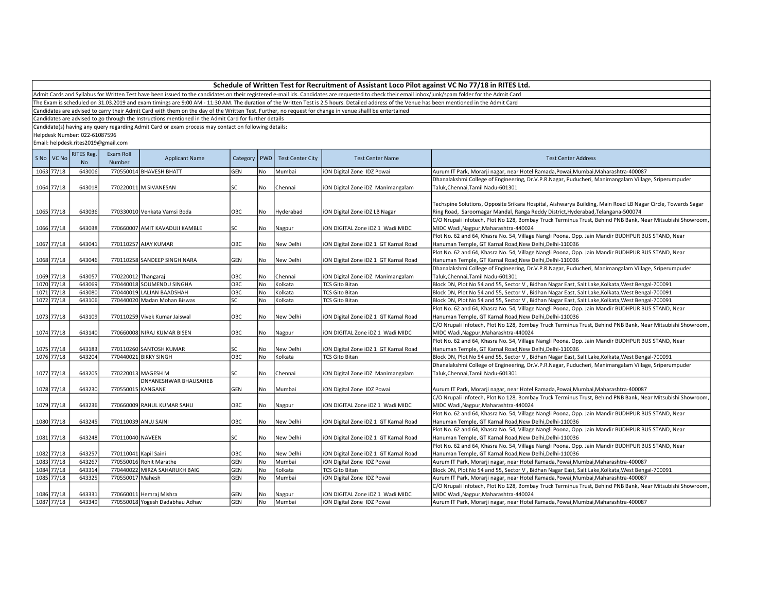# Schedule of Written Test for Recruitment of Assistant Loco Pilot against VC No 77/18 in RITES Ltd.

Admit Cards and Syllabus for Written Test have been issued to the candidates on their registered e-mail ids. Candidates are requested to check their email inbox/junk/spam folder for the Admit Card

The Exam is scheduled on 31.03.2019 and exam timings are 9:00 AM - 11:30 AM. The duration of the Written Test is 2.5 hours. Detailed address of the Venue has been mentioned in the Admit Card

Candidates are advised to carry their Admit Card with them on the day of the Written Test. Further, no request for change in venue shalll be entertained

Candidates are advised to go through the Instructions mentioned in the Admit Card for further details

Candidate(s) having any query regarding Admit Card or exam process may contact on following details:

Helpdesk Number: 022-61087596

Email: helpdesk.rites2019@gmail.com

| S No | VC No | RITES Reg. No | Exam Roll Number | Applicant Name | Category | PWD | Test Center City | Test Center Name | Test Center Address |
|---|---|---|---|---|---|---|---|---|---|
| 1063 | 77/18 | 643006 | 770550014 | BHAVESH BHATT | GEN | No | Mumbai | iON Digital Zone IDZ Powai | Aurum IT Park, Morarji nagar, near Hotel Ramada,Powai,Mumbai,Maharashtra-400087 |
| 1064 | 77/18 | 643018 | 770220011 | M SIVANESAN | SC | No | Chennai | iON Digital Zone iDZ Manimangalam | Dhanalakshmi College of Engineering, Dr.V.P.R.Nagar, Puducheri, Manimangalam Village, Sriperumpuder Taluk,Chennai,Tamil Nadu-601301 |
| 1065 | 77/18 | 643036 | 770330010 | Venkata Vamsi Boda | OBC | No | Hyderabad | iON Digital Zone iDZ LB Nagar | Techspine Solutions, Opposite Srikara Hospital, Aishwarya Building, Main Road LB Nagar Circle, Towards Sagar Ring Road, Saroornagar Mandal, Ranga Reddy District,Hyderabad,Telangana-500074 |
| 1066 | 77/18 | 643038 | 770660007 | AMIT KAVADUJI KAMBLE | SC | No | Nagpur | iON DIGITAL Zone iDZ 1 Wadi MIDC | C/O Nrupali Infotech, Plot No 128, Bombay Truck Terminus Trust, Behind PNB Bank, Near Mitsubishi Showroom, MIDC Wadi,Nagpur,Maharashtra-440024 |
| 1067 | 77/18 | 643041 | 770110257 | AJAY KUMAR | OBC | No | New Delhi | iON Digital Zone iDZ 1 GT Karnal Road | Plot No. 62 and 64, Khasra No. 54, Village Nangli Poona, Opp. Jain Mandir BUDHPUR BUS STAND, Near Hanuman Temple, GT Karnal Road,New Delhi,Delhi-110036 |
| 1068 | 77/18 | 643046 | 770110258 | SANDEEP SINGH NARA | GEN | No | New Delhi | iON Digital Zone iDZ 1 GT Karnal Road | Plot No. 62 and 64, Khasra No. 54, Village Nangli Poona, Opp. Jain Mandir BUDHPUR BUS STAND, Near Hanuman Temple, GT Karnal Road,New Delhi,Delhi-110036 |
| 1069 | 77/18 | 643057 | 770220012 | Thangaraj | OBC | No | Chennai | iON Digital Zone iDZ Manimangalam | Dhanalakshmi College of Engineering, Dr.V.P.R.Nagar, Puducheri, Manimangalam Village, Sriperumpuder Taluk,Chennai,Tamil Nadu-601301 |
| 1070 | 77/18 | 643069 | 770440018 | SOUMENDU SINGHA | OBC | No | Kolkata | TCS Gito Bitan | Block DN, Plot No 54 and 55, Sector V , Bidhan Nagar East, Salt Lake,Kolkata,West Bengal-700091 |
| 1071 | 77/18 | 643080 | 770440019 | LALJAN BAADSHAH | OBC | No | Kolkata | TCS Gito Bitan | Block DN, Plot No 54 and 55, Sector V , Bidhan Nagar East, Salt Lake,Kolkata,West Bengal-700091 |
| 1072 | 77/18 | 643106 | 770440020 | Madan Mohan Biswas | SC | No | Kolkata | TCS Gito Bitan | Block DN, Plot No 54 and 55, Sector V , Bidhan Nagar East, Salt Lake,Kolkata,West Bengal-700091 |
| 1073 | 77/18 | 643109 | 770110259 | Vivek Kumar Jaiswal | OBC | No | New Delhi | iON Digital Zone iDZ 1 GT Karnal Road | Plot No. 62 and 64, Khasra No. 54, Village Nangli Poona, Opp. Jain Mandir BUDHPUR BUS STAND, Near Hanuman Temple, GT Karnal Road,New Delhi,Delhi-110036 |
| 1074 | 77/18 | 643140 | 770660008 | NIRAJ KUMAR BISEN | OBC | No | Nagpur | iON DIGITAL Zone iDZ 1 Wadi MIDC | C/O Nrupali Infotech, Plot No 128, Bombay Truck Terminus Trust, Behind PNB Bank, Near Mitsubishi Showroom, MIDC Wadi,Nagpur,Maharashtra-440024 |
| 1075 | 77/18 | 643183 | 770110260 | SANTOSH KUMAR | SC | No | New Delhi | iON Digital Zone iDZ 1 GT Karnal Road | Plot No. 62 and 64, Khasra No. 54, Village Nangli Poona, Opp. Jain Mandir BUDHPUR BUS STAND, Near Hanuman Temple, GT Karnal Road,New Delhi,Delhi-110036 |
| 1076 | 77/18 | 643204 | 770440021 | BIKKY SINGH | OBC | No | Kolkata | TCS Gito Bitan | Block DN, Plot No 54 and 55, Sector V , Bidhan Nagar East, Salt Lake,Kolkata,West Bengal-700091 |
| 1077 | 77/18 | 643205 | 770220013 | MAGESH M | SC | No | Chennai | iON Digital Zone iDZ Manimangalam | Dhanalakshmi College of Engineering, Dr.V.P.R.Nagar, Puducheri, Manimangalam Village, Sriperumpuder Taluk,Chennai,Tamil Nadu-601301 |
| 1078 | 77/18 | 643230 | 770550015 | DNYANESHWAR BHAUSAHEB KANGANE | GEN | No | Mumbai | iON Digital Zone IDZ Powai | Aurum IT Park, Morarji nagar, near Hotel Ramada,Powai,Mumbai,Maharashtra-400087 |
| 1079 | 77/18 | 643236 | 770660009 | RAHUL KUMAR SAHU | OBC | No | Nagpur | iON DIGITAL Zone iDZ 1 Wadi MIDC | C/O Nrupali Infotech, Plot No 128, Bombay Truck Terminus Trust, Behind PNB Bank, Near Mitsubishi Showroom, MIDC Wadi,Nagpur,Maharashtra-440024 |
| 1080 | 77/18 | 643245 | 770110039 | ANUJ SAINI | OBC | No | New Delhi | iON Digital Zone iDZ 1 GT Karnal Road | Plot No. 62 and 64, Khasra No. 54, Village Nangli Poona, Opp. Jain Mandir BUDHPUR BUS STAND, Near Hanuman Temple, GT Karnal Road,New Delhi,Delhi-110036 |
| 1081 | 77/18 | 643248 | 770110040 | NAVEEN | SC | No | New Delhi | iON Digital Zone iDZ 1 GT Karnal Road | Plot No. 62 and 64, Khasra No. 54, Village Nangli Poona, Opp. Jain Mandir BUDHPUR BUS STAND, Near Hanuman Temple, GT Karnal Road,New Delhi,Delhi-110036 |
| 1082 | 77/18 | 643257 | 770110041 | Kapil Saini | OBC | No | New Delhi | iON Digital Zone iDZ 1 GT Karnal Road | Plot No. 62 and 64, Khasra No. 54, Village Nangli Poona, Opp. Jain Mandir BUDHPUR BUS STAND, Near Hanuman Temple, GT Karnal Road,New Delhi,Delhi-110036 |
| 1083 | 77/18 | 643267 | 770550016 | Rohit Marathe | GEN | No | Mumbai | iON Digital Zone IDZ Powai | Aurum IT Park, Morarji nagar, near Hotel Ramada,Powai,Mumbai,Maharashtra-400087 |
| 1084 | 77/18 | 643314 | 770440022 | MIRZA SAHARUKH BAIG | GEN | No | Kolkata | TCS Gito Bitan | Block DN, Plot No 54 and 55, Sector V , Bidhan Nagar East, Salt Lake,Kolkata,West Bengal-700091 |
| 1085 | 77/18 | 643325 | 770550017 | Mahesh | GEN | No | Mumbai | iON Digital Zone IDZ Powai | Aurum IT Park, Morarji nagar, near Hotel Ramada,Powai,Mumbai,Maharashtra-400087 |
| 1086 | 77/18 | 643331 | 770660011 | Hemraj Mishra | GEN | No | Nagpur | iON DIGITAL Zone iDZ 1 Wadi MIDC | C/O Nrupali Infotech, Plot No 128, Bombay Truck Terminus Trust, Behind PNB Bank, Near Mitsubishi Showroom, MIDC Wadi,Nagpur,Maharashtra-440024 |
| 1087 | 77/18 | 643349 | 770550018 | Yogesh Dadabhau Adhav | GEN | No | Mumbai | iON Digital Zone IDZ Powai | Aurum IT Park, Morarji nagar, near Hotel Ramada,Powai,Mumbai,Maharashtra-400087 |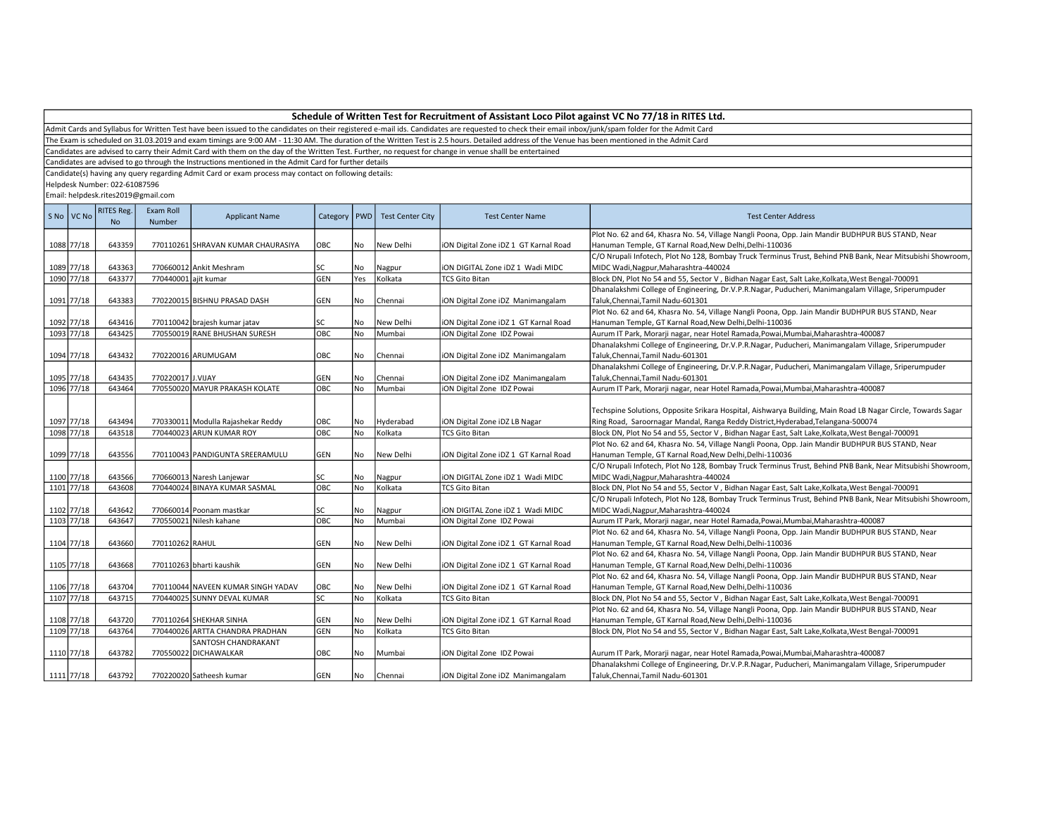## Schedule of Written Test for Recruitment of Assistant Loco Pilot against VC No 77/18 in RITES Ltd.

Admit Cards and Syllabus for Written Test have been issued to the candidates on their registered e-mail ids. Candidates are requested to check their email inbox/junk/spam folder for the Admit Card

The Exam is scheduled on 31.03.2019 and exam timings are 9:00 AM - 11:30 AM. The duration of the Written Test is 2.5 hours. Detailed address of the Venue has been mentioned in the Admit Card

Candidates are advised to carry their Admit Card with them on the day of the Written Test. Further, no request for change in venue shalll be entertained

Candidates are advised to go through the Instructions mentioned in the Admit Card for further details

Candidate(s) having any query regarding Admit Card or exam process may contact on following details:

Helpdesk Number: 022-61087596

Email: helpdesk.rites2019@gmail.com

| S No | VC No | RITES Reg. No | Exam Roll Number | Applicant Name | Category | PWD | Test Center City | Test Center Name | Test Center Address |
|---|---|---|---|---|---|---|---|---|---|
| 1088 | 77/18 | 643359 | 770110261 | SHRAVAN KUMAR CHAURASIYA | OBC | No | New Delhi | iON Digital Zone iDZ 1 GT Karnal Road | Plot No. 62 and 64, Khasra No. 54, Village Nangli Poona, Opp. Jain Mandir BUDHPUR BUS STAND, Near Hanuman Temple, GT Karnal Road,New Delhi,Delhi-110036 |
| 1089 | 77/18 | 643363 | 770660012 | Ankit Meshram | SC | No | Nagpur | iON DIGITAL Zone iDZ 1 Wadi MIDC | C/O Nrupali Infotech, Plot No 128, Bombay Truck Terminus Trust, Behind PNB Bank, Near Mitsubishi Showroom, MIDC Wadi,Nagpur,Maharashtra-440024 |
| 1090 | 77/18 | 643377 | 770440001 | ajit kumar | GEN | Yes | Kolkata | TCS Gito Bitan | Block DN, Plot No 54 and 55, Sector V , Bidhan Nagar East, Salt Lake,Kolkata,West Bengal-700091 |
| 1091 | 77/18 | 643383 | 770220015 | BISHNU PRASAD DASH | GEN | No | Chennai | iON Digital Zone iDZ Manimangalam | Dhanalakshmi College of Engineering, Dr.V.P.R.Nagar, Puducheri, Manimangalam Village, Sriperumpuder Taluk,Chennai,Tamil Nadu-601301 |
| 1092 | 77/18 | 643416 | 770110042 | brajesh kumar jatav | SC | No | New Delhi | iON Digital Zone iDZ 1 GT Karnal Road | Plot No. 62 and 64, Khasra No. 54, Village Nangli Poona, Opp. Jain Mandir BUDHPUR BUS STAND, Near Hanuman Temple, GT Karnal Road,New Delhi,Delhi-110036 |
| 1093 | 77/18 | 643425 | 770550019 | RANE BHUSHAN SURESH | OBC | No | Mumbai | iON Digital Zone IDZ Powai | Aurum IT Park, Morarji nagar, near Hotel Ramada,Powai,Mumbai,Maharashtra-400087 |
| 1094 | 77/18 | 643432 | 770220016 | ARUMUGAM | OBC | No | Chennai | iON Digital Zone iDZ Manimangalam | Dhanalakshmi College of Engineering, Dr.V.P.R.Nagar, Puducheri, Manimangalam Village, Sriperumpuder Taluk,Chennai,Tamil Nadu-601301 |
| 1095 | 77/18 | 643435 | 770220017 | J.VIJAY | GEN | No | Chennai | iON Digital Zone iDZ Manimangalam | Dhanalakshmi College of Engineering, Dr.V.P.R.Nagar, Puducheri, Manimangalam Village, Sriperumpuder Taluk,Chennai,Tamil Nadu-601301 |
| 1096 | 77/18 | 643464 | 770550020 | MAYUR PRAKASH KOLATE | OBC | No | Mumbai | iON Digital Zone IDZ Powai | Aurum IT Park, Morarji nagar, near Hotel Ramada,Powai,Mumbai,Maharashtra-400087 |
| 1097 | 77/18 | 643494 | 770330011 | Modulla Rajashekar Reddy | OBC | No | Hyderabad | iON Digital Zone iDZ LB Nagar | Techspine Solutions, Opposite Srikara Hospital, Aishwarya Building, Main Road LB Nagar Circle, Towards Sagar Ring Road, Saroornagar Mandal, Ranga Reddy District,Hyderabad,Telangana-500074 |
| 1098 | 77/18 | 643518 | 770440023 | ARUN KUMAR ROY | OBC | No | Kolkata | TCS Gito Bitan | Block DN, Plot No 54 and 55, Sector V , Bidhan Nagar East, Salt Lake,Kolkata,West Bengal-700091 |
| 1099 | 77/18 | 643556 | 770110043 | PANDIGUNTA SREERAMULU | GEN | No | New Delhi | iON Digital Zone iDZ 1 GT Karnal Road | Plot No. 62 and 64, Khasra No. 54, Village Nangli Poona, Opp. Jain Mandir BUDHPUR BUS STAND, Near Hanuman Temple, GT Karnal Road,New Delhi,Delhi-110036 |
| 1100 | 77/18 | 643566 | 770660013 | Naresh Lanjewar | SC | No | Nagpur | iON DIGITAL Zone iDZ 1 Wadi MIDC | C/O Nrupali Infotech, Plot No 128, Bombay Truck Terminus Trust, Behind PNB Bank, Near Mitsubishi Showroom, MIDC Wadi,Nagpur,Maharashtra-440024 |
| 1101 | 77/18 | 643608 | 770440024 | BINAYA KUMAR SASMAL | OBC | No | Kolkata | TCS Gito Bitan | Block DN, Plot No 54 and 55, Sector V , Bidhan Nagar East, Salt Lake,Kolkata,West Bengal-700091 |
| 1102 | 77/18 | 643642 | 770660014 | Poonam mastkar | SC | No | Nagpur | iON DIGITAL Zone iDZ 1 Wadi MIDC | C/O Nrupali Infotech, Plot No 128, Bombay Truck Terminus Trust, Behind PNB Bank, Near Mitsubishi Showroom, MIDC Wadi,Nagpur,Maharashtra-440024 |
| 1103 | 77/18 | 643647 | 770550021 | Nilesh kahane | OBC | No | Mumbai | iON Digital Zone IDZ Powai | Aurum IT Park, Morarji nagar, near Hotel Ramada,Powai,Mumbai,Maharashtra-400087 |
| 1104 | 77/18 | 643660 | 770110262 | RAHUL | GEN | No | New Delhi | iON Digital Zone iDZ 1 GT Karnal Road | Plot No. 62 and 64, Khasra No. 54, Village Nangli Poona, Opp. Jain Mandir BUDHPUR BUS STAND, Near Hanuman Temple, GT Karnal Road,New Delhi,Delhi-110036 |
| 1105 | 77/18 | 643668 | 770110263 | bharti kaushik | GEN | No | New Delhi | iON Digital Zone iDZ 1 GT Karnal Road | Plot No. 62 and 64, Khasra No. 54, Village Nangli Poona, Opp. Jain Mandir BUDHPUR BUS STAND, Near Hanuman Temple, GT Karnal Road,New Delhi,Delhi-110036 |
| 1106 | 77/18 | 643704 | 770110044 | NAVEEN KUMAR SINGH YADAV | OBC | No | New Delhi | iON Digital Zone iDZ 1 GT Karnal Road | Plot No. 62 and 64, Khasra No. 54, Village Nangli Poona, Opp. Jain Mandir BUDHPUR BUS STAND, Near Hanuman Temple, GT Karnal Road,New Delhi,Delhi-110036 |
| 1107 | 77/18 | 643715 | 770440025 | SUNNY DEVAL KUMAR | SC | No | Kolkata | TCS Gito Bitan | Block DN, Plot No 54 and 55, Sector V , Bidhan Nagar East, Salt Lake,Kolkata,West Bengal-700091 |
| 1108 | 77/18 | 643720 | 770110264 | SHEKHAR SINHA | GEN | No | New Delhi | iON Digital Zone iDZ 1 GT Karnal Road | Plot No. 62 and 64, Khasra No. 54, Village Nangli Poona, Opp. Jain Mandir BUDHPUR BUS STAND, Near Hanuman Temple, GT Karnal Road,New Delhi,Delhi-110036 |
| 1109 | 77/18 | 643764 | 770440026 | ARTTA CHANDRA PRADHAN | GEN | No | Kolkata | TCS Gito Bitan | Block DN, Plot No 54 and 55, Sector V , Bidhan Nagar East, Salt Lake,Kolkata,West Bengal-700091 |
| 1110 | 77/18 | 643782 | 770550022 | SANTOSH CHANDRAKANT DICHAWALKAR | OBC | No | Mumbai | iON Digital Zone IDZ Powai | Aurum IT Park, Morarji nagar, near Hotel Ramada,Powai,Mumbai,Maharashtra-400087 |
| 1111 | 77/18 | 643792 | 770220020 | Satheesh kumar | GEN | No | Chennai | iON Digital Zone iDZ Manimangalam | Dhanalakshmi College of Engineering, Dr.V.P.R.Nagar, Puducheri, Manimangalam Village, Sriperumpuder Taluk,Chennai,Tamil Nadu-601301 |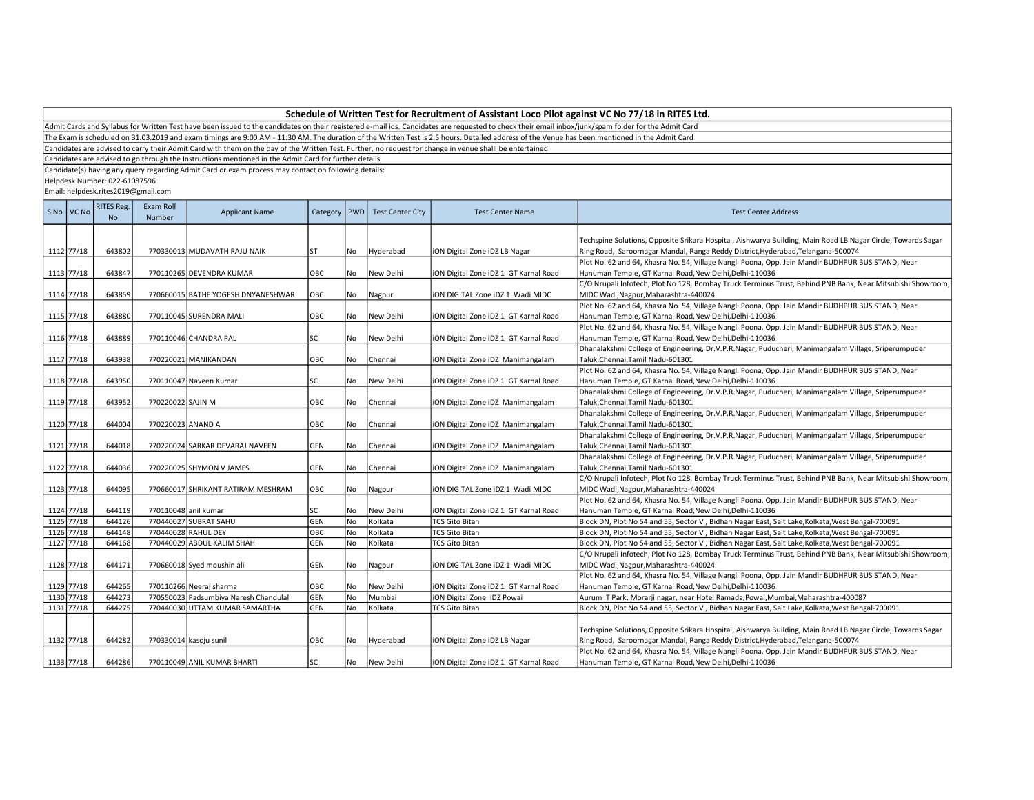## Schedule of Written Test for Recruitment of Assistant Loco Pilot against VC No 77/18 in RITES Ltd.

Admit Cards and Syllabus for Written Test have been issued to the candidates on their registered e-mail ids. Candidates are requested to check their email inbox/junk/spam folder for the Admit Card

The Exam is scheduled on 31.03.2019 and exam timings are 9:00 AM - 11:30 AM. The duration of the Written Test is 2.5 hours. Detailed address of the Venue has been mentioned in the Admit Card

Candidates are advised to carry their Admit Card with them on the day of the Written Test. Further, no request for change in venue shalll be entertained

Candidates are advised to go through the Instructions mentioned in the Admit Card for further details

Candidate(s) having any query regarding Admit Card or exam process may contact on following details:

Helpdesk Number: 022-61087596

Email: helpdesk.rites2019@gmail.com

| S No | VC No | RITES Reg. No | Exam Roll Number | Applicant Name | Category | PWD | Test Center City | Test Center Name | Test Center Address |
|---|---|---|---|---|---|---|---|---|---|
| 1112 | 77/18 | 643802 | 770330013 | MUDAVATH RAJU NAIK | ST | No | Hyderabad | iON Digital Zone iDZ LB Nagar | Techspine Solutions, Opposite Srikara Hospital, Aishwarya Building, Main Road LB Nagar Circle, Towards Sagar Ring Road, Saroornagar Mandal, Ranga Reddy District,Hyderabad,Telangana-500074 |
| 1113 | 77/18 | 643847 | 770110265 | DEVENDRA KUMAR | OBC | No | New Delhi | iON Digital Zone iDZ 1 GT Karnal Road | Plot No. 62 and 64, Khasra No. 54, Village Nangli Poona, Opp. Jain Mandir BUDHPUR BUS STAND, Near Hanuman Temple, GT Karnal Road,New Delhi,Delhi-110036 |
| 1114 | 77/18 | 643859 | 770660015 | BATHE YOGESH DNYANESHWAR | OBC | No | Nagpur | iON DIGITAL Zone iDZ 1 Wadi MIDC | C/O Nrupali Infotech, Plot No 128, Bombay Truck Terminus Trust, Behind PNB Bank, Near Mitsubishi Showroom, MIDC Wadi,Nagpur,Maharashtra-440024 |
| 1115 | 77/18 | 643880 | 770110045 | SURENDRA MALI | OBC | No | New Delhi | iON Digital Zone iDZ 1 GT Karnal Road | Plot No. 62 and 64, Khasra No. 54, Village Nangli Poona, Opp. Jain Mandir BUDHPUR BUS STAND, Near Hanuman Temple, GT Karnal Road,New Delhi,Delhi-110036 |
| 1116 | 77/18 | 643889 | 770110046 | CHANDRA PAL | SC | No | New Delhi | iON Digital Zone iDZ 1 GT Karnal Road | Plot No. 62 and 64, Khasra No. 54, Village Nangli Poona, Opp. Jain Mandir BUDHPUR BUS STAND, Near Hanuman Temple, GT Karnal Road,New Delhi,Delhi-110036 |
| 1117 | 77/18 | 643938 | 770220021 | MANIKANDAN | OBC | No | Chennai | iON Digital Zone iDZ Manimangalam | Dhanalakshmi College of Engineering, Dr.V.P.R.Nagar, Puducheri, Manimangalam Village, Sriperumpuder Taluk,Chennai,Tamil Nadu-601301 |
| 1118 | 77/18 | 643950 | 770110047 | Naveen Kumar | SC | No | New Delhi | iON Digital Zone iDZ 1 GT Karnal Road | Plot No. 62 and 64, Khasra No. 54, Village Nangli Poona, Opp. Jain Mandir BUDHPUR BUS STAND, Near Hanuman Temple, GT Karnal Road,New Delhi,Delhi-110036 |
| 1119 | 77/18 | 643952 | 770220022 | SAJIN M | OBC | No | Chennai | iON Digital Zone iDZ Manimangalam | Dhanalakshmi College of Engineering, Dr.V.P.R.Nagar, Puducheri, Manimangalam Village, Sriperumpuder Taluk,Chennai,Tamil Nadu-601301 |
| 1120 | 77/18 | 644004 | 770220023 | ANAND A | OBC | No | Chennai | iON Digital Zone iDZ Manimangalam | Dhanalakshmi College of Engineering, Dr.V.P.R.Nagar, Puducheri, Manimangalam Village, Sriperumpuder Taluk,Chennai,Tamil Nadu-601301 |
| 1121 | 77/18 | 644018 | 770220024 | SARKAR DEVARAJ NAVEEN | GEN | No | Chennai | iON Digital Zone iDZ Manimangalam | Dhanalakshmi College of Engineering, Dr.V.P.R.Nagar, Puducheri, Manimangalam Village, Sriperumpuder Taluk,Chennai,Tamil Nadu-601301 |
| 1122 | 77/18 | 644036 | 770220025 | SHYMON V JAMES | GEN | No | Chennai | iON Digital Zone iDZ Manimangalam | Dhanalakshmi College of Engineering, Dr.V.P.R.Nagar, Puducheri, Manimangalam Village, Sriperumpuder Taluk,Chennai,Tamil Nadu-601301 |
| 1123 | 77/18 | 644095 | 770660017 | SHRIKANT RATIRAM MESHRAM | OBC | No | Nagpur | iON DIGITAL Zone iDZ 1 Wadi MIDC | C/O Nrupali Infotech, Plot No 128, Bombay Truck Terminus Trust, Behind PNB Bank, Near Mitsubishi Showroom, MIDC Wadi,Nagpur,Maharashtra-440024 |
| 1124 | 77/18 | 644119 | 770110048 | anil kumar | SC | No | New Delhi | iON Digital Zone iDZ 1 GT Karnal Road | Plot No. 62 and 64, Khasra No. 54, Village Nangli Poona, Opp. Jain Mandir BUDHPUR BUS STAND, Near Hanuman Temple, GT Karnal Road,New Delhi,Delhi-110036 |
| 1125 | 77/18 | 644126 | 770440027 | SUBRAT SAHU | GEN | No | Kolkata | TCS Gito Bitan | Block DN, Plot No 54 and 55, Sector V , Bidhan Nagar East, Salt Lake,Kolkata,West Bengal-700091 |
| 1126 | 77/18 | 644148 | 770440028 | RAHUL DEY | OBC | No | Kolkata | TCS Gito Bitan | Block DN, Plot No 54 and 55, Sector V , Bidhan Nagar East, Salt Lake,Kolkata,West Bengal-700091 |
| 1127 | 77/18 | 644168 | 770440029 | ABDUL KALIM SHAH | GEN | No | Kolkata | TCS Gito Bitan | Block DN, Plot No 54 and 55, Sector V , Bidhan Nagar East, Salt Lake,Kolkata,West Bengal-700091 |
| 1128 | 77/18 | 644171 | 770660018 | Syed moushin ali | GEN | No | Nagpur | iON DIGITAL Zone iDZ 1 Wadi MIDC | C/O Nrupali Infotech, Plot No 128, Bombay Truck Terminus Trust, Behind PNB Bank, Near Mitsubishi Showroom, MIDC Wadi,Nagpur,Maharashtra-440024 |
| 1129 | 77/18 | 644265 | 770110266 | Neeraj sharma | OBC | No | New Delhi | iON Digital Zone iDZ 1 GT Karnal Road | Plot No. 62 and 64, Khasra No. 54, Village Nangli Poona, Opp. Jain Mandir BUDHPUR BUS STAND, Near Hanuman Temple, GT Karnal Road,New Delhi,Delhi-110036 |
| 1130 | 77/18 | 644273 | 770550023 | Padsumbiya Naresh Chandulal | GEN | No | Mumbai | iON Digital Zone IDZ Powai | Aurum IT Park, Morarji nagar, near Hotel Ramada,Powai,Mumbai,Maharashtra-400087 |
| 1131 | 77/18 | 644275 | 770440030 | UTTAM KUMAR SAMARTHA | GEN | No | Kolkata | TCS Gito Bitan | Block DN, Plot No 54 and 55, Sector V , Bidhan Nagar East, Salt Lake,Kolkata,West Bengal-700091 |
| 1132 | 77/18 | 644282 | 770330014 | kasoju sunil | OBC | No | Hyderabad | iON Digital Zone iDZ LB Nagar | Techspine Solutions, Opposite Srikara Hospital, Aishwarya Building, Main Road LB Nagar Circle, Towards Sagar Ring Road, Saroornagar Mandal, Ranga Reddy District,Hyderabad,Telangana-500074 |
| 1133 | 77/18 | 644286 | 770110049 | ANIL KUMAR BHARTI | SC | No | New Delhi | iON Digital Zone iDZ 1 GT Karnal Road | Plot No. 62 and 64, Khasra No. 54, Village Nangli Poona, Opp. Jain Mandir BUDHPUR BUS STAND, Near Hanuman Temple, GT Karnal Road,New Delhi,Delhi-110036 |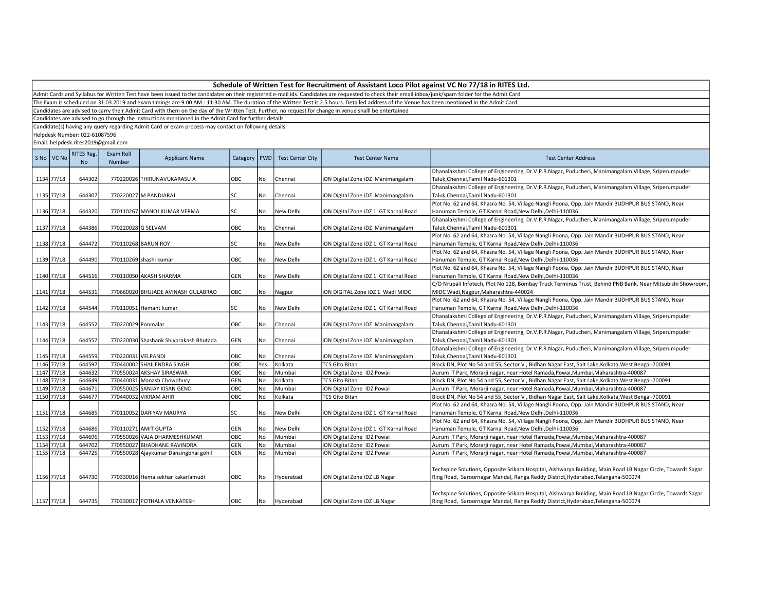# Schedule of Written Test for Recruitment of Assistant Loco Pilot against VC No 77/18 in RITES Ltd.

Admit Cards and Syllabus for Written Test have been issued to the candidates on their registered e-mail ids. Candidates are requested to check their email inbox/junk/spam folder for the Admit Card

The Exam is scheduled on 31.03.2019 and exam timings are 9:00 AM - 11:30 AM. The duration of the Written Test is 2.5 hours. Detailed address of the Venue has been mentioned in the Admit Card

Candidates are advised to carry their Admit Card with them on the day of the Written Test. Further, no request for change in venue shalll be entertained

Candidates are advised to go through the Instructions mentioned in the Admit Card for further details

Candidate(s) having any query regarding Admit Card or exam process may contact on following details:

Helpdesk Number: 022-61087596

Email: helpdesk.rites2019@gmail.com

| S No | VC No | RITES Reg. No | Exam Roll Number | Applicant Name | Category | PWD | Test Center City | Test Center Name | Test Center Address |
|---|---|---|---|---|---|---|---|---|---|
| 1134 | 77/18 | 644302 | 770220026 | THIRUNAVUKARASU A | OBC | No | Chennai | iON Digital Zone iDZ Manimangalam | Dhanalakshmi College of Engineering, Dr.V.P.R.Nagar, Puducheri, Manimangalam Village, Sriperumpuder Taluk,Chennai,Tamil Nadu-601301 |
| 1135 | 77/18 | 644307 | 770220027 | M PANDIARAJ | SC | No | Chennai | iON Digital Zone iDZ Manimangalam | Dhanalakshmi College of Engineering, Dr.V.P.R.Nagar, Puducheri, Manimangalam Village, Sriperumpuder Taluk,Chennai,Tamil Nadu-601301 |
| 1136 | 77/18 | 644320 | 770110267 | MANOJ KUMAR VERMA | SC | No | New Delhi | iON Digital Zone iDZ 1 GT Karnal Road | Plot No. 62 and 64, Khasra No. 54, Village Nangli Poona, Opp. Jain Mandir BUDHPUR BUS STAND, Near Hanuman Temple, GT Karnal Road,New Delhi,Delhi-110036 |
| 1137 | 77/18 | 644386 | 770220028 | G SELVAM | OBC | No | Chennai | iON Digital Zone iDZ Manimangalam | Dhanalakshmi College of Engineering, Dr.V.P.R.Nagar, Puducheri, Manimangalam Village, Sriperumpuder Taluk,Chennai,Tamil Nadu-601301 |
| 1138 | 77/18 | 644472 | 770110268 | BARUN ROY | SC | No | New Delhi | iON Digital Zone iDZ 1 GT Karnal Road | Plot No. 62 and 64, Khasra No. 54, Village Nangli Poona, Opp. Jain Mandir BUDHPUR BUS STAND, Near Hanuman Temple, GT Karnal Road,New Delhi,Delhi-110036 |
| 1139 | 77/18 | 644490 | 770110269 | shashi kumar | OBC | No | New Delhi | iON Digital Zone iDZ 1 GT Karnal Road | Plot No. 62 and 64, Khasra No. 54, Village Nangli Poona, Opp. Jain Mandir BUDHPUR BUS STAND, Near Hanuman Temple, GT Karnal Road,New Delhi,Delhi-110036 |
| 1140 | 77/18 | 644516 | 770110050 | AKASH SHARMA | GEN | No | New Delhi | iON Digital Zone iDZ 1 GT Karnal Road | Plot No. 62 and 64, Khasra No. 54, Village Nangli Poona, Opp. Jain Mandir BUDHPUR BUS STAND, Near Hanuman Temple, GT Karnal Road,New Delhi,Delhi-110036 |
| 1141 | 77/18 | 644531 | 770660020 | BHUJADE AVINASH GULABRAO | OBC | No | Nagpur | iON DIGITAL Zone iDZ 1 Wadi MIDC | C/O Nrupali Infotech, Plot No 128, Bombay Truck Terminus Trust, Behind PNB Bank, Near Mitsubishi Showroom, MIDC Wadi,Nagpur,Maharashtra-440024 |
| 1142 | 77/18 | 644544 | 770110051 | Hemant kumar | SC | No | New Delhi | iON Digital Zone iDZ 1 GT Karnal Road | Plot No. 62 and 64, Khasra No. 54, Village Nangli Poona, Opp. Jain Mandir BUDHPUR BUS STAND, Near Hanuman Temple, GT Karnal Road,New Delhi,Delhi-110036 |
| 1143 | 77/18 | 644552 | 770220029 | Ponmalar | OBC | No | Chennai | iON Digital Zone iDZ Manimangalam | Dhanalakshmi College of Engineering, Dr.V.P.R.Nagar, Puducheri, Manimangalam Village, Sriperumpuder Taluk,Chennai,Tamil Nadu-601301 |
| 1144 | 77/18 | 644557 | 770220030 | Shashank Shivprakash Bhutada | GEN | No | Chennai | iON Digital Zone iDZ Manimangalam | Dhanalakshmi College of Engineering, Dr.V.P.R.Nagar, Puducheri, Manimangalam Village, Sriperumpuder Taluk,Chennai,Tamil Nadu-601301 |
| 1145 | 77/18 | 644559 | 770220031 | VELPANDI | OBC | No | Chennai | iON Digital Zone iDZ Manimangalam | Dhanalakshmi College of Engineering, Dr.V.P.R.Nagar, Puducheri, Manimangalam Village, Sriperumpuder Taluk,Chennai,Tamil Nadu-601301 |
| 1146 | 77/18 | 644597 | 770440002 | SHAILENDRA SINGH | OBC | Yes | Kolkata | TCS Gito Bitan | Block DN, Plot No 54 and 55, Sector V , Bidhan Nagar East, Salt Lake,Kolkata,West Bengal-700091 |
| 1147 | 77/18 | 644632 | 770550024 | AKSHAY SIRASWAR | OBC | No | Mumbai | iON Digital Zone IDZ Powai | Aurum IT Park, Morarji nagar, near Hotel Ramada,Powai,Mumbai,Maharashtra-400087 |
| 1148 | 77/18 | 644649 | 770440031 | Manash Chowdhury | GEN | No | Kolkata | TCS Gito Bitan | Block DN, Plot No 54 and 55, Sector V , Bidhan Nagar East, Salt Lake,Kolkata,West Bengal-700091 |
| 1149 | 77/18 | 644671 | 770550025 | SANJAY KISAN GEND | OBC | No | Mumbai | iON Digital Zone IDZ Powai | Aurum IT Park, Morarji nagar, near Hotel Ramada,Powai,Mumbai,Maharashtra-400087 |
| 1150 | 77/18 | 644677 | 770440032 | VIKRAM AHIR | OBC | No | Kolkata | TCS Gito Bitan | Block DN, Plot No 54 and 55, Sector V , Bidhan Nagar East, Salt Lake,Kolkata,West Bengal-700091 |
| 1151 | 77/18 | 644685 | 770110052 | DARIYAV MAURYA | SC | No | New Delhi | iON Digital Zone iDZ 1 GT Karnal Road | Plot No. 62 and 64, Khasra No. 54, Village Nangli Poona, Opp. Jain Mandir BUDHPUR BUS STAND, Near Hanuman Temple, GT Karnal Road,New Delhi,Delhi-110036 |
| 1152 | 77/18 | 644686 | 770110271 | AMIT GUPTA | GEN | No | New Delhi | iON Digital Zone iDZ 1 GT Karnal Road | Plot No. 62 and 64, Khasra No. 54, Village Nangli Poona, Opp. Jain Mandir BUDHPUR BUS STAND, Near Hanuman Temple, GT Karnal Road,New Delhi,Delhi-110036 |
| 1153 | 77/18 | 644696 | 770550026 | VAJA DHARMESHKUMAR | OBC | No | Mumbai | iON Digital Zone IDZ Powai | Aurum IT Park, Morarji nagar, near Hotel Ramada,Powai,Mumbai,Maharashtra-400087 |
| 1154 | 77/18 | 644702 | 770550027 | BHADHANE RAVINDRA | GEN | No | Mumbai | iON Digital Zone IDZ Powai | Aurum IT Park, Morarji nagar, near Hotel Ramada,Powai,Mumbai,Maharashtra-400087 |
| 1155 | 77/18 | 644725 | 770550028 | Ajaykumar Dansingbhai gohil | GEN | No | Mumbai | iON Digital Zone IDZ Powai | Aurum IT Park, Morarji nagar, near Hotel Ramada,Powai,Mumbai,Maharashtra-400087 |
| 1156 | 77/18 | 644730 | 770330016 | Hema sekhar kakarlamudi | OBC | No | Hyderabad | iON Digital Zone iDZ LB Nagar | Techspine Solutions, Opposite Srikara Hospital, Aishwarya Building, Main Road LB Nagar Circle, Towards Sagar Ring Road, Saroornagar Mandal, Ranga Reddy District,Hyderabad,Telangana-500074 |
| 1157 | 77/18 | 644735 | 770330017 | POTHALA VENKATESH | OBC | No | Hyderabad | iON Digital Zone iDZ LB Nagar | Techspine Solutions, Opposite Srikara Hospital, Aishwarya Building, Main Road LB Nagar Circle, Towards Sagar Ring Road, Saroornagar Mandal, Ranga Reddy District,Hyderabad,Telangana-500074 |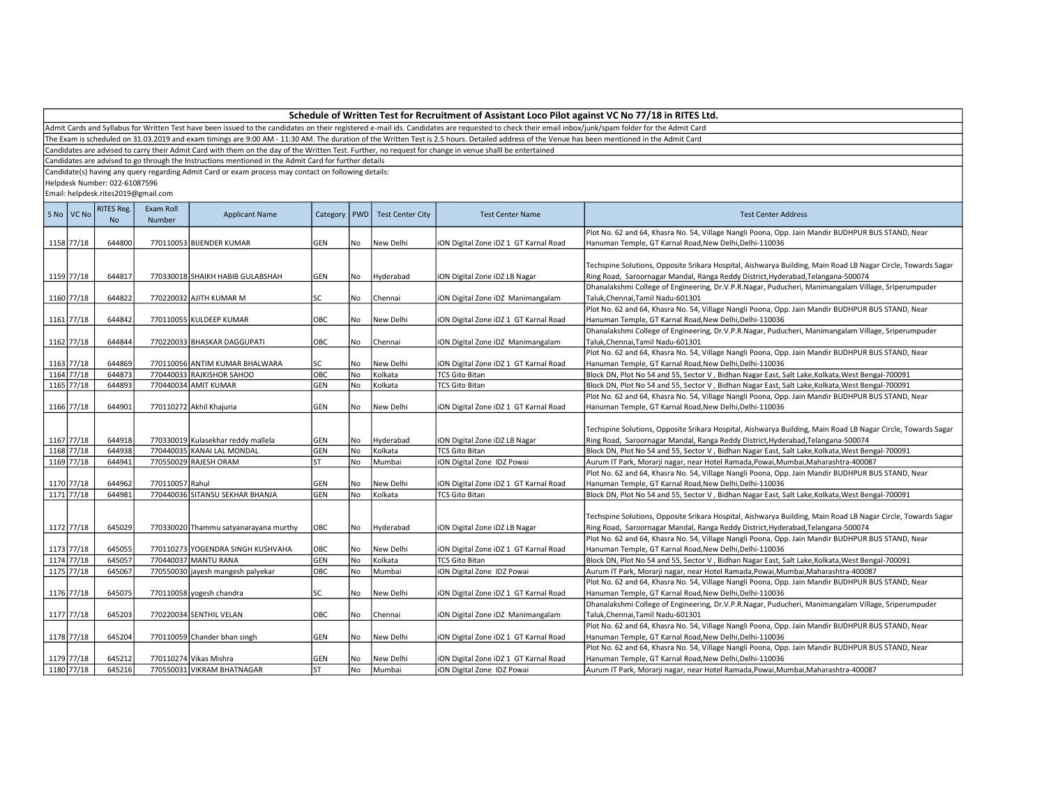## Schedule of Written Test for Recruitment of Assistant Loco Pilot against VC No 77/18 in RITES Ltd.

Admit Cards and Syllabus for Written Test have been issued to the candidates on their registered e-mail ids. Candidates are requested to check their email inbox/junk/spam folder for the Admit Card

The Exam is scheduled on 31.03.2019 and exam timings are 9:00 AM - 11:30 AM. The duration of the Written Test is 2.5 hours. Detailed address of the Venue has been mentioned in the Admit Card

Candidates are advised to carry their Admit Card with them on the day of the Written Test. Further, no request for change in venue shalll be entertained

Candidates are advised to go through the Instructions mentioned in the Admit Card for further details

Candidate(s) having any query regarding Admit Card or exam process may contact on following details:

Helpdesk Number: 022-61087596

Email: helpdesk.rites2019@gmail.com

| S No | VC No | RITES Reg. No | Exam Roll Number | Applicant Name | Category | PWD | Test Center City | Test Center Name | Test Center Address |
|---|---|---|---|---|---|---|---|---|---|
| 1158 | 77/18 | 644800 | 770110053 | BIJENDER KUMAR | GEN | No | New Delhi | iON Digital Zone iDZ 1 GT Karnal Road | Plot No. 62 and 64, Khasra No. 54, Village Nangli Poona, Opp. Jain Mandir BUDHPUR BUS STAND, Near Hanuman Temple, GT Karnal Road,New Delhi,Delhi-110036 |
| 1159 | 77/18 | 644817 | 770330018 | SHAIKH HABIB GULABSHAH | GEN | No | Hyderabad | iON Digital Zone iDZ LB Nagar | Techspine Solutions, Opposite Srikara Hospital, Aishwarya Building, Main Road LB Nagar Circle, Towards Sagar Ring Road, Saroornagar Mandal, Ranga Reddy District,Hyderabad,Telangana-500074 |
| 1160 | 77/18 | 644822 | 770220032 | AJITH KUMAR M | SC | No | Chennai | iON Digital Zone iDZ Manimangalam | Dhanalakshmi College of Engineering, Dr.V.P.R.Nagar, Puducheri, Manimangalam Village, Sriperumpuder Taluk,Chennai,Tamil Nadu-601301 |
| 1161 | 77/18 | 644842 | 770110055 | KULDEEP KUMAR | OBC | No | New Delhi | iON Digital Zone iDZ 1 GT Karnal Road | Plot No. 62 and 64, Khasra No. 54, Village Nangli Poona, Opp. Jain Mandir BUDHPUR BUS STAND, Near Hanuman Temple, GT Karnal Road,New Delhi,Delhi-110036 |
| 1162 | 77/18 | 644844 | 770220033 | BHASKAR DAGGUPATI | OBC | No | Chennai | iON Digital Zone iDZ Manimangalam | Dhanalakshmi College of Engineering, Dr.V.P.R.Nagar, Puducheri, Manimangalam Village, Sriperumpuder Taluk,Chennai,Tamil Nadu-601301 |
| 1163 | 77/18 | 644869 | 770110056 | ANTIM KUMAR BHALWARA | SC | No | New Delhi | iON Digital Zone iDZ 1 GT Karnal Road | Plot No. 62 and 64, Khasra No. 54, Village Nangli Poona, Opp. Jain Mandir BUDHPUR BUS STAND, Near Hanuman Temple, GT Karnal Road,New Delhi,Delhi-110036 |
| 1164 | 77/18 | 644873 | 770440033 | RAJKISHOR SAHOO | OBC | No | Kolkata | TCS Gito Bitan | Block DN, Plot No 54 and 55, Sector V , Bidhan Nagar East, Salt Lake,Kolkata,West Bengal-700091 |
| 1165 | 77/18 | 644893 | 770440034 | AMIT KUMAR | GEN | No | Kolkata | TCS Gito Bitan | Block DN, Plot No 54 and 55, Sector V , Bidhan Nagar East, Salt Lake,Kolkata,West Bengal-700091 |
| 1166 | 77/18 | 644901 | 770110272 | Akhil Khajuria | GEN | No | New Delhi | iON Digital Zone iDZ 1 GT Karnal Road | Plot No. 62 and 64, Khasra No. 54, Village Nangli Poona, Opp. Jain Mandir BUDHPUR BUS STAND, Near Hanuman Temple, GT Karnal Road,New Delhi,Delhi-110036 |
| 1167 | 77/18 | 644918 | 770330019 | Kulasekhar reddy mallela | GEN | No | Hyderabad | iON Digital Zone iDZ LB Nagar | Techspine Solutions, Opposite Srikara Hospital, Aishwarya Building, Main Road LB Nagar Circle, Towards Sagar Ring Road, Saroornagar Mandal, Ranga Reddy District,Hyderabad,Telangana-500074 |
| 1168 | 77/18 | 644938 | 770440035 | KANAI LAL MONDAL | GEN | No | Kolkata | TCS Gito Bitan | Block DN, Plot No 54 and 55, Sector V , Bidhan Nagar East, Salt Lake,Kolkata,West Bengal-700091 |
| 1169 | 77/18 | 644941 | 770550029 | RAJESH ORAM | ST | No | Mumbai | iON Digital Zone IDZ Powai | Aurum IT Park, Morarji nagar, near Hotel Ramada,Powai,Mumbai,Maharashtra-400087 |
| 1170 | 77/18 | 644962 | 770110057 | Rahul | GEN | No | New Delhi | iON Digital Zone iDZ 1 GT Karnal Road | Plot No. 62 and 64, Khasra No. 54, Village Nangli Poona, Opp. Jain Mandir BUDHPUR BUS STAND, Near Hanuman Temple, GT Karnal Road,New Delhi,Delhi-110036 |
| 1171 | 77/18 | 644981 | 770440036 | SITANSU SEKHAR BHANJA | GEN | No | Kolkata | TCS Gito Bitan | Block DN, Plot No 54 and 55, Sector V , Bidhan Nagar East, Salt Lake,Kolkata,West Bengal-700091 |
| 1172 | 77/18 | 645029 | 770330020 | Thammu satyanarayana murthy | OBC | No | Hyderabad | iON Digital Zone iDZ LB Nagar | Techspine Solutions, Opposite Srikara Hospital, Aishwarya Building, Main Road LB Nagar Circle, Towards Sagar Ring Road, Saroornagar Mandal, Ranga Reddy District,Hyderabad,Telangana-500074 |
| 1173 | 77/18 | 645055 | 770110273 | YOGENDRA SINGH KUSHVAHA | OBC | No | New Delhi | iON Digital Zone iDZ 1 GT Karnal Road | Plot No. 62 and 64, Khasra No. 54, Village Nangli Poona, Opp. Jain Mandir BUDHPUR BUS STAND, Near Hanuman Temple, GT Karnal Road,New Delhi,Delhi-110036 |
| 1174 | 77/18 | 645057 | 770440037 | MANTU RANA | GEN | No | Kolkata | TCS Gito Bitan | Block DN, Plot No 54 and 55, Sector V , Bidhan Nagar East, Salt Lake,Kolkata,West Bengal-700091 |
| 1175 | 77/18 | 645067 | 770550030 | jayesh mangesh palyekar | OBC | No | Mumbai | iON Digital Zone IDZ Powai | Aurum IT Park, Morarji nagar, near Hotel Ramada,Powai,Mumbai,Maharashtra-400087 |
| 1176 | 77/18 | 645075 | 770110058 | yogesh chandra | SC | No | New Delhi | iON Digital Zone iDZ 1 GT Karnal Road | Plot No. 62 and 64, Khasra No. 54, Village Nangli Poona, Opp. Jain Mandir BUDHPUR BUS STAND, Near Hanuman Temple, GT Karnal Road,New Delhi,Delhi-110036 |
| 1177 | 77/18 | 645203 | 770220034 | SENTHIL VELAN | OBC | No | Chennai | iON Digital Zone iDZ Manimangalam | Dhanalakshmi College of Engineering, Dr.V.P.R.Nagar, Puducheri, Manimangalam Village, Sriperumpuder Taluk,Chennai,Tamil Nadu-601301 |
| 1178 | 77/18 | 645204 | 770110059 | Chander bhan singh | GEN | No | New Delhi | iON Digital Zone iDZ 1 GT Karnal Road | Plot No. 62 and 64, Khasra No. 54, Village Nangli Poona, Opp. Jain Mandir BUDHPUR BUS STAND, Near Hanuman Temple, GT Karnal Road,New Delhi,Delhi-110036 |
| 1179 | 77/18 | 645212 | 770110274 | Vikas Mishra | GEN | No | New Delhi | iON Digital Zone iDZ 1 GT Karnal Road | Plot No. 62 and 64, Khasra No. 54, Village Nangli Poona, Opp. Jain Mandir BUDHPUR BUS STAND, Near Hanuman Temple, GT Karnal Road,New Delhi,Delhi-110036 |
| 1180 | 77/18 | 645216 | 770550031 | VIKRAM BHATNAGAR | ST | No | Mumbai | iON Digital Zone IDZ Powai | Aurum IT Park, Morarji nagar, near Hotel Ramada,Powai,Mumbai,Maharashtra-400087 |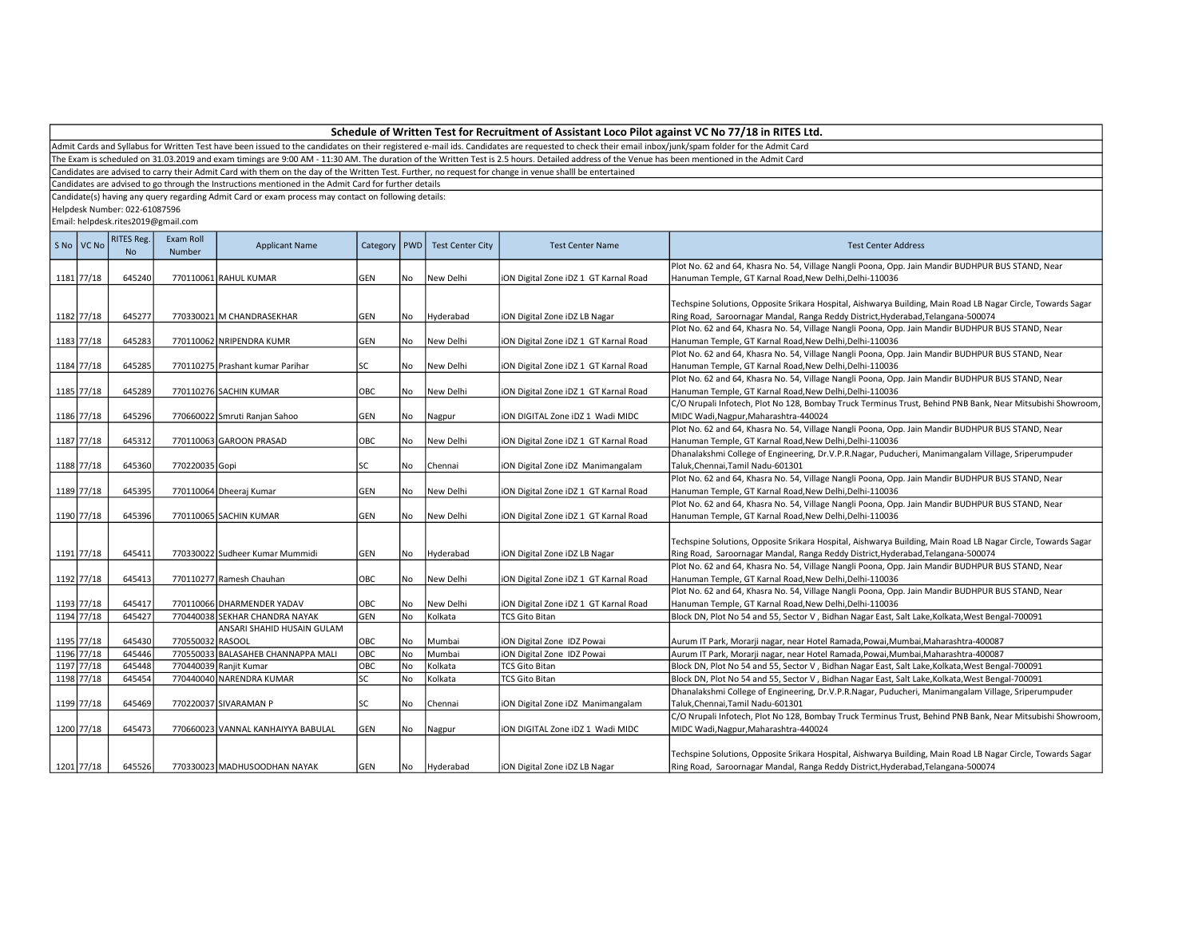## Schedule of Written Test for Recruitment of Assistant Loco Pilot against VC No 77/18 in RITES Ltd.

Admit Cards and Syllabus for Written Test have been issued to the candidates on their registered e-mail ids. Candidates are requested to check their email inbox/junk/spam folder for the Admit Card

The Exam is scheduled on 31.03.2019 and exam timings are 9:00 AM - 11:30 AM. The duration of the Written Test is 2.5 hours. Detailed address of the Venue has been mentioned in the Admit Card

Candidates are advised to carry their Admit Card with them on the day of the Written Test. Further, no request for change in venue shalll be entertained

Candidates are advised to go through the Instructions mentioned in the Admit Card for further details

Candidate(s) having any query regarding Admit Card or exam process may contact on following details:

Helpdesk Number: 022-61087596

Email: helpdesk.rites2019@gmail.com

| S No | VC No | RITES Reg. No | Exam Roll Number | Applicant Name | Category | PWD | Test Center City | Test Center Name | Test Center Address |
|---|---|---|---|---|---|---|---|---|---|
| 1181 | 77/18 | 645240 | 770110061 | RAHUL KUMAR | GEN | No | New Delhi | iON Digital Zone iDZ 1 GT Karnal Road | Plot No. 62 and 64, Khasra No. 54, Village Nangli Poona, Opp. Jain Mandir BUDHPUR BUS STAND, Near Hanuman Temple, GT Karnal Road,New Delhi,Delhi-110036 |
| 1182 | 77/18 | 645277 | 770330021 | M CHANDRASEKHAR | GEN | No | Hyderabad | iON Digital Zone iDZ LB Nagar | Techspine Solutions, Opposite Srikara Hospital, Aishwarya Building, Main Road LB Nagar Circle, Towards Sagar Ring Road, Saroornagar Mandal, Ranga Reddy District,Hyderabad,Telangana-500074 |
| 1183 | 77/18 | 645283 | 770110062 | NRIPENDRA KUMR | GEN | No | New Delhi | iON Digital Zone iDZ 1 GT Karnal Road | Plot No. 62 and 64, Khasra No. 54, Village Nangli Poona, Opp. Jain Mandir BUDHPUR BUS STAND, Near Hanuman Temple, GT Karnal Road,New Delhi,Delhi-110036 |
| 1184 | 77/18 | 645285 | 770110275 | Prashant kumar Parihar | SC | No | New Delhi | iON Digital Zone iDZ 1 GT Karnal Road | Plot No. 62 and 64, Khasra No. 54, Village Nangli Poona, Opp. Jain Mandir BUDHPUR BUS STAND, Near Hanuman Temple, GT Karnal Road,New Delhi,Delhi-110036 |
| 1185 | 77/18 | 645289 | 770110276 | SACHIN KUMAR | OBC | No | New Delhi | iON Digital Zone iDZ 1 GT Karnal Road | Plot No. 62 and 64, Khasra No. 54, Village Nangli Poona, Opp. Jain Mandir BUDHPUR BUS STAND, Near Hanuman Temple, GT Karnal Road,New Delhi,Delhi-110036 |
| 1186 | 77/18 | 645296 | 770660022 | Smruti Ranjan Sahoo | GEN | No | Nagpur | iON DIGITAL Zone iDZ 1 Wadi MIDC | C/O Nrupali Infotech, Plot No 128, Bombay Truck Terminus Trust, Behind PNB Bank, Near Mitsubishi Showroom, MIDC Wadi,Nagpur,Maharashtra-440024 |
| 1187 | 77/18 | 645312 | 770110063 | GAROON PRASAD | OBC | No | New Delhi | iON Digital Zone iDZ 1 GT Karnal Road | Plot No. 62 and 64, Khasra No. 54, Village Nangli Poona, Opp. Jain Mandir BUDHPUR BUS STAND, Near Hanuman Temple, GT Karnal Road,New Delhi,Delhi-110036 |
| 1188 | 77/18 | 645360 | 770220035 | Gopi | SC | No | Chennai | iON Digital Zone iDZ Manimangalam | Dhanalakshmi College of Engineering, Dr.V.P.R.Nagar, Puducheri, Manimangalam Village, Sriperumpuder Taluk,Chennai,Tamil Nadu-601301 |
| 1189 | 77/18 | 645395 | 770110064 | Dheeraj Kumar | GEN | No | New Delhi | iON Digital Zone iDZ 1 GT Karnal Road | Plot No. 62 and 64, Khasra No. 54, Village Nangli Poona, Opp. Jain Mandir BUDHPUR BUS STAND, Near Hanuman Temple, GT Karnal Road,New Delhi,Delhi-110036 |
| 1190 | 77/18 | 645396 | 770110065 | SACHIN KUMAR | GEN | No | New Delhi | iON Digital Zone iDZ 1 GT Karnal Road | Plot No. 62 and 64, Khasra No. 54, Village Nangli Poona, Opp. Jain Mandir BUDHPUR BUS STAND, Near Hanuman Temple, GT Karnal Road,New Delhi,Delhi-110036 |
| 1191 | 77/18 | 645411 | 770330022 | Sudheer Kumar Mummidi | GEN | No | Hyderabad | iON Digital Zone iDZ LB Nagar | Techspine Solutions, Opposite Srikara Hospital, Aishwarya Building, Main Road LB Nagar Circle, Towards Sagar Ring Road, Saroornagar Mandal, Ranga Reddy District,Hyderabad,Telangana-500074 |
| 1192 | 77/18 | 645413 | 770110277 | Ramesh Chauhan | OBC | No | New Delhi | iON Digital Zone iDZ 1 GT Karnal Road | Plot No. 62 and 64, Khasra No. 54, Village Nangli Poona, Opp. Jain Mandir BUDHPUR BUS STAND, Near Hanuman Temple, GT Karnal Road,New Delhi,Delhi-110036 |
| 1193 | 77/18 | 645417 | 770110066 | DHARMENDER YADAV | OBC | No | New Delhi | iON Digital Zone iDZ 1 GT Karnal Road | Plot No. 62 and 64, Khasra No. 54, Village Nangli Poona, Opp. Jain Mandir BUDHPUR BUS STAND, Near Hanuman Temple, GT Karnal Road,New Delhi,Delhi-110036 |
| 1194 | 77/18 | 645427 | 770440038 | SEKHAR CHANDRA NAYAK | GEN | No | Kolkata | TCS Gito Bitan | Block DN, Plot No 54 and 55, Sector V , Bidhan Nagar East, Salt Lake,Kolkata,West Bengal-700091 |
| 1195 | 77/18 | 645430 | 770550032 | ANSARI SHAHID HUSAIN GULAM RASOOL | OBC | No | Mumbai | iON Digital Zone IDZ Powai | Aurum IT Park, Morarji nagar, near Hotel Ramada,Powai,Mumbai,Maharashtra-400087 |
| 1196 | 77/18 | 645446 | 770550033 | BALASAHEB CHANNAPPA MALI | OBC | No | Mumbai | iON Digital Zone IDZ Powai | Aurum IT Park, Morarji nagar, near Hotel Ramada,Powai,Mumbai,Maharashtra-400087 |
| 1197 | 77/18 | 645448 | 770440039 | Ranjit Kumar | OBC | No | Kolkata | TCS Gito Bitan | Block DN, Plot No 54 and 55, Sector V , Bidhan Nagar East, Salt Lake,Kolkata,West Bengal-700091 |
| 1198 | 77/18 | 645454 | 770440040 | NARENDRA KUMAR | SC | No | Kolkata | TCS Gito Bitan | Block DN, Plot No 54 and 55, Sector V , Bidhan Nagar East, Salt Lake,Kolkata,West Bengal-700091 |
| 1199 | 77/18 | 645469 | 770220037 | SIVARAMAN P | SC | No | Chennai | iON Digital Zone iDZ Manimangalam | Dhanalakshmi College of Engineering, Dr.V.P.R.Nagar, Puducheri, Manimangalam Village, Sriperumpuder Taluk,Chennai,Tamil Nadu-601301 |
| 1200 | 77/18 | 645473 | 770660023 | VANNAL KANHAIYYA BABULAL | GEN | No | Nagpur | iON DIGITAL Zone iDZ 1 Wadi MIDC | C/O Nrupali Infotech, Plot No 128, Bombay Truck Terminus Trust, Behind PNB Bank, Near Mitsubishi Showroom, MIDC Wadi,Nagpur,Maharashtra-440024 |
| 1201 | 77/18 | 645526 | 770330023 | MADHUSOODHAN NAYAK | GEN | No | Hyderabad | iON Digital Zone iDZ LB Nagar | Techspine Solutions, Opposite Srikara Hospital, Aishwarya Building, Main Road LB Nagar Circle, Towards Sagar Ring Road, Saroornagar Mandal, Ranga Reddy District,Hyderabad,Telangana-500074 |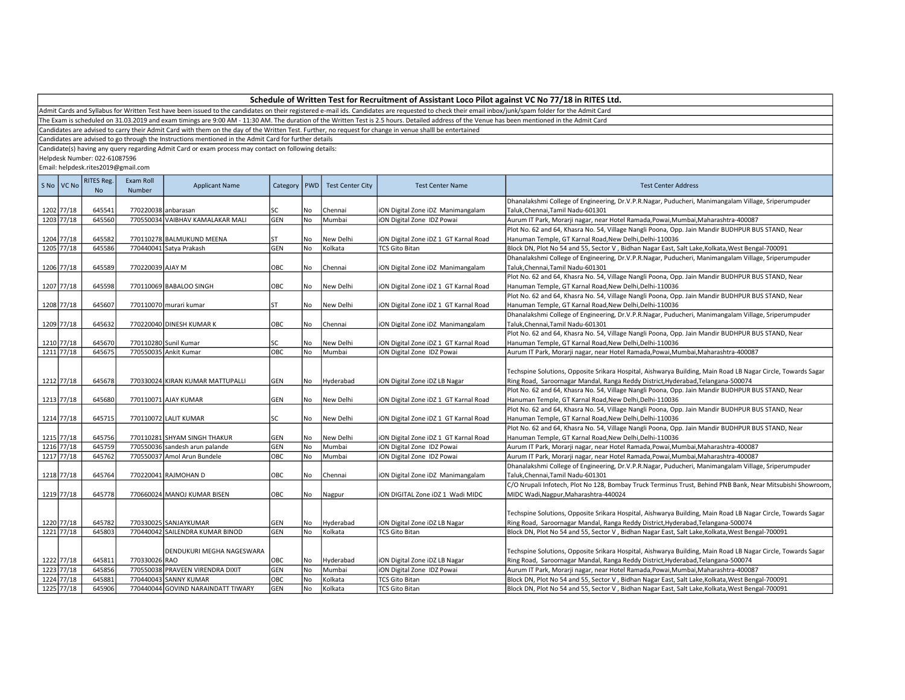## Schedule of Written Test for Recruitment of Assistant Loco Pilot against VC No 77/18 in RITES Ltd.

Admit Cards and Syllabus for Written Test have been issued to the candidates on their registered e-mail ids. Candidates are requested to check their email inbox/junk/spam folder for the Admit Card

The Exam is scheduled on 31.03.2019 and exam timings are 9:00 AM - 11:30 AM. The duration of the Written Test is 2.5 hours. Detailed address of the Venue has been mentioned in the Admit Card

Candidates are advised to carry their Admit Card with them on the day of the Written Test. Further, no request for change in venue shalll be entertained

Candidates are advised to go through the Instructions mentioned in the Admit Card for further details

Candidate(s) having any query regarding Admit Card or exam process may contact on following details:

Helpdesk Number: 022-61087596

Email: helpdesk.rites2019@gmail.com

| S No | VC No | RITES Reg. No | Exam Roll Number | Applicant Name | Category | PWD | Test Center City | Test Center Name | Test Center Address |
|---|---|---|---|---|---|---|---|---|---|
| 1202 | 77/18 | 645541 | 770220038 | anbarasan | SC | No | Chennai | iON Digital Zone iDZ Manimangalam | Dhanalakshmi College of Engineering, Dr.V.P.R.Nagar, Puducheri, Manimangalam Village, Sriperumpuder Taluk,Chennai,Tamil Nadu-601301 |
| 1203 | 77/18 | 645560 | 770550034 | VAIBHAV KAMALAKAR MALI | GEN | No | Mumbai | iON Digital Zone IDZ Powai | Aurum IT Park, Morarji nagar, near Hotel Ramada,Powai,Mumbai,Maharashtra-400087 |
| 1204 | 77/18 | 645582 | 770110278 | BALMUKUND MEENA | ST | No | New Delhi | iON Digital Zone iDZ 1 GT Karnal Road | Plot No. 62 and 64, Khasra No. 54, Village Nangli Poona, Opp. Jain Mandir BUDHPUR BUS STAND, Near Hanuman Temple, GT Karnal Road,New Delhi,Delhi-110036 |
| 1205 | 77/18 | 645586 | 770440041 | Satya Prakash | GEN | No | Kolkata | TCS Gito Bitan | Block DN, Plot No 54 and 55, Sector V , Bidhan Nagar East, Salt Lake,Kolkata,West Bengal-700091 |
| 1206 | 77/18 | 645589 | 770220039 | AJAY M | OBC | No | Chennai | iON Digital Zone iDZ Manimangalam | Dhanalakshmi College of Engineering, Dr.V.P.R.Nagar, Puducheri, Manimangalam Village, Sriperumpuder Taluk,Chennai,Tamil Nadu-601301 |
| 1207 | 77/18 | 645598 | 770110069 | BABALOO SINGH | OBC | No | New Delhi | iON Digital Zone iDZ 1 GT Karnal Road | Plot No. 62 and 64, Khasra No. 54, Village Nangli Poona, Opp. Jain Mandir BUDHPUR BUS STAND, Near Hanuman Temple, GT Karnal Road,New Delhi,Delhi-110036 |
| 1208 | 77/18 | 645607 | 770110070 | murari kumar | ST | No | New Delhi | iON Digital Zone iDZ 1 GT Karnal Road | Plot No. 62 and 64, Khasra No. 54, Village Nangli Poona, Opp. Jain Mandir BUDHPUR BUS STAND, Near Hanuman Temple, GT Karnal Road,New Delhi,Delhi-110036 |
| 1209 | 77/18 | 645632 | 770220040 | DINESH KUMAR K | OBC | No | Chennai | iON Digital Zone iDZ Manimangalam | Dhanalakshmi College of Engineering, Dr.V.P.R.Nagar, Puducheri, Manimangalam Village, Sriperumpuder Taluk,Chennai,Tamil Nadu-601301 |
| 1210 | 77/18 | 645670 | 770110280 | Sunil Kumar | SC | No | New Delhi | iON Digital Zone iDZ 1 GT Karnal Road | Plot No. 62 and 64, Khasra No. 54, Village Nangli Poona, Opp. Jain Mandir BUDHPUR BUS STAND, Near Hanuman Temple, GT Karnal Road,New Delhi,Delhi-110036 |
| 1211 | 77/18 | 645675 | 770550035 | Ankit Kumar | OBC | No | Mumbai | iON Digital Zone IDZ Powai | Aurum IT Park, Morarji nagar, near Hotel Ramada,Powai,Mumbai,Maharashtra-400087 |
| 1212 | 77/18 | 645678 | 770330024 | KIRAN KUMAR MATTUPALLI | GEN | No | Hyderabad | iON Digital Zone iDZ LB Nagar | Techspine Solutions, Opposite Srikara Hospital, Aishwarya Building, Main Road LB Nagar Circle, Towards Sagar Ring Road, Saroornagar Mandal, Ranga Reddy District,Hyderabad,Telangana-500074 |
| 1213 | 77/18 | 645680 | 770110071 | AJAY KUMAR | GEN | No | New Delhi | iON Digital Zone iDZ 1 GT Karnal Road | Plot No. 62 and 64, Khasra No. 54, Village Nangli Poona, Opp. Jain Mandir BUDHPUR BUS STAND, Near Hanuman Temple, GT Karnal Road,New Delhi,Delhi-110036 |
| 1214 | 77/18 | 645715 | 770110072 | LALIT KUMAR | SC | No | New Delhi | iON Digital Zone iDZ 1 GT Karnal Road | Plot No. 62 and 64, Khasra No. 54, Village Nangli Poona, Opp. Jain Mandir BUDHPUR BUS STAND, Near Hanuman Temple, GT Karnal Road,New Delhi,Delhi-110036 |
| 1215 | 77/18 | 645756 | 770110281 | SHYAM SINGH THAKUR | GEN | No | New Delhi | iON Digital Zone iDZ 1 GT Karnal Road | Plot No. 62 and 64, Khasra No. 54, Village Nangli Poona, Opp. Jain Mandir BUDHPUR BUS STAND, Near Hanuman Temple, GT Karnal Road,New Delhi,Delhi-110036 |
| 1216 | 77/18 | 645759 | 770550036 | sandesh arun palande | GEN | No | Mumbai | iON Digital Zone IDZ Powai | Aurum IT Park, Morarji nagar, near Hotel Ramada,Powai,Mumbai,Maharashtra-400087 |
| 1217 | 77/18 | 645762 | 770550037 | Amol Arun Bundele | OBC | No | Mumbai | iON Digital Zone IDZ Powai | Aurum IT Park, Morarji nagar, near Hotel Ramada,Powai,Mumbai,Maharashtra-400087 |
| 1218 | 77/18 | 645764 | 770220041 | RAJMOHAN D | OBC | No | Chennai | iON Digital Zone iDZ Manimangalam | Dhanalakshmi College of Engineering, Dr.V.P.R.Nagar, Puducheri, Manimangalam Village, Sriperumpuder Taluk,Chennai,Tamil Nadu-601301 |
| 1219 | 77/18 | 645778 | 770660024 | MANOJ KUMAR BISEN | OBC | No | Nagpur | iON DIGITAL Zone iDZ 1 Wadi MIDC | C/O Nrupali Infotech, Plot No 128, Bombay Truck Terminus Trust, Behind PNB Bank, Near Mitsubishi Showroom, MIDC Wadi,Nagpur,Maharashtra-440024 |
| 1220 | 77/18 | 645782 | 770330025 | SANJAYKUMAR | GEN | No | Hyderabad | iON Digital Zone iDZ LB Nagar | Techspine Solutions, Opposite Srikara Hospital, Aishwarya Building, Main Road LB Nagar Circle, Towards Sagar Ring Road, Saroornagar Mandal, Ranga Reddy District,Hyderabad,Telangana-500074 |
| 1221 | 77/18 | 645803 | 770440042 | SAILENDRA KUMAR BINOD | GEN | No | Kolkata | TCS Gito Bitan | Block DN, Plot No 54 and 55, Sector V , Bidhan Nagar East, Salt Lake,Kolkata,West Bengal-700091 |
| 1222 | 77/18 | 645811 | 770330026 | DENDUKURI MEGHA NAGESWARA RAO | OBC | No | Hyderabad | iON Digital Zone iDZ LB Nagar | Techspine Solutions, Opposite Srikara Hospital, Aishwarya Building, Main Road LB Nagar Circle, Towards Sagar Ring Road, Saroornagar Mandal, Ranga Reddy District,Hyderabad,Telangana-500074 |
| 1223 | 77/18 | 645856 | 770550038 | PRAVEEN VIRENDRA DIXIT | GEN | No | Mumbai | iON Digital Zone IDZ Powai | Aurum IT Park, Morarji nagar, near Hotel Ramada,Powai,Mumbai,Maharashtra-400087 |
| 1224 | 77/18 | 645881 | 770440043 | SANNY KUMAR | OBC | No | Kolkata | TCS Gito Bitan | Block DN, Plot No 54 and 55, Sector V , Bidhan Nagar East, Salt Lake,Kolkata,West Bengal-700091 |
| 1225 | 77/18 | 645906 | 770440044 | GOVIND NARAINDATT TIWARY | GEN | No | Kolkata | TCS Gito Bitan | Block DN, Plot No 54 and 55, Sector V , Bidhan Nagar East, Salt Lake,Kolkata,West Bengal-700091 |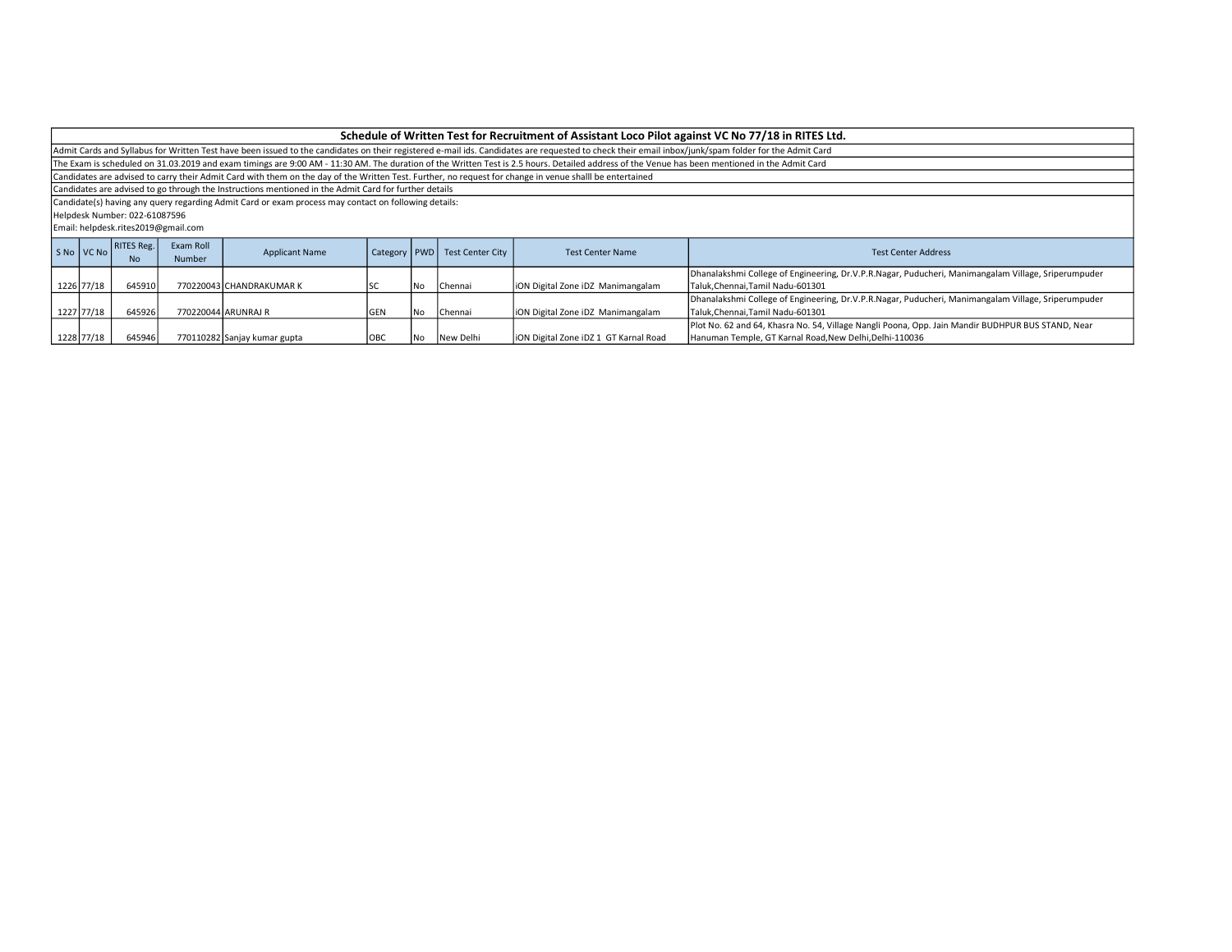## Schedule of Written Test for Recruitment of Assistant Loco Pilot against VC No 77/18 in RITES Ltd.

Admit Cards and Syllabus for Written Test have been issued to the candidates on their registered e-mail ids. Candidates are requested to check their email inbox/junk/spam folder for the Admit Card

The Exam is scheduled on 31.03.2019 and exam timings are 9:00 AM - 11:30 AM. The duration of the Written Test is 2.5 hours. Detailed address of the Venue has been mentioned in the Admit Card

Candidates are advised to carry their Admit Card with them on the day of the Written Test. Further, no request for change in venue shalll be entertained

Candidates are advised to go through the Instructions mentioned in the Admit Card for further details

Candidate(s) having any query regarding Admit Card or exam process may contact on following details:
Helpdesk Number: 022-61087596
Email: helpdesk.rites2019@gmail.com

| S No | VC No | RITES Reg. No | Exam Roll Number | Applicant Name | Category | PWD | Test Center City | Test Center Name | Test Center Address |
|---|---|---|---|---|---|---|---|---|---|
| 1226 | 77/18 | 645910 | 770220043 | CHANDRAKUMAR K | SC | No | Chennai | iON Digital Zone iDZ Manimangalam | Dhanalakshmi College of Engineering, Dr.V.P.R.Nagar, Puducheri, Manimangalam Village, Sriperumpuder Taluk,Chennai,Tamil Nadu-601301 |
| 1227 | 77/18 | 645926 | 770220044 | ARUNRAJ R | GEN | No | Chennai | iON Digital Zone iDZ Manimangalam | Dhanalakshmi College of Engineering, Dr.V.P.R.Nagar, Puducheri, Manimangalam Village, Sriperumpuder Taluk,Chennai,Tamil Nadu-601301 |
| 1228 | 77/18 | 645946 | 770110282 | Sanjay kumar gupta | OBC | No | New Delhi | iON Digital Zone iDZ 1 GT Karnal Road | Plot No. 62 and 64, Khasra No. 54, Village Nangli Poona, Opp. Jain Mandir BUDHPUR BUS STAND, Near Hanuman Temple, GT Karnal Road,New Delhi,Delhi-110036 |